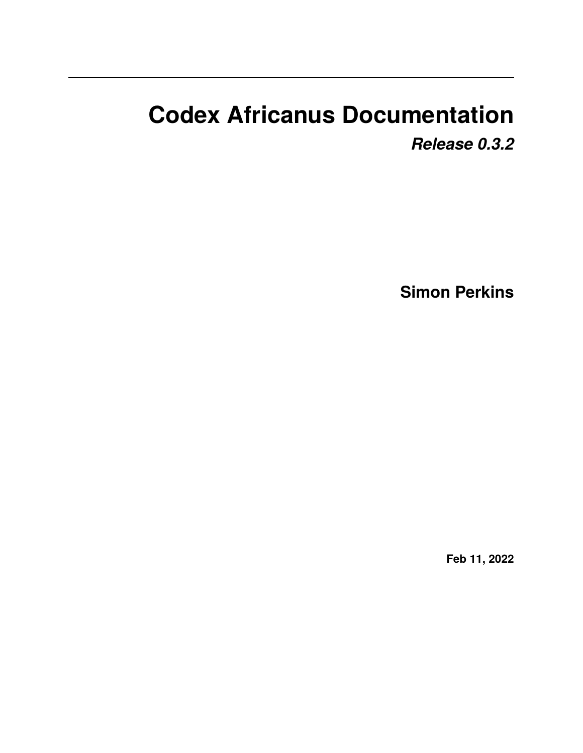# Codex Africanus Documentation

***Release 0.3.2***

**Simon Perkins**

**Feb 11, 2022**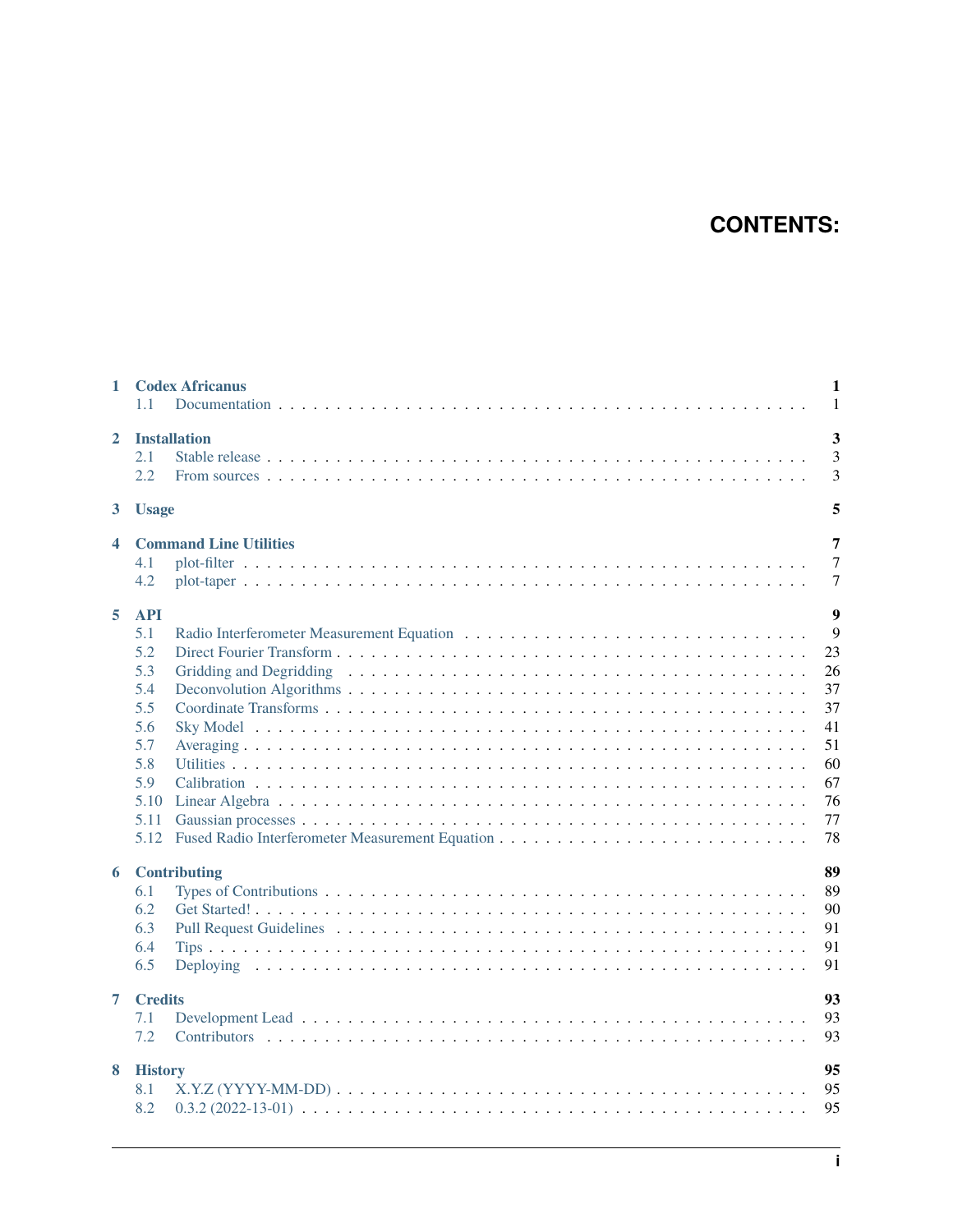# CONTENTS:

- **1 Codex Africanus** — 1
  - 1.1 Documentation — 1
- **2 Installation** — 3
  - 2.1 Stable release — 3
  - 2.2 From sources — 3
- **3 Usage** — 5
- **4 Command Line Utilities** — 7
  - 4.1 plot-filter — 7
  - 4.2 plot-taper — 7
- **5 API** — 9
  - 5.1 Radio Interferometer Measurement Equation — 9
  - 5.2 Direct Fourier Transform — 23
  - 5.3 Gridding and Degridding — 26
  - 5.4 Deconvolution Algorithms — 37
  - 5.5 Coordinate Transforms — 37
  - 5.6 Sky Model — 41
  - 5.7 Averaging — 51
  - 5.8 Utilities — 60
  - 5.9 Calibration — 67
  - 5.10 Linear Algebra — 76
  - 5.11 Gaussian processes — 77
  - 5.12 Fused Radio Interferometer Measurement Equation — 78
- **6 Contributing** — 89
  - 6.1 Types of Contributions — 89
  - 6.2 Get Started! — 90
  - 6.3 Pull Request Guidelines — 91
  - 6.4 Tips — 91
  - 6.5 Deploying — 91
- **7 Credits** — 93
  - 7.1 Development Lead — 93
  - 7.2 Contributors — 93
- **8 History** — 95
  - 8.1 X.Y.Z (YYYY-MM-DD) — 95
  - 8.2 0.3.2 (2022-13-01) — 95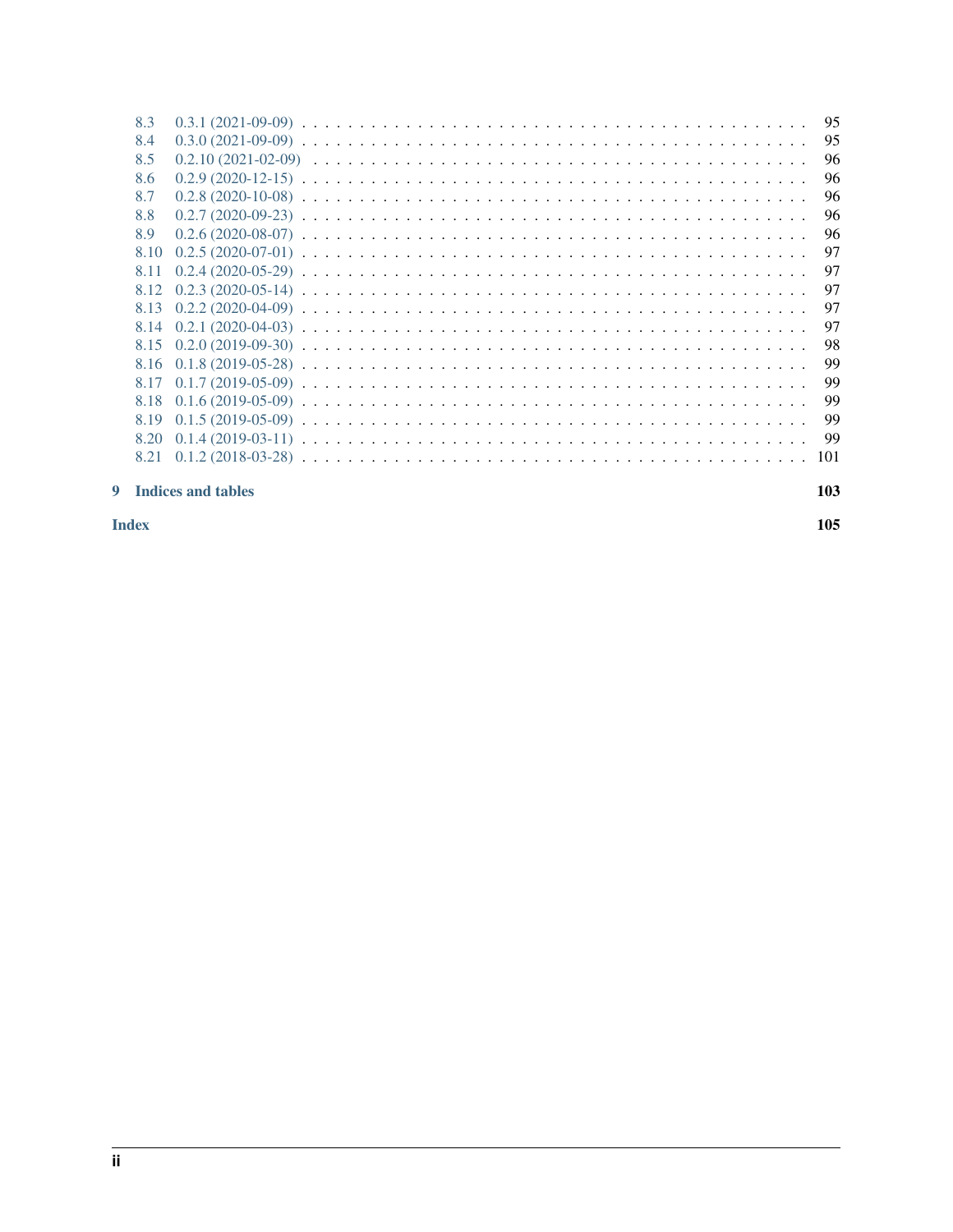8.3 0.3.1 (2021-09-09) . . . . . . . . . . . . . . . . . . . . . . . . . . . . . . . . . . . . . . . . . 95
8.4 0.3.0 (2021-09-09) . . . . . . . . . . . . . . . . . . . . . . . . . . . . . . . . . . . . . . . . . 95
8.5 0.2.10 (2021-02-09) . . . . . . . . . . . . . . . . . . . . . . . . . . . . . . . . . . . . . . . . 96
8.6 0.2.9 (2020-12-15) . . . . . . . . . . . . . . . . . . . . . . . . . . . . . . . . . . . . . . . . . 96
8.7 0.2.8 (2020-10-08) . . . . . . . . . . . . . . . . . . . . . . . . . . . . . . . . . . . . . . . . . 96
8.8 0.2.7 (2020-09-23) . . . . . . . . . . . . . . . . . . . . . . . . . . . . . . . . . . . . . . . . . 96
8.9 0.2.6 (2020-08-07) . . . . . . . . . . . . . . . . . . . . . . . . . . . . . . . . . . . . . . . . . 96
8.10 0.2.5 (2020-07-01) . . . . . . . . . . . . . . . . . . . . . . . . . . . . . . . . . . . . . . . . 97
8.11 0.2.4 (2020-05-29) . . . . . . . . . . . . . . . . . . . . . . . . . . . . . . . . . . . . . . . . 97
8.12 0.2.3 (2020-05-14) . . . . . . . . . . . . . . . . . . . . . . . . . . . . . . . . . . . . . . . . 97
8.13 0.2.2 (2020-04-09) . . . . . . . . . . . . . . . . . . . . . . . . . . . . . . . . . . . . . . . . 97
8.14 0.2.1 (2020-04-03) . . . . . . . . . . . . . . . . . . . . . . . . . . . . . . . . . . . . . . . . 97
8.15 0.2.0 (2019-09-30) . . . . . . . . . . . . . . . . . . . . . . . . . . . . . . . . . . . . . . . . 98
8.16 0.1.8 (2019-05-28) . . . . . . . . . . . . . . . . . . . . . . . . . . . . . . . . . . . . . . . . 99
8.17 0.1.7 (2019-05-09) . . . . . . . . . . . . . . . . . . . . . . . . . . . . . . . . . . . . . . . . 99
8.18 0.1.6 (2019-05-09) . . . . . . . . . . . . . . . . . . . . . . . . . . . . . . . . . . . . . . . . 99
8.19 0.1.5 (2019-05-09) . . . . . . . . . . . . . . . . . . . . . . . . . . . . . . . . . . . . . . . . 99
8.20 0.1.4 (2019-03-11) . . . . . . . . . . . . . . . . . . . . . . . . . . . . . . . . . . . . . . . . 99
8.21 0.1.2 (2018-03-28) . . . . . . . . . . . . . . . . . . . . . . . . . . . . . . . . . . . . . . . . 101

**9 Indices and tables** **103**

**Index** **105**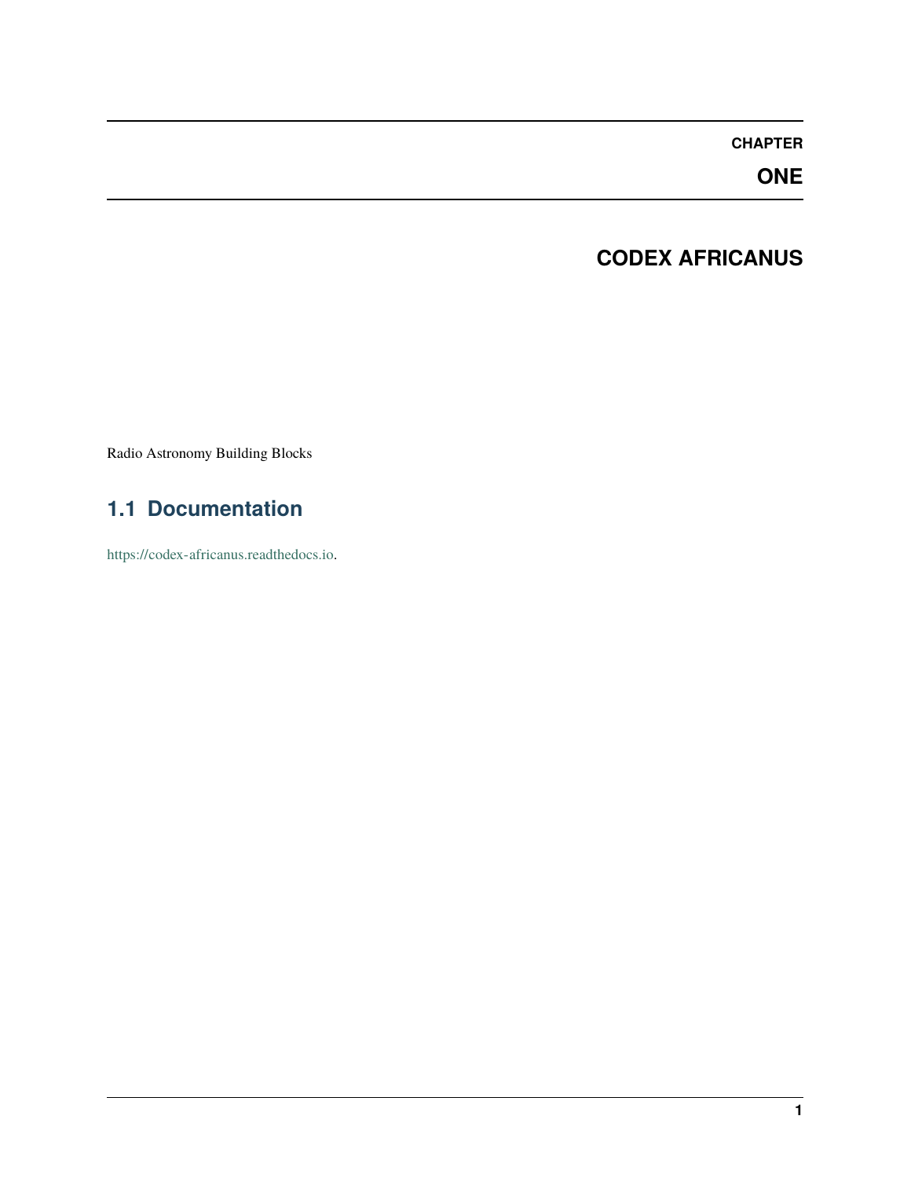# CHAPTER ONE

# CODEX AFRICANUS

Radio Astronomy Building Blocks

## 1.1 Documentation

https://codex-africanus.readthedocs.io.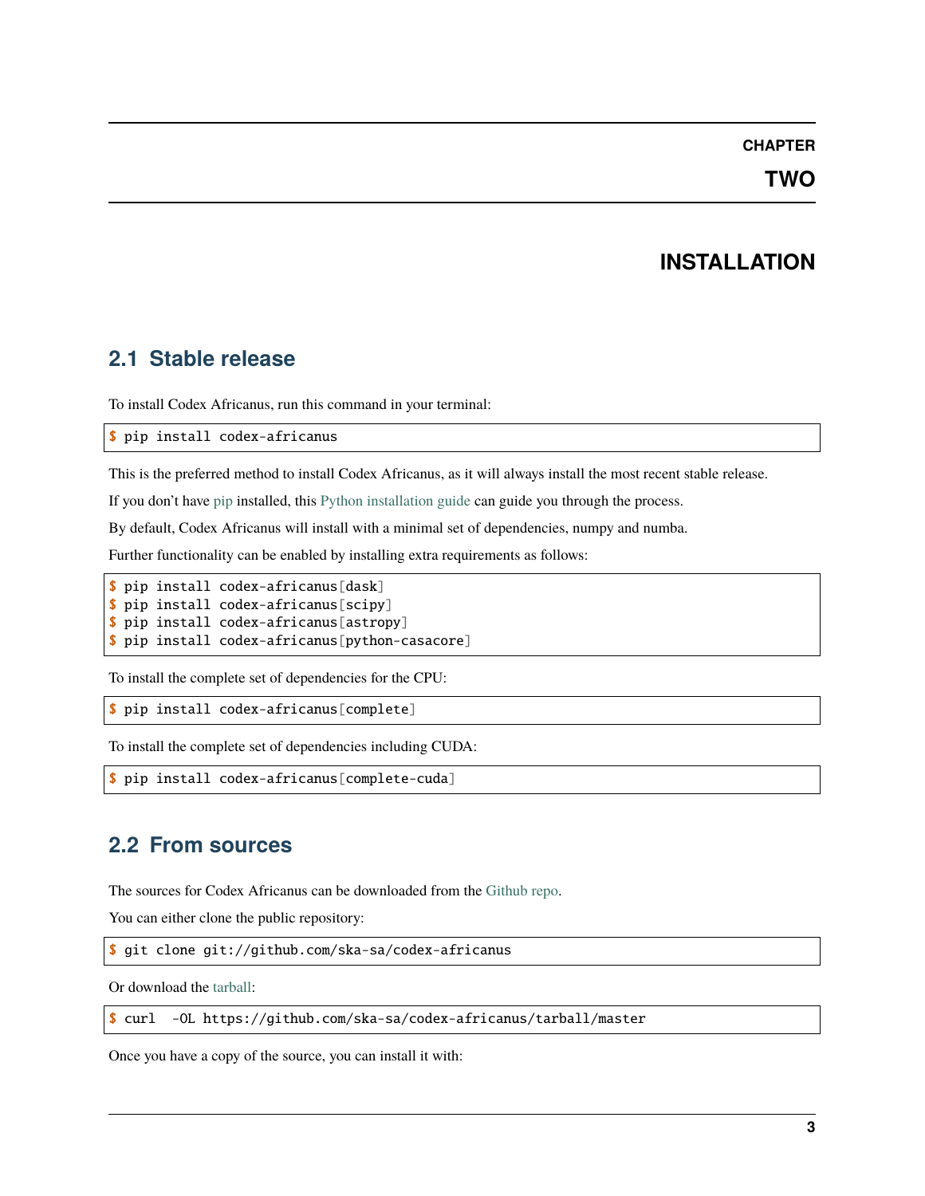# CHAPTER TWO

# INSTALLATION

## 2.1 Stable release

To install Codex Africanus, run this command in your terminal:

```
$ pip install codex-africanus
```

This is the preferred method to install Codex Africanus, as it will always install the most recent stable release.

If you don't have pip installed, this Python installation guide can guide you through the process.

By default, Codex Africanus will install with a minimal set of dependencies, numpy and numba.

Further functionality can be enabled by installing extra requirements as follows:

```
$ pip install codex-africanus[dask]
$ pip install codex-africanus[scipy]
$ pip install codex-africanus[astropy]
$ pip install codex-africanus[python-casacore]
```

To install the complete set of dependencies for the CPU:

```
$ pip install codex-africanus[complete]
```

To install the complete set of dependencies including CUDA:

```
$ pip install codex-africanus[complete-cuda]
```

## 2.2 From sources

The sources for Codex Africanus can be downloaded from the Github repo.

You can either clone the public repository:

```
$ git clone git://github.com/ska-sa/codex-africanus
```

Or download the tarball:

```
$ curl  -OL https://github.com/ska-sa/codex-africanus/tarball/master
```

Once you have a copy of the source, you can install it with: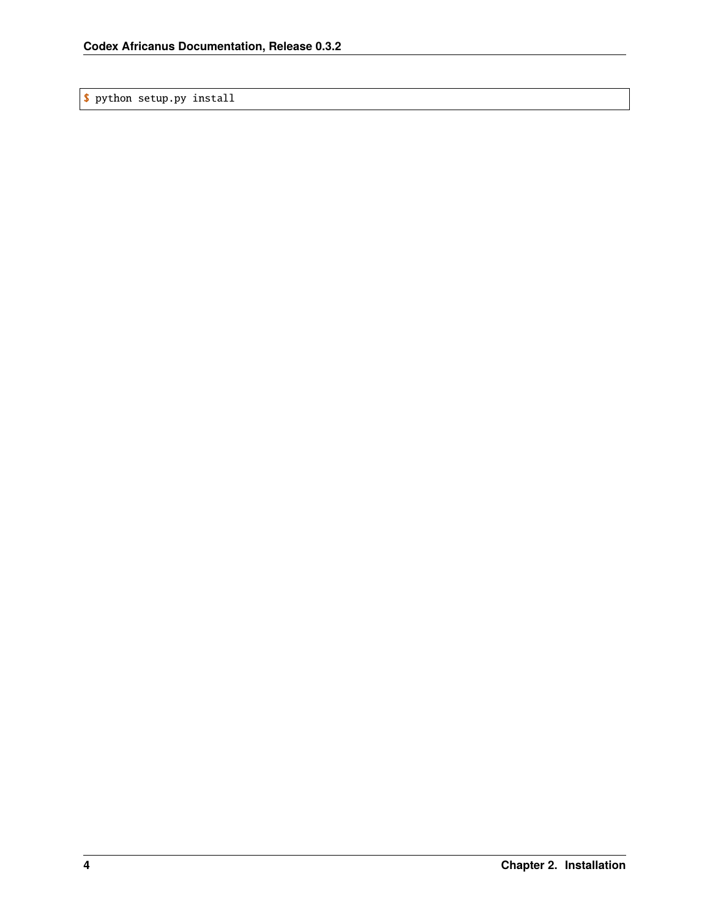```
$ python setup.py install
```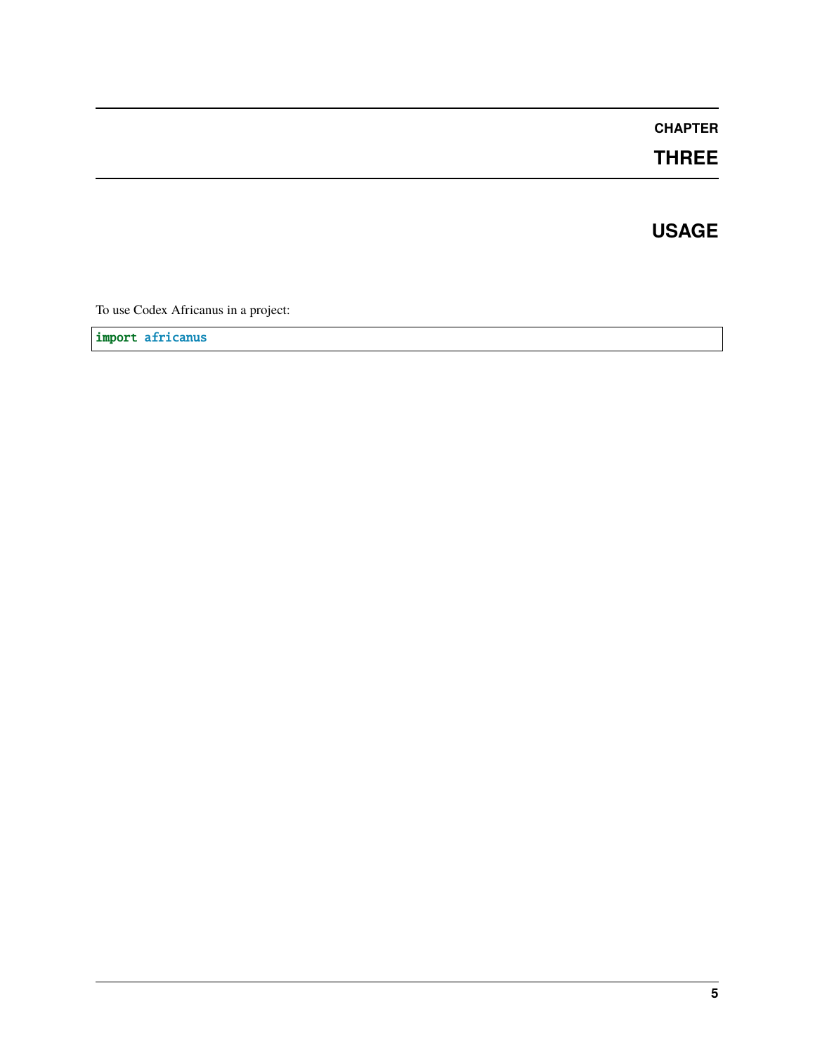# CHAPTER THREE

# USAGE

To use Codex Africanus in a project:

```
import africanus
```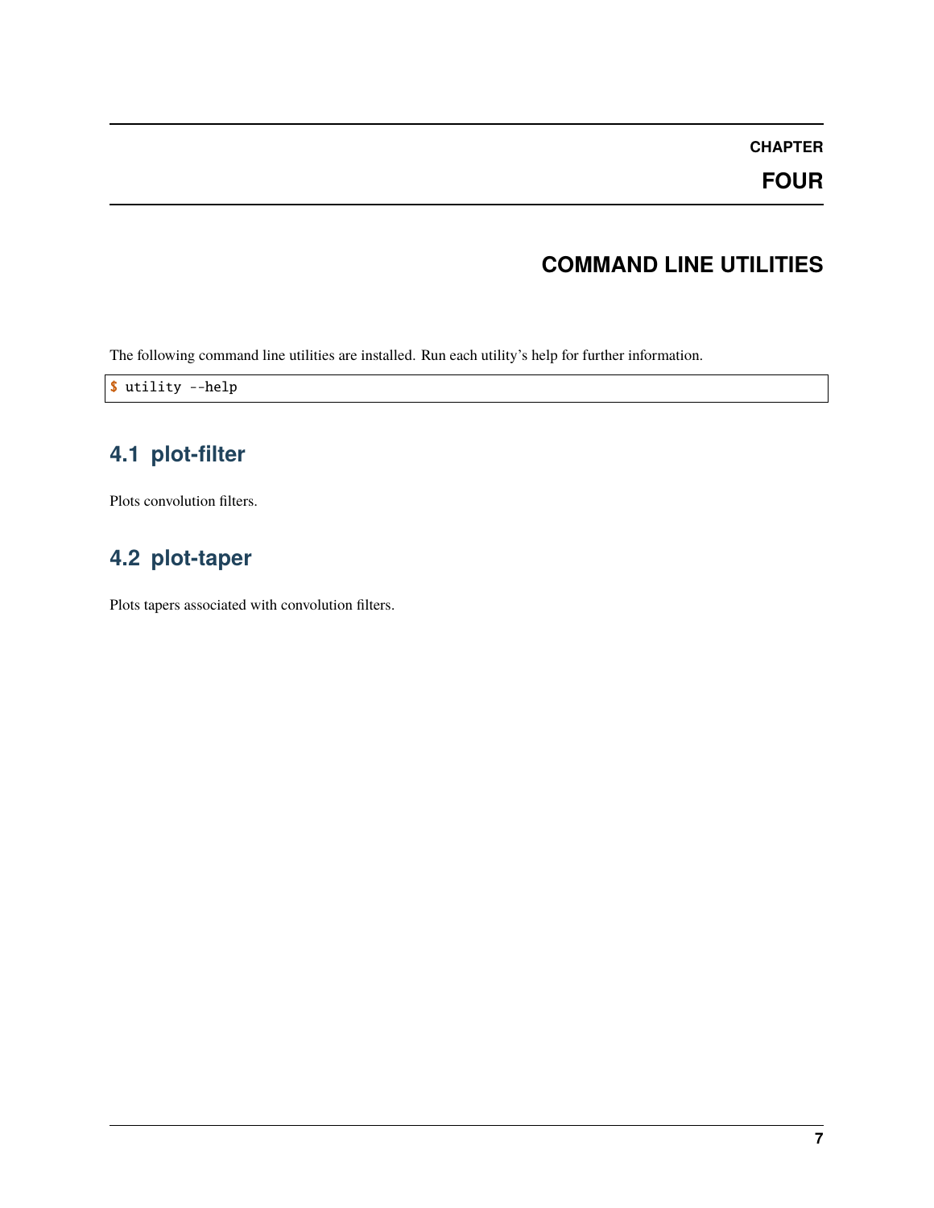# Chapter Four

# COMMAND LINE UTILITIES

The following command line utilities are installed. Run each utility's help for further information.

```
$ utility --help
```

## 4.1 plot-filter

Plots convolution filters.

## 4.2 plot-taper

Plots tapers associated with convolution filters.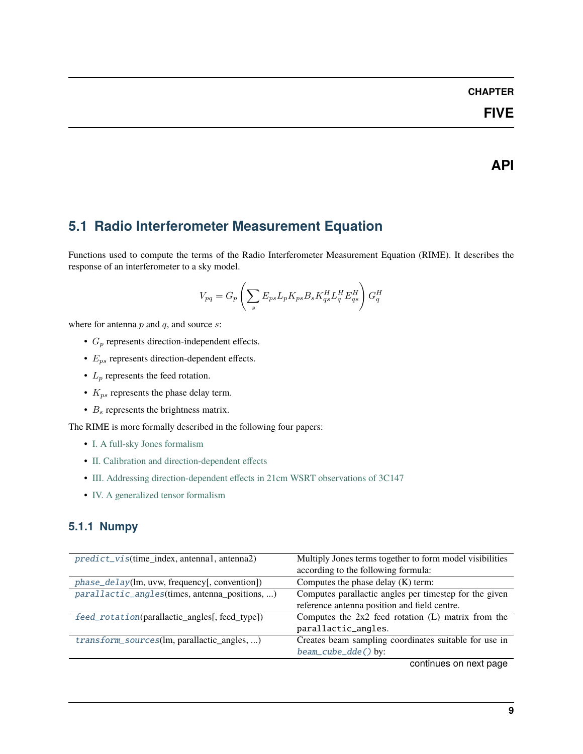# CHAPTER FIVE

# API

## 5.1 Radio Interferometer Measurement Equation

Functions used to compute the terms of the Radio Interferometer Measurement Equation (RIME). It describes the response of an interferometer to a sky model.

$$V_{pq} = G_p \left( \sum_s E_{ps} L_p K_{ps} B_s K_{qs}^H L_q^H E_{qs}^H \right) G_q^H$$

where for antenna $p$ and $q$, and source $s$:

- $G_p$ represents direction-independent effects.
- $E_{ps}$ represents direction-dependent effects.
- $L_p$ represents the feed rotation.
- $K_{ps}$ represents the phase delay term.
- $B_s$ represents the brightness matrix.

The RIME is more formally described in the following four papers:

- I. A full-sky Jones formalism
- II. Calibration and direction-dependent effects
- III. Addressing direction-dependent effects in 21cm WSRT observations of 3C147
- IV. A generalized tensor formalism

### 5.1.1 Numpy

| | |
|---|---|
| `predict_vis`(time_index, antenna1, antenna2) | Multiply Jones terms together to form model visibilities according to the following formula: |
| `phase_delay`(lm, uvw, frequency[, convention]) | Computes the phase delay (K) term: |
| `parallactic_angles`(times, antenna_positions, ...) | Computes parallactic angles per timestep for the given reference antenna position and field centre. |
| `feed_rotation`(parallactic_angles[, feed_type]) | Computes the 2x2 feed rotation (L) matrix from the `parallactic_angles`. |
| `transform_sources`(lm, parallactic_angles, ...) | Creates beam sampling coordinates suitable for use in `beam_cube_dde()` by: |

continues on next page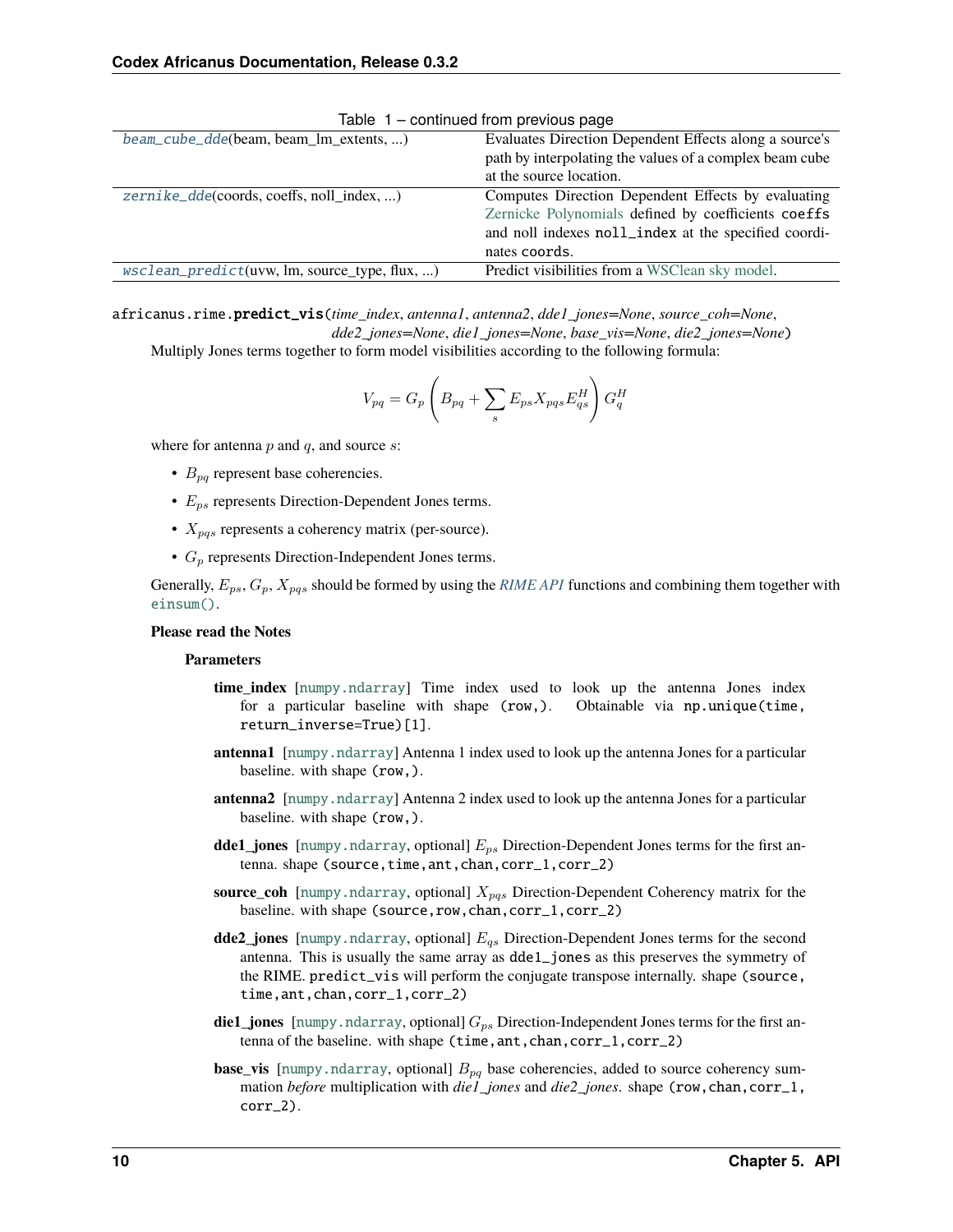Table 1 – continued from previous page

| | |
|---|---|
| beam_cube_dde(beam, beam_lm_extents, ...) | Evaluates Direction Dependent Effects along a source's path by interpolating the values of a complex beam cube at the source location. |
| zernike_dde(coords, coeffs, noll_index, ...) | Computes Direction Dependent Effects by evaluating Zernicke Polynomials defined by coefficients `coeffs` and noll indexes `noll_index` at the specified coordinates `coords`. |
| wsclean_predict(uvw, lm, source_type, flux, ...) | Predict visibilities from a WSClean sky model. |

africanus.rime.**predict_vis**(*time_index*, *antenna1*, *antenna2*, *dde1_jones=None*, *source_coh=None*, *dde2_jones=None*, *die1_jones=None*, *base_vis=None*, *die2_jones=None*)

Multiply Jones terms together to form model visibilities according to the following formula:

$$V_{pq} = G_p \left( B_{pq} + \sum_s E_{ps} X_{pqs} E_{qs}^H \right) G_q^H$$

where for antenna $p$ and $q$, and source $s$:

- $B_{pq}$ represent base coherencies.
- $E_{ps}$ represents Direction-Dependent Jones terms.
- $X_{pqs}$ represents a coherency matrix (per-source).
- $G_p$ represents Direction-Independent Jones terms.

Generally, $E_{ps}$, $G_p$, $X_{pqs}$ should be formed by using the *RIME API* functions and combining them together with `einsum()`.

**Please read the Notes**

**Parameters**

**time_index** [`numpy.ndarray`] Time index used to look up the antenna Jones index for a particular baseline with shape `(row,)`. Obtainable via `np.unique(time, return_inverse=True)[1]`.

**antenna1** [`numpy.ndarray`] Antenna 1 index used to look up the antenna Jones for a particular baseline. with shape `(row,)`.

**antenna2** [`numpy.ndarray`] Antenna 2 index used to look up the antenna Jones for a particular baseline. with shape `(row,)`.

**dde1_jones** [`numpy.ndarray`, optional] $E_{ps}$ Direction-Dependent Jones terms for the first antenna. shape `(source,time,ant,chan,corr_1,corr_2)`

**source_coh** [`numpy.ndarray`, optional] $X_{pqs}$ Direction-Dependent Coherency matrix for the baseline. with shape `(source,row,chan,corr_1,corr_2)`

**dde2_jones** [`numpy.ndarray`, optional] $E_{qs}$ Direction-Dependent Jones terms for the second antenna. This is usually the same array as `dde1_jones` as this preserves the symmetry of the RIME. `predict_vis` will perform the conjugate transpose internally. shape `(source, time,ant,chan,corr_1,corr_2)`

**die1_jones** [`numpy.ndarray`, optional] $G_{ps}$ Direction-Independent Jones terms for the first antenna of the baseline. with shape `(time,ant,chan,corr_1,corr_2)`

**base_vis** [`numpy.ndarray`, optional] $B_{pq}$ base coherencies, added to source coherency summation *before* multiplication with *die1_jones* and *die2_jones*. shape `(row,chan,corr_1, corr_2)`.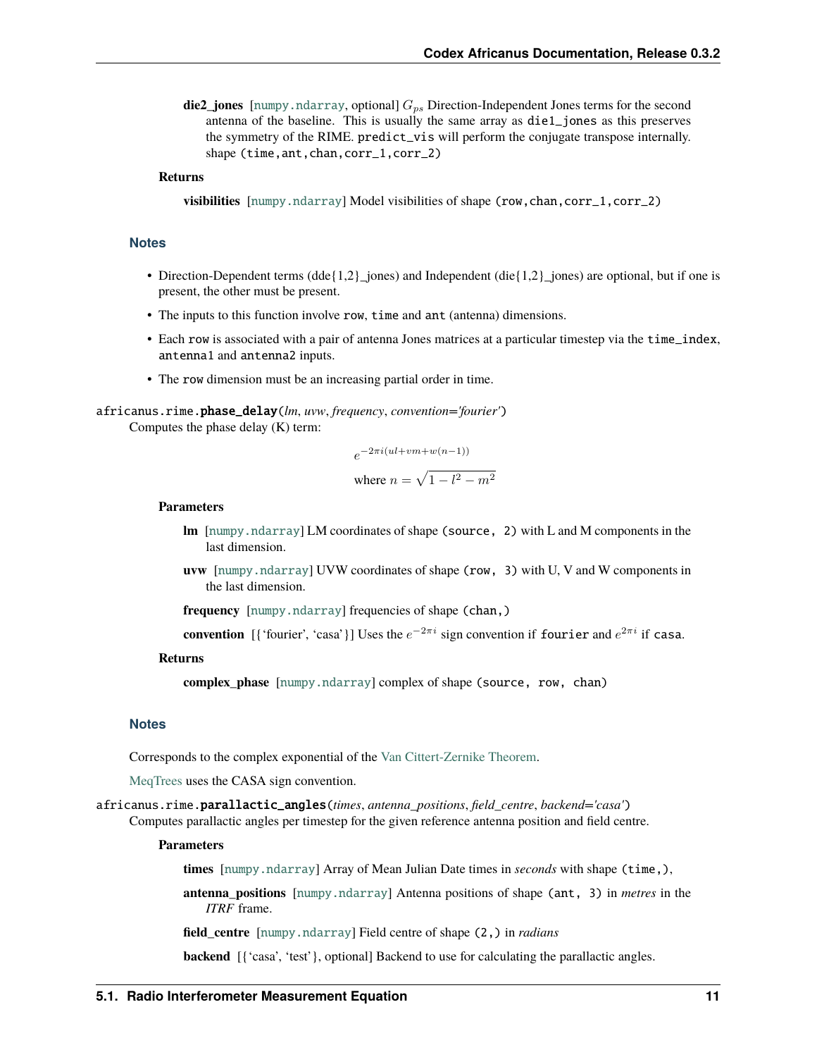**die2_jones** [numpy.ndarray, optional] $G_{ps}$ Direction-Independent Jones terms for the second antenna of the baseline. This is usually the same array as `die1_jones` as this preserves the symmetry of the RIME. `predict_vis` will perform the conjugate transpose internally. shape `(time,ant,chan,corr_1,corr_2)`

**Returns**

**visibilities** [numpy.ndarray] Model visibilities of shape `(row,chan,corr_1,corr_2)`

### Notes

- Direction-Dependent terms (dde{1,2}_jones) and Independent (die{1,2}_jones) are optional, but if one is present, the other must be present.
- The inputs to this function involve `row`, `time` and `ant` (antenna) dimensions.
- Each `row` is associated with a pair of antenna Jones matrices at a particular timestep via the `time_index`, `antenna1` and `antenna2` inputs.
- The `row` dimension must be an increasing partial order in time.

`africanus.rime.`**`phase_delay`**(*lm*, *uvw*, *frequency*, *convention='fourier'*)

Computes the phase delay (K) term:

$$e^{-2\pi i(ul+vm+w(n-1))}$$

$$\text{where } n = \sqrt{1 - l^2 - m^2}$$

**Parameters**

**lm** [numpy.ndarray] LM coordinates of shape `(source, 2)` with L and M components in the last dimension.

**uvw** [numpy.ndarray] UVW coordinates of shape `(row, 3)` with U, V and W components in the last dimension.

**frequency** [numpy.ndarray] frequencies of shape `(chan,)`

**convention** [{'fourier', 'casa'}] Uses the $e^{-2\pi i}$ sign convention if `fourier` and $e^{2\pi i}$ if `casa`.

**Returns**

**complex_phase** [numpy.ndarray] complex of shape `(source, row, chan)`

### Notes

Corresponds to the complex exponential of the Van Cittert-Zernike Theorem.

MeqTrees uses the CASA sign convention.

`africanus.rime.`**`parallactic_angles`**(*times*, *antenna_positions*, *field_centre*, *backend='casa'*)

Computes parallactic angles per timestep for the given reference antenna position and field centre.

**Parameters**

**times** [numpy.ndarray] Array of Mean Julian Date times in *seconds* with shape `(time,)`,

**antenna_positions** [numpy.ndarray] Antenna positions of shape `(ant, 3)` in *metres* in the *ITRF* frame.

**field_centre** [numpy.ndarray] Field centre of shape `(2,)` in *radians*

**backend** [{'casa', 'test'}, optional] Backend to use for calculating the parallactic angles.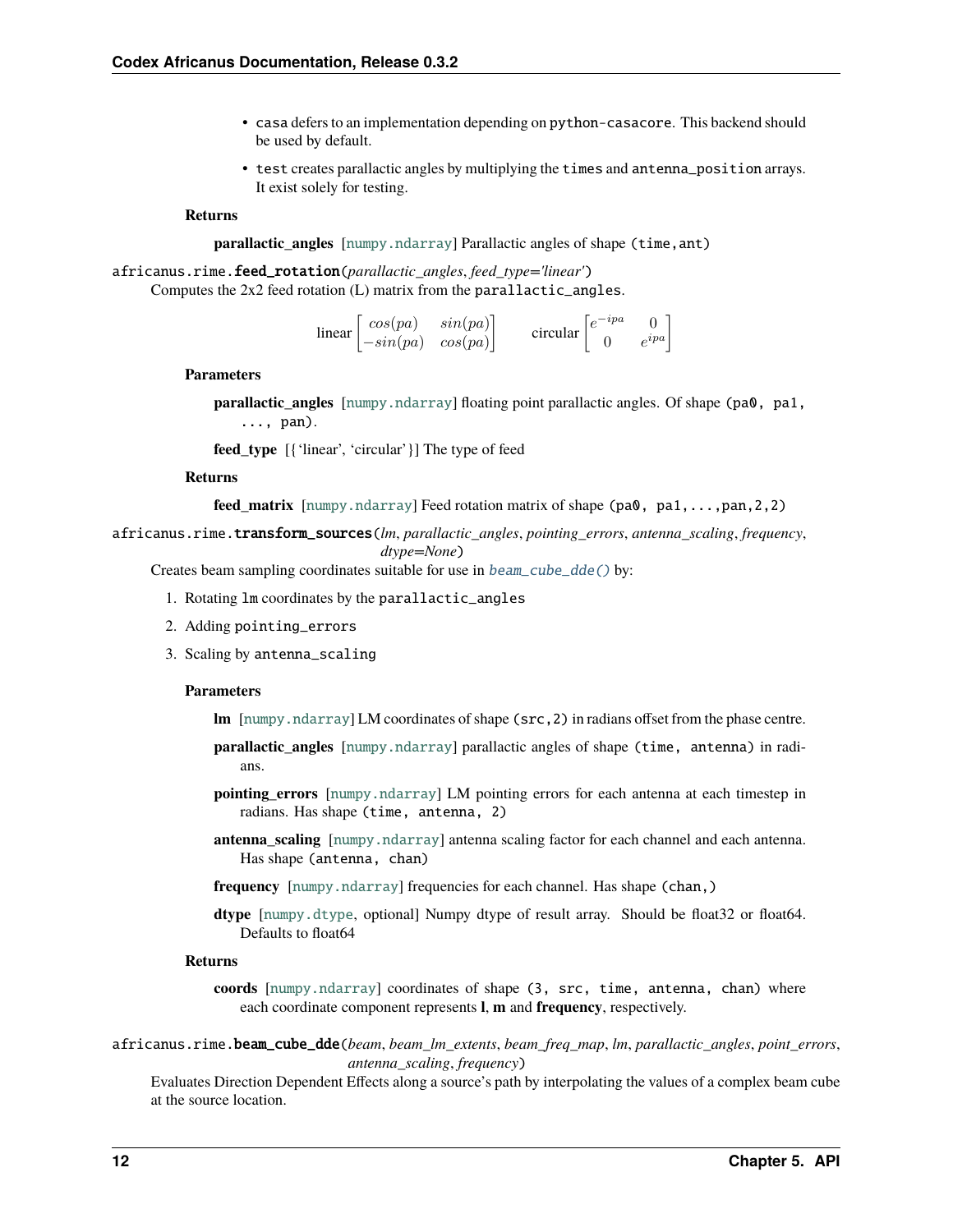- `casa` defers to an implementation depending on `python-casacore`. This backend should be used by default.
- `test` creates parallactic angles by multiplying the `times` and `antenna_position` arrays. It exist solely for testing.

**Returns**

**parallactic_angles** [`numpy.ndarray`] Parallactic angles of shape `(time,ant)`

`africanus.rime.`**`feed_rotation`**(*parallactic_angles*, *feed_type='linear'*)

Computes the 2x2 feed rotation (L) matrix from the `parallactic_angles`.

$$\text{linear} \begin{bmatrix} cos(pa) & sin(pa) \\ -sin(pa) & cos(pa) \end{bmatrix} \qquad \text{circular} \begin{bmatrix} e^{-ipa} & 0 \\ 0 & e^{ipa} \end{bmatrix}$$

**Parameters**

**parallactic_angles** [`numpy.ndarray`] floating point parallactic angles. Of shape `(pa0, pa1, ..., pan)`.

**feed_type** [{'linear', 'circular'}] The type of feed

**Returns**

**feed_matrix** [`numpy.ndarray`] Feed rotation matrix of shape `(pa0, pa1,...,pan,2,2)`

`africanus.rime.`**`transform_sources`**(*lm*, *parallactic_angles*, *pointing_errors*, *antenna_scaling*, *frequency*, *dtype=None*)

Creates beam sampling coordinates suitable for use in `beam_cube_dde()` by:

1. Rotating `lm` coordinates by the `parallactic_angles`
2. Adding `pointing_errors`
3. Scaling by `antenna_scaling`

**Parameters**

**lm** [`numpy.ndarray`] LM coordinates of shape `(src,2)` in radians offset from the phase centre.

**parallactic_angles** [`numpy.ndarray`] parallactic angles of shape `(time, antenna)` in radians.

**pointing_errors** [`numpy.ndarray`] LM pointing errors for each antenna at each timestep in radians. Has shape `(time, antenna, 2)`

**antenna_scaling** [`numpy.ndarray`] antenna scaling factor for each channel and each antenna. Has shape `(antenna, chan)`

**frequency** [`numpy.ndarray`] frequencies for each channel. Has shape `(chan,)`

**dtype** [`numpy.dtype`, optional] Numpy dtype of result array. Should be float32 or float64. Defaults to float64

**Returns**

**coords** [`numpy.ndarray`] coordinates of shape `(3, src, time, antenna, chan)` where each coordinate component represents **l**, **m** and **frequency**, respectively.

`africanus.rime.`**`beam_cube_dde`**(*beam*, *beam_lm_extents*, *beam_freq_map*, *lm*, *parallactic_angles*, *point_errors*, *antenna_scaling*, *frequency*)

Evaluates Direction Dependent Effects along a source's path by interpolating the values of a complex beam cube at the source location.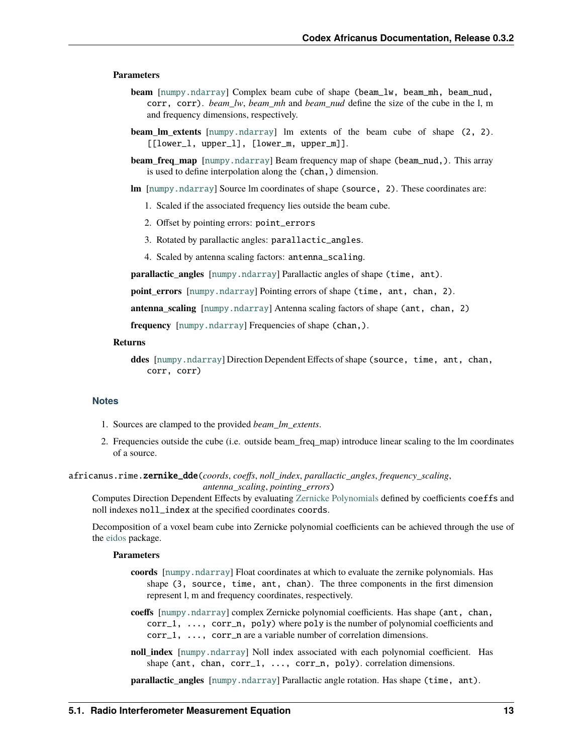**Parameters**

**beam** [numpy.ndarray] Complex beam cube of shape `(beam_lw, beam_mh, beam_nud, corr, corr)`. *beam_lw*, *beam_mh* and *beam_nud* define the size of the cube in the l, m and frequency dimensions, respectively.

**beam_lm_extents** [numpy.ndarray] lm extents of the beam cube of shape `(2, 2)`. `[[lower_l, upper_l], [lower_m, upper_m]]`.

**beam_freq_map** [numpy.ndarray] Beam frequency map of shape `(beam_nud,)`. This array is used to define interpolation along the `(chan,)` dimension.

**lm** [numpy.ndarray] Source lm coordinates of shape `(source, 2)`. These coordinates are:

1. Scaled if the associated frequency lies outside the beam cube.
2. Offset by pointing errors: `point_errors`
3. Rotated by parallactic angles: `parallactic_angles`.
4. Scaled by antenna scaling factors: `antenna_scaling`.

**parallactic_angles** [numpy.ndarray] Parallactic angles of shape `(time, ant)`.

**point_errors** [numpy.ndarray] Pointing errors of shape `(time, ant, chan, 2)`.

**antenna_scaling** [numpy.ndarray] Antenna scaling factors of shape `(ant, chan, 2)`

**frequency** [numpy.ndarray] Frequencies of shape `(chan,)`.

**Returns**

**ddes** [numpy.ndarray] Direction Dependent Effects of shape `(source, time, ant, chan, corr, corr)`

### Notes

1. Sources are clamped to the provided *beam_lm_extents*.
2. Frequencies outside the cube (i.e. outside beam_freq_map) introduce linear scaling to the lm coordinates of a source.

`africanus.rime.`**`zernike_dde`**(*coords*, *coeffs*, *noll_index*, *parallactic_angles*, *frequency_scaling*, *antenna_scaling*, *pointing_errors*)

Computes Direction Dependent Effects by evaluating Zernicke Polynomials defined by coefficients `coeffs` and noll indexes `noll_index` at the specified coordinates `coords`.

Decomposition of a voxel beam cube into Zernicke polynomial coefficients can be achieved through the use of the eidos package.

**Parameters**

**coords** [numpy.ndarray] Float coordinates at which to evaluate the zernike polynomials. Has shape `(3, source, time, ant, chan)`. The three components in the first dimension represent l, m and frequency coordinates, respectively.

**coeffs** [numpy.ndarray] complex Zernicke polynomial coefficients. Has shape `(ant, chan, corr_1, ..., corr_n, poly)` where `poly` is the number of polynomial coefficients and `corr_1, ..., corr_n` are a variable number of correlation dimensions.

**noll_index** [numpy.ndarray] Noll index associated with each polynomial coefficient. Has shape `(ant, chan, corr_1, ..., corr_n, poly)`. correlation dimensions.

**parallactic_angles** [numpy.ndarray] Parallactic angle rotation. Has shape `(time, ant)`.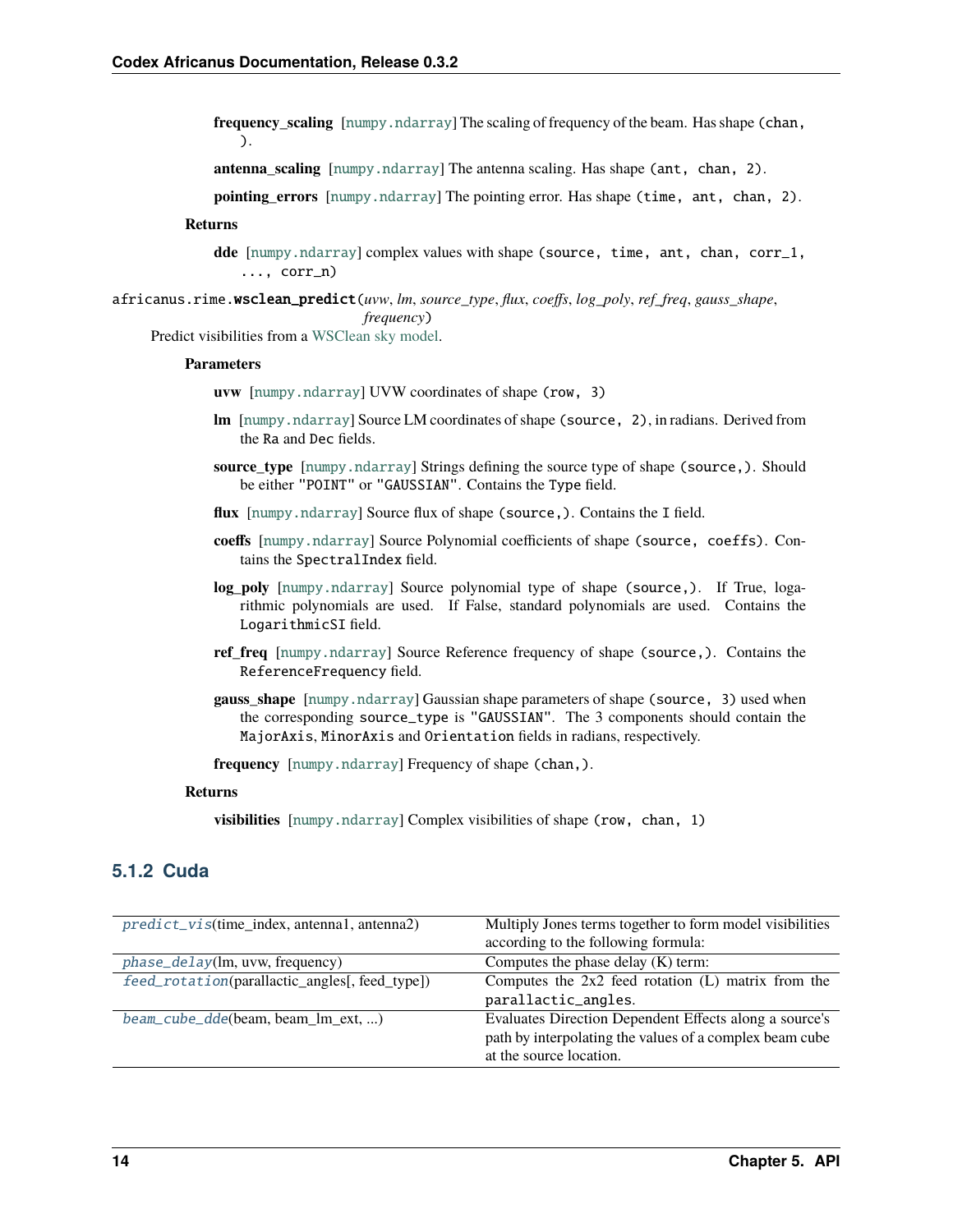**frequency_scaling** [`numpy.ndarray`] The scaling of frequency of the beam. Has shape `(chan,)`.

**antenna_scaling** [`numpy.ndarray`] The antenna scaling. Has shape `(ant, chan, 2)`.

**pointing_errors** [`numpy.ndarray`] The pointing error. Has shape `(time, ant, chan, 2)`.

**Returns**

**dde** [`numpy.ndarray`] complex values with shape `(source, time, ant, chan, corr_1, ..., corr_n)`

`africanus.rime.wsclean_predict`(*uvw*, *lm*, *source_type*, *flux*, *coeffs*, *log_poly*, *ref_freq*, *gauss_shape*, *frequency*)

Predict visibilities from a WSClean sky model.

**Parameters**

**uvw** [`numpy.ndarray`] UVW coordinates of shape `(row, 3)`

**lm** [`numpy.ndarray`] Source LM coordinates of shape `(source, 2)`, in radians. Derived from the `Ra` and `Dec` fields.

**source_type** [`numpy.ndarray`] Strings defining the source type of shape `(source,)`. Should be either `"POINT"` or `"GAUSSIAN"`. Contains the `Type` field.

**flux** [`numpy.ndarray`] Source flux of shape `(source,)`. Contains the `I` field.

**coeffs** [`numpy.ndarray`] Source Polynomial coefficients of shape `(source, coeffs)`. Contains the `SpectralIndex` field.

**log_poly** [`numpy.ndarray`] Source polynomial type of shape `(source,)`. If True, logarithmic polynomials are used. If False, standard polynomials are used. Contains the `LogarithmicSI` field.

**ref_freq** [`numpy.ndarray`] Source Reference frequency of shape `(source,)`. Contains the `ReferenceFrequency` field.

**gauss_shape** [`numpy.ndarray`] Gaussian shape parameters of shape `(source, 3)` used when the corresponding `source_type` is `"GAUSSIAN"`. The 3 components should contain the `MajorAxis`, `MinorAxis` and `Orientation` fields in radians, respectively.

**frequency** [`numpy.ndarray`] Frequency of shape `(chan,)`.

**Returns**

**visibilities** [`numpy.ndarray`] Complex visibilities of shape `(row, chan, 1)`

### 5.1.2 Cuda

| | |
|---|---|
| *predict_vis*(time_index, antenna1, antenna2) | Multiply Jones terms together to form model visibilities according to the following formula: |
| *phase_delay*(lm, uvw, frequency) | Computes the phase delay (K) term: |
| *feed_rotation*(parallactic_angles[, feed_type]) | Computes the 2x2 feed rotation (L) matrix from the `parallactic_angles`. |
| *beam_cube_dde*(beam, beam_lm_ext, ...) | Evaluates Direction Dependent Effects along a source's path by interpolating the values of a complex beam cube at the source location. |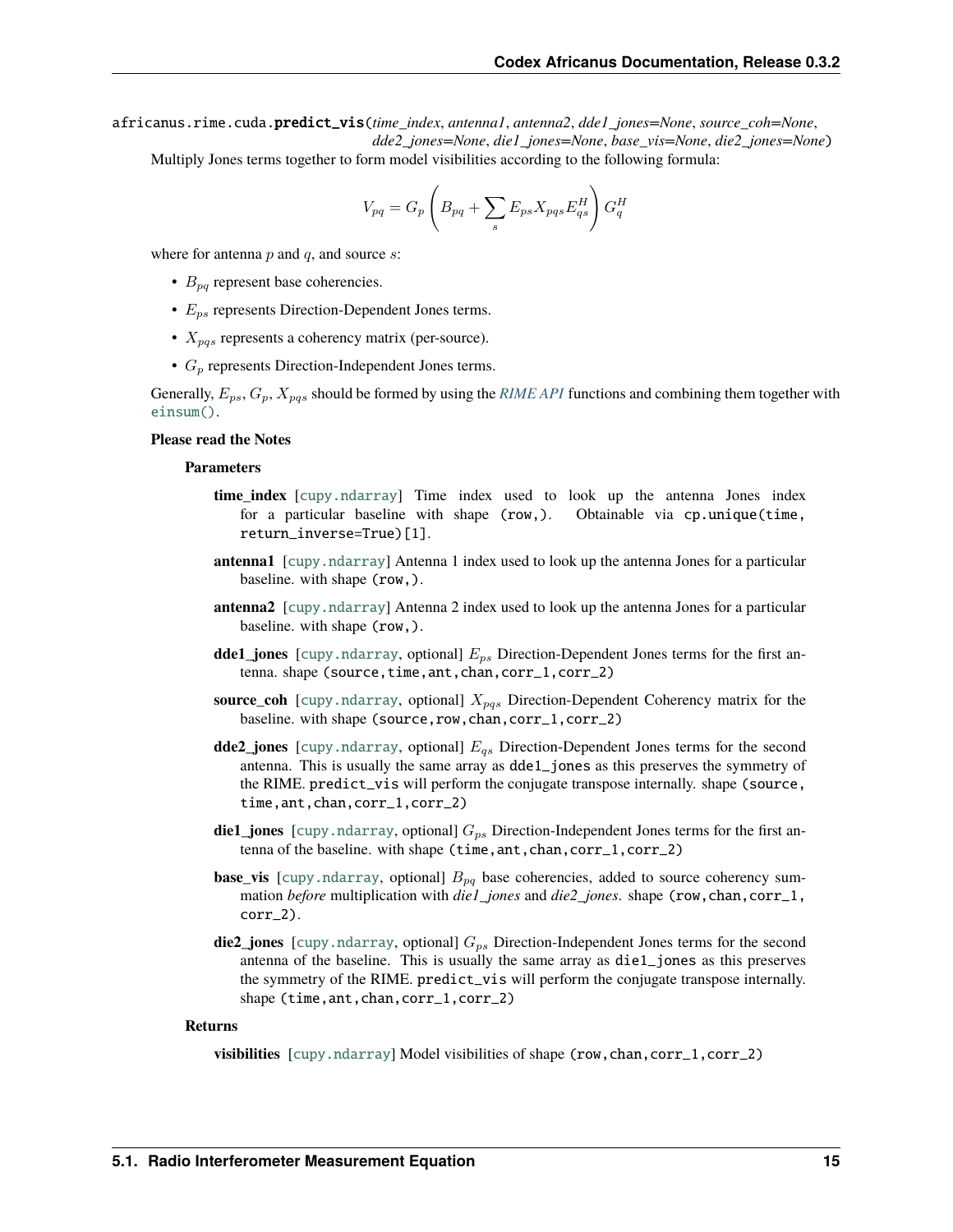africanus.rime.cuda.**predict_vis**(*time_index*, *antenna1*, *antenna2*, *dde1_jones=None*, *source_coh=None*, *dde2_jones=None*, *die1_jones=None*, *base_vis=None*, *die2_jones=None*)

Multiply Jones terms together to form model visibilities according to the following formula:

$$V_{pq} = G_p \left( B_{pq} + \sum_s E_{ps} X_{pqs} E_{qs}^H \right) G_q^H$$

where for antenna $p$ and $q$, and source $s$:

- $B_{pq}$ represent base coherencies.
- $E_{ps}$ represents Direction-Dependent Jones terms.
- $X_{pqs}$ represents a coherency matrix (per-source).
- $G_p$ represents Direction-Independent Jones terms.

Generally, $E_{ps}$, $G_p$, $X_{pqs}$ should be formed by using the *RIME API* functions and combining them together with `einsum()`.

**Please read the Notes**

**Parameters**

**time_index** [`cupy.ndarray`] Time index used to look up the antenna Jones index for a particular baseline with shape `(row,)`. Obtainable via `cp.unique(time, return_inverse=True)[1]`.

**antenna1** [`cupy.ndarray`] Antenna 1 index used to look up the antenna Jones for a particular baseline. with shape `(row,)`.

**antenna2** [`cupy.ndarray`] Antenna 2 index used to look up the antenna Jones for a particular baseline. with shape `(row,)`.

**dde1_jones** [`cupy.ndarray`, optional] $E_{ps}$ Direction-Dependent Jones terms for the first antenna. shape `(source,time,ant,chan,corr_1,corr_2)`

**source_coh** [`cupy.ndarray`, optional] $X_{pqs}$ Direction-Dependent Coherency matrix for the baseline. with shape `(source,row,chan,corr_1,corr_2)`

**dde2_jones** [`cupy.ndarray`, optional] $E_{qs}$ Direction-Dependent Jones terms for the second antenna. This is usually the same array as `dde1_jones` as this preserves the symmetry of the RIME. `predict_vis` will perform the conjugate transpose internally. shape `(source, time,ant,chan,corr_1,corr_2)`

**die1_jones** [`cupy.ndarray`, optional] $G_{ps}$ Direction-Independent Jones terms for the first antenna of the baseline. with shape `(time,ant,chan,corr_1,corr_2)`

**base_vis** [`cupy.ndarray`, optional] $B_{pq}$ base coherencies, added to source coherency summation *before* multiplication with *die1_jones* and *die2_jones*. shape `(row,chan,corr_1, corr_2)`.

**die2_jones** [`cupy.ndarray`, optional] $G_{ps}$ Direction-Independent Jones terms for the second antenna of the baseline. This is usually the same array as `die1_jones` as this preserves the symmetry of the RIME. `predict_vis` will perform the conjugate transpose internally. shape `(time,ant,chan,corr_1,corr_2)`

**Returns**

**visibilities** [`cupy.ndarray`] Model visibilities of shape `(row,chan,corr_1,corr_2)`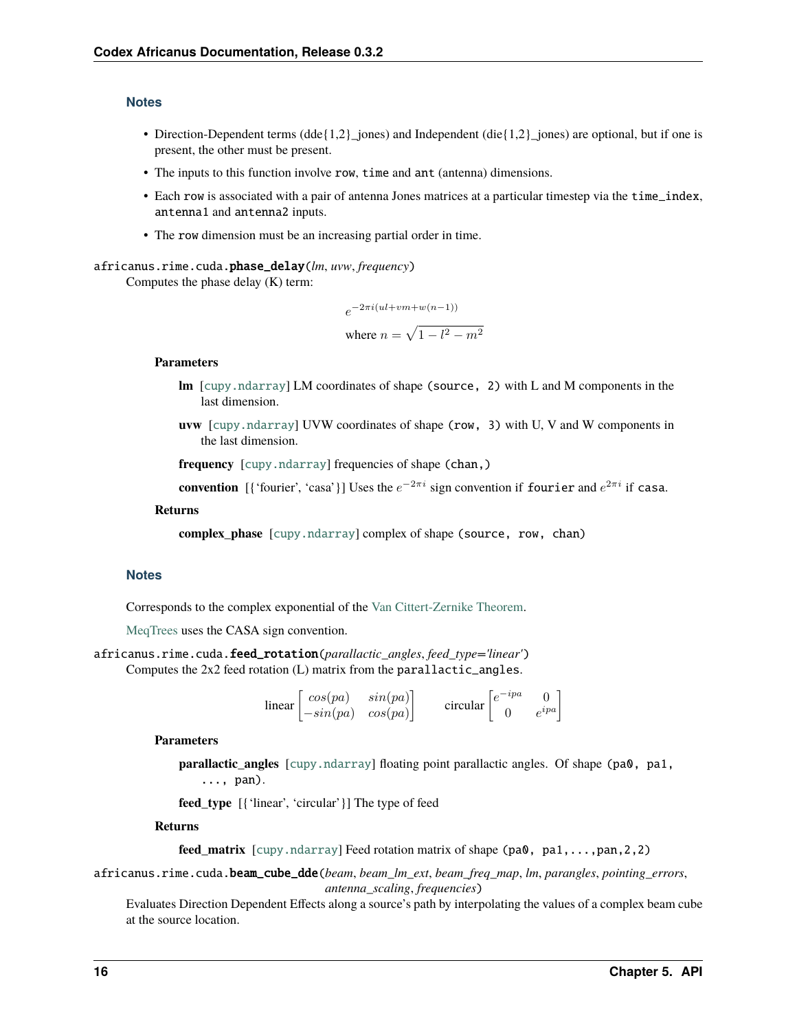### Notes

- Direction-Dependent terms (dde{1,2}_jones) and Independent (die{1,2}_jones) are optional, but if one is present, the other must be present.
- The inputs to this function involve `row`, `time` and `ant` (antenna) dimensions.
- Each `row` is associated with a pair of antenna Jones matrices at a particular timestep via the `time_index`, `antenna1` and `antenna2` inputs.
- The `row` dimension must be an increasing partial order in time.

`africanus.rime.cuda.phase_delay`(*lm*, *uvw*, *frequency*)

Computes the phase delay (K) term:

$$e^{-2\pi i(ul+vm+w(n-1))}$$
$$\text{where } n = \sqrt{1 - l^2 - m^2}$$

**Parameters**

**lm** [`cupy.ndarray`] LM coordinates of shape `(source, 2)` with L and M components in the last dimension.

**uvw** [`cupy.ndarray`] UVW coordinates of shape `(row, 3)` with U, V and W components in the last dimension.

**frequency** [`cupy.ndarray`] frequencies of shape `(chan,)`

**convention** [{'fourier', 'casa'}] Uses the $e^{-2\pi i}$ sign convention if `fourier` and $e^{2\pi i}$ if `casa`.

**Returns**

**complex_phase** [`cupy.ndarray`] complex of shape `(source, row, chan)`

### Notes

Corresponds to the complex exponential of the Van Cittert-Zernike Theorem.

MeqTrees uses the CASA sign convention.

`africanus.rime.cuda.feed_rotation`(*parallactic_angles*, *feed_type='linear'*)

Computes the 2x2 feed rotation (L) matrix from the `parallactic_angles`.

$$\text{linear} \begin{bmatrix} cos(pa) & sin(pa) \\ -sin(pa) & cos(pa) \end{bmatrix} \qquad \text{circular} \begin{bmatrix} e^{-ipa} & 0 \\ 0 & e^{ipa} \end{bmatrix}$$

**Parameters**

**parallactic_angles** [`cupy.ndarray`] floating point parallactic angles. Of shape `(pa0, pa1, ..., pan)`.

**feed_type** [{'linear', 'circular'}] The type of feed

**Returns**

**feed_matrix** [`cupy.ndarray`] Feed rotation matrix of shape `(pa0, pa1,...,pan,2,2)`

`africanus.rime.cuda.beam_cube_dde`(*beam*, *beam_lm_ext*, *beam_freq_map*, *lm*, *parangles*, *pointing_errors*, *antenna_scaling*, *frequencies*)

Evaluates Direction Dependent Effects along a source's path by interpolating the values of a complex beam cube at the source location.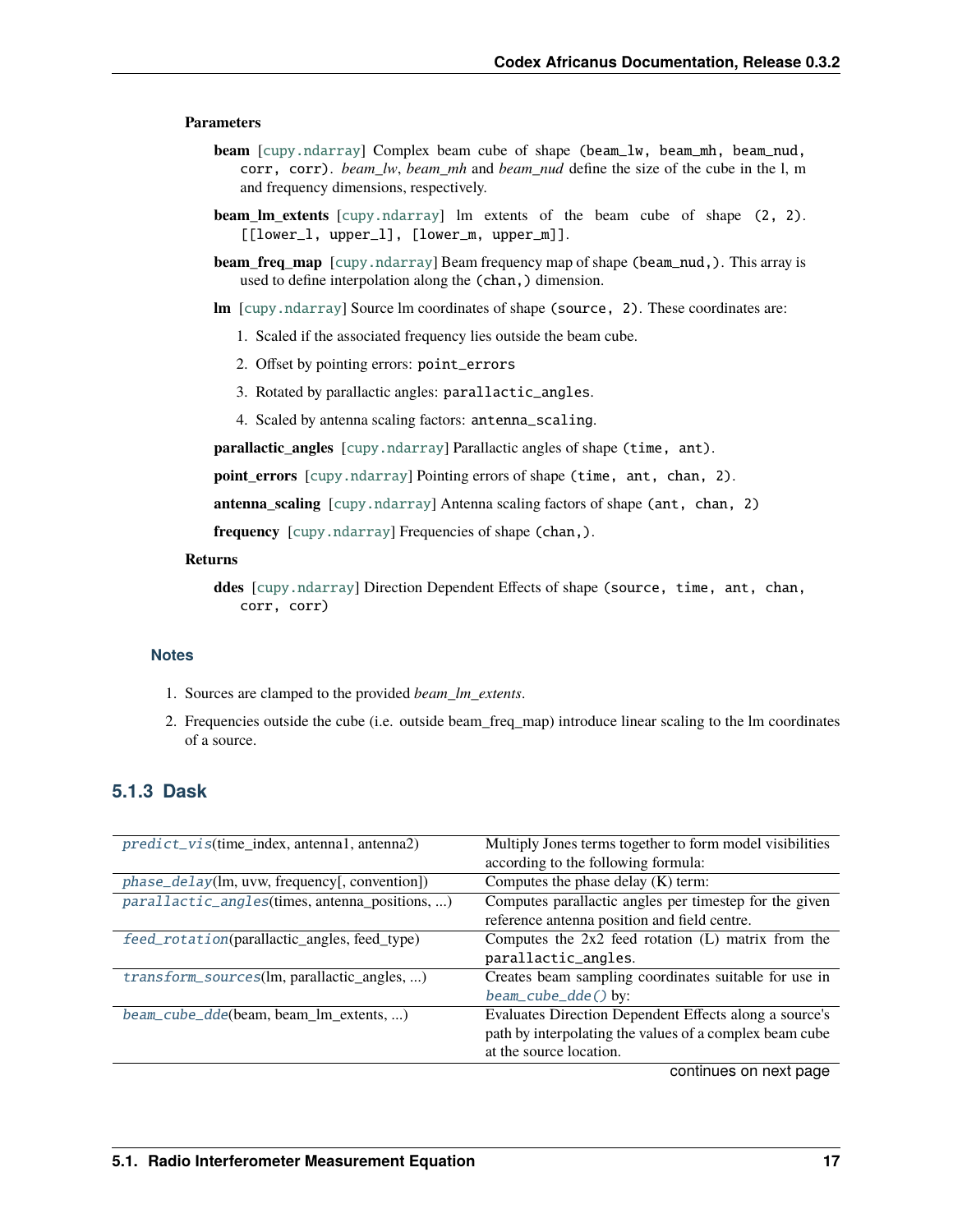**Parameters**

**beam** [cupy.ndarray] Complex beam cube of shape `(beam_lw, beam_mh, beam_nud, corr, corr)`. *beam_lw*, *beam_mh* and *beam_nud* define the size of the cube in the l, m and frequency dimensions, respectively.

**beam_lm_extents** [cupy.ndarray] lm extents of the beam cube of shape `(2, 2)`. `[[lower_l, upper_l], [lower_m, upper_m]]`.

**beam_freq_map** [cupy.ndarray] Beam frequency map of shape `(beam_nud,)`. This array is used to define interpolation along the `(chan,)` dimension.

**lm** [cupy.ndarray] Source lm coordinates of shape `(source, 2)`. These coordinates are:

1. Scaled if the associated frequency lies outside the beam cube.
2. Offset by pointing errors: `point_errors`
3. Rotated by parallactic angles: `parallactic_angles`.
4. Scaled by antenna scaling factors: `antenna_scaling`.

**parallactic_angles** [cupy.ndarray] Parallactic angles of shape `(time, ant)`.

**point_errors** [cupy.ndarray] Pointing errors of shape `(time, ant, chan, 2)`.

**antenna_scaling** [cupy.ndarray] Antenna scaling factors of shape `(ant, chan, 2)`

**frequency** [cupy.ndarray] Frequencies of shape `(chan,)`.

**Returns**

**ddes** [cupy.ndarray] Direction Dependent Effects of shape `(source, time, ant, chan, corr, corr)`

### Notes

1. Sources are clamped to the provided *beam_lm_extents*.
2. Frequencies outside the cube (i.e. outside beam_freq_map) introduce linear scaling to the lm coordinates of a source.

## 5.1.3 Dask

| | |
|---|---|
| *predict_vis*(time_index, antenna1, antenna2) | Multiply Jones terms together to form model visibilities according to the following formula: |
| *phase_delay*(lm, uvw, frequency[, convention]) | Computes the phase delay (K) term: |
| *parallactic_angles*(times, antenna_positions, ...) | Computes parallactic angles per timestep for the given reference antenna position and field centre. |
| *feed_rotation*(parallactic_angles, feed_type) | Computes the 2x2 feed rotation (L) matrix from the `parallactic_angles`. |
| *transform_sources*(lm, parallactic_angles, ...) | Creates beam sampling coordinates suitable for use in *beam_cube_dde()* by: |
| *beam_cube_dde*(beam, beam_lm_extents, ...) | Evaluates Direction Dependent Effects along a source's path by interpolating the values of a complex beam cube at the source location. |

continues on next page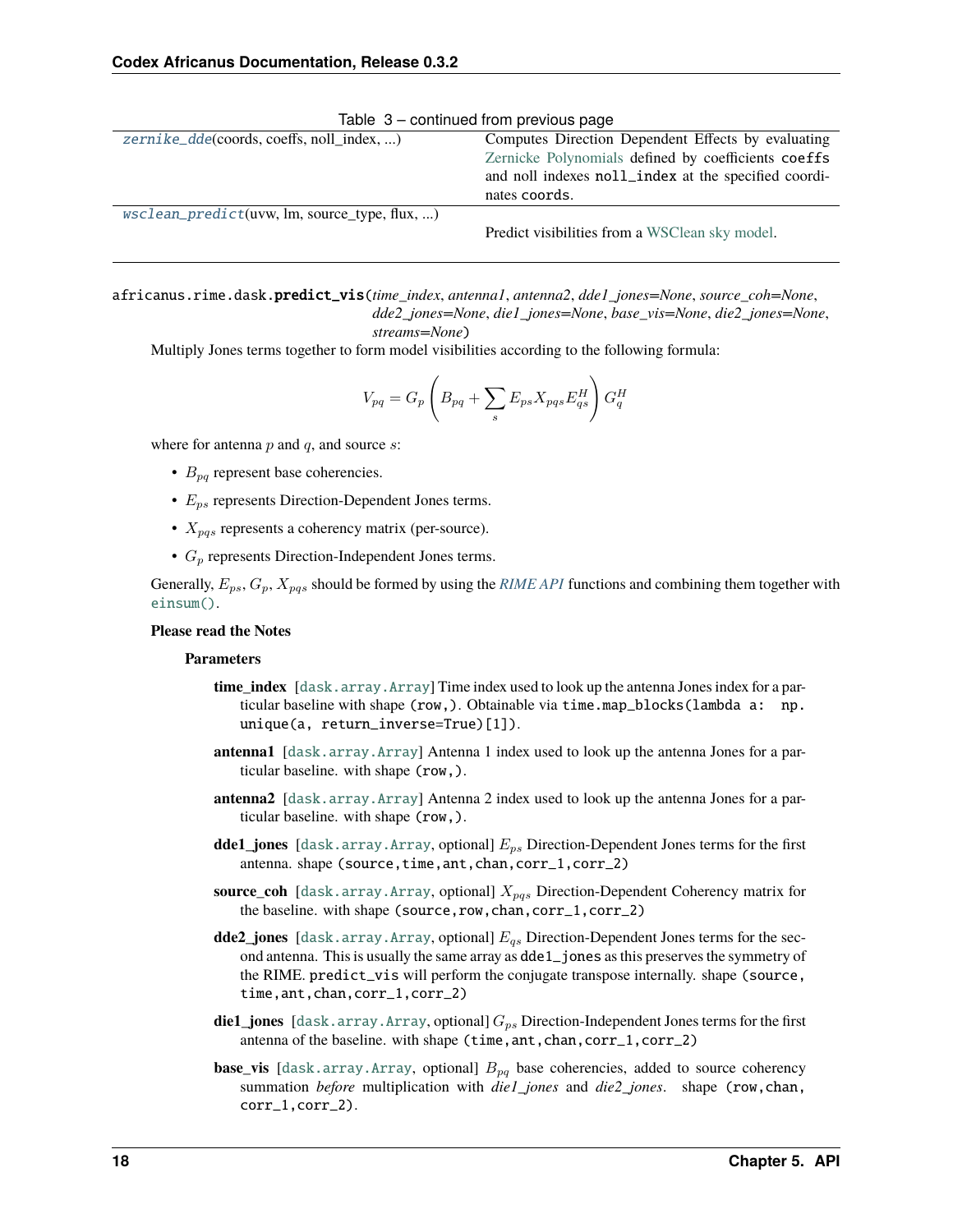Table 3 – continued from previous page

| | |
|---|---|
| zernike_dde(coords, coeffs, noll_index, ...) | Computes Direction Dependent Effects by evaluating Zernicke Polynomials defined by coefficients `coeffs` and noll indexes `noll_index` at the specified coordinates `coords`. |
| wsclean_predict(uvw, lm, source_type, flux, ...) | Predict visibilities from a WSClean sky model. |

`africanus.rime.dask.`**`predict_vis`**(*time_index*, *antenna1*, *antenna2*, *dde1_jones=None*, *source_coh=None*, *dde2_jones=None*, *die1_jones=None*, *base_vis=None*, *die2_jones=None*, *streams=None*)

Multiply Jones terms together to form model visibilities according to the following formula:

$$V_{pq} = G_p \left( B_{pq} + \sum_s E_{ps} X_{pqs} E_{qs}^H \right) G_q^H$$

where for antenna $p$ and $q$, and source $s$:

- $B_{pq}$ represent base coherencies.
- $E_{ps}$ represents Direction-Dependent Jones terms.
- $X_{pqs}$ represents a coherency matrix (per-source).
- $G_p$ represents Direction-Independent Jones terms.

Generally, $E_{ps}$, $G_p$, $X_{pqs}$ should be formed by using the *RIME API* functions and combining them together with `einsum()`.

**Please read the Notes**

**Parameters**

**time_index** [`dask.array.Array`] Time index used to look up the antenna Jones index for a particular baseline with shape `(row,)`. Obtainable via `time.map_blocks(lambda a: np.unique(a, return_inverse=True)[1])`.

**antenna1** [`dask.array.Array`] Antenna 1 index used to look up the antenna Jones for a particular baseline. with shape `(row,)`.

**antenna2** [`dask.array.Array`] Antenna 2 index used to look up the antenna Jones for a particular baseline. with shape `(row,)`.

**dde1_jones** [`dask.array.Array`, optional] $E_{ps}$ Direction-Dependent Jones terms for the first antenna. shape `(source,time,ant,chan,corr_1,corr_2)`

**source_coh** [`dask.array.Array`, optional] $X_{pqs}$ Direction-Dependent Coherency matrix for the baseline. with shape `(source,row,chan,corr_1,corr_2)`

**dde2_jones** [`dask.array.Array`, optional] $E_{qs}$ Direction-Dependent Jones terms for the second antenna. This is usually the same array as `dde1_jones` as this preserves the symmetry of the RIME. `predict_vis` will perform the conjugate transpose internally. shape `(source, time,ant,chan,corr_1,corr_2)`

**die1_jones** [`dask.array.Array`, optional] $G_{ps}$ Direction-Independent Jones terms for the first antenna of the baseline. with shape `(time,ant,chan,corr_1,corr_2)`

**base_vis** [`dask.array.Array`, optional] $B_{pq}$ base coherencies, added to source coherency summation *before* multiplication with *die1_jones* and *die2_jones*. shape `(row,chan, corr_1,corr_2)`.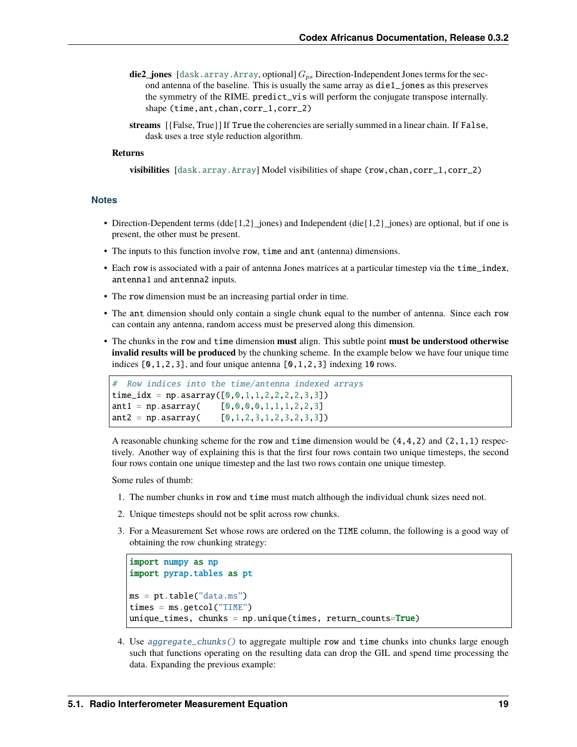**die2_jones** [`dask.array.Array`, optional] $G_{ps}$ Direction-Independent Jones terms for the second antenna of the baseline. This is usually the same array as `die1_jones` as this preserves the symmetry of the RIME. `predict_vis` will perform the conjugate transpose internally. shape `(time,ant,chan,corr_1,corr_2)`

**streams** [{False, True}] If `True` the coherencies are serially summed in a linear chain. If `False`, dask uses a tree style reduction algorithm.

**Returns**

**visibilities** [`dask.array.Array`] Model visibilities of shape `(row,chan,corr_1,corr_2)`

### Notes

- Direction-Dependent terms (dde{1,2}_jones) and Independent (die{1,2}_jones) are optional, but if one is present, the other must be present.
- The inputs to this function involve `row`, `time` and `ant` (antenna) dimensions.
- Each `row` is associated with a pair of antenna Jones matrices at a particular timestep via the `time_index`, `antenna1` and `antenna2` inputs.
- The `row` dimension must be an increasing partial order in time.
- The `ant` dimension should only contain a single chunk equal to the number of antenna. Since each `row` can contain any antenna, random access must be preserved along this dimension.
- The chunks in the `row` and `time` dimension **must** align. This subtle point **must be understood otherwise invalid results will be produced** by the chunking scheme. In the example below we have four unique time indices `[0,1,2,3]`, and four unique antenna `[0,1,2,3]` indexing `10` rows.

```
#  Row indices into the time/antenna indexed arrays
time_idx = np.asarray([0,0,1,1,2,2,2,2,3,3])
ant1 = np.asarray(    [0,0,0,0,1,1,1,2,2,3]
ant2 = np.asarray(    [0,1,2,3,1,2,3,2,3,3])
```

A reasonable chunking scheme for the `row` and `time` dimension would be `(4,4,2)` and `(2,1,1)` respectively. Another way of explaining this is that the first four rows contain two unique timesteps, the second four rows contain one unique timestep and the last two rows contain one unique timestep.

Some rules of thumb:

1. The number chunks in `row` and `time` must match although the individual chunk sizes need not.
2. Unique timesteps should not be split across row chunks.
3. For a Measurement Set whose rows are ordered on the `TIME` column, the following is a good way of obtaining the row chunking strategy:

```
import numpy as np
import pyrap.tables as pt

ms = pt.table("data.ms")
times = ms.getcol("TIME")
unique_times, chunks = np.unique(times, return_counts=True)
```

4. Use *aggregate_chunks()* to aggregate multiple `row` and `time` chunks into chunks large enough such that functions operating on the resulting data can drop the GIL and spend time processing the data. Expanding the previous example: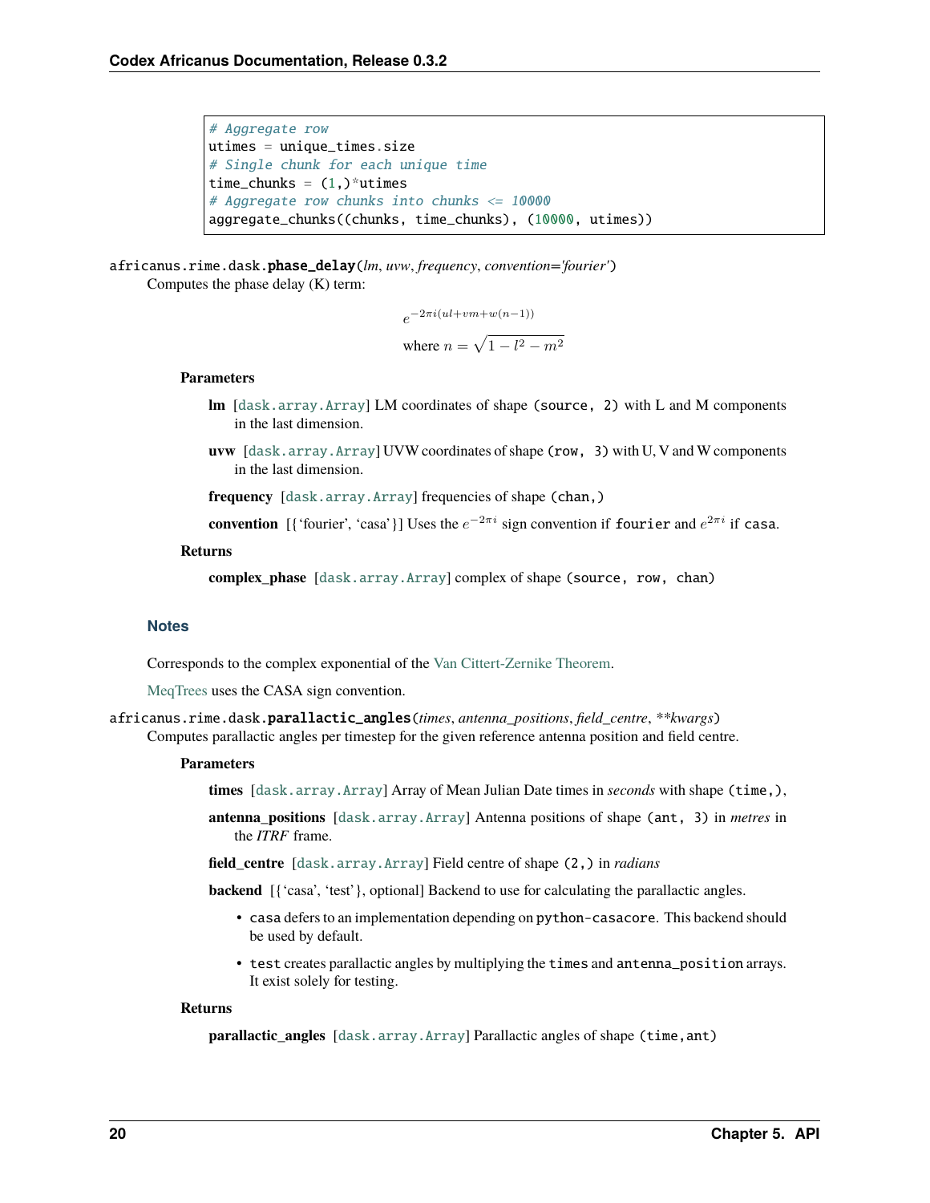```python
# Aggregate row
utimes = unique_times.size
# Single chunk for each unique time
time_chunks = (1,)*utimes
# Aggregate row chunks into chunks <= 10000
aggregate_chunks((chunks, time_chunks), (10000, utimes))
```

africanus.rime.dask.**phase_delay**(*lm*, *uvw*, *frequency*, *convention='fourier'*)

Computes the phase delay (K) term:

$$e^{-2\pi i(ul+vm+w(n-1))}$$

$$\text{where } n = \sqrt{1 - l^2 - m^2}$$

**Parameters**

**lm** [`dask.array.Array`] LM coordinates of shape `(source, 2)` with L and M components in the last dimension.

**uvw** [`dask.array.Array`] UVW coordinates of shape `(row, 3)` with U, V and W components in the last dimension.

**frequency** [`dask.array.Array`] frequencies of shape `(chan,)`

**convention** [{'fourier', 'casa'}] Uses the $e^{-2\pi i}$ sign convention if `fourier` and $e^{2\pi i}$ if `casa`.

**Returns**

**complex_phase** [`dask.array.Array`] complex of shape `(source, row, chan)`

### Notes

Corresponds to the complex exponential of the Van Cittert-Zernike Theorem.

MeqTrees uses the CASA sign convention.

africanus.rime.dask.**parallactic_angles**(*times*, *antenna_positions*, *field_centre*, *\*\*kwargs*)

Computes parallactic angles per timestep for the given reference antenna position and field centre.

**Parameters**

**times** [`dask.array.Array`] Array of Mean Julian Date times in *seconds* with shape `(time,)`,

**antenna_positions** [`dask.array.Array`] Antenna positions of shape `(ant, 3)` in *metres* in the *ITRF* frame.

**field_centre** [`dask.array.Array`] Field centre of shape `(2,)` in *radians*

**backend** [{'casa', 'test'}, optional] Backend to use for calculating the parallactic angles.

- `casa` defers to an implementation depending on `python-casacore`. This backend should be used by default.
- `test` creates parallactic angles by multiplying the `times` and `antenna_position` arrays. It exist solely for testing.

**Returns**

**parallactic_angles** [`dask.array.Array`] Parallactic angles of shape `(time,ant)`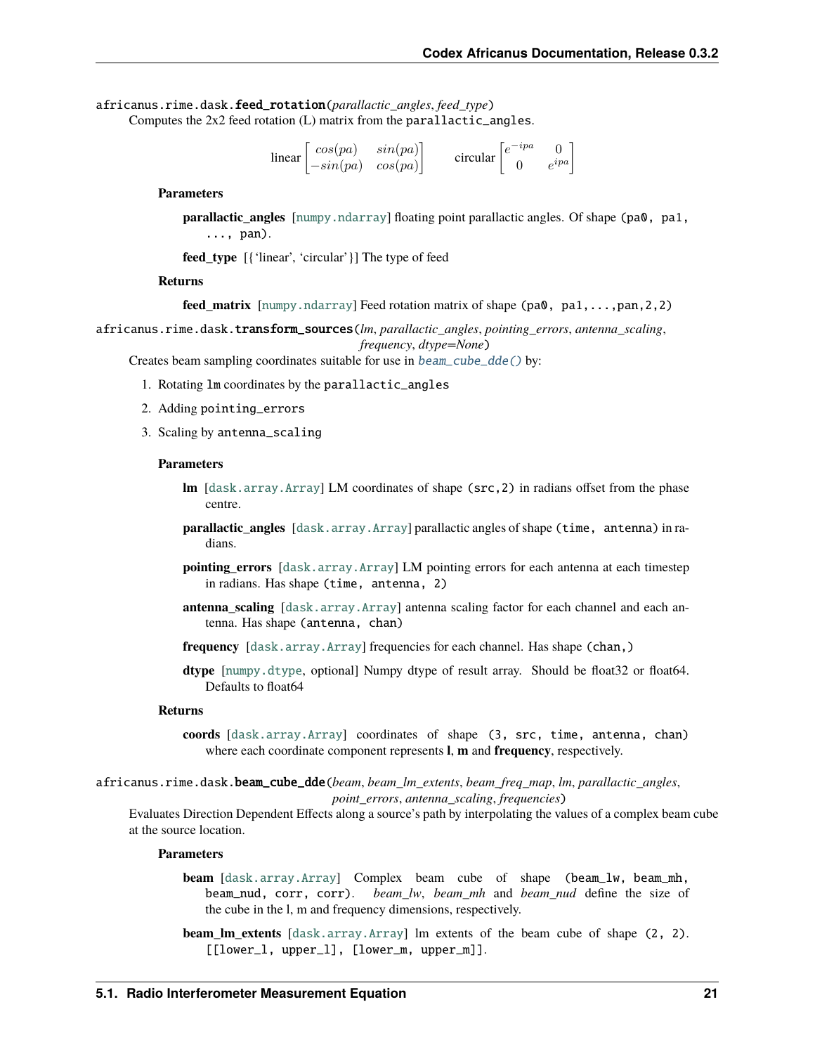`africanus.rime.dask.feed_rotation(parallactic_angles, feed_type)`

Computes the 2x2 feed rotation (L) matrix from the `parallactic_angles`.

$$\text{linear} \begin{bmatrix} cos(pa) & sin(pa) \\ -sin(pa) & cos(pa) \end{bmatrix} \qquad \text{circular} \begin{bmatrix} e^{-ipa} & 0 \\ 0 & e^{ipa} \end{bmatrix}$$

**Parameters**

**parallactic_angles** [`numpy.ndarray`] floating point parallactic angles. Of shape `(pa0, pa1, ..., pan)`.

**feed_type** [{'linear', 'circular'}] The type of feed

**Returns**

**feed_matrix** [`numpy.ndarray`] Feed rotation matrix of shape `(pa0, pa1,...,pan,2,2)`

`africanus.rime.dask.transform_sources(lm, parallactic_angles, pointing_errors, antenna_scaling, frequency, dtype=None)`

Creates beam sampling coordinates suitable for use in `beam_cube_dde()` by:

1. Rotating `lm` coordinates by the `parallactic_angles`
2. Adding `pointing_errors`
3. Scaling by `antenna_scaling`

**Parameters**

**lm** [`dask.array.Array`] LM coordinates of shape `(src,2)` in radians offset from the phase centre.

**parallactic_angles** [`dask.array.Array`] parallactic angles of shape `(time, antenna)` in radians.

**pointing_errors** [`dask.array.Array`] LM pointing errors for each antenna at each timestep in radians. Has shape `(time, antenna, 2)`

**antenna_scaling** [`dask.array.Array`] antenna scaling factor for each channel and each antenna. Has shape `(antenna, chan)`

**frequency** [`dask.array.Array`] frequencies for each channel. Has shape `(chan,)`

**dtype** [`numpy.dtype`, optional] Numpy dtype of result array. Should be float32 or float64. Defaults to float64

**Returns**

**coords** [`dask.array.Array`] coordinates of shape `(3, src, time, antenna, chan)` where each coordinate component represents **l**, **m** and **frequency**, respectively.

`africanus.rime.dask.beam_cube_dde(beam, beam_lm_extents, beam_freq_map, lm, parallactic_angles, point_errors, antenna_scaling, frequencies)`

Evaluates Direction Dependent Effects along a source's path by interpolating the values of a complex beam cube at the source location.

**Parameters**

**beam** [`dask.array.Array`] Complex beam cube of shape `(beam_lw, beam_mh, beam_nud, corr, corr)`. *beam_lw*, *beam_mh* and *beam_nud* define the size of the cube in the l, m and frequency dimensions, respectively.

**beam_lm_extents** [`dask.array.Array`] lm extents of the beam cube of shape `(2, 2)`. `[[lower_l, upper_l], [lower_m, upper_m]]`.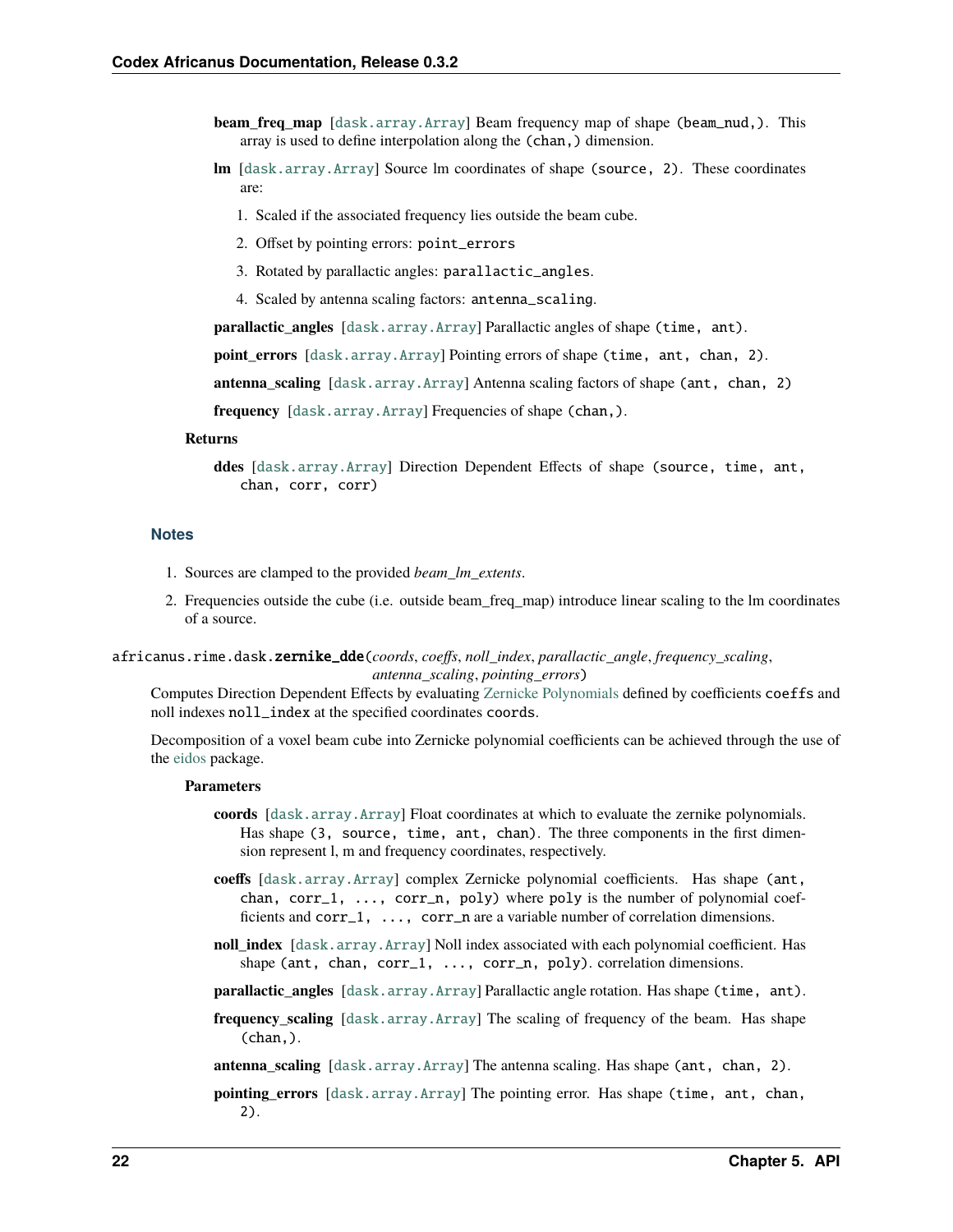**beam_freq_map** [`dask.array.Array`] Beam frequency map of shape `(beam_nud,)`. This array is used to define interpolation along the `(chan,)` dimension.

**lm** [`dask.array.Array`] Source lm coordinates of shape `(source, 2)`. These coordinates are:

1. Scaled if the associated frequency lies outside the beam cube.
2. Offset by pointing errors: `point_errors`
3. Rotated by parallactic angles: `parallactic_angles`.
4. Scaled by antenna scaling factors: `antenna_scaling`.

**parallactic_angles** [`dask.array.Array`] Parallactic angles of shape `(time, ant)`.

**point_errors** [`dask.array.Array`] Pointing errors of shape `(time, ant, chan, 2)`.

**antenna_scaling** [`dask.array.Array`] Antenna scaling factors of shape `(ant, chan, 2)`

**frequency** [`dask.array.Array`] Frequencies of shape `(chan,)`.

**Returns**

**ddes** [`dask.array.Array`] Direction Dependent Effects of shape `(source, time, ant, chan, corr, corr)`

### Notes

1. Sources are clamped to the provided *beam_lm_extents*.
2. Frequencies outside the cube (i.e. outside beam_freq_map) introduce linear scaling to the lm coordinates of a source.

africanus.rime.dask.**zernike_dde**(*coords*, *coeffs*, *noll_index*, *parallactic_angle*, *frequency_scaling*, *antenna_scaling*, *pointing_errors*)

Computes Direction Dependent Effects by evaluating Zernicke Polynomials defined by coefficients `coeffs` and noll indexes `noll_index` at the specified coordinates `coords`.

Decomposition of a voxel beam cube into Zernicke polynomial coefficients can be achieved through the use of the eidos package.

**Parameters**

**coords** [`dask.array.Array`] Float coordinates at which to evaluate the zernike polynomials. Has shape `(3, source, time, ant, chan)`. The three components in the first dimension represent l, m and frequency coordinates, respectively.

**coeffs** [`dask.array.Array`] complex Zernicke polynomial coefficients. Has shape `(ant, chan, corr_1, ..., corr_n, poly)` where `poly` is the number of polynomial coefficients and `corr_1, ..., corr_n` are a variable number of correlation dimensions.

**noll_index** [`dask.array.Array`] Noll index associated with each polynomial coefficient. Has shape `(ant, chan, corr_1, ..., corr_n, poly)`. correlation dimensions.

**parallactic_angles** [`dask.array.Array`] Parallactic angle rotation. Has shape `(time, ant)`.

**frequency_scaling** [`dask.array.Array`] The scaling of frequency of the beam. Has shape `(chan,)`.

**antenna_scaling** [`dask.array.Array`] The antenna scaling. Has shape `(ant, chan, 2)`.

**pointing_errors** [`dask.array.Array`] The pointing error. Has shape `(time, ant, chan, 2)`.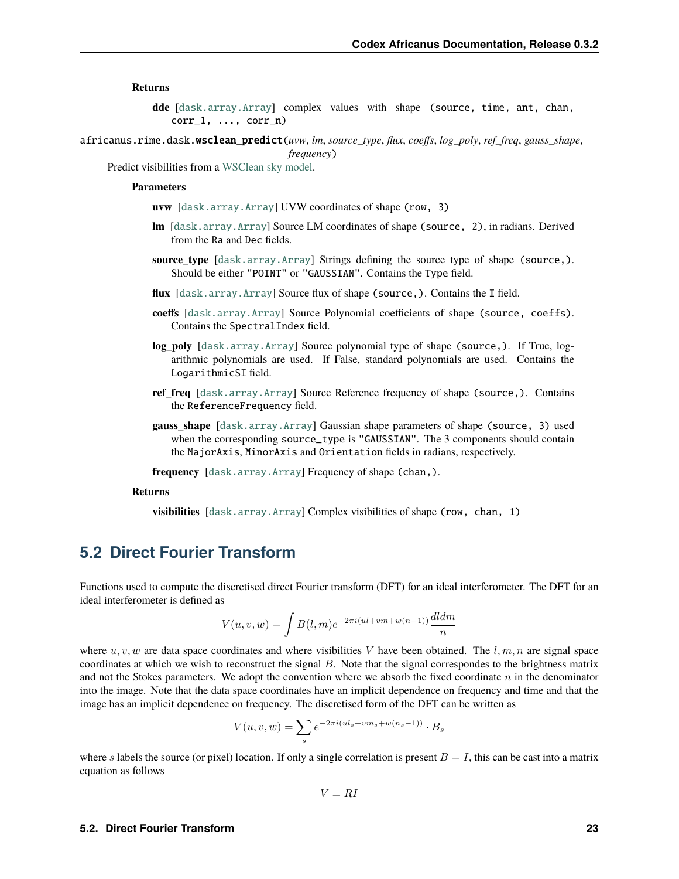**Returns**

**dde** [`dask.array.Array`] complex values with shape `(source, time, ant, chan, corr_1, ..., corr_n)`

`africanus.rime.dask.wsclean_predict`(*uvw*, *lm*, *source_type*, *flux*, *coeffs*, *log_poly*, *ref_freq*, *gauss_shape*, *frequency*)

Predict visibilities from a WSClean sky model.

**Parameters**

**uvw** [`dask.array.Array`] UVW coordinates of shape `(row, 3)`

**lm** [`dask.array.Array`] Source LM coordinates of shape `(source, 2)`, in radians. Derived from the `Ra` and `Dec` fields.

**source_type** [`dask.array.Array`] Strings defining the source type of shape `(source,)`. Should be either `"POINT"` or `"GAUSSIAN"`. Contains the `Type` field.

**flux** [`dask.array.Array`] Source flux of shape `(source,)`. Contains the `I` field.

**coeffs** [`dask.array.Array`] Source Polynomial coefficients of shape `(source, coeffs)`. Contains the `SpectralIndex` field.

**log_poly** [`dask.array.Array`] Source polynomial type of shape `(source,)`. If True, logarithmic polynomials are used. If False, standard polynomials are used. Contains the `LogarithmicSI` field.

**ref_freq** [`dask.array.Array`] Source Reference frequency of shape `(source,)`. Contains the `ReferenceFrequency` field.

**gauss_shape** [`dask.array.Array`] Gaussian shape parameters of shape `(source, 3)` used when the corresponding `source_type` is `"GAUSSIAN"`. The 3 components should contain the `MajorAxis`, `MinorAxis` and `Orientation` fields in radians, respectively.

**frequency** [`dask.array.Array`] Frequency of shape `(chan,)`.

**Returns**

**visibilities** [`dask.array.Array`] Complex visibilities of shape `(row, chan, 1)`

## 5.2 Direct Fourier Transform

Functions used to compute the discretised direct Fourier transform (DFT) for an ideal interferometer. The DFT for an ideal interferometer is defined as

$$V(u,v,w) = \int B(l,m)e^{-2\pi i(ul+vm+w(n-1))}\frac{dldm}{n}$$

where $u, v, w$ are data space coordinates and where visibilities $V$ have been obtained. The $l, m, n$ are signal space coordinates at which we wish to reconstruct the signal $B$. Note that the signal correspondes to the brightness matrix and not the Stokes parameters. We adopt the convention where we absorb the fixed coordinate $n$ in the denominator into the image. Note that the data space coordinates have an implicit dependence on frequency and time and that the image has an implicit dependence on frequency. The discretised form of the DFT can be written as

$$V(u,v,w) = \sum_s e^{-2\pi i(ul_s+vm_s+w(n_s-1))} \cdot B_s$$

where $s$ labels the source (or pixel) location. If only a single correlation is present $B = I$, this can be cast into a matrix equation as follows

$$V = RI$$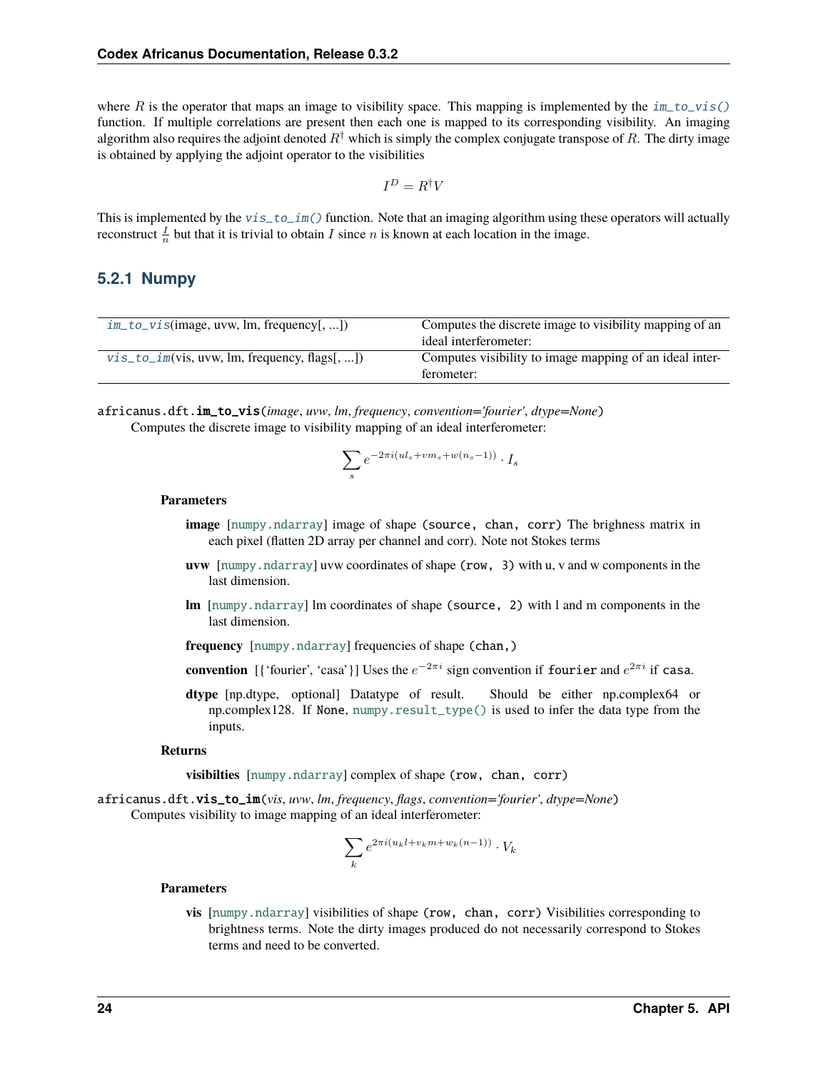where $R$ is the operator that maps an image to visibility space. This mapping is implemented by the `im_to_vis()` function. If multiple correlations are present then each one is mapped to its corresponding visibility. An imaging algorithm also requires the adjoint denoted $R^\dagger$ which is simply the complex conjugate transpose of $R$. The dirty image is obtained by applying the adjoint operator to the visibilities

$$I^D = R^\dagger V$$

This is implemented by the `vis_to_im()` function. Note that an imaging algorithm using these operators will actually reconstruct $\frac{I}{n}$ but that it is trivial to obtain $I$ since $n$ is known at each location in the image.

### 5.2.1 Numpy

| | |
|---|---|
| `im_to_vis`(image, uvw, lm, frequency[, ...]) | Computes the discrete image to visibility mapping of an ideal interferometer: |
| `vis_to_im`(vis, uvw, lm, frequency, flags[, ...]) | Computes visibility to image mapping of an ideal interferometer: |

`africanus.dft.im_to_vis`(*image*, *uvw*, *lm*, *frequency*, *convention='fourier'*, *dtype=None*)

Computes the discrete image to visibility mapping of an ideal interferometer:

$$\sum_s e^{-2\pi i(ul_s + vm_s + w(n_s - 1))} \cdot I_s$$

**Parameters**

**image** [`numpy.ndarray`] image of shape `(source, chan, corr)` The brighness matrix in each pixel (flatten 2D array per channel and corr). Note not Stokes terms

**uvw** [`numpy.ndarray`] uvw coordinates of shape `(row, 3)` with u, v and w components in the last dimension.

**lm** [`numpy.ndarray`] lm coordinates of shape `(source, 2)` with l and m components in the last dimension.

**frequency** [`numpy.ndarray`] frequencies of shape `(chan,)`

**convention** [{'fourier', 'casa'}] Uses the $e^{-2\pi i}$ sign convention if `fourier` and $e^{2\pi i}$ if `casa`.

**dtype** [np.dtype, optional] Datatype of result. Should be either np.complex64 or np.complex128. If `None`, `numpy.result_type()` is used to infer the data type from the inputs.

**Returns**

**visibilties** [`numpy.ndarray`] complex of shape `(row, chan, corr)`

`africanus.dft.vis_to_im`(*vis*, *uvw*, *lm*, *frequency*, *flags*, *convention='fourier'*, *dtype=None*)

Computes visibility to image mapping of an ideal interferometer:

$$\sum_k e^{2\pi i(u_k l + v_k m + w_k(n-1))} \cdot V_k$$

**Parameters**

**vis** [`numpy.ndarray`] visibilities of shape `(row, chan, corr)` Visibilities corresponding to brightness terms. Note the dirty images produced do not necessarily correspond to Stokes terms and need to be converted.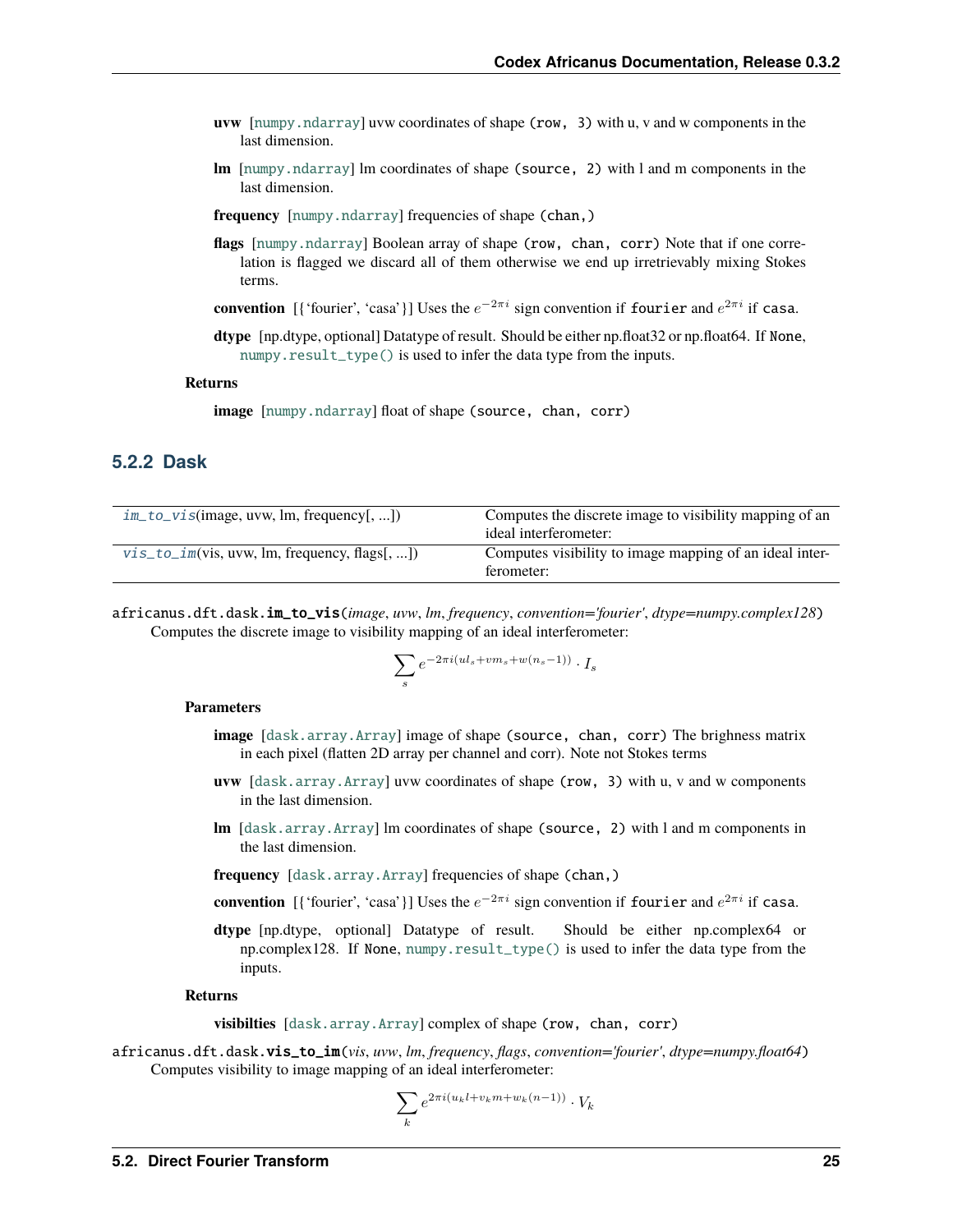**uvw** [numpy.ndarray] uvw coordinates of shape (row, 3) with u, v and w components in the last dimension.

**lm** [numpy.ndarray] lm coordinates of shape (source, 2) with l and m components in the last dimension.

**frequency** [numpy.ndarray] frequencies of shape (chan,)

**flags** [numpy.ndarray] Boolean array of shape (row, chan, corr) Note that if one correlation is flagged we discard all of them otherwise we end up irretrievably mixing Stokes terms.

**convention** [{'fourier', 'casa'}] Uses the $e^{-2\pi i}$ sign convention if fourier and $e^{2\pi i}$ if casa.

**dtype** [np.dtype, optional] Datatype of result. Should be either np.float32 or np.float64. If None, numpy.result_type() is used to infer the data type from the inputs.

**Returns**

**image** [numpy.ndarray] float of shape (source, chan, corr)

### 5.2.2 Dask

| | |
|---|---|
| *im_to_vis*(image, uvw, lm, frequency[, ...]) | Computes the discrete image to visibility mapping of an ideal interferometer: |
| *vis_to_im*(vis, uvw, lm, frequency, flags[, ...]) | Computes visibility to image mapping of an ideal interferometer: |

africanus.dft.dask.**im_to_vis**(*image*, *uvw*, *lm*, *frequency*, *convention='fourier'*, *dtype=numpy.complex128*)

Computes the discrete image to visibility mapping of an ideal interferometer:

$$\sum_s e^{-2\pi i(ul_s+vm_s+w(n_s-1))} \cdot I_s$$

**Parameters**

**image** [dask.array.Array] image of shape (source, chan, corr) The brighness matrix in each pixel (flatten 2D array per channel and corr). Note not Stokes terms

**uvw** [dask.array.Array] uvw coordinates of shape (row, 3) with u, v and w components in the last dimension.

**lm** [dask.array.Array] lm coordinates of shape (source, 2) with l and m components in the last dimension.

**frequency** [dask.array.Array] frequencies of shape (chan,)

**convention** [{'fourier', 'casa'}] Uses the $e^{-2\pi i}$ sign convention if fourier and $e^{2\pi i}$ if casa.

**dtype** [np.dtype, optional] Datatype of result. Should be either np.complex64 or np.complex128. If None, numpy.result_type() is used to infer the data type from the inputs.

**Returns**

**visibilties** [dask.array.Array] complex of shape (row, chan, corr)

africanus.dft.dask.**vis_to_im**(*vis*, *uvw*, *lm*, *frequency*, *flags*, *convention='fourier'*, *dtype=numpy.float64*)

Computes visibility to image mapping of an ideal interferometer:

$$\sum_k e^{2\pi i(u_k l+v_k m+w_k(n-1))} \cdot V_k$$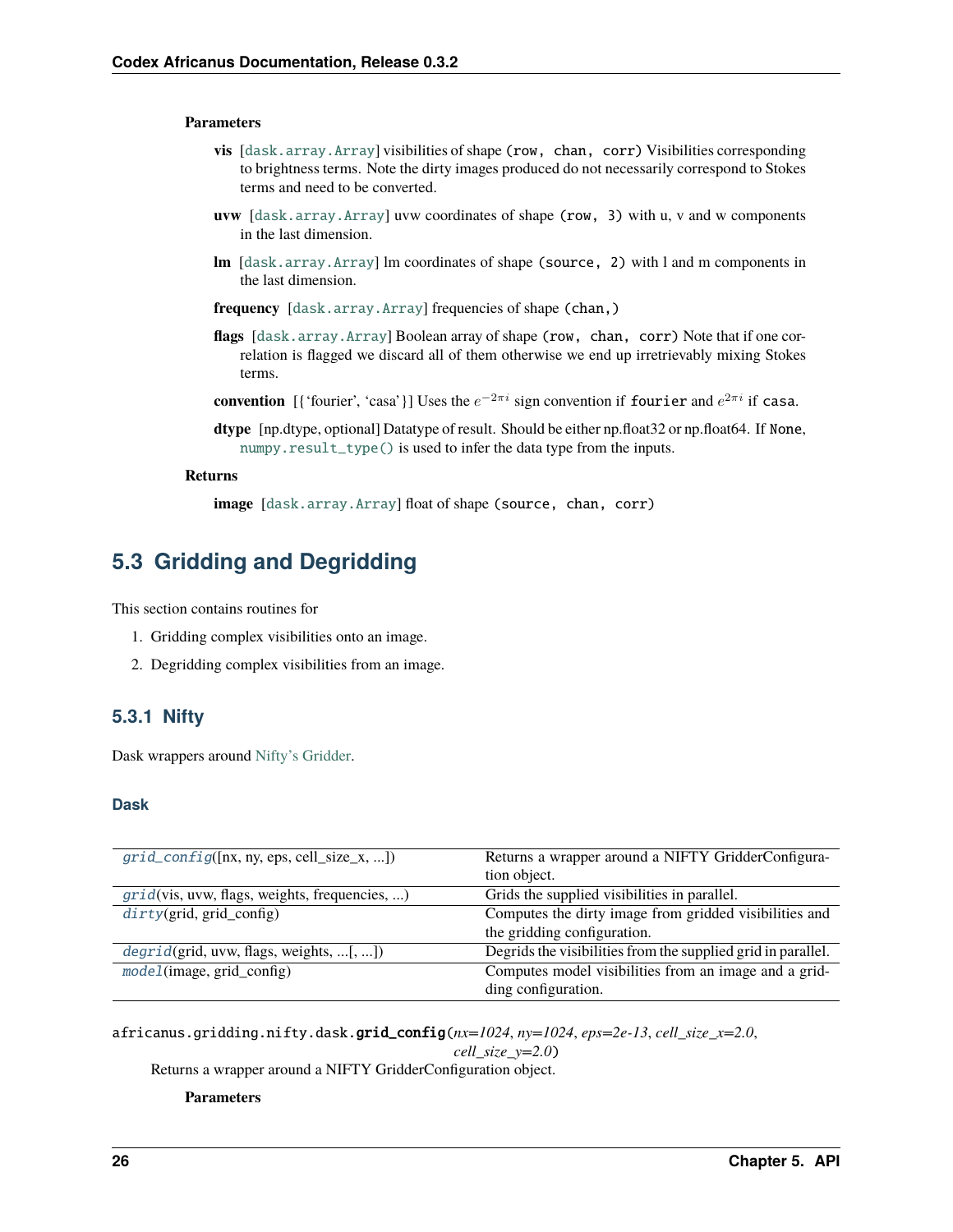**Parameters**

**vis** [dask.array.Array] visibilities of shape (row, chan, corr) Visibilities corresponding to brightness terms. Note the dirty images produced do not necessarily correspond to Stokes terms and need to be converted.

**uvw** [dask.array.Array] uvw coordinates of shape (row, 3) with u, v and w components in the last dimension.

**lm** [dask.array.Array] lm coordinates of shape (source, 2) with l and m components in the last dimension.

**frequency** [dask.array.Array] frequencies of shape (chan,)

**flags** [dask.array.Array] Boolean array of shape (row, chan, corr) Note that if one correlation is flagged we discard all of them otherwise we end up irretrievably mixing Stokes terms.

**convention** [{'fourier', 'casa'}] Uses the $e^{-2\pi i}$ sign convention if fourier and $e^{2\pi i}$ if casa.

**dtype** [np.dtype, optional] Datatype of result. Should be either np.float32 or np.float64. If None, numpy.result_type() is used to infer the data type from the inputs.

**Returns**

**image** [dask.array.Array] float of shape (source, chan, corr)

## 5.3 Gridding and Degridding

This section contains routines for

1. Gridding complex visibilities onto an image.
2. Degridding complex visibilities from an image.

### 5.3.1 Nifty

Dask wrappers around Nifty's Gridder.

#### Dask

| | |
|---|---|
| grid_config([nx, ny, eps, cell_size_x, ...]) | Returns a wrapper around a NIFTY GridderConfiguration object. |
| grid(vis, uvw, flags, weights, frequencies, ...) | Grids the supplied visibilities in parallel. |
| dirty(grid, grid_config) | Computes the dirty image from gridded visibilities and the gridding configuration. |
| degrid(grid, uvw, flags, weights, ...[, ...]) | Degrids the visibilities from the supplied grid in parallel. |
| model(image, grid_config) | Computes model visibilities from an image and a gridding configuration. |

africanus.gridding.nifty.dask.**grid_config**(*nx=1024*, *ny=1024*, *eps=2e-13*, *cell_size_x=2.0*, *cell_size_y=2.0*)

Returns a wrapper around a NIFTY GridderConfiguration object.

**Parameters**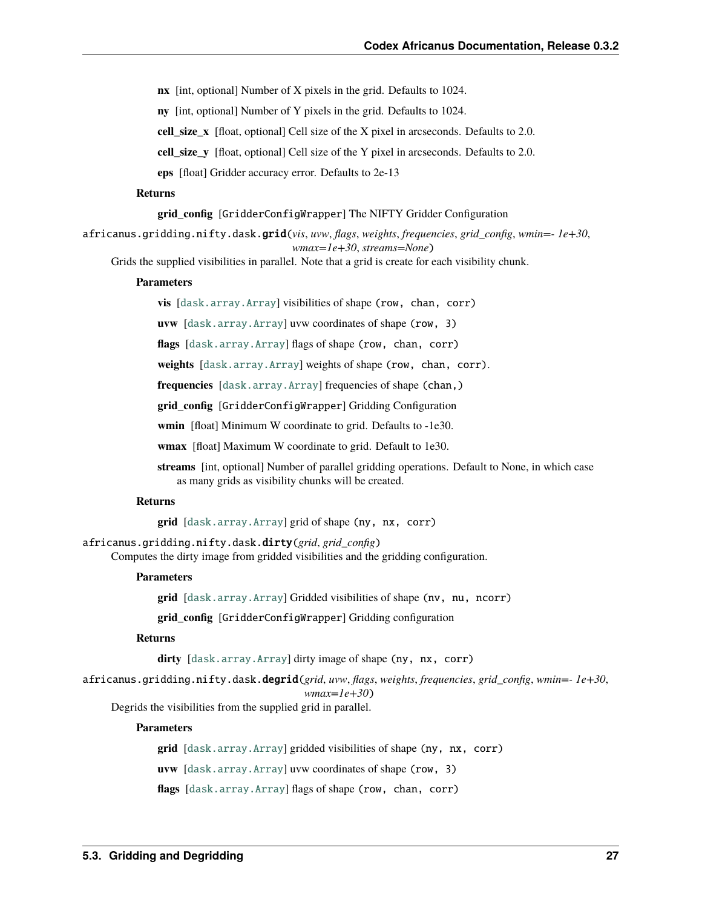**nx** [int, optional] Number of X pixels in the grid. Defaults to 1024.

**ny** [int, optional] Number of Y pixels in the grid. Defaults to 1024.

**cell_size_x** [float, optional] Cell size of the X pixel in arcseconds. Defaults to 2.0.

**cell_size_y** [float, optional] Cell size of the Y pixel in arcseconds. Defaults to 2.0.

**eps** [float] Gridder accuracy error. Defaults to 2e-13

**Returns**

**grid_config** [`GridderConfigWrapper`] The NIFTY Gridder Configuration

`africanus.gridding.nifty.dask.grid`(*vis*, *uvw*, *flags*, *weights*, *frequencies*, *grid_config*, *wmin=- 1e+30*, *wmax=1e+30*, *streams=None*)

Grids the supplied visibilities in parallel. Note that a grid is create for each visibility chunk.

**Parameters**

**vis** [`dask.array.Array`] visibilities of shape `(row, chan, corr)`

**uvw** [`dask.array.Array`] uvw coordinates of shape `(row, 3)`

**flags** [`dask.array.Array`] flags of shape `(row, chan, corr)`

**weights** [`dask.array.Array`] weights of shape `(row, chan, corr)`.

**frequencies** [`dask.array.Array`] frequencies of shape `(chan,)`

**grid_config** [`GridderConfigWrapper`] Gridding Configuration

**wmin** [float] Minimum W coordinate to grid. Defaults to -1e30.

**wmax** [float] Maximum W coordinate to grid. Default to 1e30.

**streams** [int, optional] Number of parallel gridding operations. Default to None, in which case as many grids as visibility chunks will be created.

**Returns**

**grid** [`dask.array.Array`] grid of shape `(ny, nx, corr)`

`africanus.gridding.nifty.dask.dirty`(*grid*, *grid_config*)

Computes the dirty image from gridded visibilities and the gridding configuration.

**Parameters**

**grid** [`dask.array.Array`] Gridded visibilities of shape `(nv, nu, ncorr)`

**grid_config** [`GridderConfigWrapper`] Gridding configuration

**Returns**

**dirty** [`dask.array.Array`] dirty image of shape `(ny, nx, corr)`

`africanus.gridding.nifty.dask.degrid`(*grid*, *uvw*, *flags*, *weights*, *frequencies*, *grid_config*, *wmin=- 1e+30*, *wmax=1e+30*)

Degrids the visibilities from the supplied grid in parallel.

**Parameters**

**grid** [`dask.array.Array`] gridded visibilities of shape `(ny, nx, corr)`

**uvw** [`dask.array.Array`] uvw coordinates of shape `(row, 3)`

**flags** [`dask.array.Array`] flags of shape `(row, chan, corr)`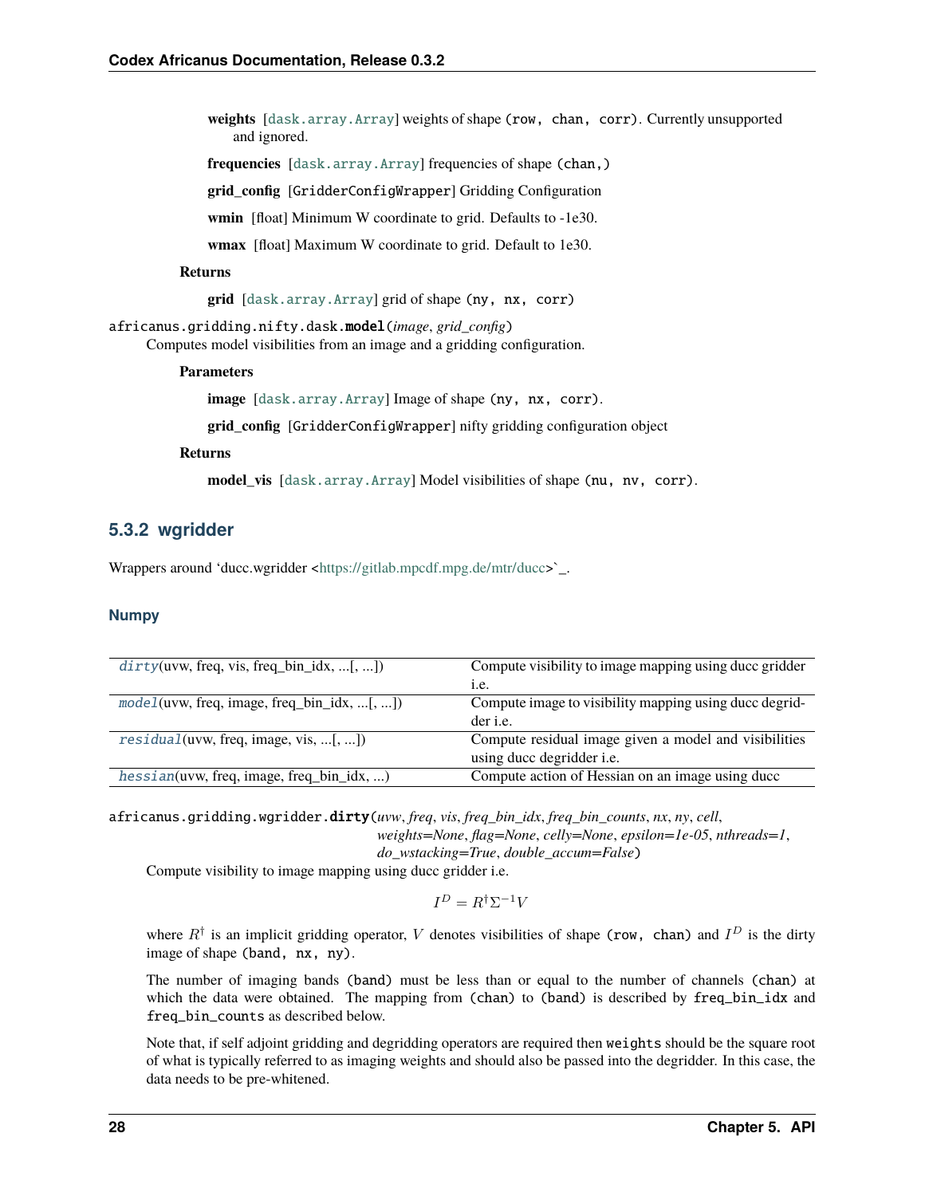**weights** [dask.array.Array] weights of shape (row, chan, corr). Currently unsupported and ignored.

**frequencies** [dask.array.Array] frequencies of shape (chan,)

**grid_config** [GridderConfigWrapper] Gridding Configuration

**wmin** [float] Minimum W coordinate to grid. Defaults to -1e30.

**wmax** [float] Maximum W coordinate to grid. Default to 1e30.

**Returns**

**grid** [dask.array.Array] grid of shape (ny, nx, corr)

africanus.gridding.nifty.dask.**model**(*image*, *grid_config*)

Computes model visibilities from an image and a gridding configuration.

**Parameters**

**image** [dask.array.Array] Image of shape (ny, nx, corr).

**grid_config** [GridderConfigWrapper] nifty gridding configuration object

**Returns**

**model_vis** [dask.array.Array] Model visibilities of shape (nu, nv, corr).

### 5.3.2 wgridder

Wrappers around 'ducc.wgridder <https://gitlab.mpcdf.mpg.de/mtr/ducc>`_.

#### Numpy

| | |
|---|---|
| *dirty*(uvw, freq, vis, freq_bin_idx, ...[, ...]) | Compute visibility to image mapping using ducc gridder i.e. |
| *model*(uvw, freq, image, freq_bin_idx, ...[, ...]) | Compute image to visibility mapping using ducc degridder i.e. |
| *residual*(uvw, freq, image, vis, ...[, ...]) | Compute residual image given a model and visibilities using ducc degridder i.e. |
| *hessian*(uvw, freq, image, freq_bin_idx, ...) | Compute action of Hessian on an image using ducc |

africanus.gridding.wgridder.**dirty**(*uvw*, *freq*, *vis*, *freq_bin_idx*, *freq_bin_counts*, *nx*, *ny*, *cell*, *weights=None*, *flag=None*, *celly=None*, *epsilon=1e-05*, *nthreads=1*, *do_wstacking=True*, *double_accum=False*)

Compute visibility to image mapping using ducc gridder i.e.

$$I^D = R^\dagger \Sigma^{-1} V$$

where $R^\dagger$ is an implicit gridding operator, $V$ denotes visibilities of shape (row, chan) and $I^D$ is the dirty image of shape (band, nx, ny).

The number of imaging bands (band) must be less than or equal to the number of channels (chan) at which the data were obtained. The mapping from (chan) to (band) is described by freq_bin_idx and freq_bin_counts as described below.

Note that, if self adjoint gridding and degridding operators are required then weights should be the square root of what is typically referred to as imaging weights and should also be passed into the degridder. In this case, the data needs to be pre-whitened.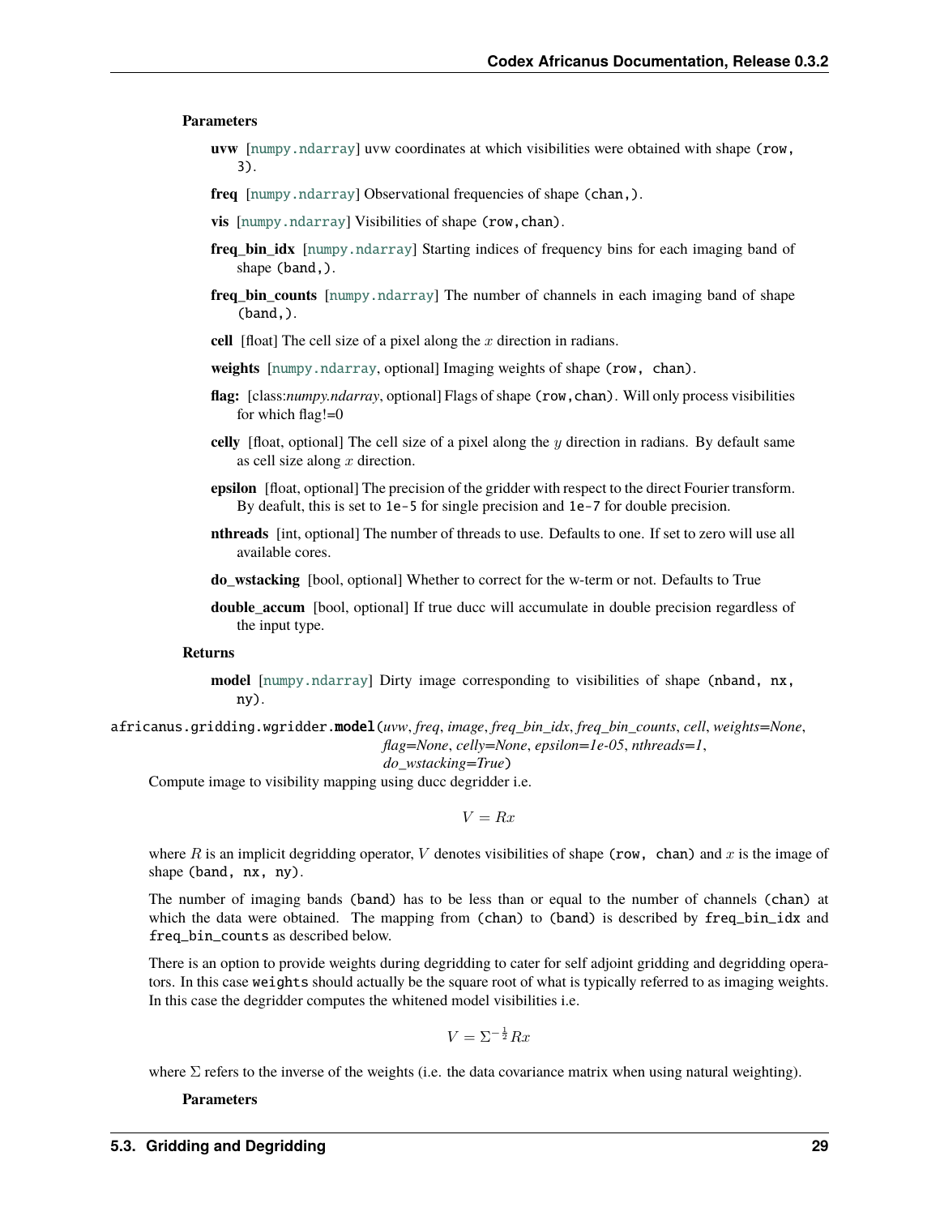**Parameters**

- **uvw** [numpy.ndarray] uvw coordinates at which visibilities were obtained with shape `(row, 3)`.
- **freq** [numpy.ndarray] Observational frequencies of shape `(chan,)`.
- **vis** [numpy.ndarray] Visibilities of shape `(row,chan)`.
- **freq_bin_idx** [numpy.ndarray] Starting indices of frequency bins for each imaging band of shape `(band,)`.
- **freq_bin_counts** [numpy.ndarray] The number of channels in each imaging band of shape `(band,)`.
- **cell** [float] The cell size of a pixel along the $x$ direction in radians.
- **weights** [numpy.ndarray, optional] Imaging weights of shape `(row, chan)`.
- **flag:** [class:*numpy.ndarray*, optional] Flags of shape `(row,chan)`. Will only process visibilities for which flag!=0
- **celly** [float, optional] The cell size of a pixel along the $y$ direction in radians. By default same as cell size along $x$ direction.
- **epsilon** [float, optional] The precision of the gridder with respect to the direct Fourier transform. By deafult, this is set to `1e-5` for single precision and `1e-7` for double precision.
- **nthreads** [int, optional] The number of threads to use. Defaults to one. If set to zero will use all available cores.
- **do_wstacking** [bool, optional] Whether to correct for the w-term or not. Defaults to True
- **double_accum** [bool, optional] If true ducc will accumulate in double precision regardless of the input type.

**Returns**

- **model** [numpy.ndarray] Dirty image corresponding to visibilities of shape `(nband, nx, ny)`.

`africanus.gridding.wgridder.model`(*uvw*, *freq*, *image*, *freq_bin_idx*, *freq_bin_counts*, *cell*, *weights=None*, *flag=None*, *celly=None*, *epsilon=1e-05*, *nthreads=1*, *do_wstacking=True*)

Compute image to visibility mapping using ducc degridder i.e.

$$V = Rx$$

where $R$ is an implicit degridding operator, $V$ denotes visibilities of shape `(row, chan)` and $x$ is the image of shape `(band, nx, ny)`.

The number of imaging bands `(band)` has to be less than or equal to the number of channels `(chan)` at which the data were obtained. The mapping from `(chan)` to `(band)` is described by `freq_bin_idx` and `freq_bin_counts` as described below.

There is an option to provide weights during degridding to cater for self adjoint gridding and degridding operators. In this case `weights` should actually be the square root of what is typically referred to as imaging weights. In this case the degridder computes the whitened model visibilities i.e.

$$V = \Sigma^{-\frac{1}{2}} Rx$$

where $\Sigma$ refers to the inverse of the weights (i.e. the data covariance matrix when using natural weighting).

**Parameters**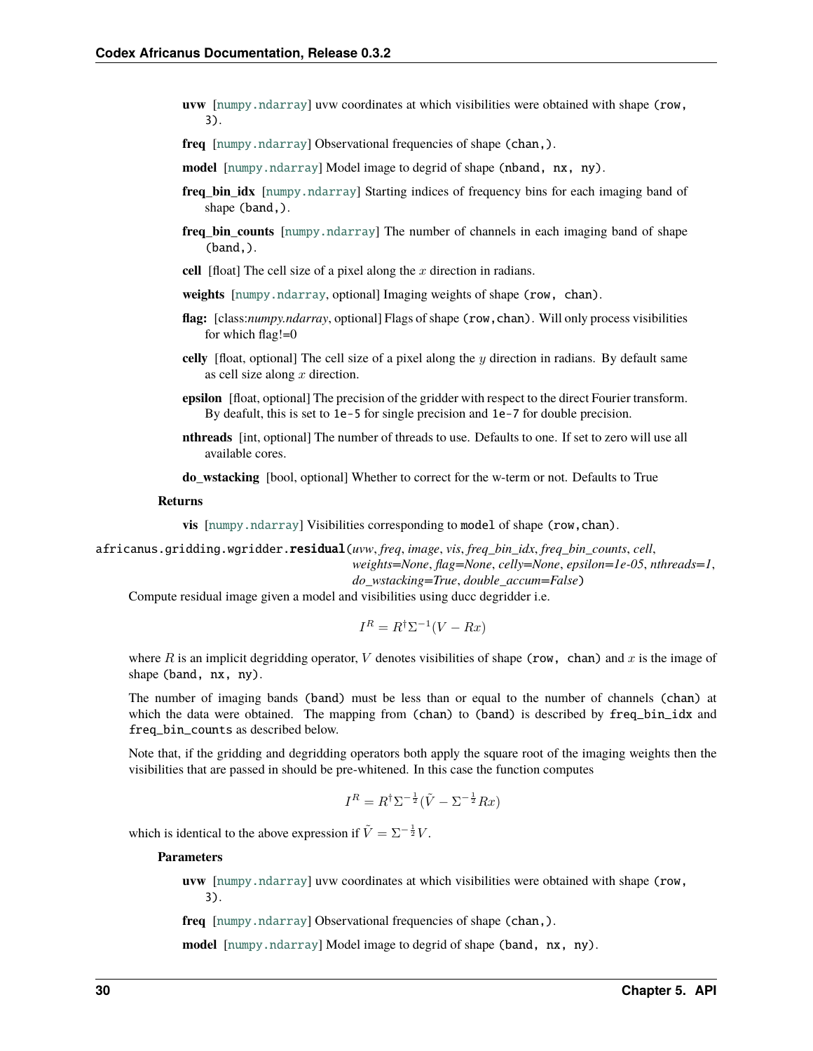**uvw** [numpy.ndarray] uvw coordinates at which visibilities were obtained with shape (row, 3).

**freq** [numpy.ndarray] Observational frequencies of shape (chan,).

**model** [numpy.ndarray] Model image to degrid of shape (nband, nx, ny).

**freq_bin_idx** [numpy.ndarray] Starting indices of frequency bins for each imaging band of shape (band,).

**freq_bin_counts** [numpy.ndarray] The number of channels in each imaging band of shape (band,).

**cell** [float] The cell size of a pixel along the $x$ direction in radians.

**weights** [numpy.ndarray, optional] Imaging weights of shape (row, chan).

**flag:** [class:*numpy.ndarray*, optional] Flags of shape (row,chan). Will only process visibilities for which flag!=0

**celly** [float, optional] The cell size of a pixel along the $y$ direction in radians. By default same as cell size along $x$ direction.

**epsilon** [float, optional] The precision of the gridder with respect to the direct Fourier transform. By deafult, this is set to 1e-5 for single precision and 1e-7 for double precision.

**nthreads** [int, optional] The number of threads to use. Defaults to one. If set to zero will use all available cores.

**do_wstacking** [bool, optional] Whether to correct for the w-term or not. Defaults to True

**Returns**

**vis** [numpy.ndarray] Visibilities corresponding to model of shape (row,chan).

africanus.gridding.wgridder.**residual**(*uvw*, *freq*, *image*, *vis*, *freq_bin_idx*, *freq_bin_counts*, *cell*, *weights=None*, *flag=None*, *celly=None*, *epsilon=1e-05*, *nthreads=1*, *do_wstacking=True*, *double_accum=False*)

Compute residual image given a model and visibilities using ducc degridder i.e.

$$I^R = R^\dagger \Sigma^{-1}(V - Rx)$$

where $R$ is an implicit degridding operator, $V$ denotes visibilities of shape (row, chan) and $x$ is the image of shape (band, nx, ny).

The number of imaging bands (band) must be less than or equal to the number of channels (chan) at which the data were obtained. The mapping from (chan) to (band) is described by freq_bin_idx and freq_bin_counts as described below.

Note that, if the gridding and degridding operators both apply the square root of the imaging weights then the visibilities that are passed in should be pre-whitened. In this case the function computes

$$I^R = R^\dagger \Sigma^{-\frac{1}{2}}(\tilde{V} - \Sigma^{-\frac{1}{2}} Rx)$$

which is identical to the above expression if $\tilde{V} = \Sigma^{-\frac{1}{2}} V$.

**Parameters**

**uvw** [numpy.ndarray] uvw coordinates at which visibilities were obtained with shape (row, 3).

**freq** [numpy.ndarray] Observational frequencies of shape (chan,).

**model** [numpy.ndarray] Model image to degrid of shape (band, nx, ny).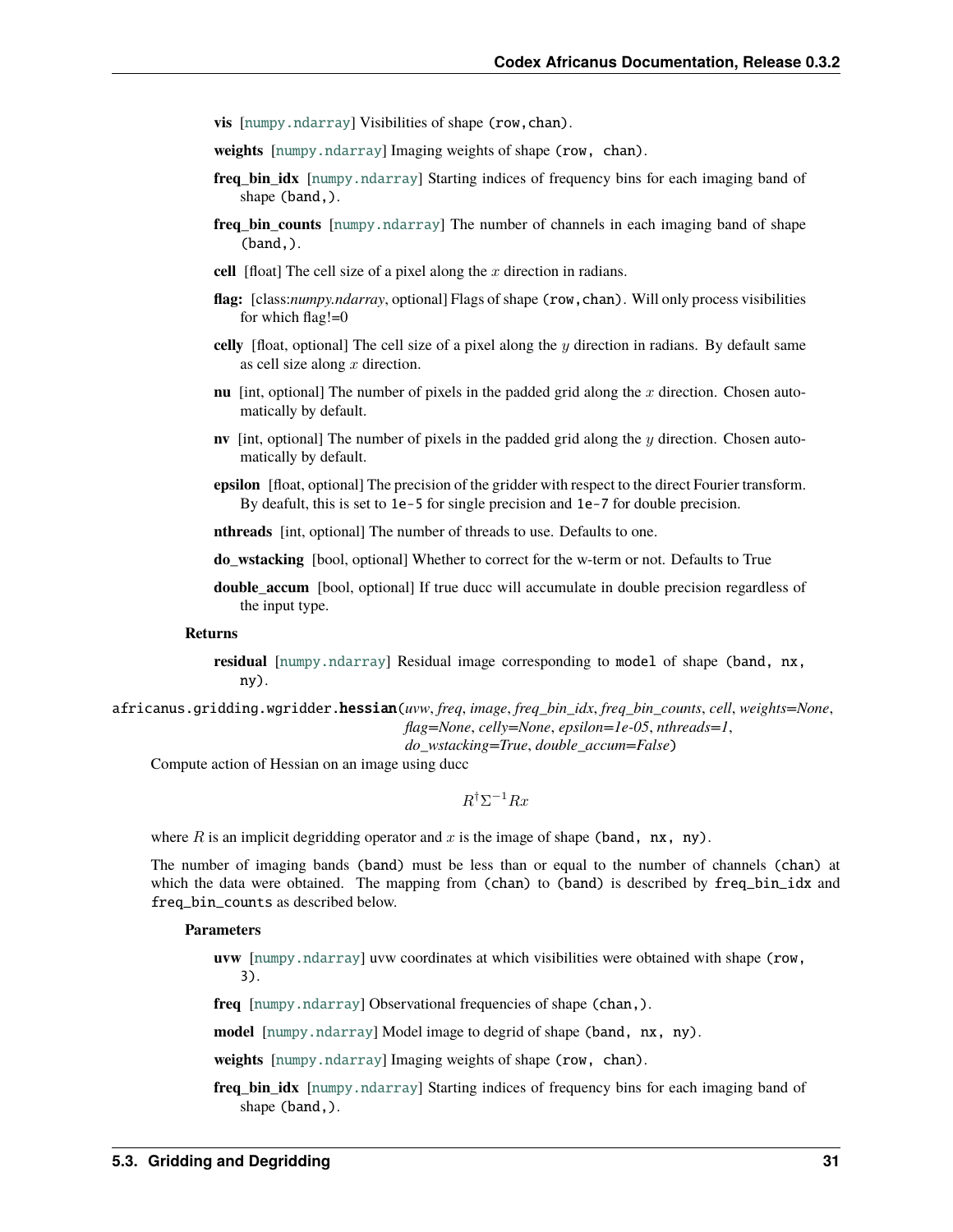**vis** [numpy.ndarray] Visibilities of shape (row,chan).

**weights** [numpy.ndarray] Imaging weights of shape (row, chan).

**freq_bin_idx** [numpy.ndarray] Starting indices of frequency bins for each imaging band of shape (band,).

**freq_bin_counts** [numpy.ndarray] The number of channels in each imaging band of shape (band,).

**cell** [float] The cell size of a pixel along the $x$ direction in radians.

**flag:** [class:*numpy.ndarray*, optional] Flags of shape (row,chan). Will only process visibilities for which flag!=0

**celly** [float, optional] The cell size of a pixel along the $y$ direction in radians. By default same as cell size along $x$ direction.

**nu** [int, optional] The number of pixels in the padded grid along the $x$ direction. Chosen automatically by default.

**nv** [int, optional] The number of pixels in the padded grid along the $y$ direction. Chosen automatically by default.

**epsilon** [float, optional] The precision of the gridder with respect to the direct Fourier transform. By deafult, this is set to 1e-5 for single precision and 1e-7 for double precision.

**nthreads** [int, optional] The number of threads to use. Defaults to one.

**do_wstacking** [bool, optional] Whether to correct for the w-term or not. Defaults to True

**double_accum** [bool, optional] If true ducc will accumulate in double precision regardless of the input type.

**Returns**

**residual** [numpy.ndarray] Residual image corresponding to model of shape (band, nx, ny).

africanus.gridding.wgridder.**hessian**(*uvw*, *freq*, *image*, *freq_bin_idx*, *freq_bin_counts*, *cell*, *weights=None*, *flag=None*, *celly=None*, *epsilon=1e-05*, *nthreads=1*, *do_wstacking=True*, *double_accum=False*)

Compute action of Hessian on an image using ducc

$$R^{\dagger}\Sigma^{-1}Rx$$

where $R$ is an implicit degridding operator and $x$ is the image of shape (band, nx, ny).

The number of imaging bands (band) must be less than or equal to the number of channels (chan) at which the data were obtained. The mapping from (chan) to (band) is described by freq_bin_idx and freq_bin_counts as described below.

**Parameters**

**uvw** [numpy.ndarray] uvw coordinates at which visibilities were obtained with shape (row, 3).

**freq** [numpy.ndarray] Observational frequencies of shape (chan,).

**model** [numpy.ndarray] Model image to degrid of shape (band, nx, ny).

**weights** [numpy.ndarray] Imaging weights of shape (row, chan).

**freq_bin_idx** [numpy.ndarray] Starting indices of frequency bins for each imaging band of shape (band,).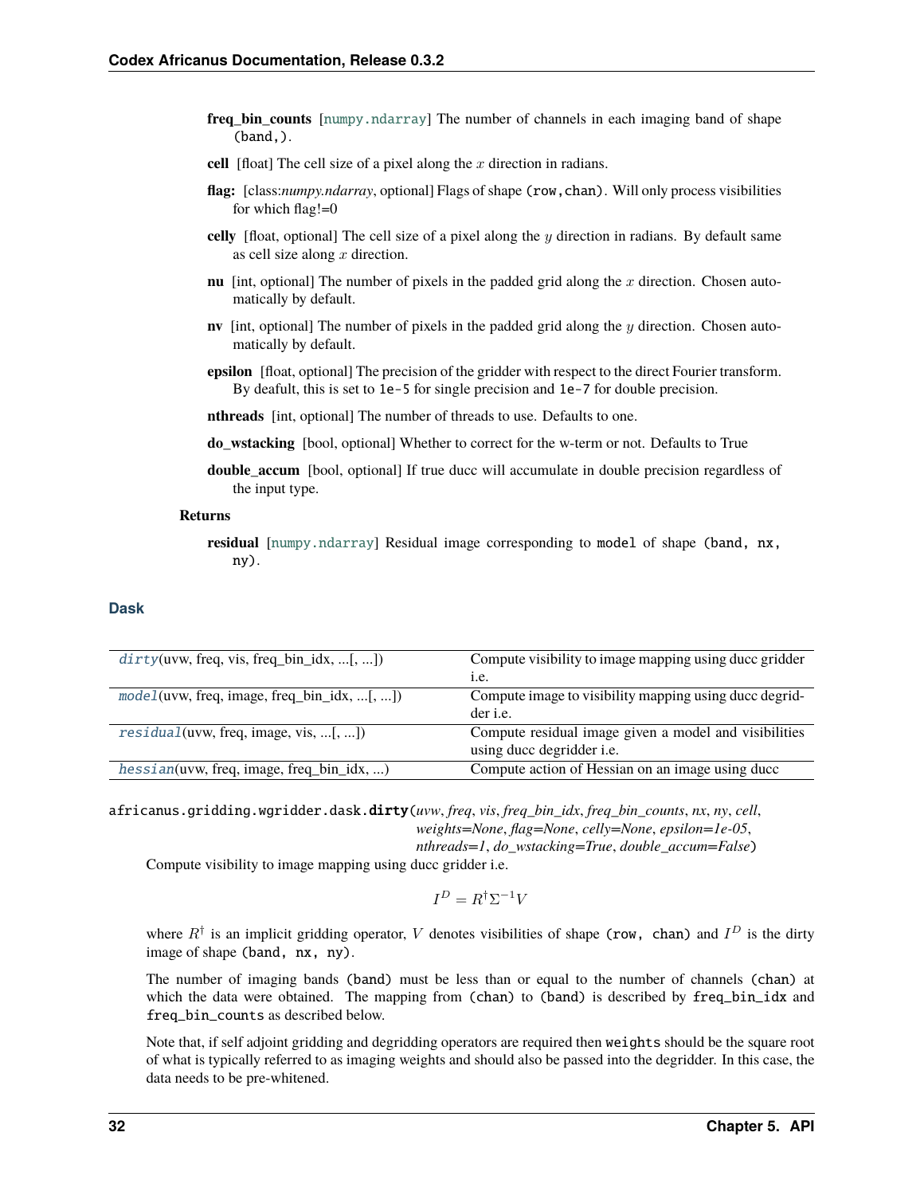**freq_bin_counts** [numpy.ndarray] The number of channels in each imaging band of shape `(band,)`.

**cell** [float] The cell size of a pixel along the $x$ direction in radians.

**flag:** [class:*numpy.ndarray*, optional] Flags of shape `(row,chan)`. Will only process visibilities for which flag!=0

**celly** [float, optional] The cell size of a pixel along the $y$ direction in radians. By default same as cell size along $x$ direction.

**nu** [int, optional] The number of pixels in the padded grid along the $x$ direction. Chosen automatically by default.

**nv** [int, optional] The number of pixels in the padded grid along the $y$ direction. Chosen automatically by default.

**epsilon** [float, optional] The precision of the gridder with respect to the direct Fourier transform. By deafult, this is set to `1e-5` for single precision and `1e-7` for double precision.

**nthreads** [int, optional] The number of threads to use. Defaults to one.

**do_wstacking** [bool, optional] Whether to correct for the w-term or not. Defaults to True

**double_accum** [bool, optional] If true ducc will accumulate in double precision regardless of the input type.

**Returns**

**residual** [numpy.ndarray] Residual image corresponding to `model` of shape `(band, nx, ny)`.

### Dask

| | |
|---|---|
| *dirty*(uvw, freq, vis, freq_bin_idx, ...[, ...]) | Compute visibility to image mapping using ducc gridder i.e. |
| *model*(uvw, freq, image, freq_bin_idx, ...[, ...]) | Compute image to visibility mapping using ducc degridder i.e. |
| *residual*(uvw, freq, image, vis, ...[, ...]) | Compute residual image given a model and visibilities using ducc degridder i.e. |
| *hessian*(uvw, freq, image, freq_bin_idx, ...) | Compute action of Hessian on an image using ducc |

`africanus.gridding.wgridder.dask.`**`dirty`**(*uvw*, *freq*, *vis*, *freq_bin_idx*, *freq_bin_counts*, *nx*, *ny*, *cell*, *weights=None*, *flag=None*, *celly=None*, *epsilon=1e-05*, *nthreads=1*, *do_wstacking=True*, *double_accum=False*)

Compute visibility to image mapping using ducc gridder i.e.

$$I^D = R^\dagger \Sigma^{-1} V$$

where $R^\dagger$ is an implicit gridding operator, $V$ denotes visibilities of shape `(row, chan)` and $I^D$ is the dirty image of shape `(band, nx, ny)`.

The number of imaging bands `(band)` must be less than or equal to the number of channels `(chan)` at which the data were obtained. The mapping from `(chan)` to `(band)` is described by `freq_bin_idx` and `freq_bin_counts` as described below.

Note that, if self adjoint gridding and degridding operators are required then `weights` should be the square root of what is typically referred to as imaging weights and should also be passed into the degridder. In this case, the data needs to be pre-whitened.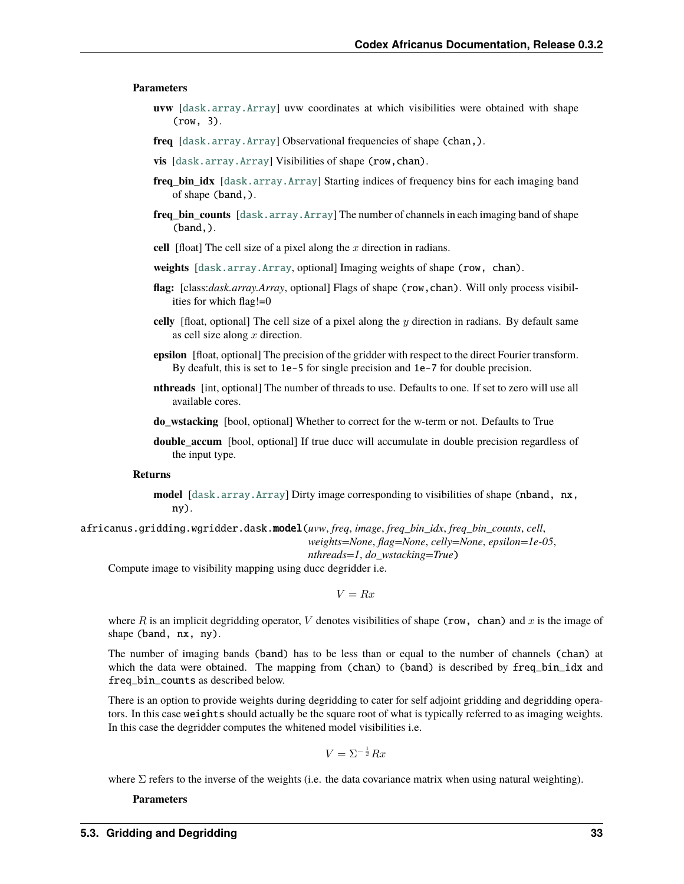**Parameters**

**uvw** [`dask.array.Array`] uvw coordinates at which visibilities were obtained with shape `(row, 3)`.

**freq** [`dask.array.Array`] Observational frequencies of shape `(chan,)`.

**vis** [`dask.array.Array`] Visibilities of shape `(row,chan)`.

**freq_bin_idx** [`dask.array.Array`] Starting indices of frequency bins for each imaging band of shape `(band,)`.

**freq_bin_counts** [`dask.array.Array`] The number of channels in each imaging band of shape `(band,)`.

**cell** [float] The cell size of a pixel along the $x$ direction in radians.

**weights** [`dask.array.Array`, optional] Imaging weights of shape `(row, chan)`.

**flag:** [class:*dask.array.Array*, optional] Flags of shape `(row,chan)`. Will only process visibilities for which flag!=0

**celly** [float, optional] The cell size of a pixel along the $y$ direction in radians. By default same as cell size along $x$ direction.

**epsilon** [float, optional] The precision of the gridder with respect to the direct Fourier transform. By deafult, this is set to `1e-5` for single precision and `1e-7` for double precision.

**nthreads** [int, optional] The number of threads to use. Defaults to one. If set to zero will use all available cores.

**do_wstacking** [bool, optional] Whether to correct for the w-term or not. Defaults to True

**double_accum** [bool, optional] If true ducc will accumulate in double precision regardless of the input type.

**Returns**

**model** [`dask.array.Array`] Dirty image corresponding to visibilities of shape `(nband, nx, ny)`.

africanus.gridding.wgridder.dask.**model**(*uvw*, *freq*, *image*, *freq_bin_idx*, *freq_bin_counts*, *cell*, *weights=None*, *flag=None*, *celly=None*, *epsilon=1e-05*, *nthreads=1*, *do_wstacking=True*)

Compute image to visibility mapping using ducc degridder i.e.

$$V = Rx$$

where $R$ is an implicit degridding operator, $V$ denotes visibilities of shape `(row, chan)` and $x$ is the image of shape `(band, nx, ny)`.

The number of imaging bands `(band)` has to be less than or equal to the number of channels `(chan)` at which the data were obtained. The mapping from `(chan)` to `(band)` is described by `freq_bin_idx` and `freq_bin_counts` as described below.

There is an option to provide weights during degridding to cater for self adjoint gridding and degridding operators. In this case `weights` should actually be the square root of what is typically referred to as imaging weights. In this case the degridder computes the whitened model visibilities i.e.

$$V = \Sigma^{-\frac{1}{2}} Rx$$

where $\Sigma$ refers to the inverse of the weights (i.e. the data covariance matrix when using natural weighting).

**Parameters**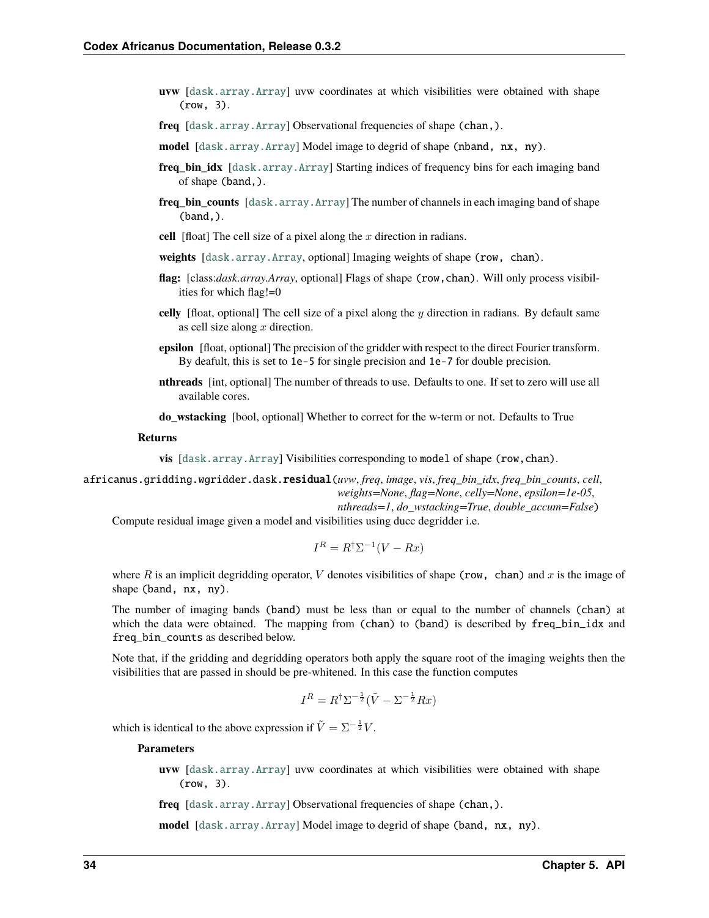**uvw** [`dask.array.Array`] uvw coordinates at which visibilities were obtained with shape `(row, 3)`.

**freq** [`dask.array.Array`] Observational frequencies of shape `(chan,)`.

**model** [`dask.array.Array`] Model image to degrid of shape `(nband, nx, ny)`.

**freq_bin_idx** [`dask.array.Array`] Starting indices of frequency bins for each imaging band of shape `(band,)`.

**freq_bin_counts** [`dask.array.Array`] The number of channels in each imaging band of shape `(band,)`.

**cell** [float] The cell size of a pixel along the $x$ direction in radians.

**weights** [`dask.array.Array`, optional] Imaging weights of shape `(row, chan)`.

**flag:** [class:*dask.array.Array*, optional] Flags of shape `(row,chan)`. Will only process visibilities for which flag!=0

**celly** [float, optional] The cell size of a pixel along the $y$ direction in radians. By default same as cell size along $x$ direction.

**epsilon** [float, optional] The precision of the gridder with respect to the direct Fourier transform. By deafult, this is set to `1e-5` for single precision and `1e-7` for double precision.

**nthreads** [int, optional] The number of threads to use. Defaults to one. If set to zero will use all available cores.

**do_wstacking** [bool, optional] Whether to correct for the w-term or not. Defaults to True

**Returns**

**vis** [`dask.array.Array`] Visibilities corresponding to `model` of shape `(row,chan)`.

africanus.gridding.wgridder.dask.**residual**(*uvw*, *freq*, *image*, *vis*, *freq_bin_idx*, *freq_bin_counts*, *cell*, *weights=None*, *flag=None*, *celly=None*, *epsilon=1e-05*, *nthreads=1*, *do_wstacking=True*, *double_accum=False*)

Compute residual image given a model and visibilities using ducc degridder i.e.

$$I^R = R^\dagger \Sigma^{-1}(V - Rx)$$

where $R$ is an implicit degridding operator, $V$ denotes visibilities of shape `(row, chan)` and $x$ is the image of shape `(band, nx, ny)`.

The number of imaging bands `(band)` must be less than or equal to the number of channels `(chan)` at which the data were obtained. The mapping from `(chan)` to `(band)` is described by `freq_bin_idx` and `freq_bin_counts` as described below.

Note that, if the gridding and degridding operators both apply the square root of the imaging weights then the visibilities that are passed in should be pre-whitened. In this case the function computes

$$I^R = R^\dagger \Sigma^{-\frac{1}{2}}(\tilde{V} - \Sigma^{-\frac{1}{2}} Rx)$$

which is identical to the above expression if $\tilde{V} = \Sigma^{-\frac{1}{2}} V$.

**Parameters**

**uvw** [`dask.array.Array`] uvw coordinates at which visibilities were obtained with shape `(row, 3)`.

**freq** [`dask.array.Array`] Observational frequencies of shape `(chan,)`.

**model** [`dask.array.Array`] Model image to degrid of shape `(band, nx, ny)`.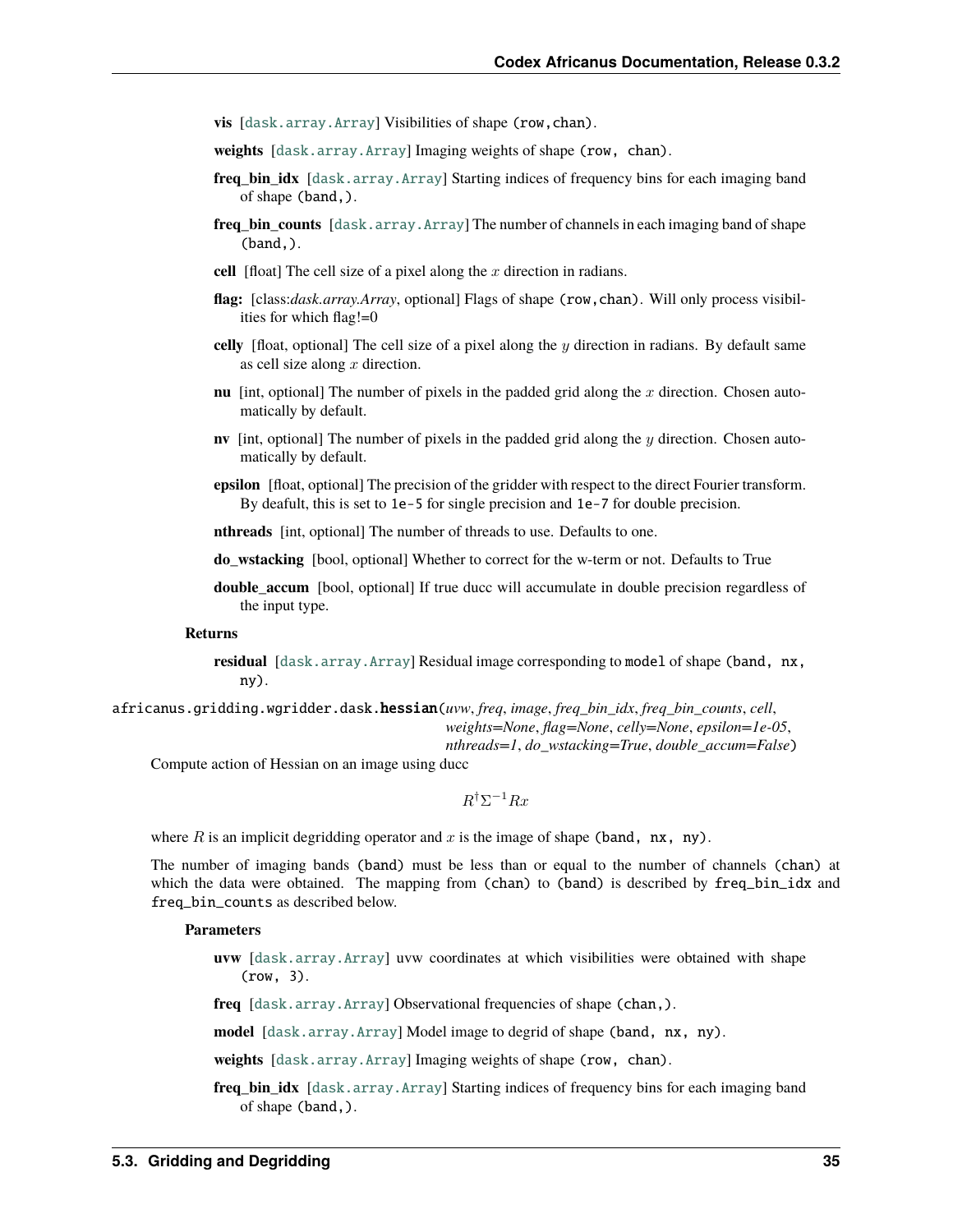**vis** [`dask.array.Array`] Visibilities of shape `(row,chan)`.

**weights** [`dask.array.Array`] Imaging weights of shape `(row, chan)`.

**freq_bin_idx** [`dask.array.Array`] Starting indices of frequency bins for each imaging band of shape `(band,)`.

**freq_bin_counts** [`dask.array.Array`] The number of channels in each imaging band of shape `(band,)`.

**cell** [float] The cell size of a pixel along the $x$ direction in radians.

**flag:** [class:*dask.array.Array*, optional] Flags of shape `(row,chan)`. Will only process visibilities for which flag!=0

**celly** [float, optional] The cell size of a pixel along the $y$ direction in radians. By default same as cell size along $x$ direction.

**nu** [int, optional] The number of pixels in the padded grid along the $x$ direction. Chosen automatically by default.

**nv** [int, optional] The number of pixels in the padded grid along the $y$ direction. Chosen automatically by default.

**epsilon** [float, optional] The precision of the gridder with respect to the direct Fourier transform. By deafult, this is set to `1e-5` for single precision and `1e-7` for double precision.

**nthreads** [int, optional] The number of threads to use. Defaults to one.

**do_wstacking** [bool, optional] Whether to correct for the w-term or not. Defaults to True

**double_accum** [bool, optional] If true ducc will accumulate in double precision regardless of the input type.

**Returns**

**residual** [`dask.array.Array`] Residual image corresponding to `model` of shape `(band, nx, ny)`.

`africanus.gridding.wgridder.dask.`**`hessian`**(*uvw*, *freq*, *image*, *freq_bin_idx*, *freq_bin_counts*, *cell*, *weights=None*, *flag=None*, *celly=None*, *epsilon=1e-05*, *nthreads=1*, *do_wstacking=True*, *double_accum=False*)

Compute action of Hessian on an image using ducc

$$R^\dagger \Sigma^{-1} R x$$

where $R$ is an implicit degridding operator and $x$ is the image of shape `(band, nx, ny)`.

The number of imaging bands `(band)` must be less than or equal to the number of channels `(chan)` at which the data were obtained. The mapping from `(chan)` to `(band)` is described by `freq_bin_idx` and `freq_bin_counts` as described below.

**Parameters**

**uvw** [`dask.array.Array`] uvw coordinates at which visibilities were obtained with shape `(row, 3)`.

**freq** [`dask.array.Array`] Observational frequencies of shape `(chan,)`.

**model** [`dask.array.Array`] Model image to degrid of shape `(band, nx, ny)`.

**weights** [`dask.array.Array`] Imaging weights of shape `(row, chan)`.

**freq_bin_idx** [`dask.array.Array`] Starting indices of frequency bins for each imaging band of shape `(band,)`.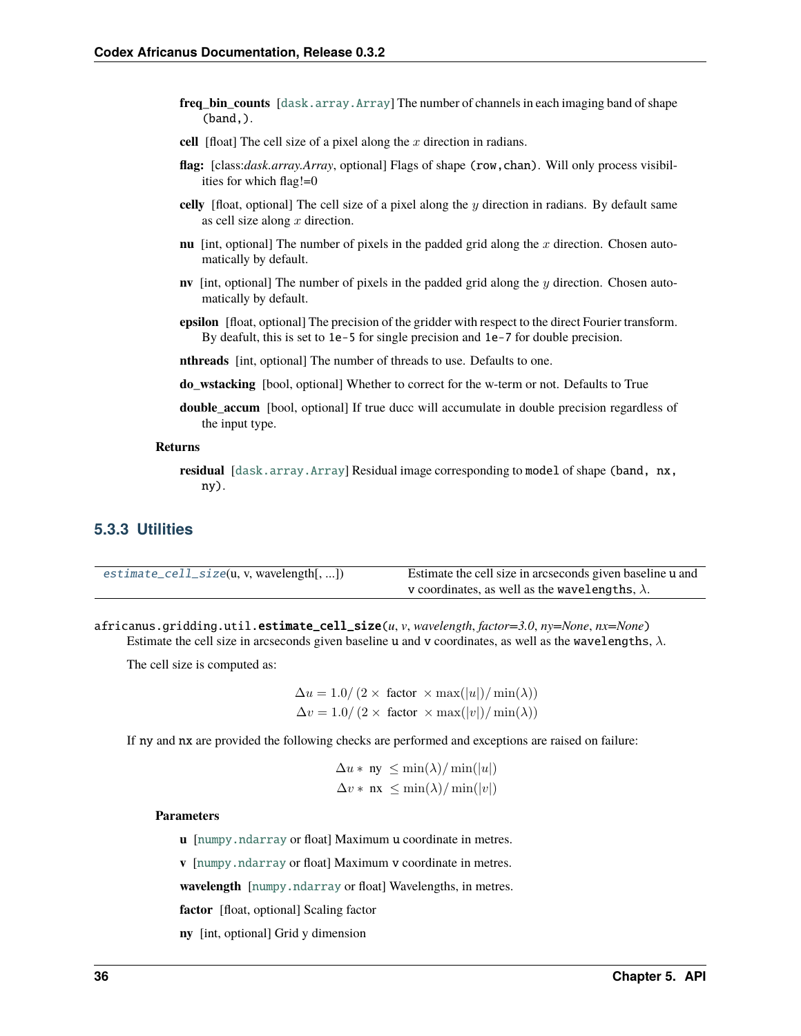**freq_bin_counts** [`dask.array.Array`] The number of channels in each imaging band of shape `(band,)`.

**cell** [float] The cell size of a pixel along the $x$ direction in radians.

**flag:** [class:*dask.array.Array*, optional] Flags of shape `(row,chan)`. Will only process visibilities for which flag!=0

**celly** [float, optional] The cell size of a pixel along the $y$ direction in radians. By default same as cell size along $x$ direction.

**nu** [int, optional] The number of pixels in the padded grid along the $x$ direction. Chosen automatically by default.

**nv** [int, optional] The number of pixels in the padded grid along the $y$ direction. Chosen automatically by default.

**epsilon** [float, optional] The precision of the gridder with respect to the direct Fourier transform. By deafult, this is set to `1e-5` for single precision and `1e-7` for double precision.

**nthreads** [int, optional] The number of threads to use. Defaults to one.

**do_wstacking** [bool, optional] Whether to correct for the w-term or not. Defaults to True

**double_accum** [bool, optional] If true ducc will accumulate in double precision regardless of the input type.

**Returns**

**residual** [`dask.array.Array`] Residual image corresponding to `model` of shape `(band, nx, ny)`.

### 5.3.3 Utilities

| | |
|---|---|
| `estimate_cell_size`(u, v, wavelength[, ...]) | Estimate the cell size in arcseconds given baseline `u` and `v` coordinates, as well as the `wavelengths`, $\lambda$. |

`africanus.gridding.util.estimate_cell_size`(*u*, *v*, *wavelength*, *factor=3.0*, *ny=None*, *nx=None*)

Estimate the cell size in arcseconds given baseline `u` and `v` coordinates, as well as the `wavelengths`, $\lambda$.

The cell size is computed as:

$$\Delta u = 1.0 / \left(2 \times \text{ factor } \times \max(|u|) / \min(\lambda)\right)$$
$$\Delta v = 1.0 / \left(2 \times \text{ factor } \times \max(|v|) / \min(\lambda)\right)$$

If `ny` and `nx` are provided the following checks are performed and exceptions are raised on failure:

$$\Delta u * \text{ ny } \leq \min(\lambda) / \min(|u|)$$
$$\Delta v * \text{ nx } \leq \min(\lambda) / \min(|v|)$$

**Parameters**

**u** [`numpy.ndarray` or float] Maximum `u` coordinate in metres.

**v** [`numpy.ndarray` or float] Maximum `v` coordinate in metres.

**wavelength** [`numpy.ndarray` or float] Wavelengths, in metres.

**factor** [float, optional] Scaling factor

**ny** [int, optional] Grid y dimension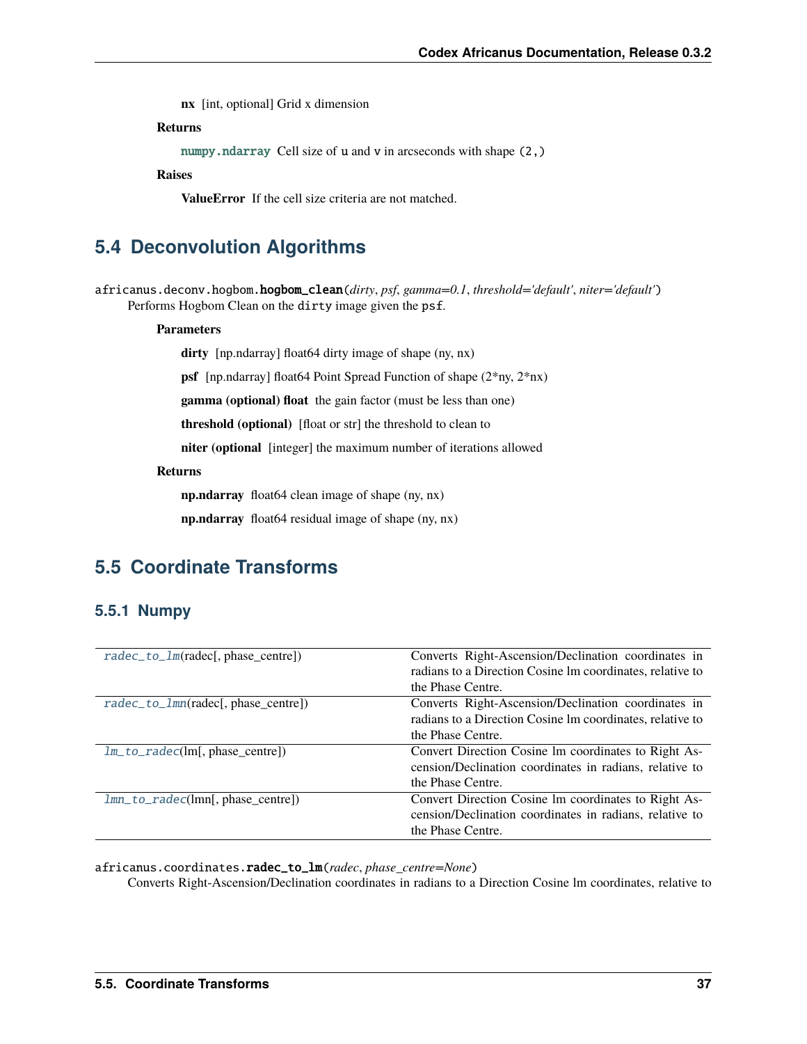**nx** [int, optional] Grid x dimension

**Returns**

**numpy.ndarray** Cell size of u and v in arcseconds with shape (2,)

**Raises**

**ValueError** If the cell size criteria are not matched.

## 5.4 Deconvolution Algorithms

africanus.deconv.hogbom.**hogbom_clean**(*dirty*, *psf*, *gamma=0.1*, *threshold='default'*, *niter='default'*)

Performs Hogbom Clean on the dirty image given the psf.

**Parameters**

**dirty** [np.ndarray] float64 dirty image of shape (ny, nx)

**psf** [np.ndarray] float64 Point Spread Function of shape (2*ny, 2*nx)

**gamma (optional) float** the gain factor (must be less than one)

**threshold (optional)** [float or str] the threshold to clean to

**niter (optional** [integer] the maximum number of iterations allowed

**Returns**

**np.ndarray** float64 clean image of shape (ny, nx)

**np.ndarray** float64 residual image of shape (ny, nx)

## 5.5 Coordinate Transforms

### 5.5.1 Numpy

| | |
|---|---|
| *radec_to_lm*(radec[, phase_centre]) | Converts Right-Ascension/Declination coordinates in radians to a Direction Cosine lm coordinates, relative to the Phase Centre. |
| *radec_to_lmn*(radec[, phase_centre]) | Converts Right-Ascension/Declination coordinates in radians to a Direction Cosine lm coordinates, relative to the Phase Centre. |
| *lm_to_radec*(lm[, phase_centre]) | Convert Direction Cosine lm coordinates to Right Ascension/Declination coordinates in radians, relative to the Phase Centre. |
| *lmn_to_radec*(lmn[, phase_centre]) | Convert Direction Cosine lm coordinates to Right Ascension/Declination coordinates in radians, relative to the Phase Centre. |

africanus.coordinates.**radec_to_lm**(*radec*, *phase_centre=None*)

Converts Right-Ascension/Declination coordinates in radians to a Direction Cosine lm coordinates, relative to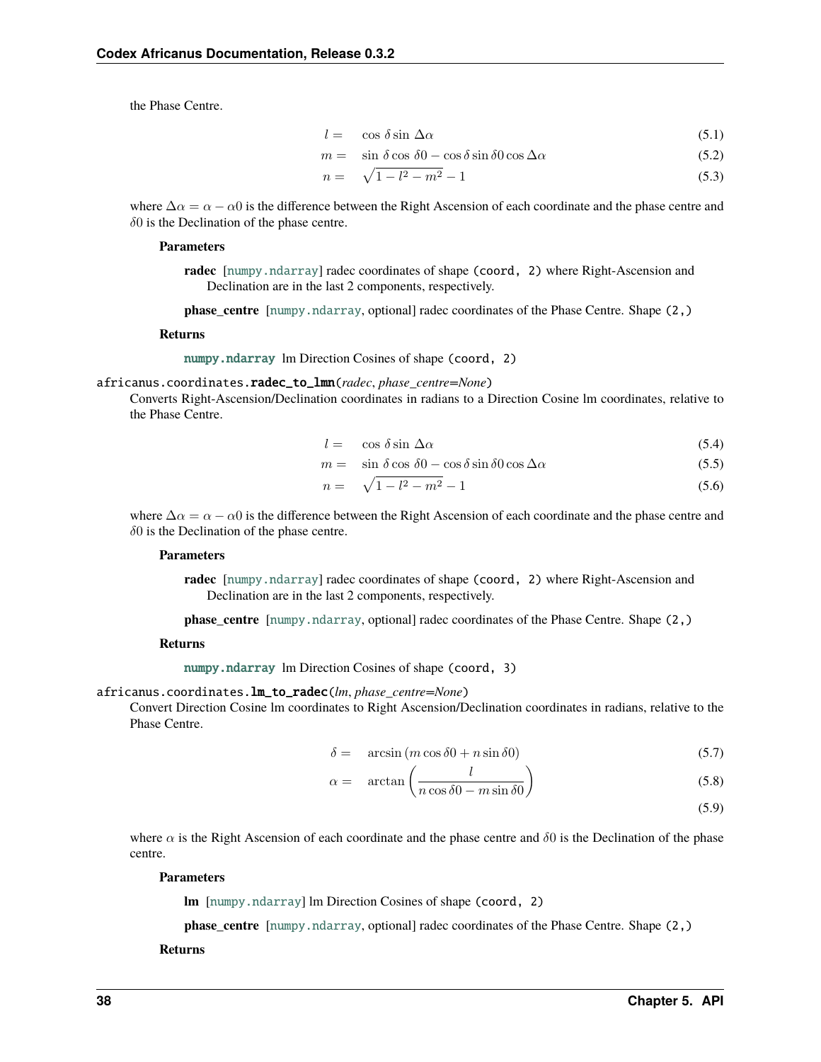the Phase Centre.

$$l = \cos\,\delta \sin\,\Delta\alpha \tag{5.1}$$

$$m = \sin\,\delta \cos\,\delta 0 - \cos\delta \sin\delta 0 \cos\Delta\alpha \tag{5.2}$$

$$n = \sqrt{1 - l^2 - m^2} - 1 \tag{5.3}$$

where $\Delta\alpha = \alpha - \alpha 0$ is the difference between the Right Ascension of each coordinate and the phase centre and $\delta 0$ is the Declination of the phase centre.

**Parameters**

**radec** [numpy.ndarray] radec coordinates of shape `(coord, 2)` where Right-Ascension and Declination are in the last 2 components, respectively.

**phase_centre** [numpy.ndarray, optional] radec coordinates of the Phase Centre. Shape `(2,)`

**Returns**

**numpy.ndarray** lm Direction Cosines of shape `(coord, 2)`

`africanus.coordinates.radec_to_lmn(radec, phase_centre=None)`

Converts Right-Ascension/Declination coordinates in radians to a Direction Cosine lm coordinates, relative to the Phase Centre.

$$l = \cos\,\delta \sin\,\Delta\alpha \tag{5.4}$$

$$m = \sin\,\delta \cos\,\delta 0 - \cos\delta \sin\delta 0 \cos\Delta\alpha \tag{5.5}$$

$$n = \sqrt{1 - l^2 - m^2} - 1 \tag{5.6}$$

where $\Delta\alpha = \alpha - \alpha 0$ is the difference between the Right Ascension of each coordinate and the phase centre and $\delta 0$ is the Declination of the phase centre.

**Parameters**

**radec** [numpy.ndarray] radec coordinates of shape `(coord, 2)` where Right-Ascension and Declination are in the last 2 components, respectively.

**phase_centre** [numpy.ndarray, optional] radec coordinates of the Phase Centre. Shape `(2,)`

**Returns**

**numpy.ndarray** lm Direction Cosines of shape `(coord, 3)`

`africanus.coordinates.lm_to_radec(lm, phase_centre=None)`

Convert Direction Cosine lm coordinates to Right Ascension/Declination coordinates in radians, relative to the Phase Centre.

$$\delta = \arcsin\left(m \cos\delta 0 + n \sin\delta 0\right) \tag{5.7}$$

$$\alpha = \arctan\left(\frac{l}{n \cos\delta 0 - m \sin\delta 0}\right) \tag{5.8}$$

$$\tag{5.9}$$

where $\alpha$ is the Right Ascension of each coordinate and the phase centre and $\delta 0$ is the Declination of the phase centre.

**Parameters**

**lm** [numpy.ndarray] lm Direction Cosines of shape `(coord, 2)`

**phase_centre** [numpy.ndarray, optional] radec coordinates of the Phase Centre. Shape `(2,)`

**Returns**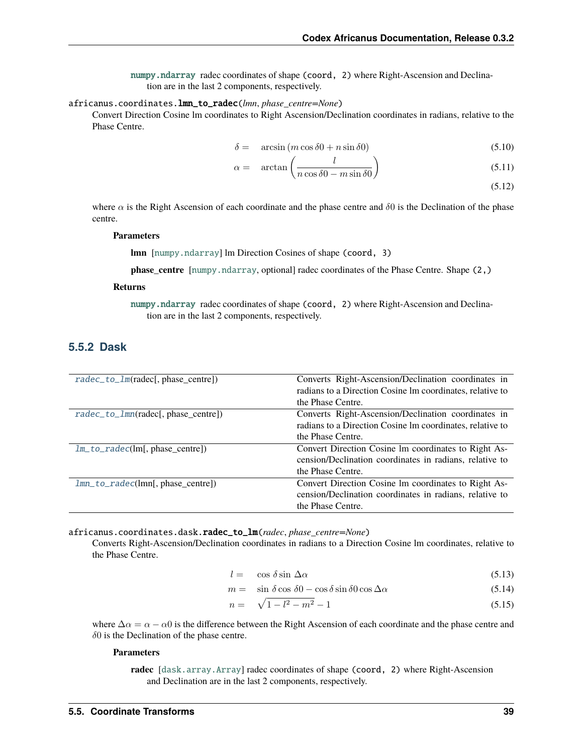**numpy.ndarray** radec coordinates of shape (coord, 2) where Right-Ascension and Declination are in the last 2 components, respectively.

`africanus.coordinates.lmn_to_radec(lmn, phase_centre=None)`

Convert Direction Cosine lm coordinates to Right Ascension/Declination coordinates in radians, relative to the Phase Centre.

$$\delta = \arcsin\left(m \cos\delta 0 + n \sin\delta 0\right) \tag{5.10}$$

$$\alpha = \arctan\left(\frac{l}{n\cos\delta 0 - m\sin\delta 0}\right) \tag{5.11}$$

$$\tag{5.12}$$

where $\alpha$ is the Right Ascension of each coordinate and the phase centre and $\delta 0$ is the Declination of the phase centre.

**Parameters**

**lmn** [numpy.ndarray] lm Direction Cosines of shape (coord, 3)

**phase_centre** [numpy.ndarray, optional] radec coordinates of the Phase Centre. Shape (2,)

**Returns**

**numpy.ndarray** radec coordinates of shape (coord, 2) where Right-Ascension and Declination are in the last 2 components, respectively.

### 5.5.2 Dask

| | |
|---|---|
| radec_to_lm(radec[, phase_centre]) | Converts Right-Ascension/Declination coordinates in radians to a Direction Cosine lm coordinates, relative to the Phase Centre. |
| radec_to_lmn(radec[, phase_centre]) | Converts Right-Ascension/Declination coordinates in radians to a Direction Cosine lm coordinates, relative to the Phase Centre. |
| lm_to_radec(lm[, phase_centre]) | Convert Direction Cosine lm coordinates to Right Ascension/Declination coordinates in radians, relative to the Phase Centre. |
| lmn_to_radec(lmn[, phase_centre]) | Convert Direction Cosine lm coordinates to Right Ascension/Declination coordinates in radians, relative to the Phase Centre. |

`africanus.coordinates.dask.radec_to_lm(radec, phase_centre=None)`

Converts Right-Ascension/Declination coordinates in radians to a Direction Cosine lm coordinates, relative to the Phase Centre.

$$l = \cos\delta\sin\Delta\alpha \tag{5.13}$$

$$m = \sin\delta\cos\delta 0 - \cos\delta\sin\delta 0\cos\Delta\alpha \tag{5.14}$$

$$n = \sqrt{1 - l^2 - m^2} - 1 \tag{5.15}$$

where $\Delta\alpha = \alpha - \alpha 0$ is the difference between the Right Ascension of each coordinate and the phase centre and $\delta 0$ is the Declination of the phase centre.

**Parameters**

**radec** [dask.array.Array] radec coordinates of shape (coord, 2) where Right-Ascension and Declination are in the last 2 components, respectively.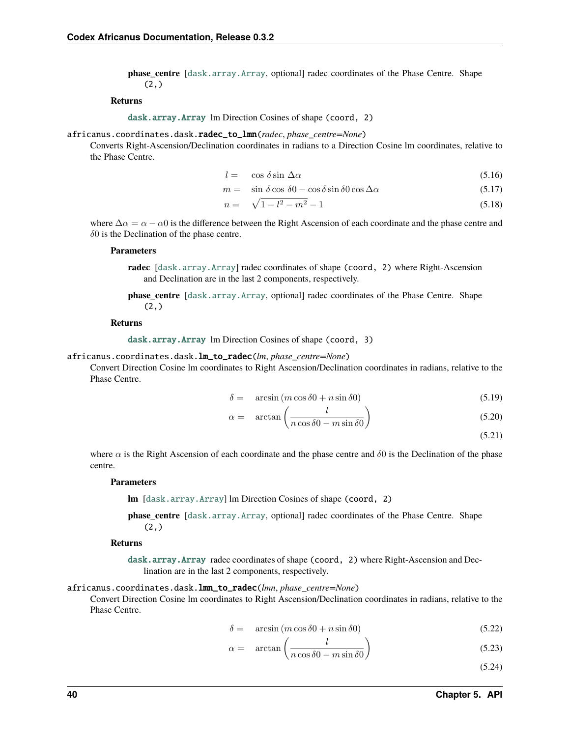**phase_centre** [dask.array.Array, optional] radec coordinates of the Phase Centre. Shape `(2,)`

**Returns**

**dask.array.Array** lm Direction Cosines of shape `(coord, 2)`

`africanus.coordinates.dask.radec_to_lmn(radec, phase_centre=None)`

Converts Right-Ascension/Declination coordinates in radians to a Direction Cosine lm coordinates, relative to the Phase Centre.

$$l = \cos\delta \sin\Delta\alpha \tag{5.16}$$

$$m = \sin\delta\cos\delta 0 - \cos\delta\sin\delta 0\cos\Delta\alpha \tag{5.17}$$

$$n = \sqrt{1 - l^2 - m^2} - 1 \tag{5.18}$$

where $\Delta\alpha = \alpha - \alpha 0$ is the difference between the Right Ascension of each coordinate and the phase centre and $\delta 0$ is the Declination of the phase centre.

**Parameters**

**radec** [dask.array.Array] radec coordinates of shape `(coord, 2)` where Right-Ascension and Declination are in the last 2 components, respectively.

**phase_centre** [dask.array.Array, optional] radec coordinates of the Phase Centre. Shape `(2,)`

**Returns**

**dask.array.Array** lm Direction Cosines of shape `(coord, 3)`

`africanus.coordinates.dask.lm_to_radec(lm, phase_centre=None)`

Convert Direction Cosine lm coordinates to Right Ascension/Declination coordinates in radians, relative to the Phase Centre.

$$\delta = \arcsin\left(m\cos\delta 0 + n\sin\delta 0\right) \tag{5.19}$$

$$\alpha = \arctan\left(\frac{l}{n\cos\delta 0 - m\sin\delta 0}\right) \tag{5.20}$$

$$\tag{5.21}$$

where $\alpha$ is the Right Ascension of each coordinate and the phase centre and $\delta 0$ is the Declination of the phase centre.

**Parameters**

**lm** [dask.array.Array] lm Direction Cosines of shape `(coord, 2)`

**phase_centre** [dask.array.Array, optional] radec coordinates of the Phase Centre. Shape `(2,)`

**Returns**

**dask.array.Array** radec coordinates of shape `(coord, 2)` where Right-Ascension and Declination are in the last 2 components, respectively.

`africanus.coordinates.dask.lmn_to_radec(lmn, phase_centre=None)`

Convert Direction Cosine lm coordinates to Right Ascension/Declination coordinates in radians, relative to the Phase Centre.

$$\delta = \arcsin\left(m\cos\delta 0 + n\sin\delta 0\right) \tag{5.22}$$

$$\alpha = \arctan\left(\frac{l}{n\cos\delta 0 - m\sin\delta 0}\right) \tag{5.23}$$

$$\tag{5.24}$$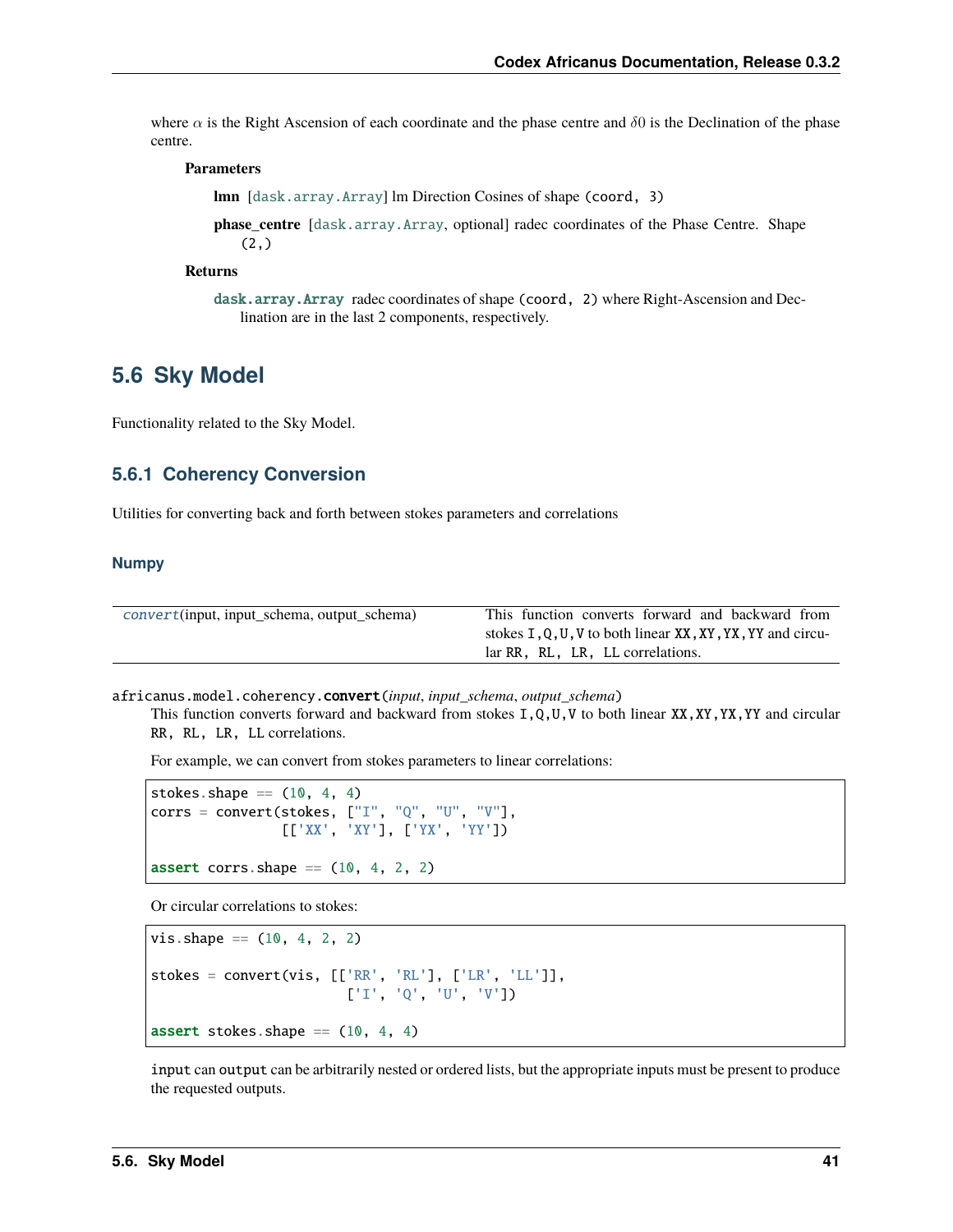where $\alpha$ is the Right Ascension of each coordinate and the phase centre and $\delta0$ is the Declination of the phase centre.

**Parameters**

**lmn** [`dask.array.Array`] lm Direction Cosines of shape `(coord, 3)`

**phase_centre** [`dask.array.Array`, optional] radec coordinates of the Phase Centre. Shape `(2,)`

**Returns**

**`dask.array.Array`** radec coordinates of shape `(coord, 2)` where Right-Ascension and Declination are in the last 2 components, respectively.

## 5.6 Sky Model

Functionality related to the Sky Model.

### 5.6.1 Coherency Conversion

Utilities for converting back and forth between stokes parameters and correlations

#### Numpy

| | |
|---|---|
| *convert*(input, input_schema, output_schema) | This function converts forward and backward from stokes `I,Q,U,V` to both linear `XX,XY,YX,YY` and circular `RR, RL, LR, LL` correlations. |

`africanus.model.coherency.`**`convert`**(*input*, *input_schema*, *output_schema*)

This function converts forward and backward from stokes `I,Q,U,V` to both linear `XX,XY,YX,YY` and circular `RR, RL, LR, LL` correlations.

For example, we can convert from stokes parameters to linear correlations:

```
stokes.shape == (10, 4, 4)
corrs = convert(stokes, ["I", "Q", "U", "V"],
                [['XX', 'XY'], ['YX', 'YY'])

assert corrs.shape == (10, 4, 2, 2)
```

Or circular correlations to stokes:

```
vis.shape == (10, 4, 2, 2)

stokes = convert(vis, [['RR', 'RL'], ['LR', 'LL']],
                      ['I', 'Q', 'U', 'V'])

assert stokes.shape == (10, 4, 4)
```

`input` can `output` can be arbitrarily nested or ordered lists, but the appropriate inputs must be present to produce the requested outputs.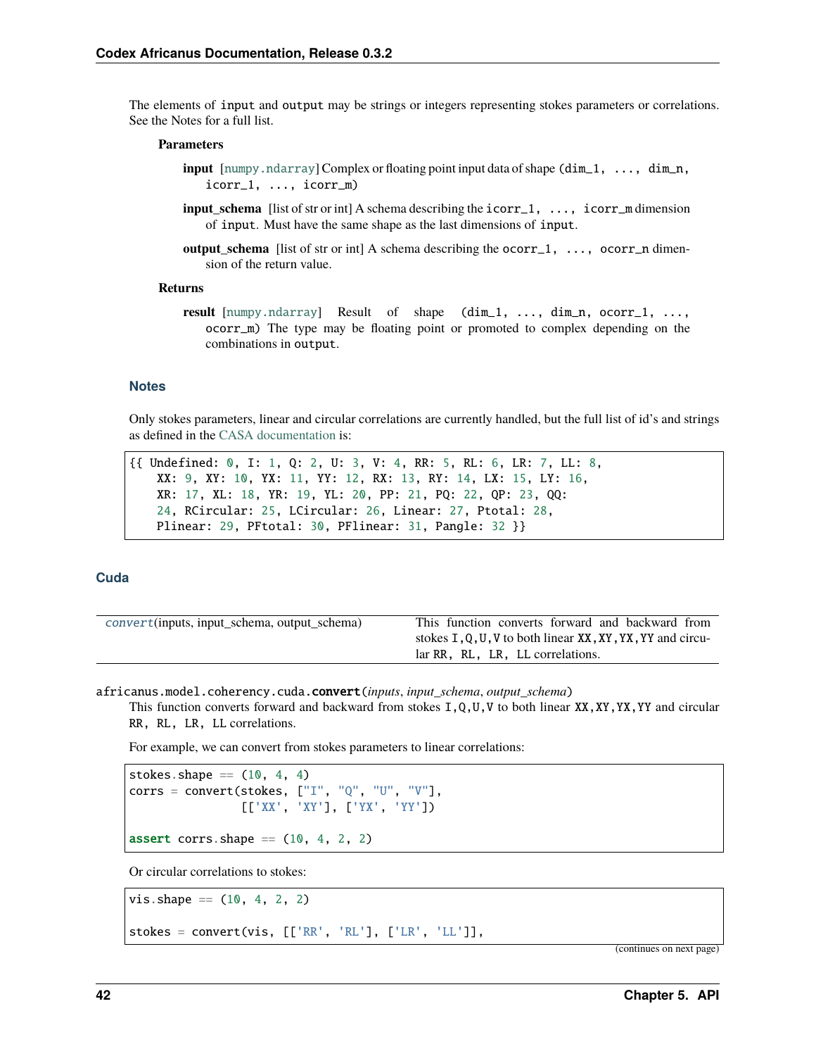The elements of `input` and `output` may be strings or integers representing stokes parameters or correlations. See the Notes for a full list.

**Parameters**

**input** [numpy.ndarray] Complex or floating point input data of shape `(dim_1, ..., dim_n, icorr_1, ..., icorr_m)`

**input_schema** [list of str or int] A schema describing the `icorr_1, ..., icorr_m` dimension of `input`. Must have the same shape as the last dimensions of `input`.

**output_schema** [list of str or int] A schema describing the `ocorr_1, ..., ocorr_n` dimension of the return value.

**Returns**

**result** [numpy.ndarray] Result of shape `(dim_1, ..., dim_n, ocorr_1, ..., ocorr_m)` The type may be floating point or promoted to complex depending on the combinations in `output`.

### Notes

Only stokes parameters, linear and circular correlations are currently handled, but the full list of id's and strings as defined in the CASA documentation is:

```
{{ Undefined: 0, I: 1, Q: 2, U: 3, V: 4, RR: 5, RL: 6, LR: 7, LL: 8,
    XX: 9, XY: 10, YX: 11, YY: 12, RX: 13, RY: 14, LX: 15, LY: 16,
    XR: 17, XL: 18, YR: 19, YL: 20, PP: 21, PQ: 22, QP: 23, QQ:
    24, RCircular: 25, LCircular: 26, Linear: 27, Ptotal: 28,
    Plinear: 29, PFtotal: 30, PFlinear: 31, Pangle: 32 }}
```

## Cuda

| | |
|---|---|
| *convert*(inputs, input_schema, output_schema) | This function converts forward and backward from stokes `I,Q,U,V` to both linear `XX,XY,YX,YY` and circular `RR, RL, LR, LL` correlations. |

`africanus.model.coherency.cuda.convert`(*inputs*, *input_schema*, *output_schema*)

This function converts forward and backward from stokes `I,Q,U,V` to both linear `XX,XY,YX,YY` and circular `RR, RL, LR, LL` correlations.

For example, we can convert from stokes parameters to linear correlations:

```
stokes.shape == (10, 4, 4)
corrs = convert(stokes, ["I", "Q", "U", "V"],
                [['XX', 'XY'], ['YX', 'YY'])

assert corrs.shape == (10, 4, 2, 2)
```

Or circular correlations to stokes:

```
vis.shape == (10, 4, 2, 2)

stokes = convert(vis, [['RR', 'RL'], ['LR', 'LL']],
```

(continues on next page)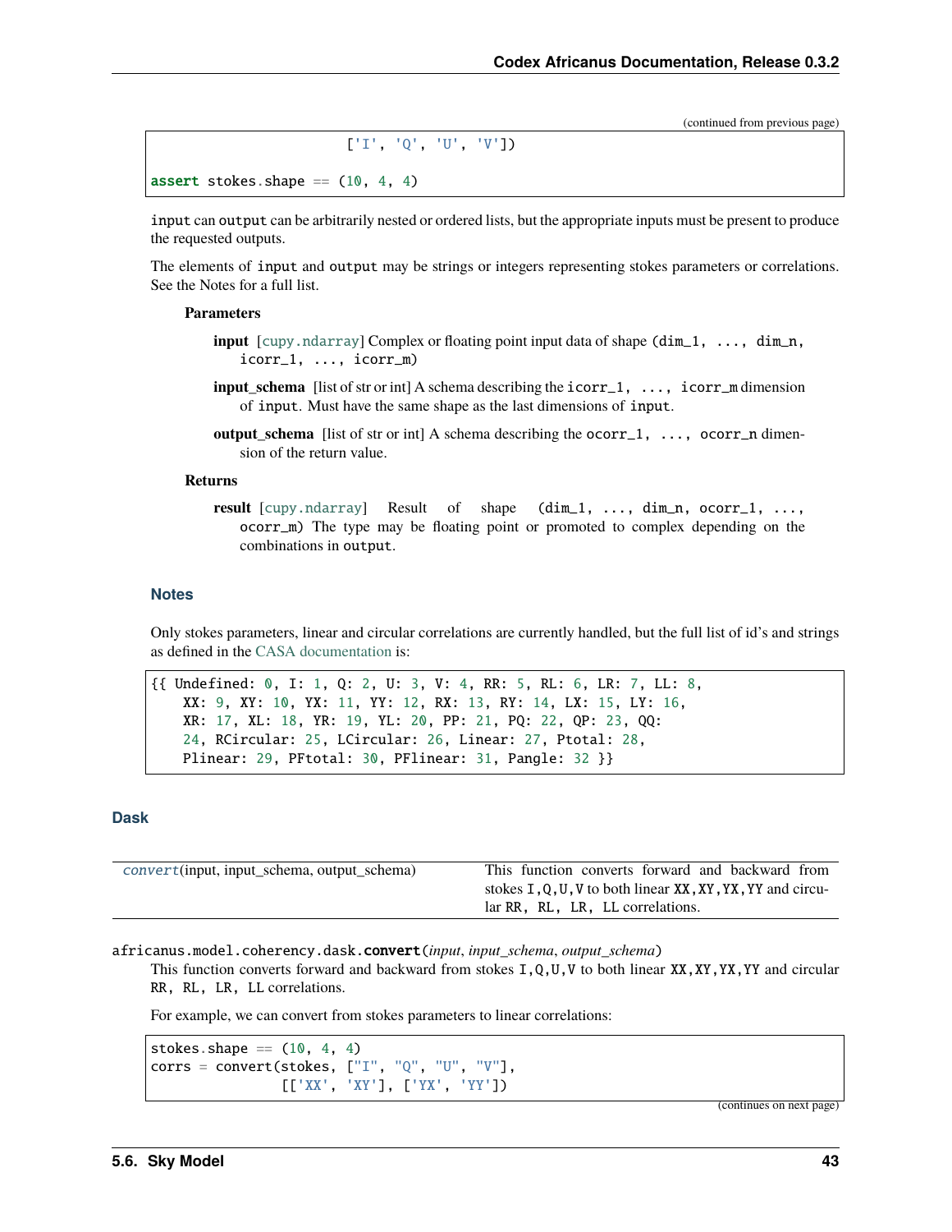(continued from previous page)

```
                        ['I', 'Q', 'U', 'V'])

assert stokes.shape == (10, 4, 4)
```

input can output can be arbitrarily nested or ordered lists, but the appropriate inputs must be present to produce the requested outputs.

The elements of input and output may be strings or integers representing stokes parameters or correlations. See the Notes for a full list.

**Parameters**

**input** [cupy.ndarray] Complex or floating point input data of shape (dim_1, ..., dim_n, icorr_1, ..., icorr_m)

**input_schema** [list of str or int] A schema describing the icorr_1, ..., icorr_m dimension of input. Must have the same shape as the last dimensions of input.

**output_schema** [list of str or int] A schema describing the ocorr_1, ..., ocorr_n dimension of the return value.

**Returns**

**result** [cupy.ndarray] Result of shape (dim_1, ..., dim_n, ocorr_1, ..., ocorr_m) The type may be floating point or promoted to complex depending on the combinations in output.

### Notes

Only stokes parameters, linear and circular correlations are currently handled, but the full list of id's and strings as defined in the CASA documentation is:

```
{{ Undefined: 0, I: 1, Q: 2, U: 3, V: 4, RR: 5, RL: 6, LR: 7, LL: 8,
    XX: 9, XY: 10, YX: 11, YY: 12, RX: 13, RY: 14, LX: 15, LY: 16,
    XR: 17, XL: 18, YR: 19, YL: 20, PP: 21, PQ: 22, QP: 23, QQ:
    24, RCircular: 25, LCircular: 26, Linear: 27, Ptotal: 28,
    Plinear: 29, PFtotal: 30, PFlinear: 31, Pangle: 32 }}
```

### Dask

| | |
|---|---|
| convert(input, input_schema, output_schema) | This function converts forward and backward from stokes I,Q,U,V to both linear XX,XY,YX,YY and circular RR, RL, LR, LL correlations. |

africanus.model.coherency.dask.**convert**(*input*, *input_schema*, *output_schema*)

This function converts forward and backward from stokes I,Q,U,V to both linear XX,XY,YX,YY and circular RR, RL, LR, LL correlations.

For example, we can convert from stokes parameters to linear correlations:

```
stokes.shape == (10, 4, 4)
corrs = convert(stokes, ["I", "Q", "U", "V"],
                [['XX', 'XY'], ['YX', 'YY'])
```

(continues on next page)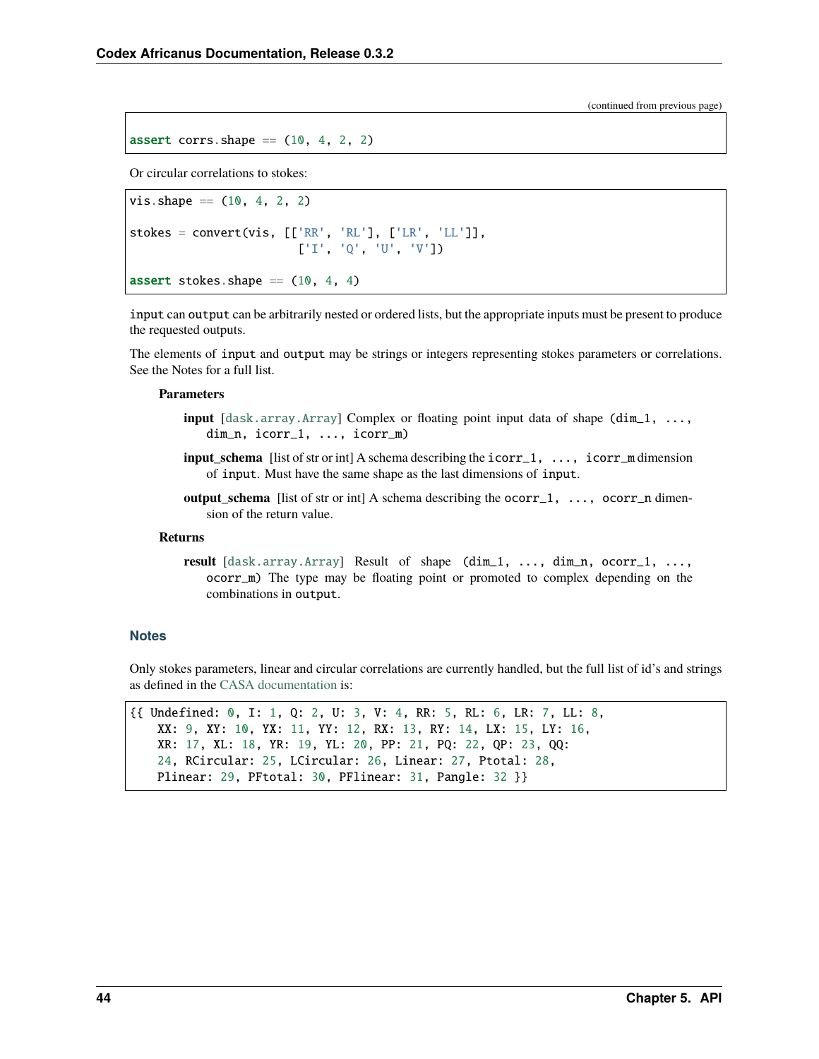(continued from previous page)

```
assert corrs.shape == (10, 4, 2, 2)
```

Or circular correlations to stokes:

```
vis.shape == (10, 4, 2, 2)

stokes = convert(vis, [['RR', 'RL'], ['LR', 'LL']],
                      ['I', 'Q', 'U', 'V'])

assert stokes.shape == (10, 4, 4)
```

`input` can `output` can be arbitrarily nested or ordered lists, but the appropriate inputs must be present to produce the requested outputs.

The elements of `input` and `output` may be strings or integers representing stokes parameters or correlations. See the Notes for a full list.

**Parameters**

**input** [`dask.array.Array`] Complex or floating point input data of shape `(dim_1, ..., dim_n, icorr_1, ..., icorr_m)`

**input_schema** [list of str or int] A schema describing the `icorr_1, ..., icorr_m` dimension of `input`. Must have the same shape as the last dimensions of `input`.

**output_schema** [list of str or int] A schema describing the `ocorr_1, ..., ocorr_n` dimension of the return value.

**Returns**

**result** [`dask.array.Array`] Result of shape `(dim_1, ..., dim_n, ocorr_1, ..., ocorr_m)` The type may be floating point or promoted to complex depending on the combinations in `output`.

### Notes

Only stokes parameters, linear and circular correlations are currently handled, but the full list of id's and strings as defined in the CASA documentation is:

```
{{ Undefined: 0, I: 1, Q: 2, U: 3, V: 4, RR: 5, RL: 6, LR: 7, LL: 8,
    XX: 9, XY: 10, YX: 11, YY: 12, RX: 13, RY: 14, LX: 15, LY: 16,
    XR: 17, XL: 18, YR: 19, YL: 20, PP: 21, PQ: 22, QP: 23, QQ:
    24, RCircular: 25, LCircular: 26, Linear: 27, Ptotal: 28,
    Plinear: 29, PFtotal: 30, PFlinear: 31, Pangle: 32 }}
```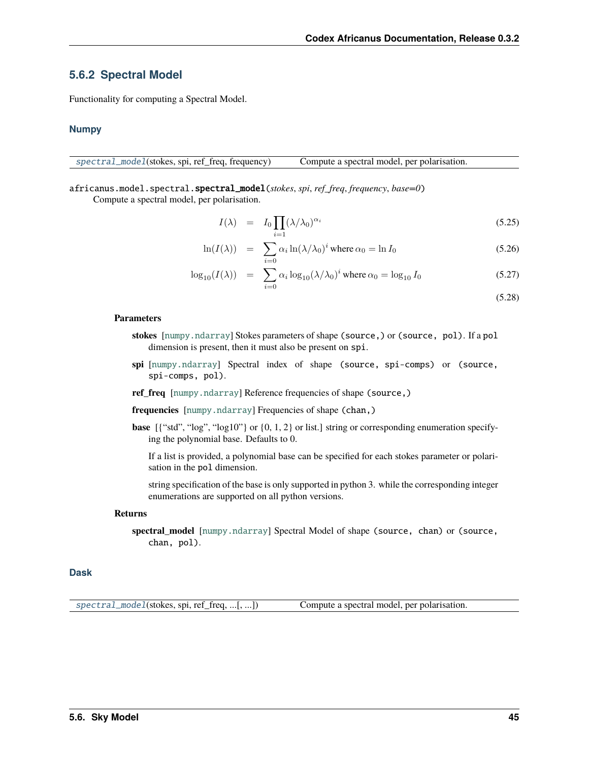### 5.6.2 Spectral Model

Functionality for computing a Spectral Model.

#### Numpy

| | |
|---|---|
| `spectral_model`(stokes, spi, ref_freq, frequency) | Compute a spectral model, per polarisation. |

`africanus.model.spectral.spectral_model`(*stokes*, *spi*, *ref_freq*, *frequency*, *base=0*)

Compute a spectral model, per polarisation.

$$I(\lambda) = I_0 \prod_{i=1} (\lambda/\lambda_0)^{\alpha_i} \tag{5.25}$$

$$\ln(I(\lambda)) = \sum_{i=0} \alpha_i \ln(\lambda/\lambda_0)^i \text{ where } \alpha_0 = \ln I_0 \tag{5.26}$$

$$\log_{10}(I(\lambda)) = \sum_{i=0} \alpha_i \log_{10}(\lambda/\lambda_0)^i \text{ where } \alpha_0 = \log_{10} I_0 \tag{5.27}$$

$$\tag{5.28}$$

**Parameters**

**stokes** [numpy.ndarray] Stokes parameters of shape `(source,)` or `(source, pol)`. If a `pol` dimension is present, then it must also be present on `spi`.

**spi** [numpy.ndarray] Spectral index of shape `(source, spi-comps)` or `(source, spi-comps, pol)`.

**ref_freq** [numpy.ndarray] Reference frequencies of shape `(source,)`

**frequencies** [numpy.ndarray] Frequencies of shape `(chan,)`

**base** [{"std", "log", "log10"} or {0, 1, 2} or list.] string or corresponding enumeration specifying the polynomial base. Defaults to 0.

If a list is provided, a polynomial base can be specified for each stokes parameter or polarisation in the `pol` dimension.

string specification of the base is only supported in python 3. while the corresponding integer enumerations are supported on all python versions.

**Returns**

**spectral_model** [numpy.ndarray] Spectral Model of shape `(source, chan)` or `(source, chan, pol)`.

#### Dask

| | |
|---|---|
| `spectral_model`(stokes, spi, ref_freq, ...[, ...]) | Compute a spectral model, per polarisation. |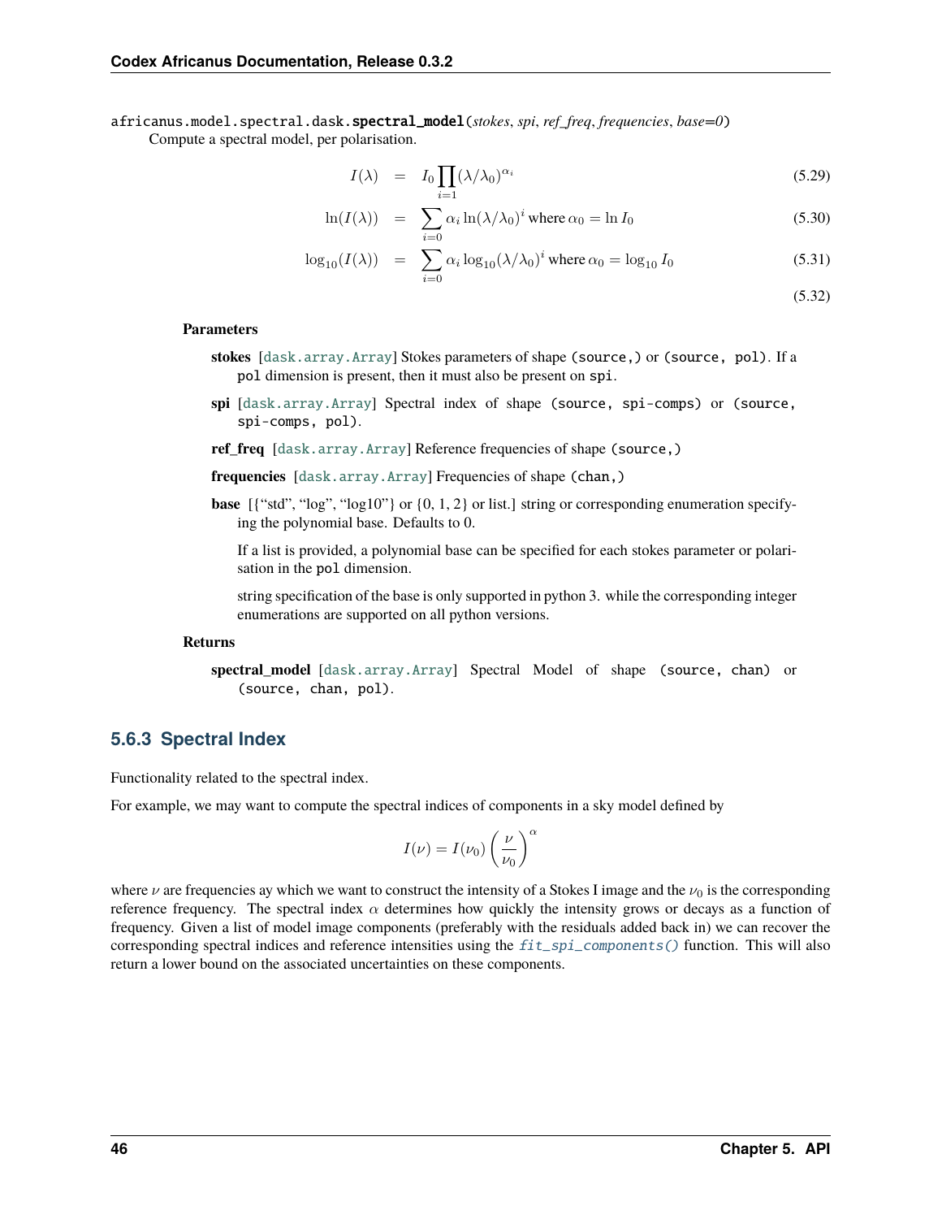africanus.model.spectral.dask.**spectral_model**(*stokes*, *spi*, *ref_freq*, *frequencies*, *base=0*)

Compute a spectral model, per polarisation.

$$I(\lambda) = I_0 \prod_{i=1} (\lambda/\lambda_0)^{\alpha_i} \tag{5.29}$$

$$\ln(I(\lambda)) = \sum_{i=0} \alpha_i \ln(\lambda/\lambda_0)^i \text{ where } \alpha_0 = \ln I_0 \tag{5.30}$$

$$\log_{10}(I(\lambda)) = \sum_{i=0} \alpha_i \log_{10}(\lambda/\lambda_0)^i \text{ where } \alpha_0 = \log_{10} I_0 \tag{5.31}$$

$$\tag{5.32}$$

**Parameters**

**stokes** [`dask.array.Array`] Stokes parameters of shape `(source,)` or `(source, pol)`. If a `pol` dimension is present, then it must also be present on `spi`.

**spi** [`dask.array.Array`] Spectral index of shape `(source, spi-comps)` or `(source, spi-comps, pol)`.

**ref_freq** [`dask.array.Array`] Reference frequencies of shape `(source,)`

**frequencies** [`dask.array.Array`] Frequencies of shape `(chan,)`

**base** [{"std", "log", "log10"} or {0, 1, 2} or list.] string or corresponding enumeration specifying the polynomial base. Defaults to 0.

If a list is provided, a polynomial base can be specified for each stokes parameter or polarisation in the `pol` dimension.

string specification of the base is only supported in python 3. while the corresponding integer enumerations are supported on all python versions.

**Returns**

**spectral_model** [`dask.array.Array`] Spectral Model of shape `(source, chan)` or `(source, chan, pol)`.

### 5.6.3 Spectral Index

Functionality related to the spectral index.

For example, we may want to compute the spectral indices of components in a sky model defined by

$$I(\nu) = I(\nu_0) \left(\frac{\nu}{\nu_0}\right)^{\alpha}$$

where $\nu$ are frequencies ay which we want to construct the intensity of a Stokes I image and the $\nu_0$ is the corresponding reference frequency. The spectral index $\alpha$ determines how quickly the intensity grows or decays as a function of frequency. Given a list of model image components (preferably with the residuals added back in) we can recover the corresponding spectral indices and reference intensities using the *fit_spi_components()* function. This will also return a lower bound on the associated uncertainties on these components.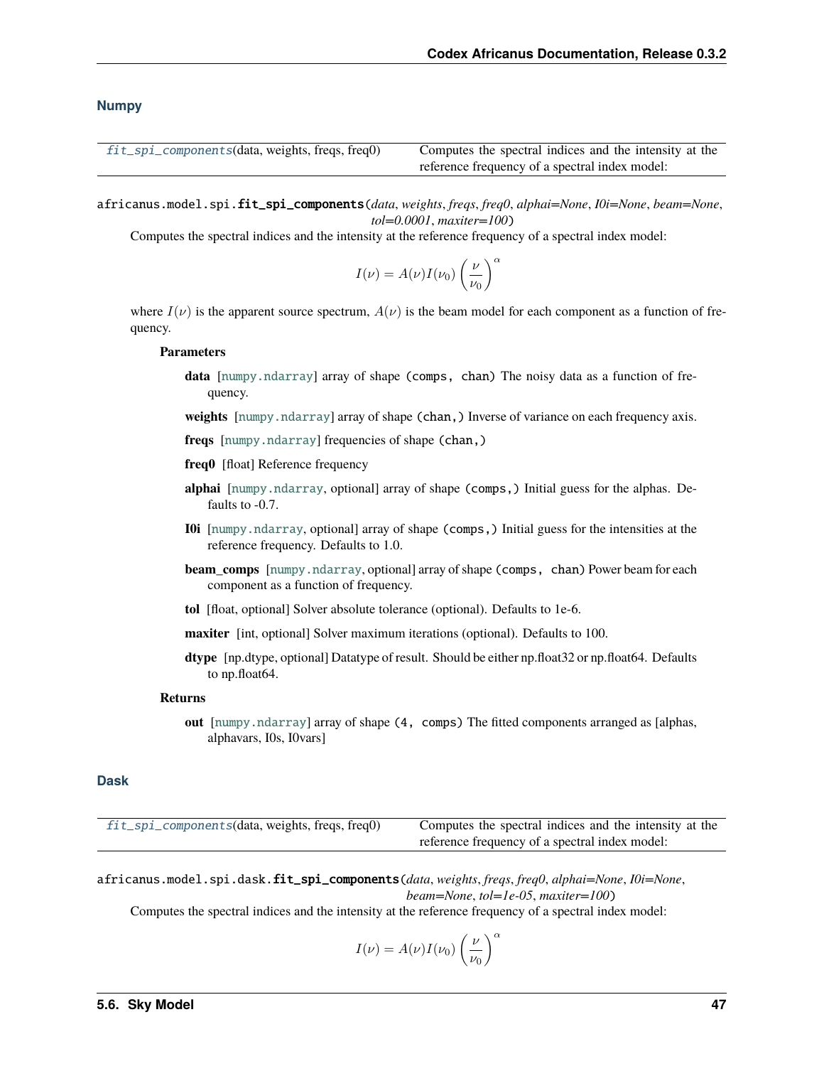### Numpy

| | |
|---|---|
| *fit_spi_components*(data, weights, freqs, freq0) | Computes the spectral indices and the intensity at the reference frequency of a spectral index model: |

africanus.model.spi.**fit_spi_components**(*data*, *weights*, *freqs*, *freq0*, *alphai=None*, *I0i=None*, *beam=None*, *tol=0.0001*, *maxiter=100*)

Computes the spectral indices and the intensity at the reference frequency of a spectral index model:

$$I(\nu) = A(\nu)I(\nu_0)\left(\frac{\nu}{\nu_0}\right)^{\alpha}$$

where $I(\nu)$ is the apparent source spectrum, $A(\nu)$ is the beam model for each component as a function of frequency.

**Parameters**

- **data** [numpy.ndarray] array of shape `(comps, chan)` The noisy data as a function of frequency.
- **weights** [numpy.ndarray] array of shape `(chan,)` Inverse of variance on each frequency axis.
- **freqs** [numpy.ndarray] frequencies of shape `(chan,)`
- **freq0** [float] Reference frequency
- **alphai** [numpy.ndarray, optional] array of shape `(comps,)` Initial guess for the alphas. Defaults to -0.7.
- **I0i** [numpy.ndarray, optional] array of shape `(comps,)` Initial guess for the intensities at the reference frequency. Defaults to 1.0.
- **beam_comps** [numpy.ndarray, optional] array of shape `(comps, chan)` Power beam for each component as a function of frequency.
- **tol** [float, optional] Solver absolute tolerance (optional). Defaults to 1e-6.
- **maxiter** [int, optional] Solver maximum iterations (optional). Defaults to 100.
- **dtype** [np.dtype, optional] Datatype of result. Should be either np.float32 or np.float64. Defaults to np.float64.

**Returns**

- **out** [numpy.ndarray] array of shape `(4, comps)` The fitted components arranged as [alphas, alphavars, I0s, I0vars]

### Dask

| | |
|---|---|
| *fit_spi_components*(data, weights, freqs, freq0) | Computes the spectral indices and the intensity at the reference frequency of a spectral index model: |

africanus.model.spi.dask.**fit_spi_components**(*data*, *weights*, *freqs*, *freq0*, *alphai=None*, *I0i=None*, *beam=None*, *tol=1e-05*, *maxiter=100*)

Computes the spectral indices and the intensity at the reference frequency of a spectral index model:

$$I(\nu) = A(\nu)I(\nu_0)\left(\frac{\nu}{\nu_0}\right)^{\alpha}$$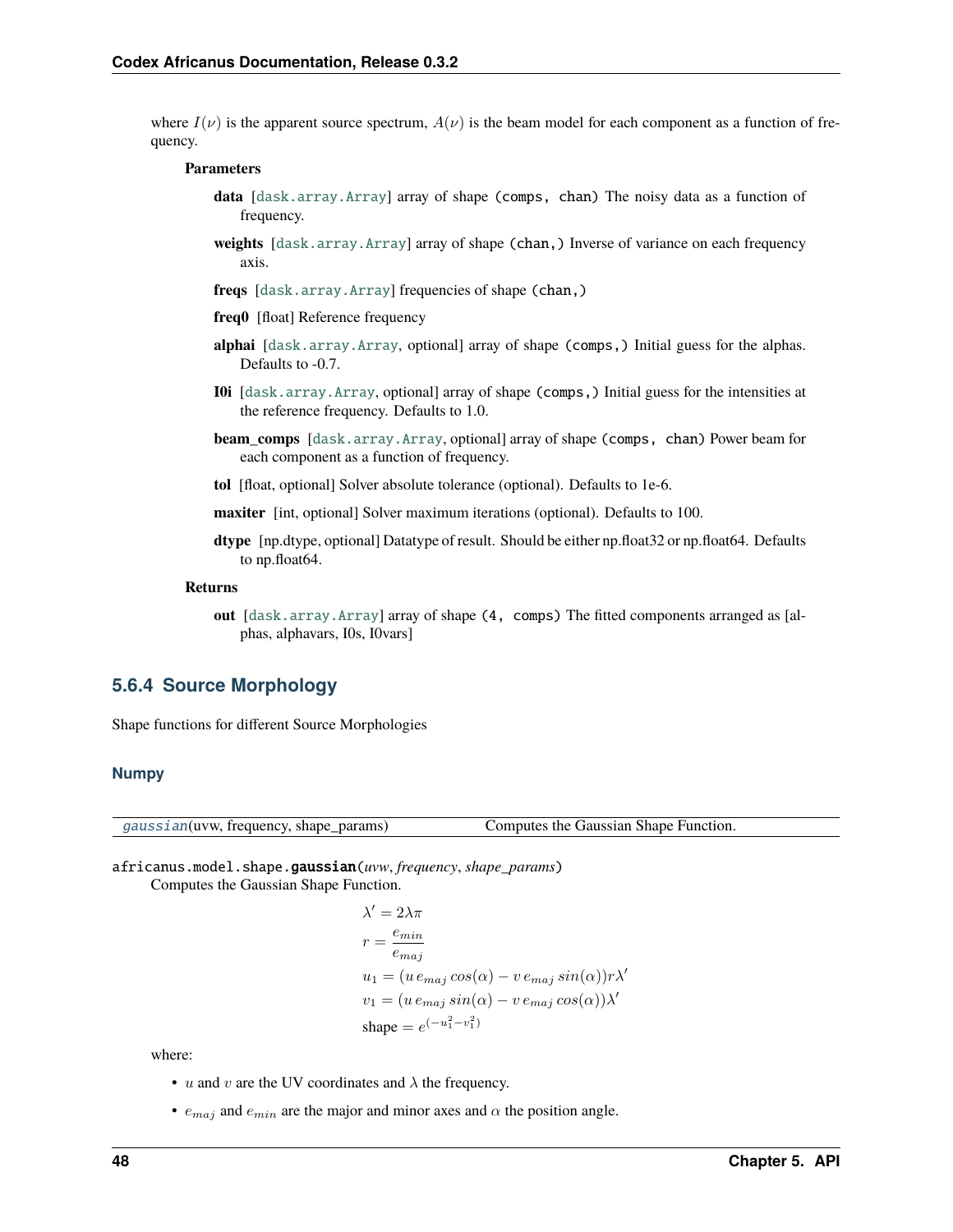where $I(\nu)$ is the apparent source spectrum, $A(\nu)$ is the beam model for each component as a function of frequency.

**Parameters**

**data** [dask.array.Array] array of shape (comps, chan) The noisy data as a function of frequency.

**weights** [dask.array.Array] array of shape (chan,) Inverse of variance on each frequency axis.

**freqs** [dask.array.Array] frequencies of shape (chan,)

**freq0** [float] Reference frequency

**alphai** [dask.array.Array, optional] array of shape (comps,) Initial guess for the alphas. Defaults to -0.7.

**I0i** [dask.array.Array, optional] array of shape (comps,) Initial guess for the intensities at the reference frequency. Defaults to 1.0.

**beam_comps** [dask.array.Array, optional] array of shape (comps, chan) Power beam for each component as a function of frequency.

**tol** [float, optional] Solver absolute tolerance (optional). Defaults to 1e-6.

**maxiter** [int, optional] Solver maximum iterations (optional). Defaults to 100.

**dtype** [np.dtype, optional] Datatype of result. Should be either np.float32 or np.float64. Defaults to np.float64.

**Returns**

**out** [dask.array.Array] array of shape (4, comps) The fitted components arranged as [alphas, alphavars, I0s, I0vars]

## 5.6.4 Source Morphology

Shape functions for different Source Morphologies

### Numpy

| | |
|---|---|
| gaussian(uvw, frequency, shape_params) | Computes the Gaussian Shape Function. |

africanus.model.shape.**gaussian**(*uvw*, *frequency*, *shape_params*)

Computes the Gaussian Shape Function.

$$\lambda' = 2\lambda\pi$$

$$r = \frac{e_{min}}{e_{maj}}$$

$$u_1 = (u\,e_{maj}\,cos(\alpha) - v\,e_{maj}\,sin(\alpha))r\lambda'$$

$$v_1 = (u\,e_{maj}\,sin(\alpha) - v\,e_{maj}\,cos(\alpha))\lambda'$$

$$\text{shape} = e^{(-u_1^2 - v_1^2)}$$

where:

- $u$ and $v$ are the UV coordinates and $\lambda$ the frequency.
- $e_{maj}$ and $e_{min}$ are the major and minor axes and $\alpha$ the position angle.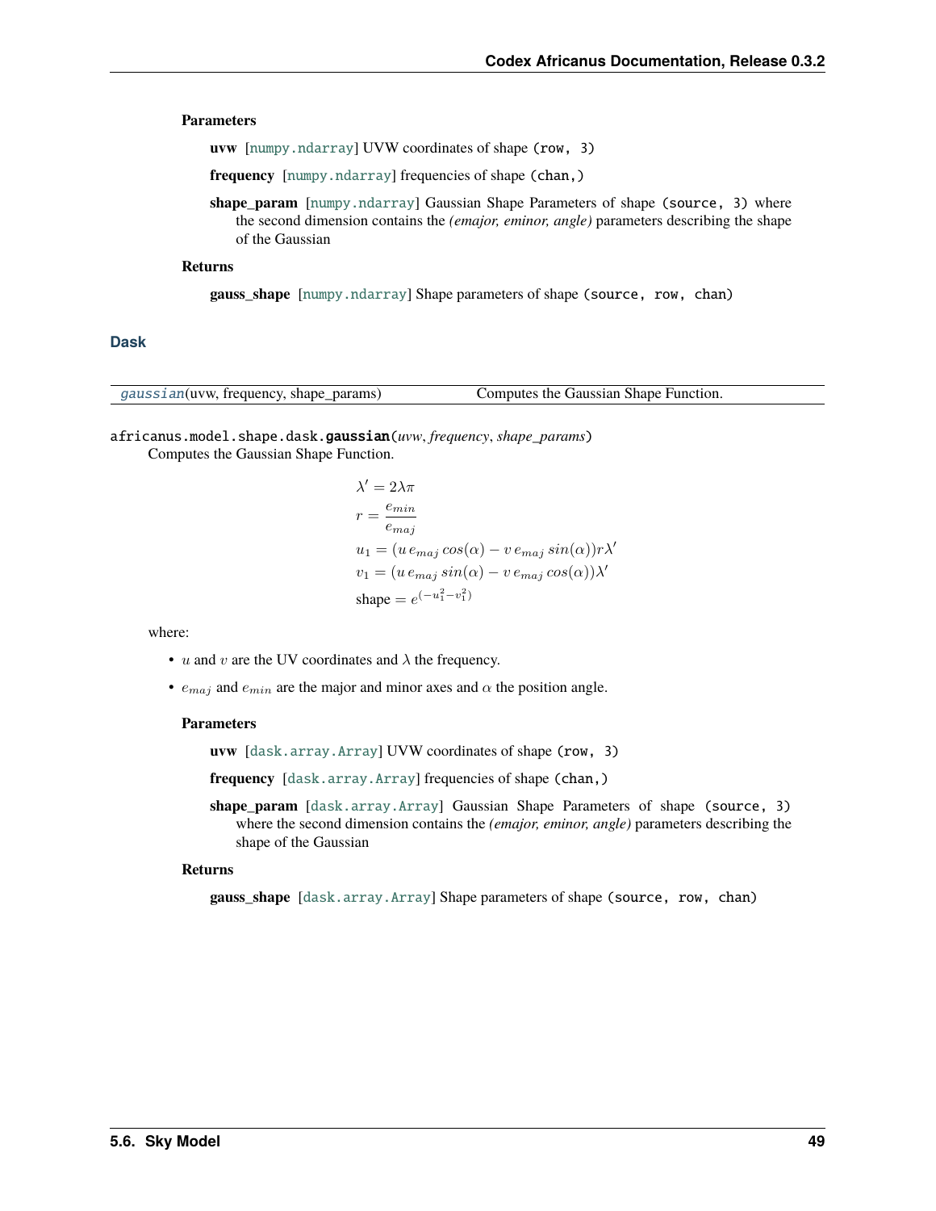**Parameters**

**uvw** [numpy.ndarray] UVW coordinates of shape (row, 3)

**frequency** [numpy.ndarray] frequencies of shape (chan,)

**shape_param** [numpy.ndarray] Gaussian Shape Parameters of shape (source, 3) where the second dimension contains the *(emajor, eminor, angle)* parameters describing the shape of the Gaussian

**Returns**

**gauss_shape** [numpy.ndarray] Shape parameters of shape (source, row, chan)

### Dask

| | |
|---|---|
| gaussian(uvw, frequency, shape_params) | Computes the Gaussian Shape Function. |

africanus.model.shape.dask.**gaussian**(*uvw*, *frequency*, *shape_params*)

Computes the Gaussian Shape Function.

$$\lambda' = 2\lambda\pi$$
$$r = \frac{e_{min}}{e_{maj}}$$
$$u_1 = (u\, e_{maj}\, cos(\alpha) - v\, e_{maj}\, sin(\alpha))r\lambda'$$
$$v_1 = (u\, e_{maj}\, sin(\alpha) - v\, e_{maj}\, cos(\alpha))\lambda'$$
$$\text{shape} = e^{(-u_1^2 - v_1^2)}$$

where:

- $u$ and $v$ are the UV coordinates and $\lambda$ the frequency.
- $e_{maj}$ and $e_{min}$ are the major and minor axes and $\alpha$ the position angle.

**Parameters**

**uvw** [dask.array.Array] UVW coordinates of shape (row, 3)

**frequency** [dask.array.Array] frequencies of shape (chan,)

**shape_param** [dask.array.Array] Gaussian Shape Parameters of shape (source, 3) where the second dimension contains the *(emajor, eminor, angle)* parameters describing the shape of the Gaussian

**Returns**

**gauss_shape** [dask.array.Array] Shape parameters of shape (source, row, chan)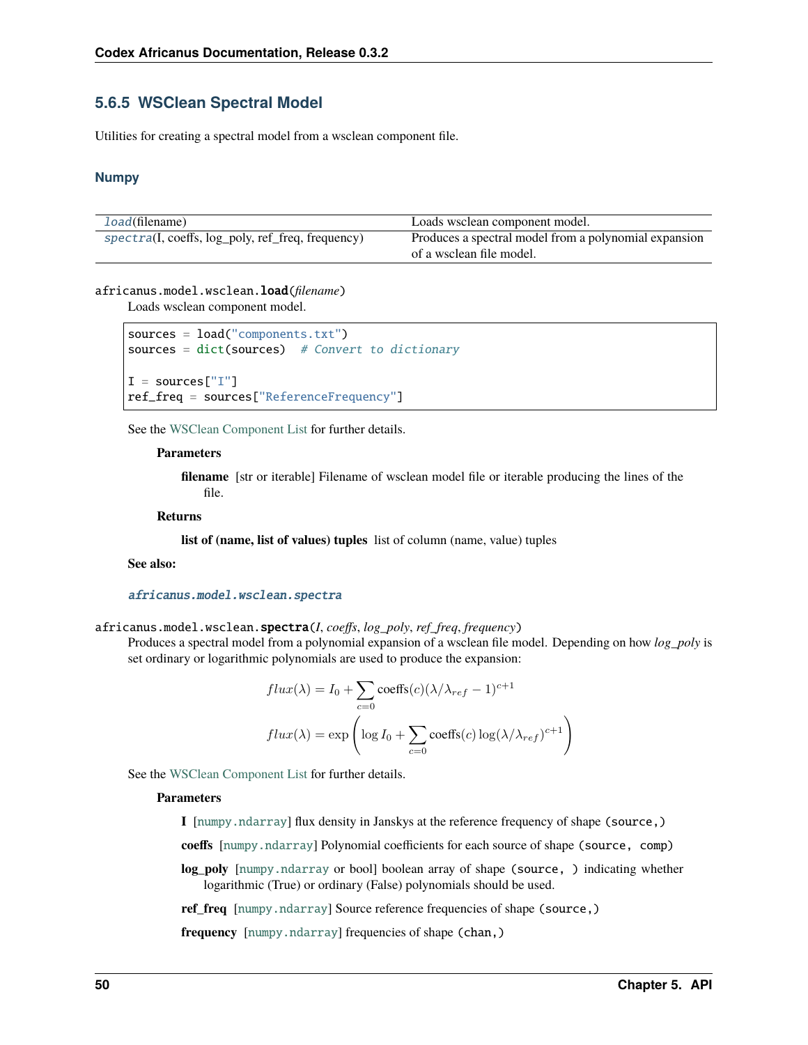### 5.6.5 WSClean Spectral Model

Utilities for creating a spectral model from a wsclean component file.

#### Numpy

| | |
|---|---|
| `load`(filename) | Loads wsclean component model. |
| `spectra`(I, coeffs, log_poly, ref_freq, frequency) | Produces a spectral model from a polynomial expansion of a wsclean file model. |

africanus.model.wsclean.**load**(*filename*)

Loads wsclean component model.

```
sources = load("components.txt")
sources = dict(sources)  # Convert to dictionary

I = sources["I"]
ref_freq = sources["ReferenceFrequency"]
```

See the WSClean Component List for further details.

**Parameters**

**filename** [str or iterable] Filename of wsclean model file or iterable producing the lines of the file.

**Returns**

**list of (name, list of values) tuples** list of column (name, value) tuples

**See also:**

`africanus.model.wsclean.spectra`

africanus.model.wsclean.**spectra**(*I*, *coeffs*, *log_poly*, *ref_freq*, *frequency*)

Produces a spectral model from a polynomial expansion of a wsclean file model. Depending on how *log_poly* is set ordinary or logarithmic polynomials are used to produce the expansion:

$$flux(\lambda) = I_0 + \sum_{c=0} \text{coeffs}(c)(\lambda/\lambda_{ref} - 1)^{c+1}$$

$$flux(\lambda) = \exp\left(\log I_0 + \sum_{c=0} \text{coeffs}(c) \log(\lambda/\lambda_{ref})^{c+1}\right)$$

See the WSClean Component List for further details.

**Parameters**

**I** [`numpy.ndarray`] flux density in Janskys at the reference frequency of shape `(source,)`

**coeffs** [`numpy.ndarray`] Polynomial coefficients for each source of shape `(source, comp)`

**log_poly** [`numpy.ndarray` or bool] boolean array of shape `(source, )` indicating whether logarithmic (True) or ordinary (False) polynomials should be used.

**ref_freq** [`numpy.ndarray`] Source reference frequencies of shape `(source,)`

**frequency** [`numpy.ndarray`] frequencies of shape `(chan,)`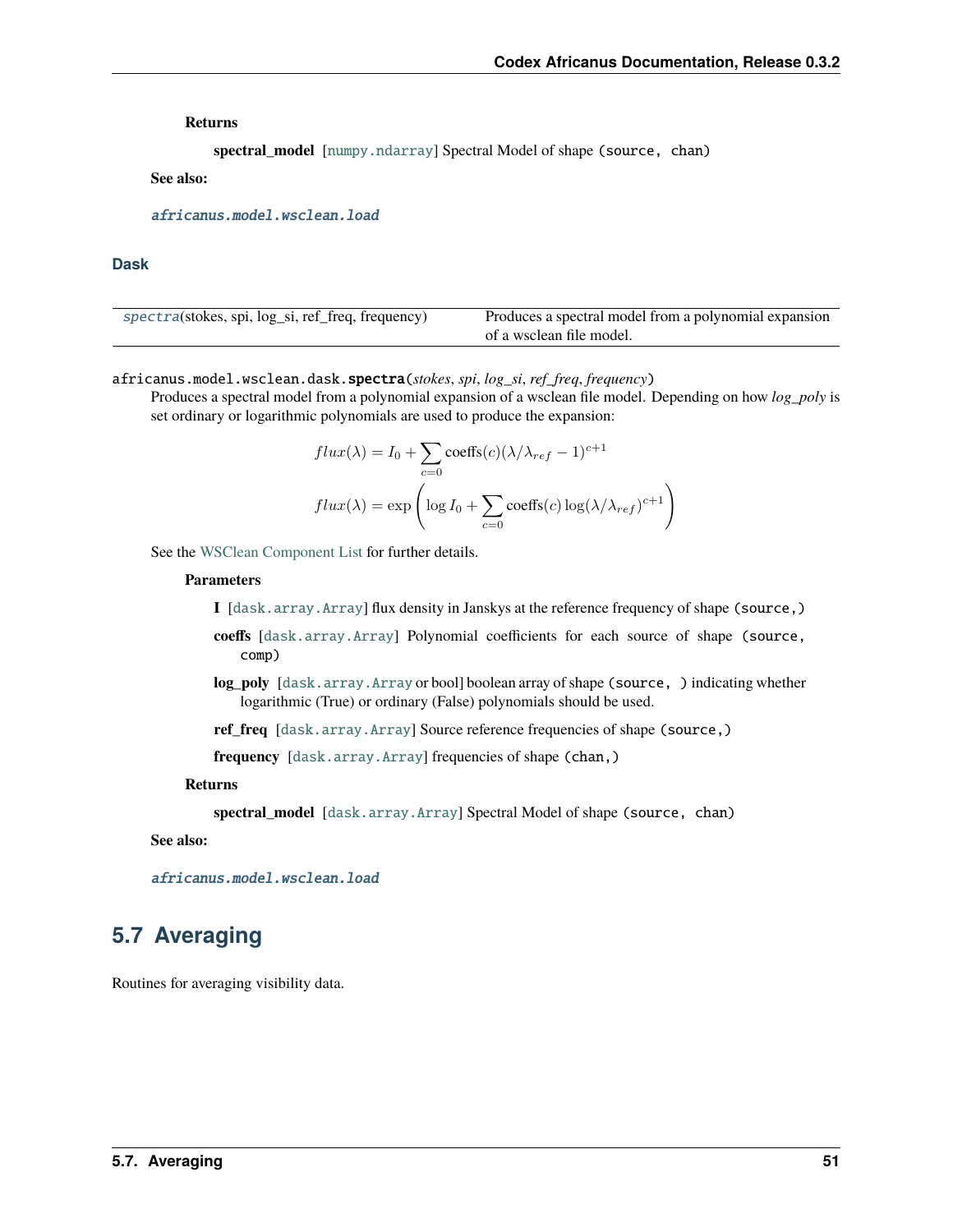**Returns**

**spectral_model** [numpy.ndarray] Spectral Model of shape (source, chan)

**See also:**

*africanus.model.wsclean.load*

### Dask

| | |
|---|---|
| *spectra*(stokes, spi, log_si, ref_freq, frequency) | Produces a spectral model from a polynomial expansion of a wsclean file model. |

africanus.model.wsclean.dask.**spectra**(*stokes*, *spi*, *log_si*, *ref_freq*, *frequency*)

Produces a spectral model from a polynomial expansion of a wsclean file model. Depending on how *log_poly* is set ordinary or logarithmic polynomials are used to produce the expansion:

$$flux(\lambda) = I_0 + \sum_{c=0} \text{coeffs}(c)(\lambda/\lambda_{ref} - 1)^{c+1}$$

$$flux(\lambda) = \exp\left(\log I_0 + \sum_{c=0} \text{coeffs}(c) \log(\lambda/\lambda_{ref})^{c+1}\right)$$

See the WSClean Component List for further details.

**Parameters**

**I** [dask.array.Array] flux density in Janskys at the reference frequency of shape (source,)

**coeffs** [dask.array.Array] Polynomial coefficients for each source of shape (source, comp)

**log_poly** [dask.array.Array or bool] boolean array of shape (source, ) indicating whether logarithmic (True) or ordinary (False) polynomials should be used.

**ref_freq** [dask.array.Array] Source reference frequencies of shape (source,)

**frequency** [dask.array.Array] frequencies of shape (chan,)

**Returns**

**spectral_model** [dask.array.Array] Spectral Model of shape (source, chan)

**See also:**

*africanus.model.wsclean.load*

## 5.7 Averaging

Routines for averaging visibility data.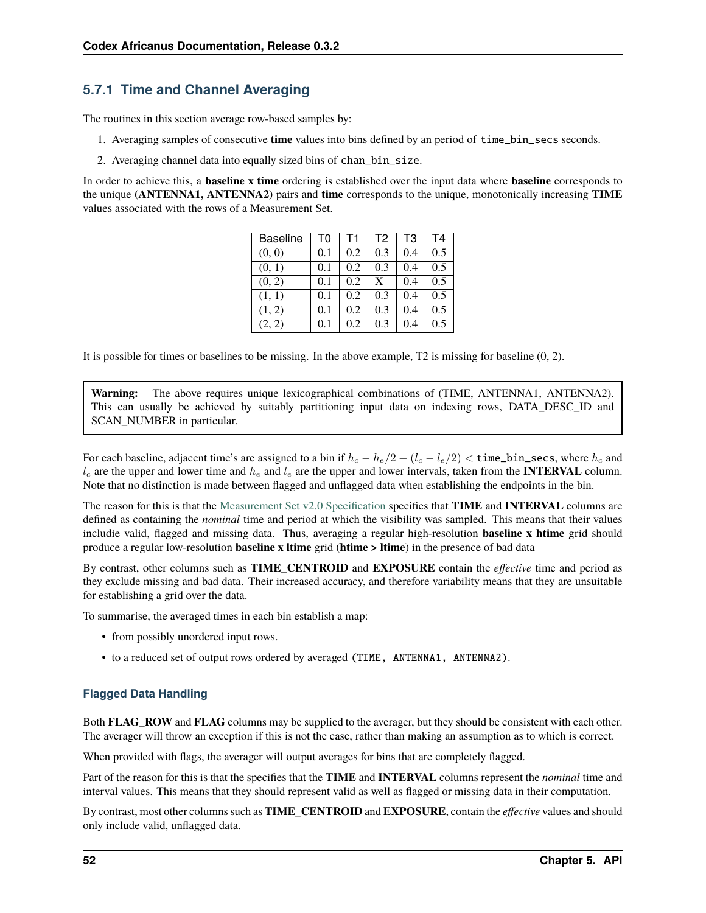### 5.7.1 Time and Channel Averaging

The routines in this section average row-based samples by:

1. Averaging samples of consecutive **time** values into bins defined by an period of `time_bin_secs` seconds.
2. Averaging channel data into equally sized bins of `chan_bin_size`.

In order to achieve this, a **baseline x time** ordering is established over the input data where **baseline** corresponds to the unique **(ANTENNA1, ANTENNA2)** pairs and **time** corresponds to the unique, monotonically increasing **TIME** values associated with the rows of a Measurement Set.

| Baseline | T0 | T1 | T2 | T3 | T4 |
|---|---|---|---|---|---|
| (0, 0) | 0.1 | 0.2 | 0.3 | 0.4 | 0.5 |
| (0, 1) | 0.1 | 0.2 | 0.3 | 0.4 | 0.5 |
| (0, 2) | 0.1 | 0.2 | X | 0.4 | 0.5 |
| (1, 1) | 0.1 | 0.2 | 0.3 | 0.4 | 0.5 |
| (1, 2) | 0.1 | 0.2 | 0.3 | 0.4 | 0.5 |
| (2, 2) | 0.1 | 0.2 | 0.3 | 0.4 | 0.5 |

It is possible for times or baselines to be missing. In the above example, T2 is missing for baseline (0, 2).

> **Warning:** The above requires unique lexicographical combinations of (TIME, ANTENNA1, ANTENNA2). This can usually be achieved by suitably partitioning input data on indexing rows, DATA_DESC_ID and SCAN_NUMBER in particular.

For each baseline, adjacent time's are assigned to a bin if $h_c - h_e/2 - (l_c - l_e/2) <$ `time_bin_secs`, where $h_c$ and $l_c$ are the upper and lower time and $h_e$ and $l_e$ are the upper and lower intervals, taken from the **INTERVAL** column. Note that no distinction is made between flagged and unflagged data when establishing the endpoints in the bin.

The reason for this is that the Measurement Set v2.0 Specification specifies that **TIME** and **INTERVAL** columns are defined as containing the *nominal* time and period at which the visibility was sampled. This means that their values includie valid, flagged and missing data. Thus, averaging a regular high-resolution **baseline x htime** grid should produce a regular low-resolution **baseline x ltime** grid (**htime > ltime**) in the presence of bad data

By contrast, other columns such as **TIME_CENTROID** and **EXPOSURE** contain the *effective* time and period as they exclude missing and bad data. Their increased accuracy, and therefore variability means that they are unsuitable for establishing a grid over the data.

To summarise, the averaged times in each bin establish a map:

- from possibly unordered input rows.
- to a reduced set of output rows ordered by averaged `(TIME, ANTENNA1, ANTENNA2)`.

#### Flagged Data Handling

Both **FLAG_ROW** and **FLAG** columns may be supplied to the averager, but they should be consistent with each other. The averager will throw an exception if this is not the case, rather than making an assumption as to which is correct.

When provided with flags, the averager will output averages for bins that are completely flagged.

Part of the reason for this is that the specifies that the **TIME** and **INTERVAL** columns represent the *nominal* time and interval values. This means that they should represent valid as well as flagged or missing data in their computation.

By contrast, most other columns such as **TIME_CENTROID** and **EXPOSURE**, contain the *effective* values and should only include valid, unflagged data.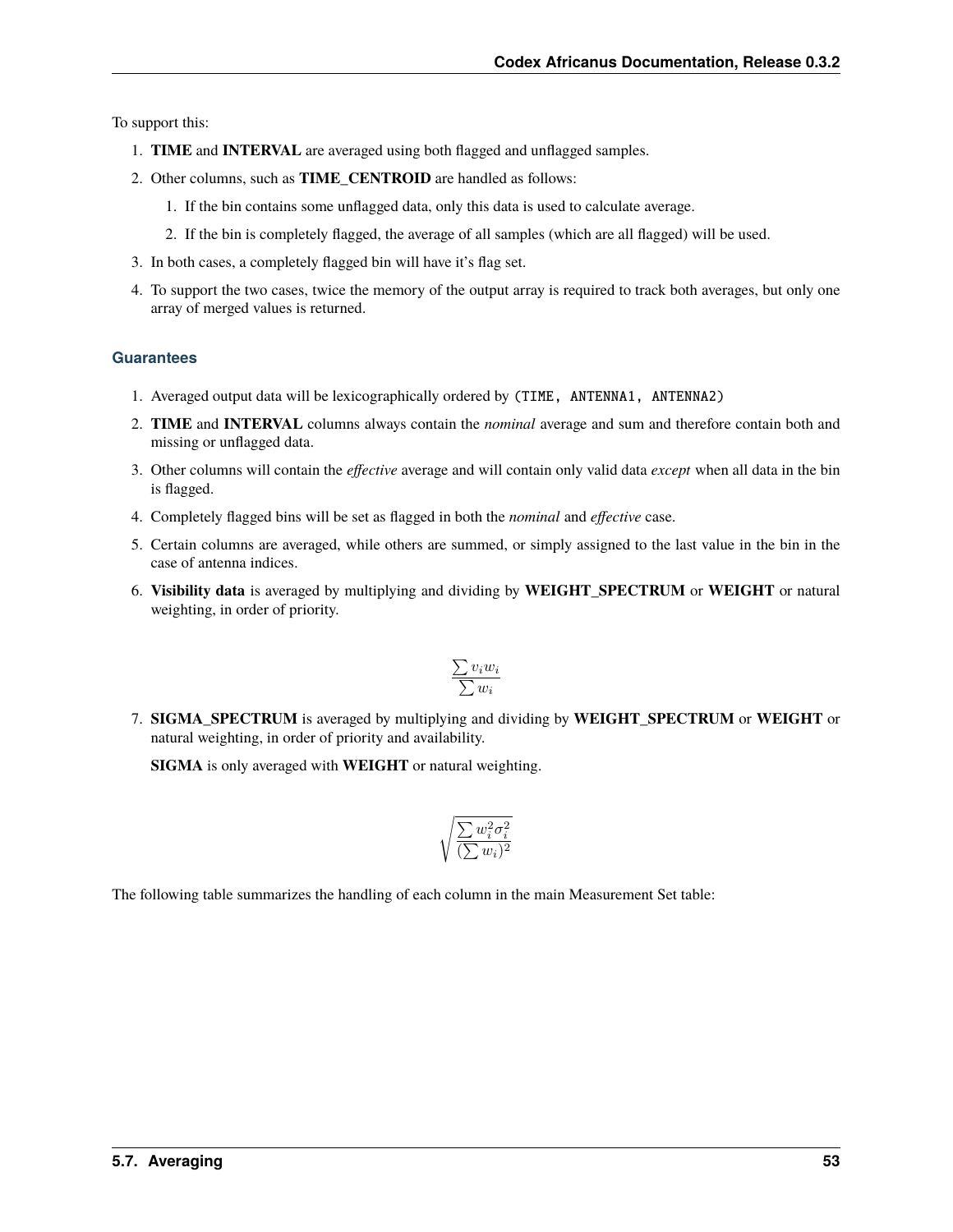To support this:

1. **TIME** and **INTERVAL** are averaged using both flagged and unflagged samples.
2. Other columns, such as **TIME_CENTROID** are handled as follows:
   1. If the bin contains some unflagged data, only this data is used to calculate average.
   2. If the bin is completely flagged, the average of all samples (which are all flagged) will be used.
3. In both cases, a completely flagged bin will have it's flag set.
4. To support the two cases, twice the memory of the output array is required to track both averages, but only one array of merged values is returned.

### Guarantees

1. Averaged output data will be lexicographically ordered by `(TIME, ANTENNA1, ANTENNA2)`
2. **TIME** and **INTERVAL** columns always contain the *nominal* average and sum and therefore contain both and missing or unflagged data.
3. Other columns will contain the *effective* average and will contain only valid data *except* when all data in the bin is flagged.
4. Completely flagged bins will be set as flagged in both the *nominal* and *effective* case.
5. Certain columns are averaged, while others are summed, or simply assigned to the last value in the bin in the case of antenna indices.
6. **Visibility data** is averaged by multiplying and dividing by **WEIGHT_SPECTRUM** or **WEIGHT** or natural weighting, in order of priority.

$$\frac{\sum v_i w_i}{\sum w_i}$$

7. **SIGMA_SPECTRUM** is averaged by multiplying and dividing by **WEIGHT_SPECTRUM** or **WEIGHT** or natural weighting, in order of priority and availability.

   **SIGMA** is only averaged with **WEIGHT** or natural weighting.

$$\sqrt{\frac{\sum w_i^2 \sigma_i^2}{(\sum w_i)^2}}$$

The following table summarizes the handling of each column in the main Measurement Set table: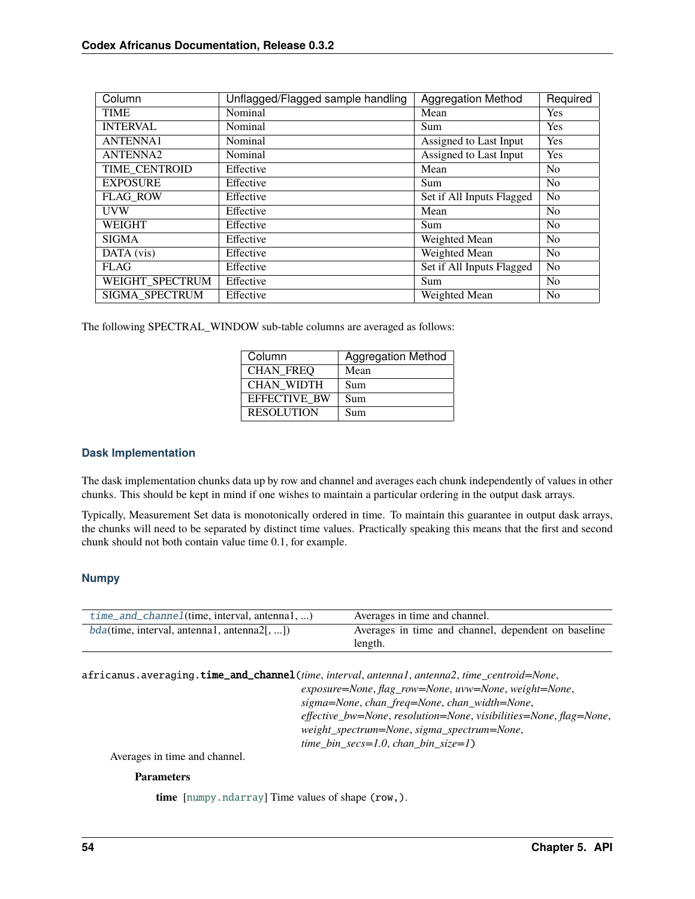| Column | Unflagged/Flagged sample handling | Aggregation Method | Required |
| --- | --- | --- | --- |
| TIME | Nominal | Mean | Yes |
| INTERVAL | Nominal | Sum | Yes |
| ANTENNA1 | Nominal | Assigned to Last Input | Yes |
| ANTENNA2 | Nominal | Assigned to Last Input | Yes |
| TIME_CENTROID | Effective | Mean | No |
| EXPOSURE | Effective | Sum | No |
| FLAG_ROW | Effective | Set if All Inputs Flagged | No |
| UVW | Effective | Mean | No |
| WEIGHT | Effective | Sum | No |
| SIGMA | Effective | Weighted Mean | No |
| DATA (vis) | Effective | Weighted Mean | No |
| FLAG | Effective | Set if All Inputs Flagged | No |
| WEIGHT_SPECTRUM | Effective | Sum | No |
| SIGMA_SPECTRUM | Effective | Weighted Mean | No |

The following SPECTRAL_WINDOW sub-table columns are averaged as follows:

| Column | Aggregation Method |
| --- | --- |
| CHAN_FREQ | Mean |
| CHAN_WIDTH | Sum |
| EFFECTIVE_BW | Sum |
| RESOLUTION | Sum |

### Dask Implementation

The dask implementation chunks data up by row and channel and averages each chunk independently of values in other chunks. This should be kept in mind if one wishes to maintain a particular ordering in the output dask arrays.

Typically, Measurement Set data is monotonically ordered in time. To maintain this guarantee in output dask arrays, the chunks will need to be separated by distinct time values. Practically speaking this means that the first and second chunk should not both contain value time 0.1, for example.

### Numpy

| | |
| --- | --- |
| `time_and_channel`(time, interval, antenna1, ...) | Averages in time and channel. |
| `bda`(time, interval, antenna1, antenna2[, ...]) | Averages in time and channel, dependent on baseline length. |

`africanus.averaging.`**`time_and_channel`**(*time*, *interval*, *antenna1*, *antenna2*, *time_centroid=None*, *exposure=None*, *flag_row=None*, *uvw=None*, *weight=None*, *sigma=None*, *chan_freq=None*, *chan_width=None*, *effective_bw=None*, *resolution=None*, *visibilities=None*, *flag=None*, *weight_spectrum=None*, *sigma_spectrum=None*, *time_bin_secs=1.0*, *chan_bin_size=1*)

Averages in time and channel.

**Parameters**

**time** [`numpy.ndarray`] Time values of shape `(row,)`.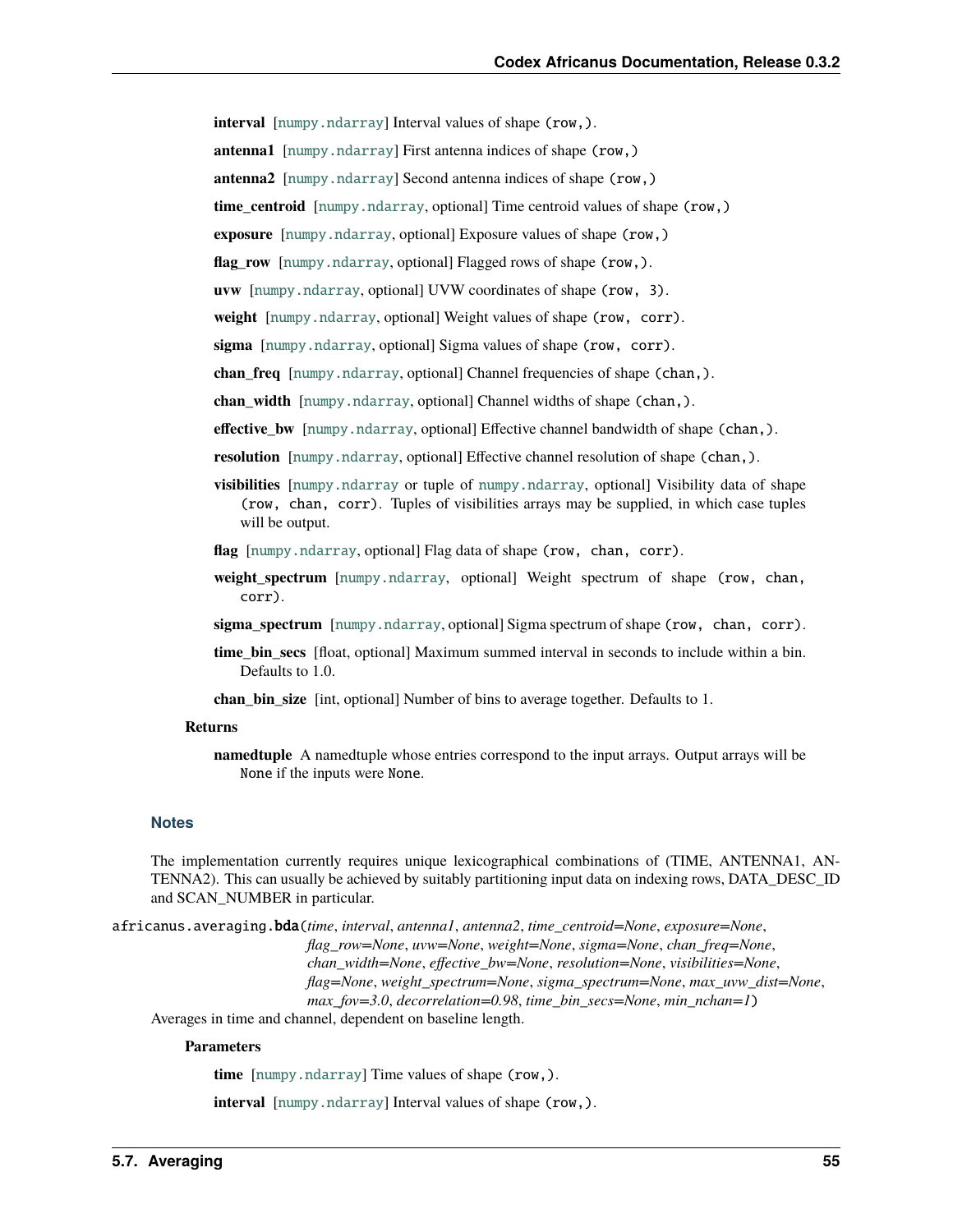**interval** [numpy.ndarray] Interval values of shape (row,).

**antenna1** [numpy.ndarray] First antenna indices of shape (row,)

**antenna2** [numpy.ndarray] Second antenna indices of shape (row,)

**time_centroid** [numpy.ndarray, optional] Time centroid values of shape (row,)

**exposure** [numpy.ndarray, optional] Exposure values of shape (row,)

**flag_row** [numpy.ndarray, optional] Flagged rows of shape (row,).

**uvw** [numpy.ndarray, optional] UVW coordinates of shape (row, 3).

**weight** [numpy.ndarray, optional] Weight values of shape (row, corr).

**sigma** [numpy.ndarray, optional] Sigma values of shape (row, corr).

**chan_freq** [numpy.ndarray, optional] Channel frequencies of shape (chan,).

**chan_width** [numpy.ndarray, optional] Channel widths of shape (chan,).

**effective_bw** [numpy.ndarray, optional] Effective channel bandwidth of shape (chan,).

**resolution** [numpy.ndarray, optional] Effective channel resolution of shape (chan,).

**visibilities** [numpy.ndarray or tuple of numpy.ndarray, optional] Visibility data of shape (row, chan, corr). Tuples of visibilities arrays may be supplied, in which case tuples will be output.

**flag** [numpy.ndarray, optional] Flag data of shape (row, chan, corr).

**weight_spectrum** [numpy.ndarray, optional] Weight spectrum of shape (row, chan, corr).

**sigma_spectrum** [numpy.ndarray, optional] Sigma spectrum of shape (row, chan, corr).

**time_bin_secs** [float, optional] Maximum summed interval in seconds to include within a bin. Defaults to 1.0.

**chan_bin_size** [int, optional] Number of bins to average together. Defaults to 1.

**Returns**

**namedtuple** A namedtuple whose entries correspond to the input arrays. Output arrays will be None if the inputs were None.

### Notes

The implementation currently requires unique lexicographical combinations of (TIME, ANTENNA1, ANTENNA2). This can usually be achieved by suitably partitioning input data on indexing rows, DATA_DESC_ID and SCAN_NUMBER in particular.

`africanus.averaging.bda`(*time*, *interval*, *antenna1*, *antenna2*, *time_centroid=None*, *exposure=None*, *flag_row=None*, *uvw=None*, *weight=None*, *sigma=None*, *chan_freq=None*, *chan_width=None*, *effective_bw=None*, *resolution=None*, *visibilities=None*, *flag=None*, *weight_spectrum=None*, *sigma_spectrum=None*, *max_uvw_dist=None*, *max_fov=3.0*, *decorrelation=0.98*, *time_bin_secs=None*, *min_nchan=1*)

Averages in time and channel, dependent on baseline length.

**Parameters**

**time** [numpy.ndarray] Time values of shape (row,).

**interval** [numpy.ndarray] Interval values of shape (row,).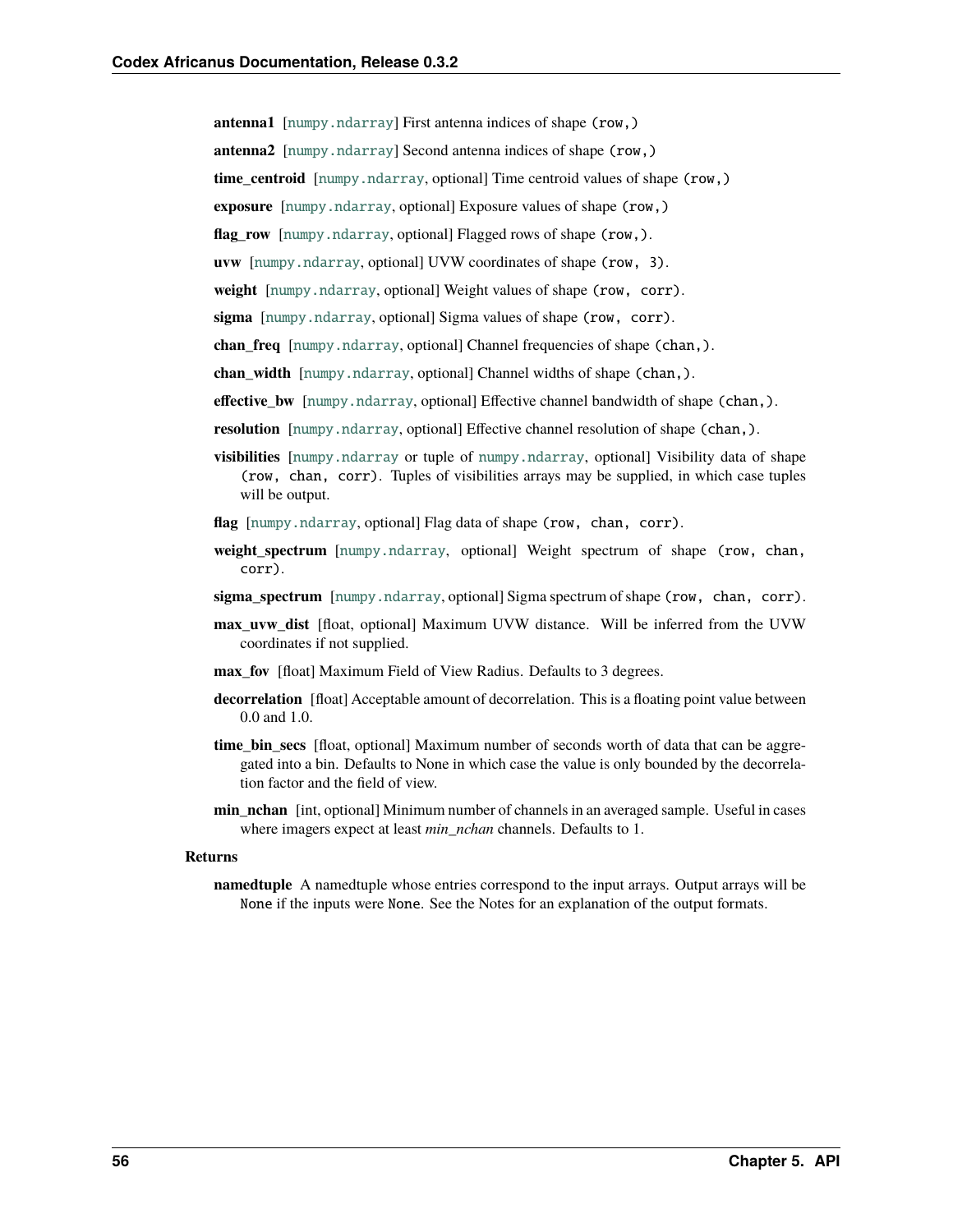**antenna1** [`numpy.ndarray`] First antenna indices of shape `(row,)`

**antenna2** [`numpy.ndarray`] Second antenna indices of shape `(row,)`

**time_centroid** [`numpy.ndarray`, optional] Time centroid values of shape `(row,)`

**exposure** [`numpy.ndarray`, optional] Exposure values of shape `(row,)`

**flag_row** [`numpy.ndarray`, optional] Flagged rows of shape `(row,)`.

**uvw** [`numpy.ndarray`, optional] UVW coordinates of shape `(row, 3)`.

**weight** [`numpy.ndarray`, optional] Weight values of shape `(row, corr)`.

**sigma** [`numpy.ndarray`, optional] Sigma values of shape `(row, corr)`.

**chan_freq** [`numpy.ndarray`, optional] Channel frequencies of shape `(chan,)`.

**chan_width** [`numpy.ndarray`, optional] Channel widths of shape `(chan,)`.

**effective_bw** [`numpy.ndarray`, optional] Effective channel bandwidth of shape `(chan,)`.

**resolution** [`numpy.ndarray`, optional] Effective channel resolution of shape `(chan,)`.

**visibilities** [`numpy.ndarray` or tuple of `numpy.ndarray`, optional] Visibility data of shape `(row, chan, corr)`. Tuples of visibilities arrays may be supplied, in which case tuples will be output.

**flag** [`numpy.ndarray`, optional] Flag data of shape `(row, chan, corr)`.

**weight_spectrum** [`numpy.ndarray`, optional] Weight spectrum of shape `(row, chan, corr)`.

**sigma_spectrum** [`numpy.ndarray`, optional] Sigma spectrum of shape `(row, chan, corr)`.

**max_uvw_dist** [float, optional] Maximum UVW distance. Will be inferred from the UVW coordinates if not supplied.

**max_fov** [float] Maximum Field of View Radius. Defaults to 3 degrees.

**decorrelation** [float] Acceptable amount of decorrelation. This is a floating point value between 0.0 and 1.0.

**time_bin_secs** [float, optional] Maximum number of seconds worth of data that can be aggregated into a bin. Defaults to None in which case the value is only bounded by the decorrelation factor and the field of view.

**min_nchan** [int, optional] Minimum number of channels in an averaged sample. Useful in cases where imagers expect at least *min_nchan* channels. Defaults to 1.

**Returns**

**namedtuple** A namedtuple whose entries correspond to the input arrays. Output arrays will be `None` if the inputs were `None`. See the Notes for an explanation of the output formats.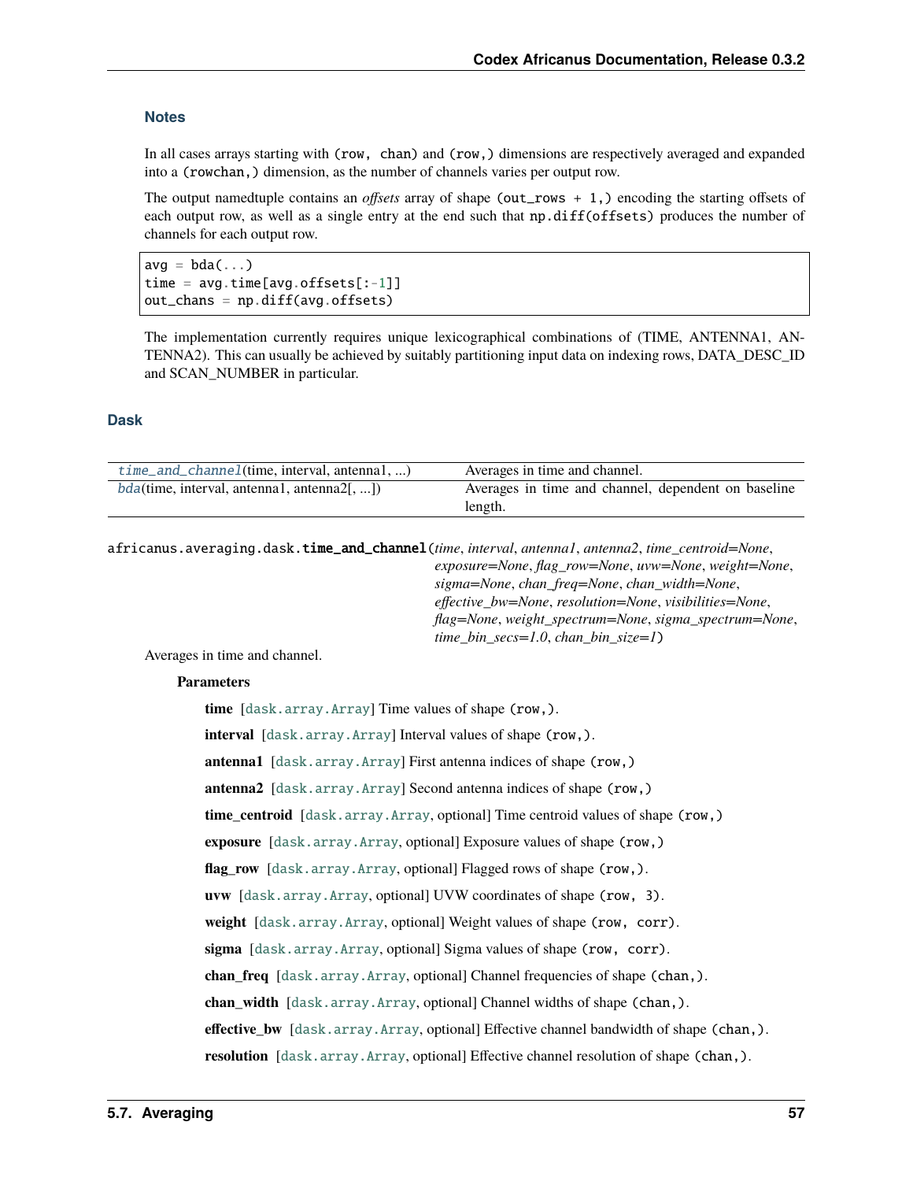### Notes

In all cases arrays starting with `(row, chan)` and `(row,)` dimensions are respectively averaged and expanded into a `(rowchan,)` dimension, as the number of channels varies per output row.

The output namedtuple contains an *offsets* array of shape `(out_rows + 1,)` encoding the starting offsets of each output row, as well as a single entry at the end such that `np.diff(offsets)` produces the number of channels for each output row.

```
avg = bda(...)
time = avg.time[avg.offsets[:-1]]
out_chans = np.diff(avg.offsets)
```

The implementation currently requires unique lexicographical combinations of (TIME, ANTENNA1, ANTENNA2). This can usually be achieved by suitably partitioning input data on indexing rows, DATA_DESC_ID and SCAN_NUMBER in particular.

## Dask

| | |
|---|---|
| *time_and_channel*(time, interval, antenna1, ...) | Averages in time and channel. |
| *bda*(time, interval, antenna1, antenna2[, ...]) | Averages in time and channel, dependent on baseline length. |

africanus.averaging.dask.**time_and_channel**(*time*, *interval*, *antenna1*, *antenna2*, *time_centroid=None*, *exposure=None*, *flag_row=None*, *uvw=None*, *weight=None*, *sigma=None*, *chan_freq=None*, *chan_width=None*, *effective_bw=None*, *resolution=None*, *visibilities=None*, *flag=None*, *weight_spectrum=None*, *sigma_spectrum=None*, *time_bin_secs=1.0*, *chan_bin_size=1*)

Averages in time and channel.

**Parameters**

**time** [`dask.array.Array`] Time values of shape `(row,)`.

**interval** [`dask.array.Array`] Interval values of shape `(row,)`.

**antenna1** [`dask.array.Array`] First antenna indices of shape `(row,)`

**antenna2** [`dask.array.Array`] Second antenna indices of shape `(row,)`

**time_centroid** [`dask.array.Array`, optional] Time centroid values of shape `(row,)`

**exposure** [`dask.array.Array`, optional] Exposure values of shape `(row,)`

**flag_row** [`dask.array.Array`, optional] Flagged rows of shape `(row,)`.

**uvw** [`dask.array.Array`, optional] UVW coordinates of shape `(row, 3)`.

**weight** [`dask.array.Array`, optional] Weight values of shape `(row, corr)`.

**sigma** [`dask.array.Array`, optional] Sigma values of shape `(row, corr)`.

**chan_freq** [`dask.array.Array`, optional] Channel frequencies of shape `(chan,)`.

**chan_width** [`dask.array.Array`, optional] Channel widths of shape `(chan,)`.

**effective_bw** [`dask.array.Array`, optional] Effective channel bandwidth of shape `(chan,)`.

**resolution** [`dask.array.Array`, optional] Effective channel resolution of shape `(chan,)`.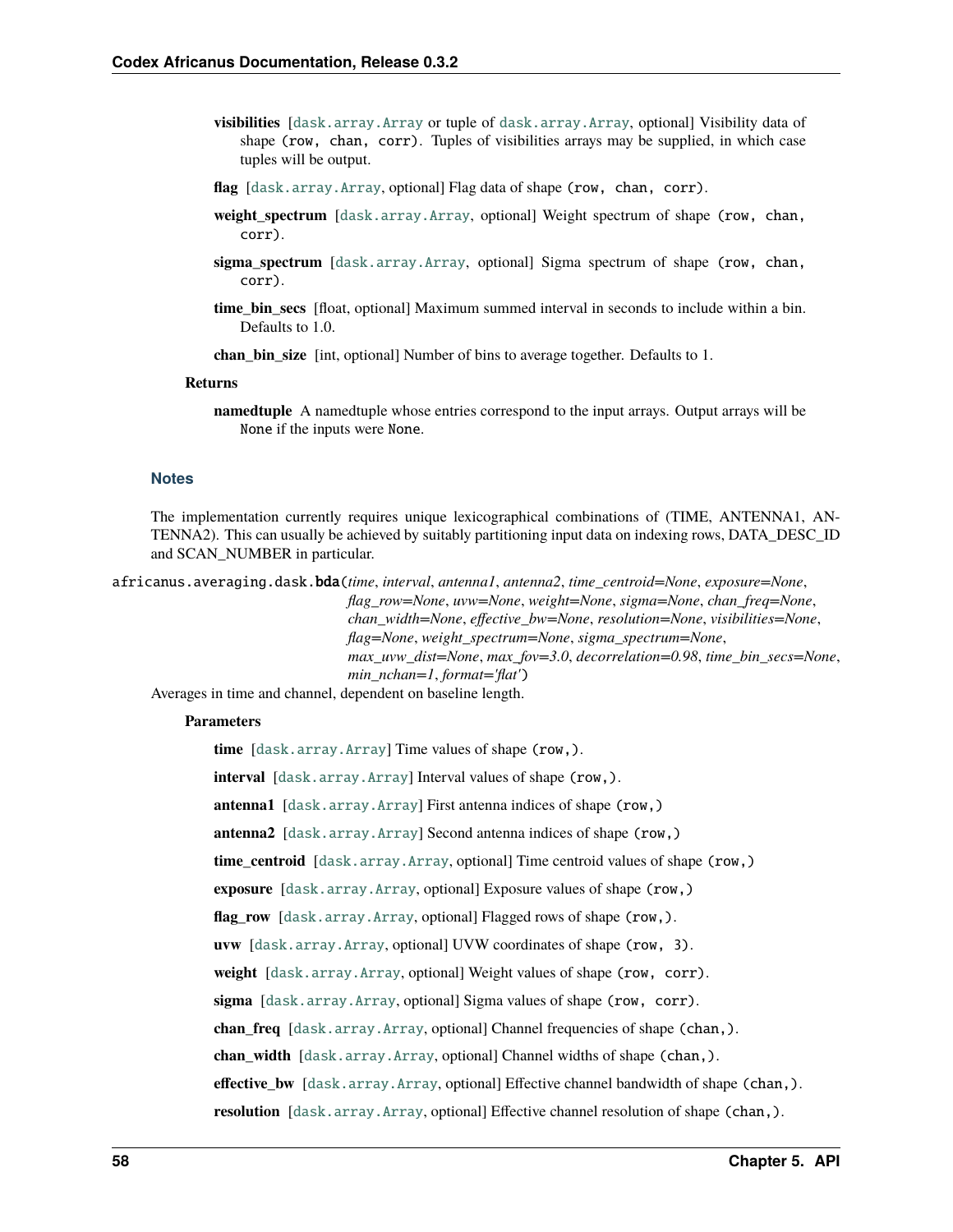**visibilities** [`dask.array.Array` or tuple of `dask.array.Array`, optional] Visibility data of shape `(row, chan, corr)`. Tuples of visibilities arrays may be supplied, in which case tuples will be output.

**flag** [`dask.array.Array`, optional] Flag data of shape `(row, chan, corr)`.

**weight_spectrum** [`dask.array.Array`, optional] Weight spectrum of shape `(row, chan, corr)`.

**sigma_spectrum** [`dask.array.Array`, optional] Sigma spectrum of shape `(row, chan, corr)`.

**time_bin_secs** [float, optional] Maximum summed interval in seconds to include within a bin. Defaults to 1.0.

**chan_bin_size** [int, optional] Number of bins to average together. Defaults to 1.

**Returns**

**namedtuple** A namedtuple whose entries correspond to the input arrays. Output arrays will be `None` if the inputs were `None`.

### Notes

The implementation currently requires unique lexicographical combinations of (TIME, ANTENNA1, ANTENNA2). This can usually be achieved by suitably partitioning input data on indexing rows, DATA_DESC_ID and SCAN_NUMBER in particular.

`africanus.averaging.dask.bda`(*time*, *interval*, *antenna1*, *antenna2*, *time_centroid=None*, *exposure=None*, *flag_row=None*, *uvw=None*, *weight=None*, *sigma=None*, *chan_freq=None*, *chan_width=None*, *effective_bw=None*, *resolution=None*, *visibilities=None*, *flag=None*, *weight_spectrum=None*, *sigma_spectrum=None*, *max_uvw_dist=None*, *max_fov=3.0*, *decorrelation=0.98*, *time_bin_secs=None*, *min_nchan=1*, *format='flat'*)

Averages in time and channel, dependent on baseline length.

**Parameters**

**time** [`dask.array.Array`] Time values of shape `(row,)`.

**interval** [`dask.array.Array`] Interval values of shape `(row,)`.

**antenna1** [`dask.array.Array`] First antenna indices of shape `(row,)`

**antenna2** [`dask.array.Array`] Second antenna indices of shape `(row,)`

**time_centroid** [`dask.array.Array`, optional] Time centroid values of shape `(row,)`

**exposure** [`dask.array.Array`, optional] Exposure values of shape `(row,)`

**flag_row** [`dask.array.Array`, optional] Flagged rows of shape `(row,)`.

**uvw** [`dask.array.Array`, optional] UVW coordinates of shape `(row, 3)`.

**weight** [`dask.array.Array`, optional] Weight values of shape `(row, corr)`.

**sigma** [`dask.array.Array`, optional] Sigma values of shape `(row, corr)`.

**chan_freq** [`dask.array.Array`, optional] Channel frequencies of shape `(chan,)`.

**chan_width** [`dask.array.Array`, optional] Channel widths of shape `(chan,)`.

**effective_bw** [`dask.array.Array`, optional] Effective channel bandwidth of shape `(chan,)`.

**resolution** [`dask.array.Array`, optional] Effective channel resolution of shape `(chan,)`.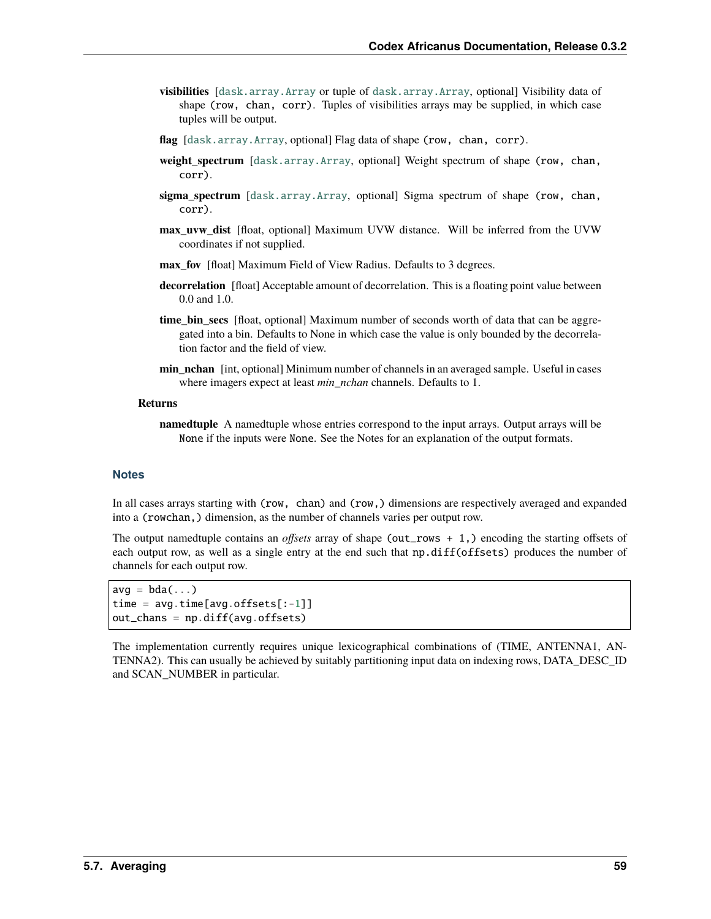**visibilities** [`dask.array.Array` or tuple of `dask.array.Array`, optional] Visibility data of shape `(row, chan, corr)`. Tuples of visibilities arrays may be supplied, in which case tuples will be output.

**flag** [`dask.array.Array`, optional] Flag data of shape `(row, chan, corr)`.

**weight_spectrum** [`dask.array.Array`, optional] Weight spectrum of shape `(row, chan, corr)`.

**sigma_spectrum** [`dask.array.Array`, optional] Sigma spectrum of shape `(row, chan, corr)`.

**max_uvw_dist** [float, optional] Maximum UVW distance. Will be inferred from the UVW coordinates if not supplied.

**max_fov** [float] Maximum Field of View Radius. Defaults to 3 degrees.

**decorrelation** [float] Acceptable amount of decorrelation. This is a floating point value between 0.0 and 1.0.

**time_bin_secs** [float, optional] Maximum number of seconds worth of data that can be aggregated into a bin. Defaults to None in which case the value is only bounded by the decorrelation factor and the field of view.

**min_nchan** [int, optional] Minimum number of channels in an averaged sample. Useful in cases where imagers expect at least *min_nchan* channels. Defaults to 1.

**Returns**

**namedtuple** A namedtuple whose entries correspond to the input arrays. Output arrays will be `None` if the inputs were `None`. See the Notes for an explanation of the output formats.

### Notes

In all cases arrays starting with `(row, chan)` and `(row,)` dimensions are respectively averaged and expanded into a `(rowchan,)` dimension, as the number of channels varies per output row.

The output namedtuple contains an *offsets* array of shape `(out_rows + 1,)` encoding the starting offsets of each output row, as well as a single entry at the end such that `np.diff(offsets)` produces the number of channels for each output row.

```
avg = bda(...)
time = avg.time[avg.offsets[:-1]]
out_chans = np.diff(avg.offsets)
```

The implementation currently requires unique lexicographical combinations of (TIME, ANTENNA1, ANTENNA2). This can usually be achieved by suitably partitioning input data on indexing rows, DATA_DESC_ID and SCAN_NUMBER in particular.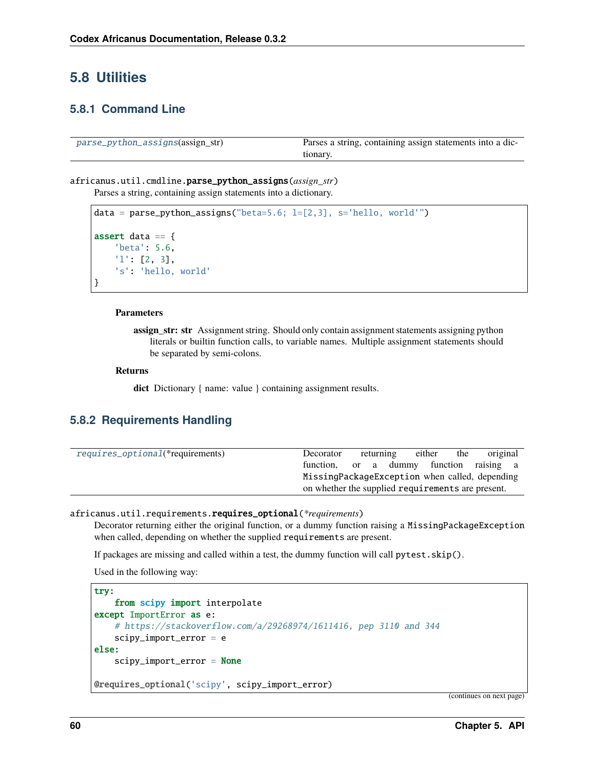## 5.8 Utilities

### 5.8.1 Command Line

| | |
|---|---|
| parse_python_assigns(assign_str) | Parses a string, containing assign statements into a dictionary. |

africanus.util.cmdline.**parse_python_assigns**(*assign_str*)

Parses a string, containing assign statements into a dictionary.

```
data = parse_python_assigns("beta=5.6; l=[2,3], s='hello, world'")

assert data == {
    'beta': 5.6,
    'l': [2, 3],
    's': 'hello, world'
}
```

**Parameters**

**assign_str: str** Assignment string. Should only contain assignment statements assigning python literals or builtin function calls, to variable names. Multiple assignment statements should be separated by semi-colons.

**Returns**

**dict** Dictionary { name: value } containing assignment results.

### 5.8.2 Requirements Handling

| | |
|---|---|
| requires_optional(*requirements) | Decorator returning either the original function, or a dummy function raising a MissingPackageException when called, depending on whether the supplied requirements are present. |

africanus.util.requirements.**requires_optional**(*\*requirements*)

Decorator returning either the original function, or a dummy function raising a `MissingPackageException` when called, depending on whether the supplied `requirements` are present.

If packages are missing and called within a test, the dummy function will call `pytest.skip()`.

Used in the following way:

```
try:
    from scipy import interpolate
except ImportError as e:
    # https://stackoverflow.com/a/29268974/1611416, pep 3110 and 344
    scipy_import_error = e
else:
    scipy_import_error = None

@requires_optional('scipy', scipy_import_error)
```

(continues on next page)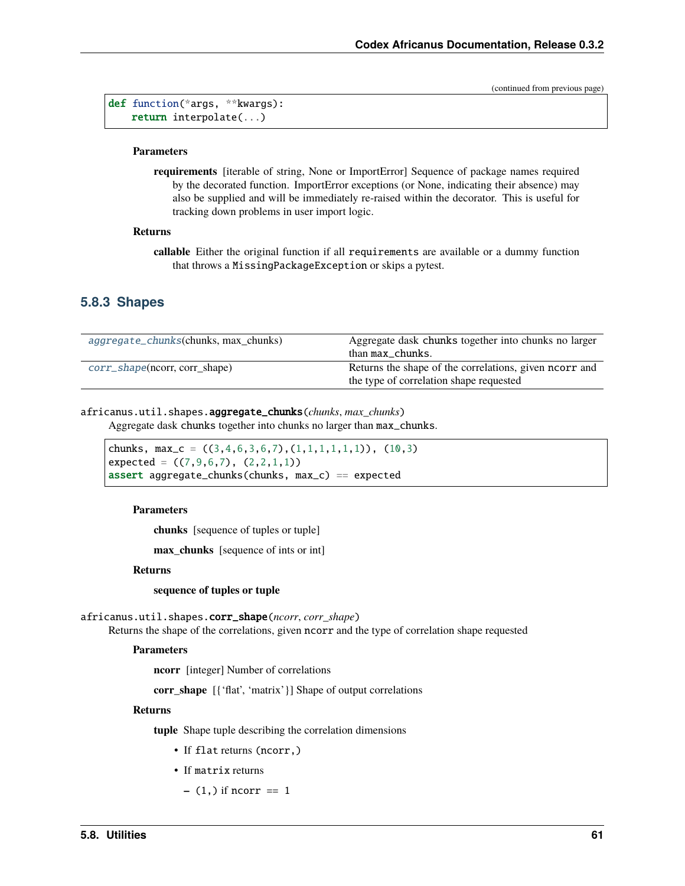(continued from previous page)

```
def function(*args, **kwargs):
    return interpolate(...)
```

**Parameters**

**requirements** [iterable of string, None or ImportError] Sequence of package names required by the decorated function. ImportError exceptions (or None, indicating their absence) may also be supplied and will be immediately re-raised within the decorator. This is useful for tracking down problems in user import logic.

**Returns**

**callable** Either the original function if all `requirements` are available or a dummy function that throws a `MissingPackageException` or skips a pytest.

### 5.8.3 Shapes

| | |
|---|---|
| *aggregate_chunks*(chunks, max_chunks) | Aggregate dask `chunks` together into chunks no larger than `max_chunks`. |
| *corr_shape*(ncorr, corr_shape) | Returns the shape of the correlations, given `ncorr` and the type of correlation shape requested |

africanus.util.shapes.**aggregate_chunks**(*chunks*, *max_chunks*)

Aggregate dask `chunks` together into chunks no larger than `max_chunks`.

```
chunks, max_c = ((3,4,6,3,6,7),(1,1,1,1,1,1)), (10,3)
expected = ((7,9,6,7), (2,2,1,1))
assert aggregate_chunks(chunks, max_c) == expected
```

**Parameters**

**chunks** [sequence of tuples or tuple]

**max_chunks** [sequence of ints or int]

**Returns**

**sequence of tuples or tuple**

africanus.util.shapes.**corr_shape**(*ncorr*, *corr_shape*)

Returns the shape of the correlations, given `ncorr` and the type of correlation shape requested

**Parameters**

**ncorr** [integer] Number of correlations

**corr_shape** [{'flat', 'matrix'}] Shape of output correlations

**Returns**

**tuple** Shape tuple describing the correlation dimensions

- If `flat` returns `(ncorr,)`
- If `matrix` returns
  - `(1,)` if `ncorr == 1`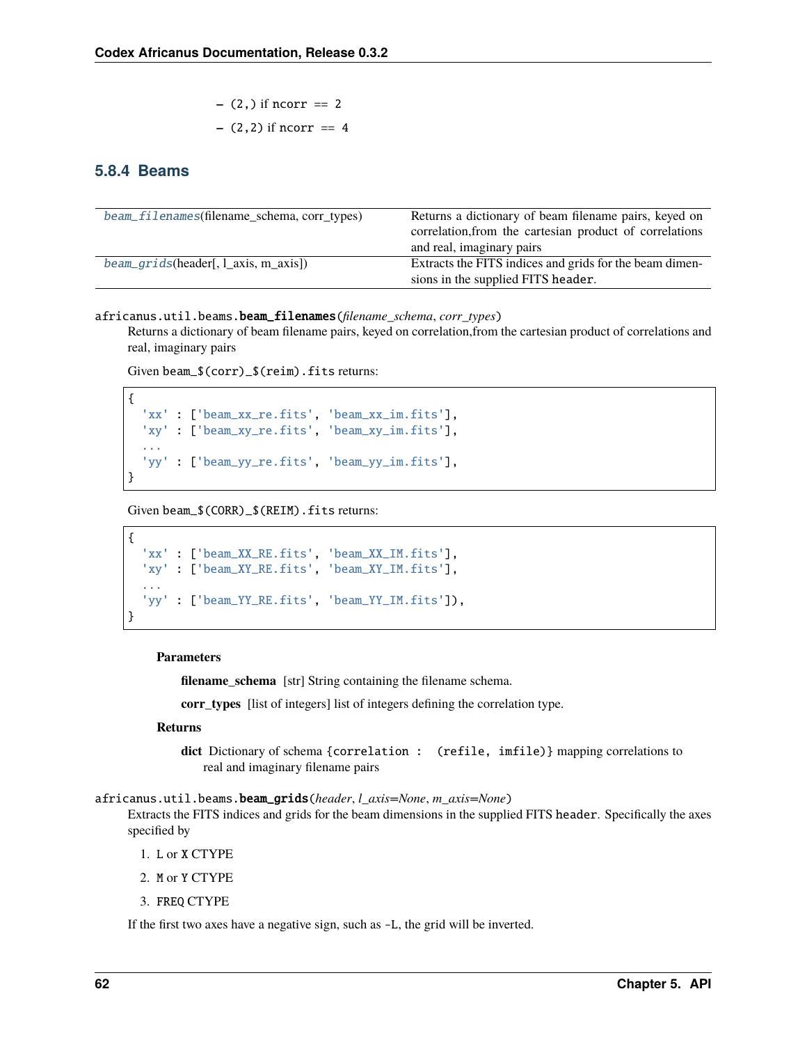- (2,) if ncorr == 2
- (2,2) if ncorr == 4

### 5.8.4 Beams

| | |
|---|---|
| *beam_filenames*(filename_schema, corr_types) | Returns a dictionary of beam filename pairs, keyed on correlation,from the cartesian product of correlations and real, imaginary pairs |
| *beam_grids*(header[, l_axis, m_axis]) | Extracts the FITS indices and grids for the beam dimensions in the supplied FITS header. |

africanus.util.beams.**beam_filenames**(*filename_schema*, *corr_types*)

Returns a dictionary of beam filename pairs, keyed on correlation,from the cartesian product of correlations and real, imaginary pairs

Given beam_$(corr)_$(reim).fits returns:

```
{
  'xx' : ['beam_xx_re.fits', 'beam_xx_im.fits'],
  'xy' : ['beam_xy_re.fits', 'beam_xy_im.fits'],
  ...
  'yy' : ['beam_yy_re.fits', 'beam_yy_im.fits'],
}
```

Given beam_$(CORR)_$(REIM).fits returns:

```
{
  'xx' : ['beam_XX_RE.fits', 'beam_XX_IM.fits'],
  'xy' : ['beam_XY_RE.fits', 'beam_XY_IM.fits'],
  ...
  'yy' : ['beam_YY_RE.fits', 'beam_YY_IM.fits']),
}
```

**Parameters**

**filename_schema** [str] String containing the filename schema.

**corr_types** [list of integers] list of integers defining the correlation type.

**Returns**

**dict** Dictionary of schema {correlation : (refile, imfile)} mapping correlations to real and imaginary filename pairs

africanus.util.beams.**beam_grids**(*header*, *l_axis=None*, *m_axis=None*)

Extracts the FITS indices and grids for the beam dimensions in the supplied FITS header. Specifically the axes specified by

1. L or X CTYPE
2. M or Y CTYPE
3. FREQ CTYPE

If the first two axes have a negative sign, such as -L, the grid will be inverted.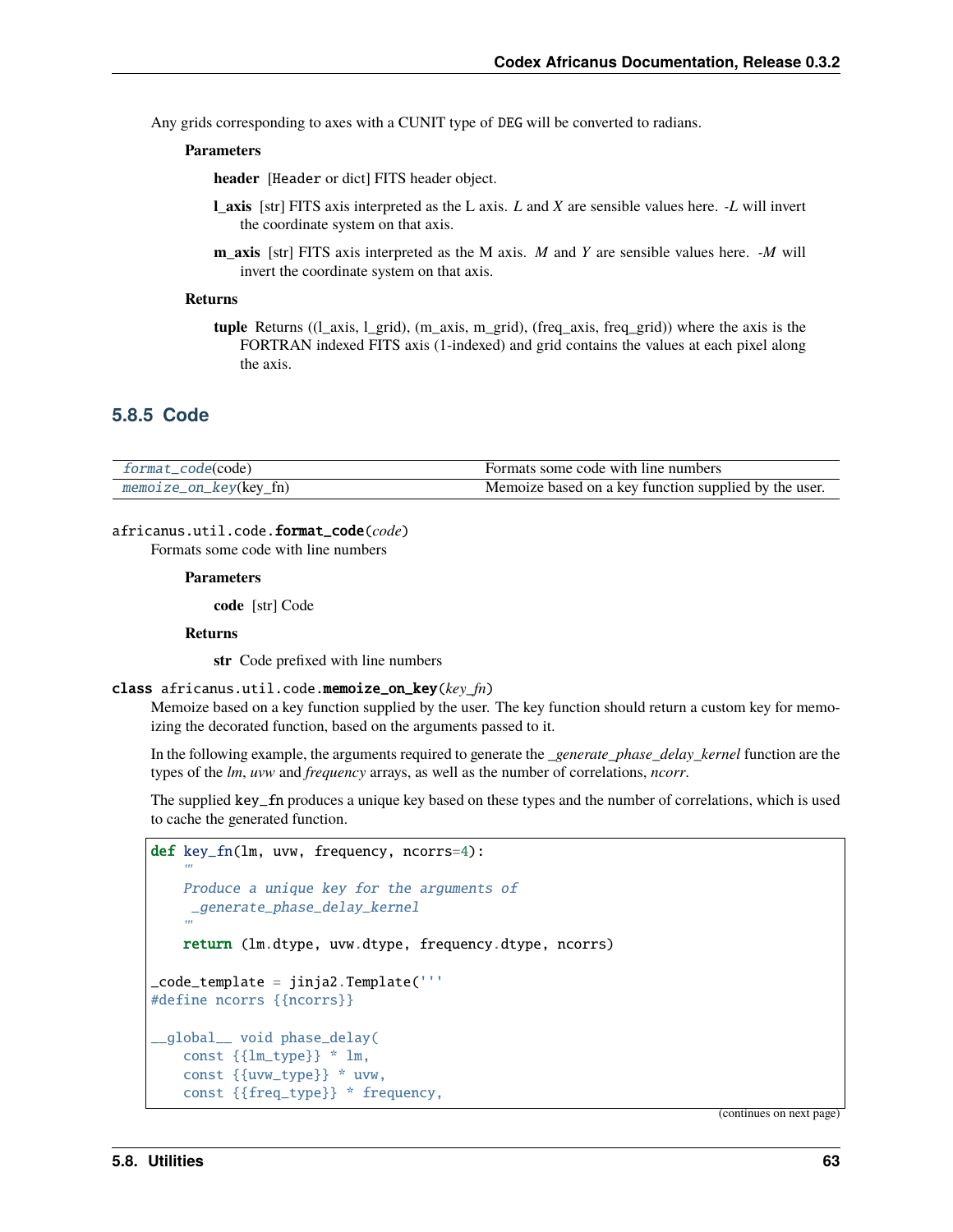Any grids corresponding to axes with a CUNIT type of DEG will be converted to radians.

**Parameters**

**header** [Header or dict] FITS header object.

**l_axis** [str] FITS axis interpreted as the L axis. *L* and *X* are sensible values here. *-L* will invert the coordinate system on that axis.

**m_axis** [str] FITS axis interpreted as the M axis. *M* and *Y* are sensible values here. *-M* will invert the coordinate system on that axis.

**Returns**

**tuple** Returns ((l_axis, l_grid), (m_axis, m_grid), (freq_axis, freq_grid)) where the axis is the FORTRAN indexed FITS axis (1-indexed) and grid contains the values at each pixel along the axis.

### 5.8.5 Code

| | |
|---|---|
| *format_code*(code) | Formats some code with line numbers |
| *memoize_on_key*(key_fn) | Memoize based on a key function supplied by the user. |

africanus.util.code.**format_code**(*code*)

Formats some code with line numbers

**Parameters**

**code** [str] Code

**Returns**

**str** Code prefixed with line numbers

class africanus.util.code.**memoize_on_key**(*key_fn*)

Memoize based on a key function supplied by the user. The key function should return a custom key for memoizing the decorated function, based on the arguments passed to it.

In the following example, the arguments required to generate the *_generate_phase_delay_kernel* function are the types of the *lm*, *uvw* and *frequency* arrays, as well as the number of correlations, *ncorr*.

The supplied key_fn produces a unique key based on these types and the number of correlations, which is used to cache the generated function.

```
def key_fn(lm, uvw, frequency, ncorrs=4):
    '''
    Produce a unique key for the arguments of
     _generate_phase_delay_kernel
    '''
    return (lm.dtype, uvw.dtype, frequency.dtype, ncorrs)

_code_template = jinja2.Template('''
#define ncorrs {{ncorrs}}

__global__ void phase_delay(
    const {{lm_type}} * lm,
    const {{uvw_type}} * uvw,
    const {{freq_type}} * frequency,
```

(continues on next page)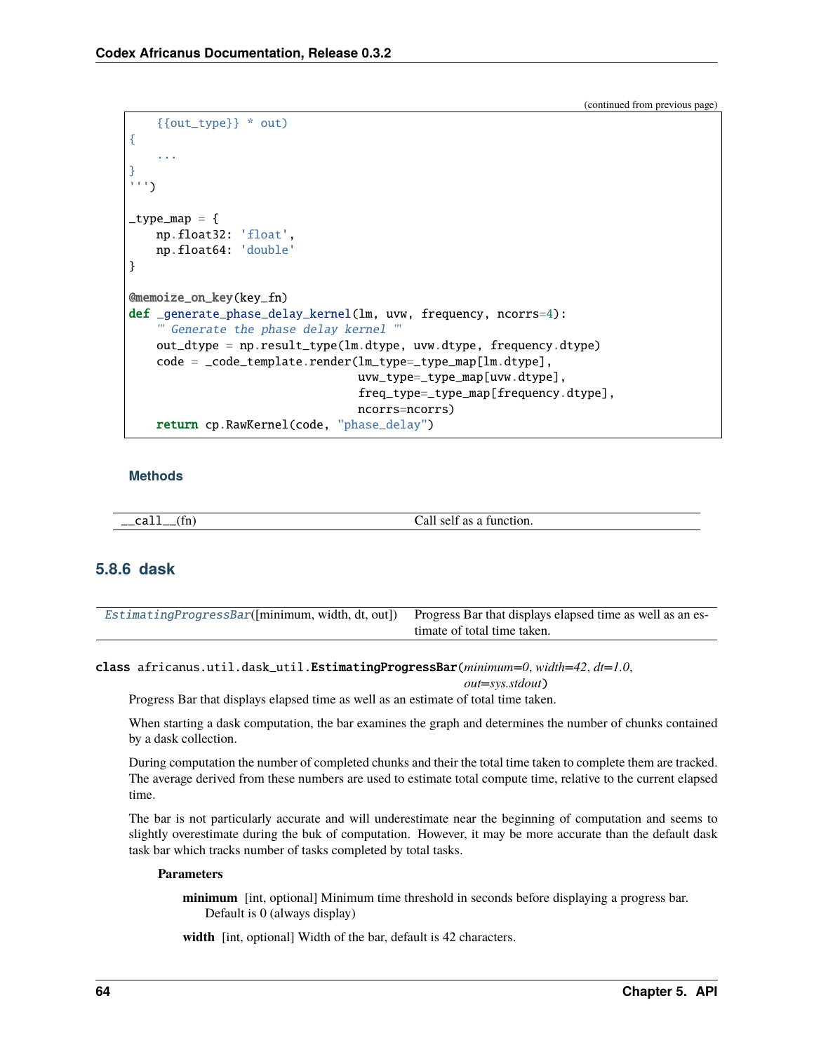(continued from previous page)

```
    {{out_type}} * out)
{
    ...
}
''')

_type_map = {
    np.float32: 'float',
    np.float64: 'double'
}

@memoize_on_key(key_fn)
def _generate_phase_delay_kernel(lm, uvw, frequency, ncorrs=4):
    """ Generate the phase delay kernel """
    out_dtype = np.result_type(lm.dtype, uvw.dtype, frequency.dtype)
    code = _code_template.render(lm_type=_type_map[lm.dtype],
                                 uvw_type=_type_map[uvw.dtype],
                                 freq_type=_type_map[frequency.dtype],
                                 ncorrs=ncorrs)
    return cp.RawKernel(code, "phase_delay")
```

#### Methods

| | |
|---|---|
| `__call__`(fn) | Call self as a function. |

### 5.8.6 dask

| | |
|---|---|
| *EstimatingProgressBar*([minimum, width, dt, out]) | Progress Bar that displays elapsed time as well as an estimate of total time taken. |

**class** africanus.util.dask_util.**EstimatingProgressBar**(*minimum=0*, *width=42*, *dt=1.0*, *out=sys.stdout*)

Progress Bar that displays elapsed time as well as an estimate of total time taken.

When starting a dask computation, the bar examines the graph and determines the number of chunks contained by a dask collection.

During computation the number of completed chunks and their the total time taken to complete them are tracked. The average derived from these numbers are used to estimate total compute time, relative to the current elapsed time.

The bar is not particularly accurate and will underestimate near the beginning of computation and seems to slightly overestimate during the buk of computation. However, it may be more accurate than the default dask task bar which tracks number of tasks completed by total tasks.

**Parameters**

**minimum** [int, optional] Minimum time threshold in seconds before displaying a progress bar. Default is 0 (always display)

**width** [int, optional] Width of the bar, default is 42 characters.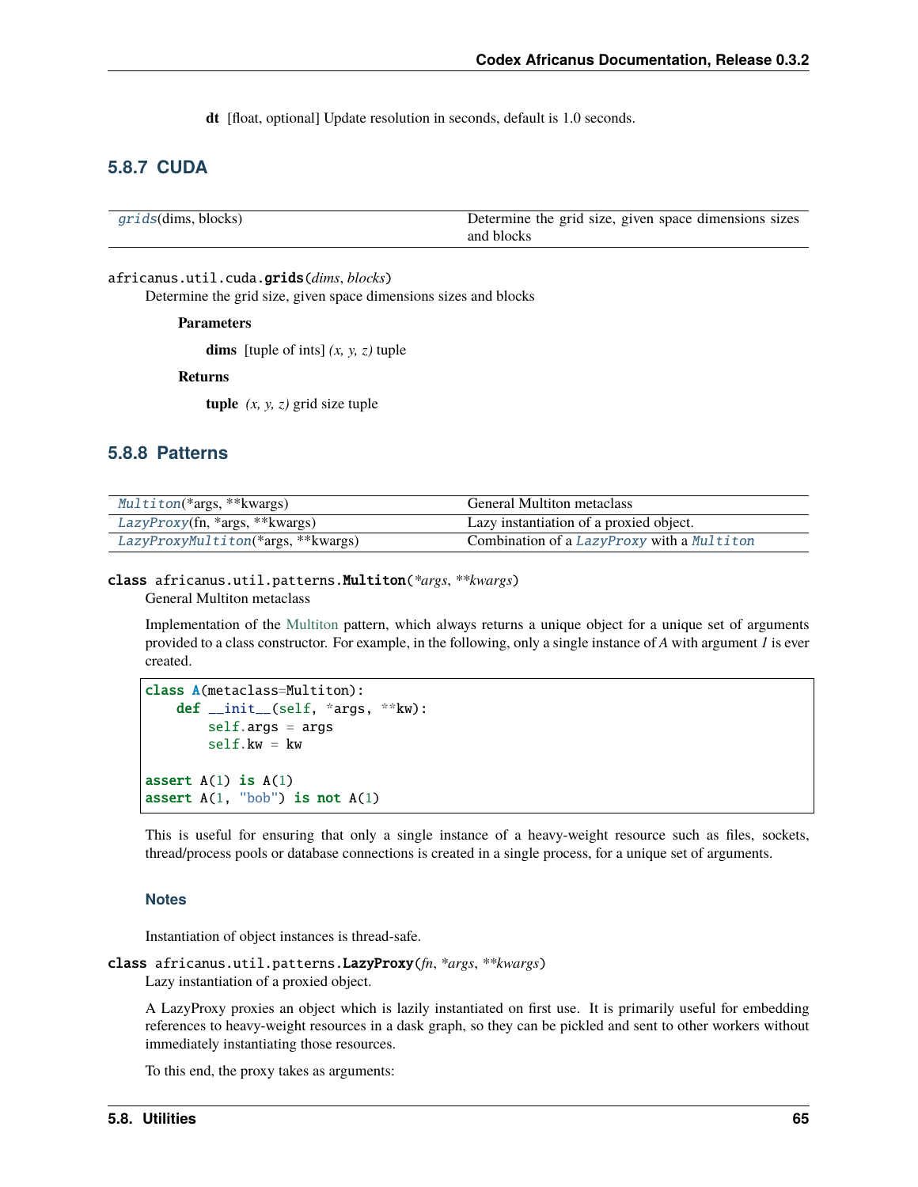**dt** [float, optional] Update resolution in seconds, default is 1.0 seconds.

### 5.8.7 CUDA

| | |
|---|---|
| `grids(dims, blocks)` | Determine the grid size, given space dimensions sizes and blocks |

`africanus.util.cuda.grids(dims, blocks)`

Determine the grid size, given space dimensions sizes and blocks

**Parameters**

**dims** [tuple of ints] *(x, y, z)* tuple

**Returns**

**tuple** *(x, y, z)* grid size tuple

### 5.8.8 Patterns

| | |
|---|---|
| `Multiton(*args, **kwargs)` | General Multiton metaclass |
| `LazyProxy(fn, *args, **kwargs)` | Lazy instantiation of a proxied object. |
| `LazyProxyMultiton(*args, **kwargs)` | Combination of a `LazyProxy` with a `Multiton` |

**class** `africanus.util.patterns.Multiton(*args, **kwargs)`

General Multiton metaclass

Implementation of the Multiton pattern, which always returns a unique object for a unique set of arguments provided to a class constructor. For example, in the following, only a single instance of *A* with argument *1* is ever created.

```
class A(metaclass=Multiton):
    def __init__(self, *args, **kw):
        self.args = args
        self.kw = kw

assert A(1) is A(1)
assert A(1, "bob") is not A(1)
```

This is useful for ensuring that only a single instance of a heavy-weight resource such as files, sockets, thread/process pools or database connections is created in a single process, for a unique set of arguments.

#### Notes

Instantiation of object instances is thread-safe.

**class** `africanus.util.patterns.LazyProxy(fn, *args, **kwargs)`

Lazy instantiation of a proxied object.

A LazyProxy proxies an object which is lazily instantiated on first use. It is primarily useful for embedding references to heavy-weight resources in a dask graph, so they can be pickled and sent to other workers without immediately instantiating those resources.

To this end, the proxy takes as arguments: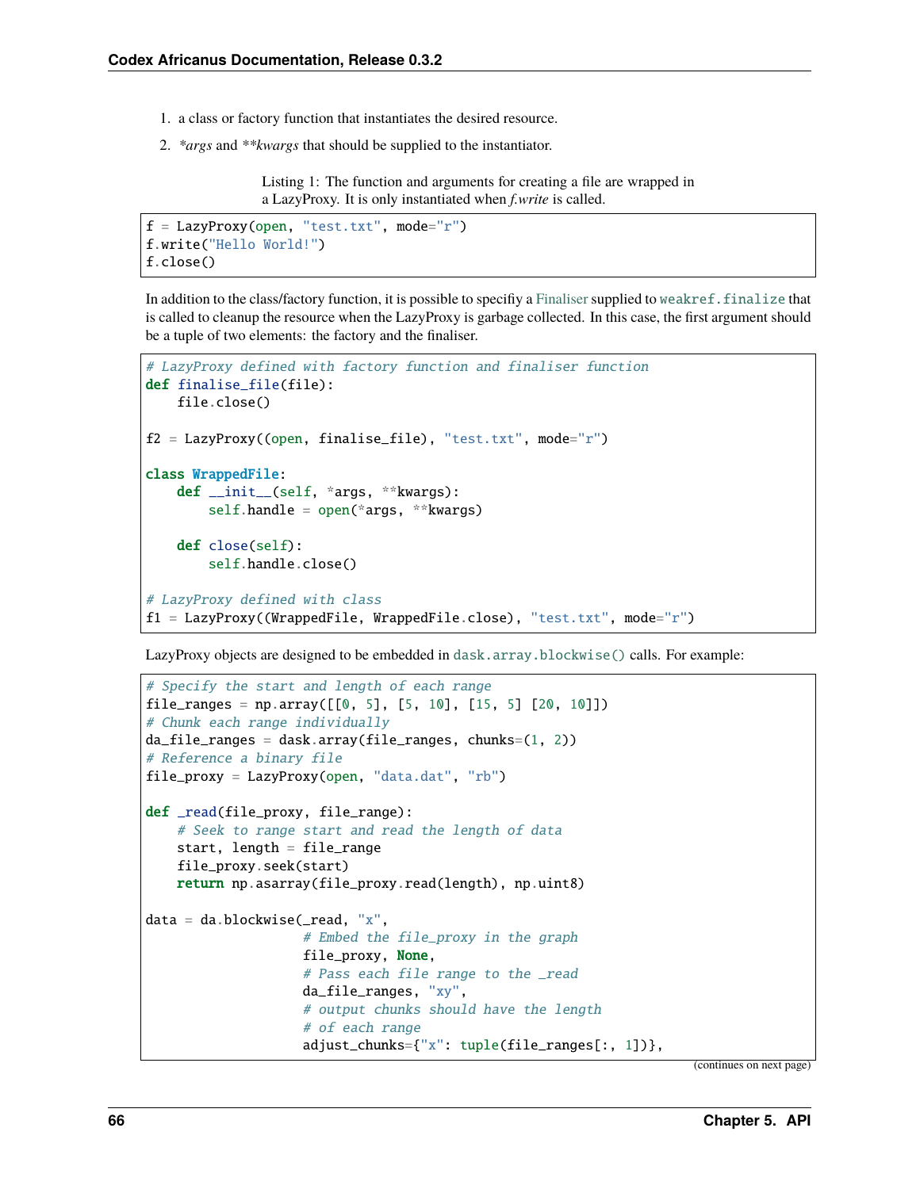1. a class or factory function that instantiates the desired resource.
2. *\*args* and *\*\*kwargs* that should be supplied to the instantiator.

Listing 1: The function and arguments for creating a file are wrapped in a LazyProxy. It is only instantiated when *f.write* is called.

```
f = LazyProxy(open, "test.txt", mode="r")
f.write("Hello World!")
f.close()
```

In addition to the class/factory function, it is possible to specifiy a Finaliser supplied to `weakref.finalize` that is called to cleanup the resource when the LazyProxy is garbage collected. In this case, the first argument should be a tuple of two elements: the factory and the finaliser.

```
# LazyProxy defined with factory function and finaliser function
def finalise_file(file):
    file.close()

f2 = LazyProxy((open, finalise_file), "test.txt", mode="r")

class WrappedFile:
    def __init__(self, *args, **kwargs):
        self.handle = open(*args, **kwargs)

    def close(self):
        self.handle.close()

# LazyProxy defined with class
f1 = LazyProxy((WrappedFile, WrappedFile.close), "test.txt", mode="r")
```

LazyProxy objects are designed to be embedded in `dask.array.blockwise()` calls. For example:

```
# Specify the start and length of each range
file_ranges = np.array([[0, 5], [5, 10], [15, 5] [20, 10]])
# Chunk each range individually
da_file_ranges = dask.array(file_ranges, chunks=(1, 2))
# Reference a binary file
file_proxy = LazyProxy(open, "data.dat", "rb")

def _read(file_proxy, file_range):
    # Seek to range start and read the length of data
    start, length = file_range
    file_proxy.seek(start)
    return np.asarray(file_proxy.read(length), np.uint8)

data = da.blockwise(_read, "x",
                    # Embed the file_proxy in the graph
                    file_proxy, None,
                    # Pass each file range to the _read
                    da_file_ranges, "xy",
                    # output chunks should have the length
                    # of each range
                    adjust_chunks={"x": tuple(file_ranges[:, 1])},
```

(continues on next page)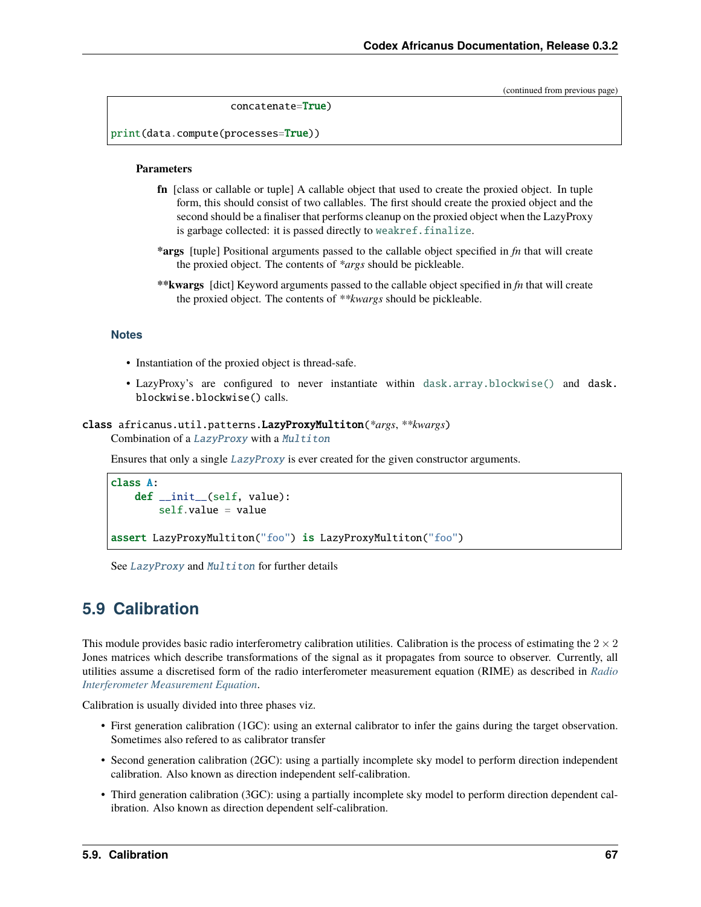(continued from previous page)

```python
                     concatenate=True)

print(data.compute(processes=True))
```

**Parameters**

**fn** [class or callable or tuple] A callable object that used to create the proxied object. In tuple form, this should consist of two callables. The first should create the proxied object and the second should be a finaliser that performs cleanup on the proxied object when the LazyProxy is garbage collected: it is passed directly to `weakref.finalize`.

***args** [tuple] Positional arguments passed to the callable object specified in *fn* that will create the proxied object. The contents of *\*args* should be pickleable.

****kwargs** [dict] Keyword arguments passed to the callable object specified in *fn* that will create the proxied object. The contents of *\*\*kwargs* should be pickleable.

### Notes

- Instantiation of the proxied object is thread-safe.
- LazyProxy's are configured to never instantiate within `dask.array.blockwise()` and `dask.blockwise.blockwise()` calls.

**class** africanus.util.patterns.**LazyProxyMultiton**(*\*args*, *\*\*kwargs*)

Combination of a `LazyProxy` with a `Multiton`

Ensures that only a single `LazyProxy` is ever created for the given constructor arguments.

```python
class A:
    def __init__(self, value):
        self.value = value

assert LazyProxyMultiton("foo") is LazyProxyMultiton("foo")
```

See `LazyProxy` and `Multiton` for further details

## 5.9 Calibration

This module provides basic radio interferometry calibration utilities. Calibration is the process of estimating the $2 \times 2$ Jones matrices which describe transformations of the signal as it propagates from source to observer. Currently, all utilities assume a discretised form of the radio interferometer measurement equation (RIME) as described in *Radio Interferometer Measurement Equation*.

Calibration is usually divided into three phases viz.

- First generation calibration (1GC): using an external calibrator to infer the gains during the target observation. Sometimes also refered to as calibrator transfer
- Second generation calibration (2GC): using a partially incomplete sky model to perform direction independent calibration. Also known as direction independent self-calibration.
- Third generation calibration (3GC): using a partially incomplete sky model to perform direction dependent calibration. Also known as direction dependent self-calibration.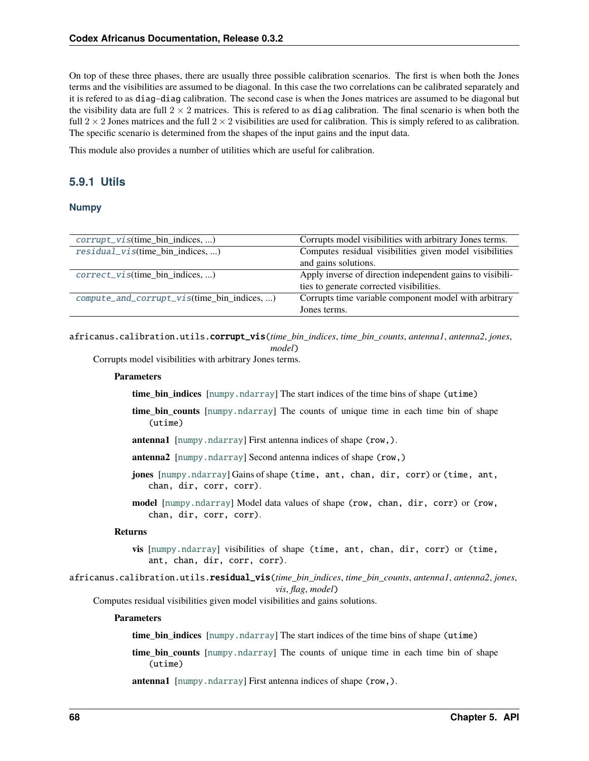On top of these three phases, there are usually three possible calibration scenarios. The first is when both the Jones terms and the visibilities are assumed to be diagonal. In this case the two correlations can be calibrated separately and it is refered to as `diag-diag` calibration. The second case is when the Jones matrices are assumed to be diagonal but the visibility data are full $2 \times 2$ matrices. This is refered to as `diag` calibration. The final scenario is when both the full $2 \times 2$ Jones matrices and the full $2 \times 2$ visibilities are used for calibration. This is simply refered to as calibration. The specific scenario is determined from the shapes of the input gains and the input data.

This module also provides a number of utilities which are useful for calibration.

## 5.9.1 Utils

### Numpy

| | |
|---|---|
| `corrupt_vis`(time_bin_indices, ...) | Corrupts model visibilities with arbitrary Jones terms. |
| `residual_vis`(time_bin_indices, ...) | Computes residual visibilities given model visibilities and gains solutions. |
| `correct_vis`(time_bin_indices, ...) | Apply inverse of direction independent gains to visibilities to generate corrected visibilities. |
| `compute_and_corrupt_vis`(time_bin_indices, ...) | Corrupts time variable component model with arbitrary Jones terms. |

`africanus.calibration.utils.`**`corrupt_vis`**(*time_bin_indices*, *time_bin_counts*, *antenna1*, *antenna2*, *jones*, *model*)

Corrupts model visibilities with arbitrary Jones terms.

**Parameters**

- **time_bin_indices** [`numpy.ndarray`] The start indices of the time bins of shape `(utime)`
- **time_bin_counts** [`numpy.ndarray`] The counts of unique time in each time bin of shape `(utime)`
- **antenna1** [`numpy.ndarray`] First antenna indices of shape `(row,)`.
- **antenna2** [`numpy.ndarray`] Second antenna indices of shape `(row,)`
- **jones** [`numpy.ndarray`] Gains of shape `(time, ant, chan, dir, corr)` or `(time, ant, chan, dir, corr, corr)`.
- **model** [`numpy.ndarray`] Model data values of shape `(row, chan, dir, corr)` or `(row, chan, dir, corr, corr)`.

**Returns**

- **vis** [`numpy.ndarray`] visibilities of shape `(time, ant, chan, dir, corr)` or `(time, ant, chan, dir, corr, corr)`.

`africanus.calibration.utils.`**`residual_vis`**(*time_bin_indices*, *time_bin_counts*, *antenna1*, *antenna2*, *jones*, *vis*, *flag*, *model*)

Computes residual visibilities given model visibilities and gains solutions.

**Parameters**

- **time_bin_indices** [`numpy.ndarray`] The start indices of the time bins of shape `(utime)`
- **time_bin_counts** [`numpy.ndarray`] The counts of unique time in each time bin of shape `(utime)`
- **antenna1** [`numpy.ndarray`] First antenna indices of shape `(row,)`.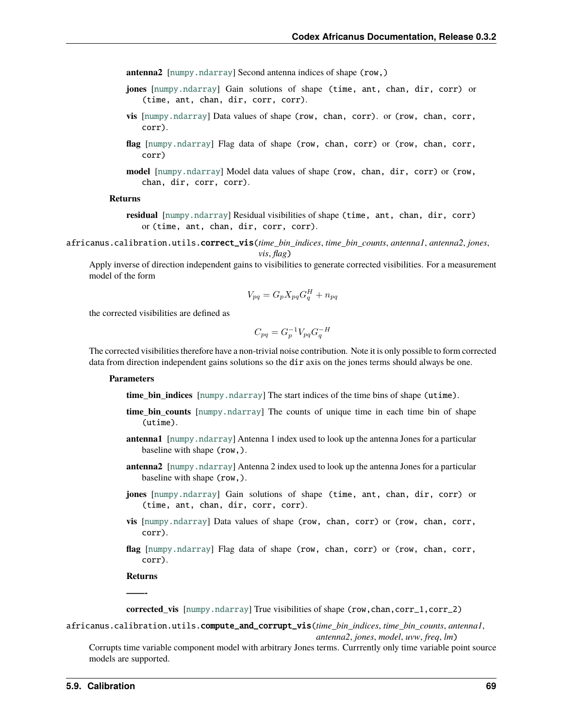**antenna2** [numpy.ndarray] Second antenna indices of shape (row,)

**jones** [numpy.ndarray] Gain solutions of shape (time, ant, chan, dir, corr) or (time, ant, chan, dir, corr, corr).

**vis** [numpy.ndarray] Data values of shape (row, chan, corr). or (row, chan, corr, corr).

**flag** [numpy.ndarray] Flag data of shape (row, chan, corr) or (row, chan, corr, corr)

**model** [numpy.ndarray] Model data values of shape (row, chan, dir, corr) or (row, chan, dir, corr, corr).

**Returns**

**residual** [numpy.ndarray] Residual visibilities of shape (time, ant, chan, dir, corr) or (time, ant, chan, dir, corr, corr).

africanus.calibration.utils.**correct_vis**(*time_bin_indices*, *time_bin_counts*, *antenna1*, *antenna2*, *jones*, *vis*, *flag*)

Apply inverse of direction independent gains to visibilities to generate corrected visibilities. For a measurement model of the form

$$V_{pq} = G_p X_{pq} G_q^H + n_{pq}$$

the corrected visibilities are defined as

$$C_{pq} = G_p^{-1} V_{pq} G_q^{-H}$$

The corrected visibilities therefore have a non-trivial noise contribution. Note it is only possible to form corrected data from direction independent gains solutions so the dir axis on the jones terms should always be one.

**Parameters**

**time_bin_indices** [numpy.ndarray] The start indices of the time bins of shape (utime).

**time_bin_counts** [numpy.ndarray] The counts of unique time in each time bin of shape (utime).

**antenna1** [numpy.ndarray] Antenna 1 index used to look up the antenna Jones for a particular baseline with shape (row,).

**antenna2** [numpy.ndarray] Antenna 2 index used to look up the antenna Jones for a particular baseline with shape (row,).

**jones** [numpy.ndarray] Gain solutions of shape (time, ant, chan, dir, corr) or (time, ant, chan, dir, corr, corr).

**vis** [numpy.ndarray] Data values of shape (row, chan, corr) or (row, chan, corr, corr).

**flag** [numpy.ndarray] Flag data of shape (row, chan, corr) or (row, chan, corr, corr).

**Returns**

**——-**

**corrected_vis** [numpy.ndarray] True visibilities of shape (row,chan,corr_1,corr_2)

africanus.calibration.utils.**compute_and_corrupt_vis**(*time_bin_indices*, *time_bin_counts*, *antenna1*, *antenna2*, *jones*, *model*, *uvw*, *freq*, *lm*)

Corrupts time variable component model with arbitrary Jones terms. Currrently only time variable point source models are supported.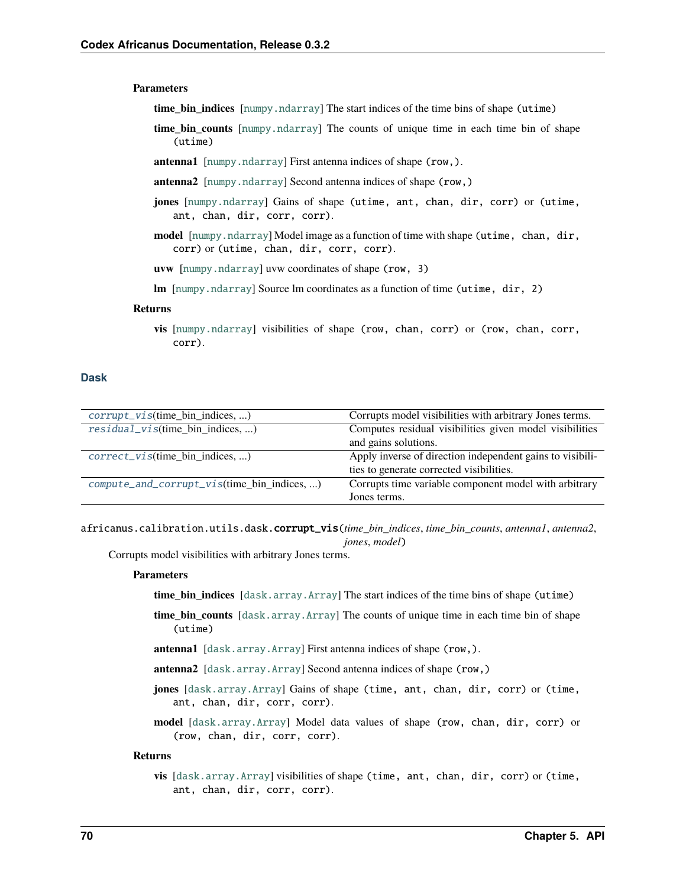**Parameters**

**time_bin_indices** [`numpy.ndarray`] The start indices of the time bins of shape `(utime)`

**time_bin_counts** [`numpy.ndarray`] The counts of unique time in each time bin of shape `(utime)`

**antenna1** [`numpy.ndarray`] First antenna indices of shape `(row,)`.

**antenna2** [`numpy.ndarray`] Second antenna indices of shape `(row,)`

**jones** [`numpy.ndarray`] Gains of shape `(utime, ant, chan, dir, corr)` or `(utime, ant, chan, dir, corr, corr)`.

**model** [`numpy.ndarray`] Model image as a function of time with shape `(utime, chan, dir, corr)` or `(utime, chan, dir, corr, corr)`.

**uvw** [`numpy.ndarray`] uvw coordinates of shape `(row, 3)`

**lm** [`numpy.ndarray`] Source lm coordinates as a function of time `(utime, dir, 2)`

**Returns**

**vis** [`numpy.ndarray`] visibilities of shape `(row, chan, corr)` or `(row, chan, corr, corr)`.

## Dask

| | |
|---|---|
| `corrupt_vis`(time_bin_indices, ...) | Corrupts model visibilities with arbitrary Jones terms. |
| `residual_vis`(time_bin_indices, ...) | Computes residual visibilities given model visibilities and gains solutions. |
| `correct_vis`(time_bin_indices, ...) | Apply inverse of direction independent gains to visibilities to generate corrected visibilities. |
| `compute_and_corrupt_vis`(time_bin_indices, ...) | Corrupts time variable component model with arbitrary Jones terms. |

africanus.calibration.utils.dask.**corrupt_vis**(*time_bin_indices*, *time_bin_counts*, *antenna1*, *antenna2*, *jones*, *model*)

Corrupts model visibilities with arbitrary Jones terms.

**Parameters**

**time_bin_indices** [`dask.array.Array`] The start indices of the time bins of shape `(utime)`

**time_bin_counts** [`dask.array.Array`] The counts of unique time in each time bin of shape `(utime)`

**antenna1** [`dask.array.Array`] First antenna indices of shape `(row,)`.

**antenna2** [`dask.array.Array`] Second antenna indices of shape `(row,)`

**jones** [`dask.array.Array`] Gains of shape `(time, ant, chan, dir, corr)` or `(time, ant, chan, dir, corr, corr)`.

**model** [`dask.array.Array`] Model data values of shape `(row, chan, dir, corr)` or `(row, chan, dir, corr, corr)`.

**Returns**

**vis** [`dask.array.Array`] visibilities of shape `(time, ant, chan, dir, corr)` or `(time, ant, chan, dir, corr, corr)`.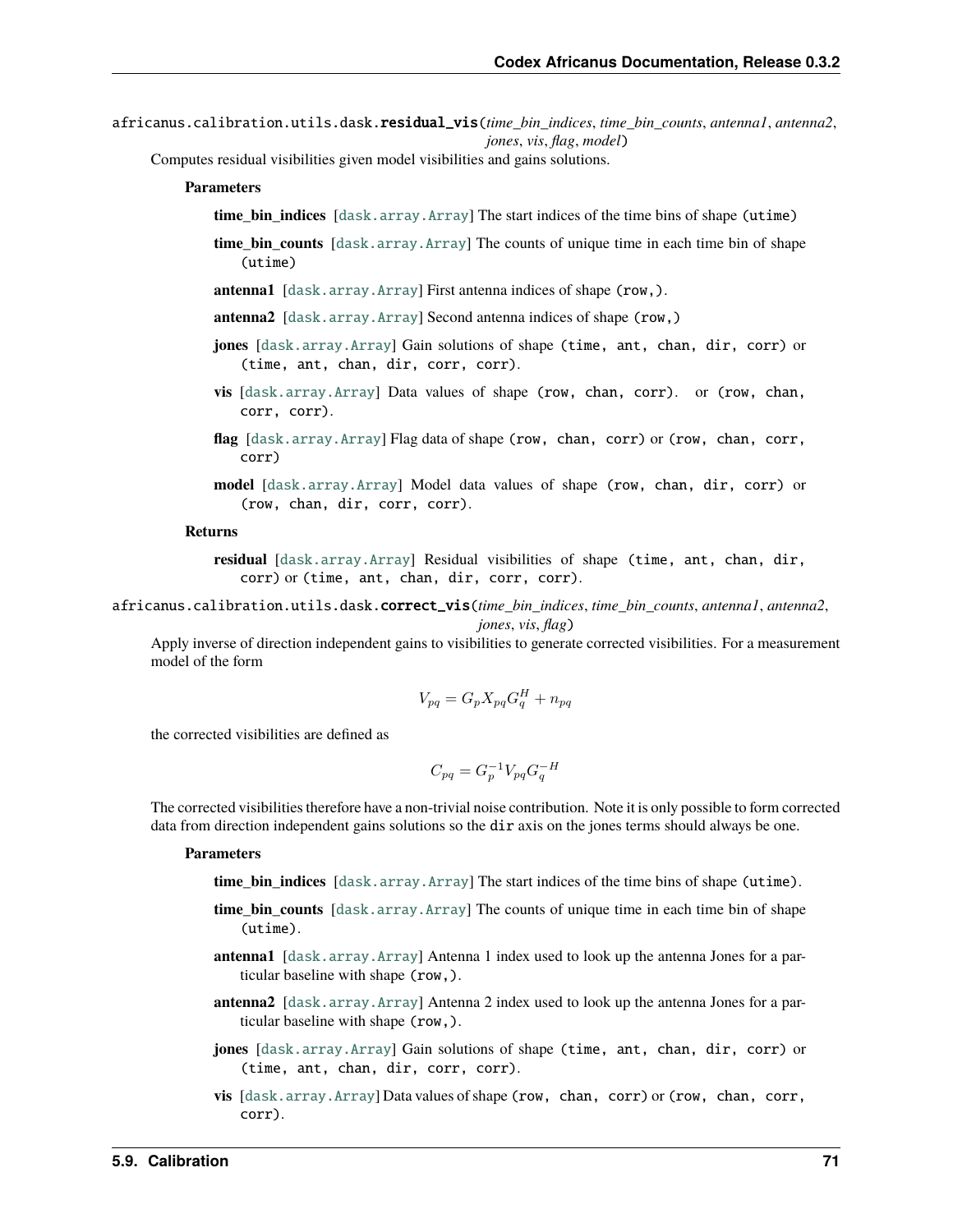`africanus.calibration.utils.dask.`**`residual_vis`**(*time_bin_indices*, *time_bin_counts*, *antenna1*, *antenna2*, *jones*, *vis*, *flag*, *model*)

Computes residual visibilities given model visibilities and gains solutions.

**Parameters**

**time_bin_indices** [`dask.array.Array`] The start indices of the time bins of shape `(utime)`

**time_bin_counts** [`dask.array.Array`] The counts of unique time in each time bin of shape `(utime)`

**antenna1** [`dask.array.Array`] First antenna indices of shape `(row,)`.

**antenna2** [`dask.array.Array`] Second antenna indices of shape `(row,)`

**jones** [`dask.array.Array`] Gain solutions of shape `(time, ant, chan, dir, corr)` or `(time, ant, chan, dir, corr, corr)`.

**vis** [`dask.array.Array`] Data values of shape `(row, chan, corr)`. or `(row, chan, corr, corr)`.

**flag** [`dask.array.Array`] Flag data of shape `(row, chan, corr)` or `(row, chan, corr, corr)`

**model** [`dask.array.Array`] Model data values of shape `(row, chan, dir, corr)` or `(row, chan, dir, corr, corr)`.

**Returns**

**residual** [`dask.array.Array`] Residual visibilities of shape `(time, ant, chan, dir, corr)` or `(time, ant, chan, dir, corr, corr)`.

`africanus.calibration.utils.dask.`**`correct_vis`**(*time_bin_indices*, *time_bin_counts*, *antenna1*, *antenna2*, *jones*, *vis*, *flag*)

Apply inverse of direction independent gains to visibilities to generate corrected visibilities. For a measurement model of the form

$$V_{pq} = G_p X_{pq} G_q^H + n_{pq}$$

the corrected visibilities are defined as

$$C_{pq} = G_p^{-1} V_{pq} G_q^{-H}$$

The corrected visibilities therefore have a non-trivial noise contribution. Note it is only possible to form corrected data from direction independent gains solutions so the `dir` axis on the jones terms should always be one.

**Parameters**

**time_bin_indices** [`dask.array.Array`] The start indices of the time bins of shape `(utime)`.

**time_bin_counts** [`dask.array.Array`] The counts of unique time in each time bin of shape `(utime)`.

**antenna1** [`dask.array.Array`] Antenna 1 index used to look up the antenna Jones for a particular baseline with shape `(row,)`.

**antenna2** [`dask.array.Array`] Antenna 2 index used to look up the antenna Jones for a particular baseline with shape `(row,)`.

**jones** [`dask.array.Array`] Gain solutions of shape `(time, ant, chan, dir, corr)` or `(time, ant, chan, dir, corr, corr)`.

**vis** [`dask.array.Array`] Data values of shape `(row, chan, corr)` or `(row, chan, corr, corr)`.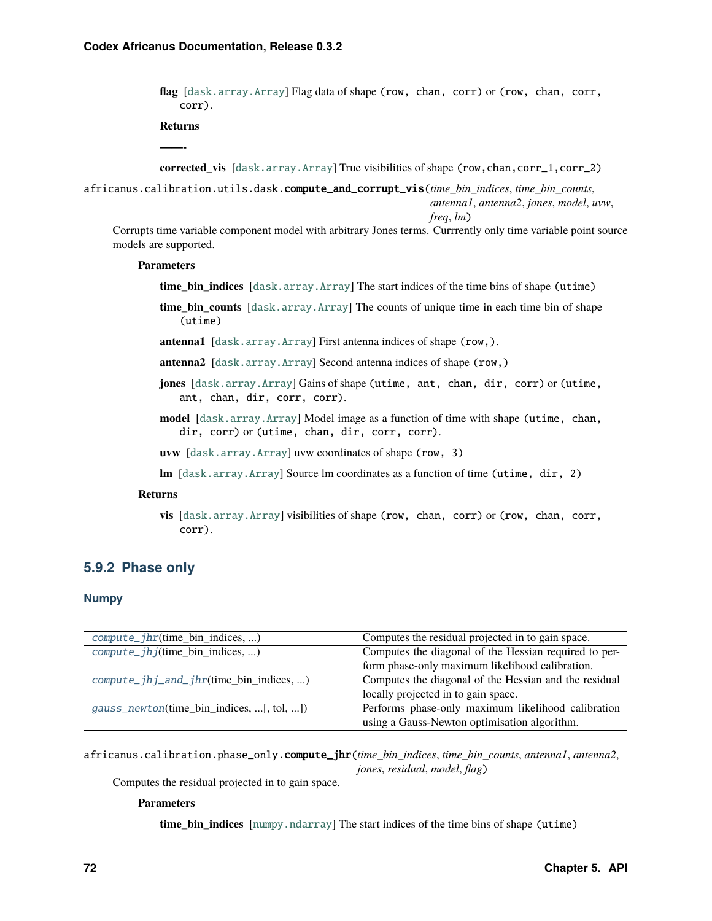**flag** [`dask.array.Array`] Flag data of shape `(row, chan, corr)` or `(row, chan, corr, corr)`.

**Returns**

**——-**

**corrected_vis** [`dask.array.Array`] True visibilities of shape `(row,chan,corr_1,corr_2)`

`africanus.calibration.utils.dask.compute_and_corrupt_vis`(*time_bin_indices*, *time_bin_counts*, *antenna1*, *antenna2*, *jones*, *model*, *uvw*, *freq*, *lm*)

Corrupts time variable component model with arbitrary Jones terms. Currrently only time variable point source models are supported.

**Parameters**

**time_bin_indices** [`dask.array.Array`] The start indices of the time bins of shape `(utime)`

**time_bin_counts** [`dask.array.Array`] The counts of unique time in each time bin of shape `(utime)`

**antenna1** [`dask.array.Array`] First antenna indices of shape `(row,)`.

**antenna2** [`dask.array.Array`] Second antenna indices of shape `(row,)`

**jones** [`dask.array.Array`] Gains of shape `(utime, ant, chan, dir, corr)` or `(utime, ant, chan, dir, corr, corr)`.

**model** [`dask.array.Array`] Model image as a function of time with shape `(utime, chan, dir, corr)` or `(utime, chan, dir, corr, corr)`.

**uvw** [`dask.array.Array`] uvw coordinates of shape `(row, 3)`

**lm** [`dask.array.Array`] Source lm coordinates as a function of time `(utime, dir, 2)`

**Returns**

**vis** [`dask.array.Array`] visibilities of shape `(row, chan, corr)` or `(row, chan, corr, corr)`.

### 5.9.2 Phase only

#### Numpy

| | |
|---|---|
| `compute_jhr`(time_bin_indices, ...) | Computes the residual projected in to gain space. |
| `compute_jhj`(time_bin_indices, ...) | Computes the diagonal of the Hessian required to perform phase-only maximum likelihood calibration. |
| `compute_jhj_and_jhr`(time_bin_indices, ...) | Computes the diagonal of the Hessian and the residual locally projected in to gain space. |
| `gauss_newton`(time_bin_indices, ...[, tol, ...]) | Performs phase-only maximum likelihood calibration using a Gauss-Newton optimisation algorithm. |

`africanus.calibration.phase_only.compute_jhr`(*time_bin_indices*, *time_bin_counts*, *antenna1*, *antenna2*, *jones*, *residual*, *model*, *flag*)

Computes the residual projected in to gain space.

**Parameters**

**time_bin_indices** [`numpy.ndarray`] The start indices of the time bins of shape `(utime)`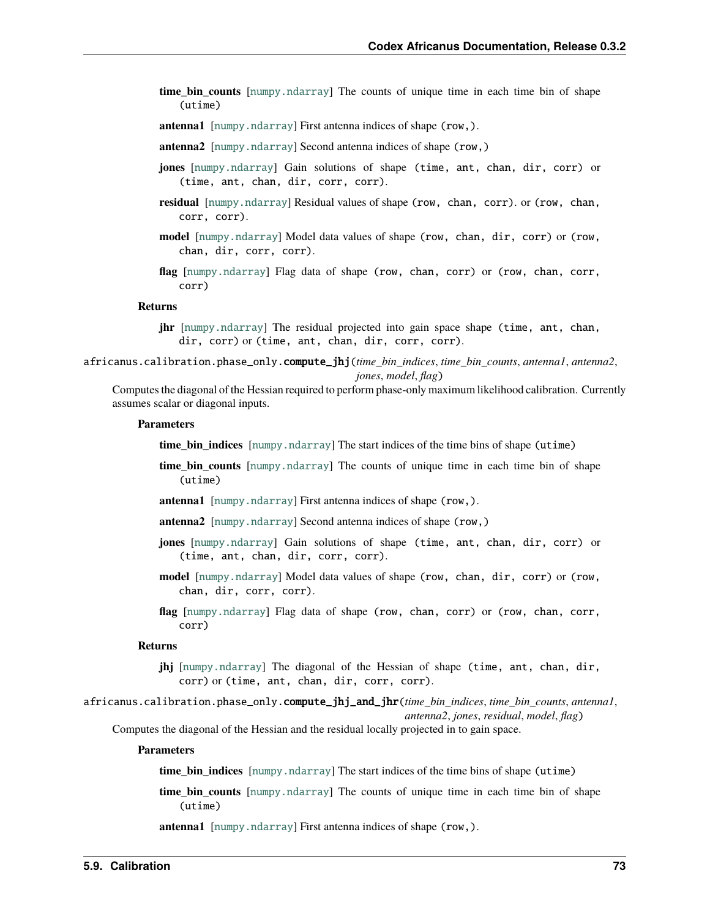**time_bin_counts** [numpy.ndarray] The counts of unique time in each time bin of shape (utime)

**antenna1** [numpy.ndarray] First antenna indices of shape (row,).

**antenna2** [numpy.ndarray] Second antenna indices of shape (row,)

**jones** [numpy.ndarray] Gain solutions of shape (time, ant, chan, dir, corr) or (time, ant, chan, dir, corr, corr).

**residual** [numpy.ndarray] Residual values of shape (row, chan, corr). or (row, chan, corr, corr).

**model** [numpy.ndarray] Model data values of shape (row, chan, dir, corr) or (row, chan, dir, corr, corr).

**flag** [numpy.ndarray] Flag data of shape (row, chan, corr) or (row, chan, corr, corr)

**Returns**

**jhr** [numpy.ndarray] The residual projected into gain space shape (time, ant, chan, dir, corr) or (time, ant, chan, dir, corr, corr).

africanus.calibration.phase_only.**compute_jhj**(*time_bin_indices*, *time_bin_counts*, *antenna1*, *antenna2*, *jones*, *model*, *flag*)

Computes the diagonal of the Hessian required to perform phase-only maximum likelihood calibration. Currently assumes scalar or diagonal inputs.

**Parameters**

**time_bin_indices** [numpy.ndarray] The start indices of the time bins of shape (utime)

**time_bin_counts** [numpy.ndarray] The counts of unique time in each time bin of shape (utime)

**antenna1** [numpy.ndarray] First antenna indices of shape (row,).

**antenna2** [numpy.ndarray] Second antenna indices of shape (row,)

**jones** [numpy.ndarray] Gain solutions of shape (time, ant, chan, dir, corr) or (time, ant, chan, dir, corr, corr).

**model** [numpy.ndarray] Model data values of shape (row, chan, dir, corr) or (row, chan, dir, corr, corr).

**flag** [numpy.ndarray] Flag data of shape (row, chan, corr) or (row, chan, corr, corr)

**Returns**

**jhj** [numpy.ndarray] The diagonal of the Hessian of shape (time, ant, chan, dir, corr) or (time, ant, chan, dir, corr, corr).

africanus.calibration.phase_only.**compute_jhj_and_jhr**(*time_bin_indices*, *time_bin_counts*, *antenna1*, *antenna2*, *jones*, *residual*, *model*, *flag*)

Computes the diagonal of the Hessian and the residual locally projected in to gain space.

**Parameters**

**time_bin_indices** [numpy.ndarray] The start indices of the time bins of shape (utime)

**time_bin_counts** [numpy.ndarray] The counts of unique time in each time bin of shape (utime)

**antenna1** [numpy.ndarray] First antenna indices of shape (row,).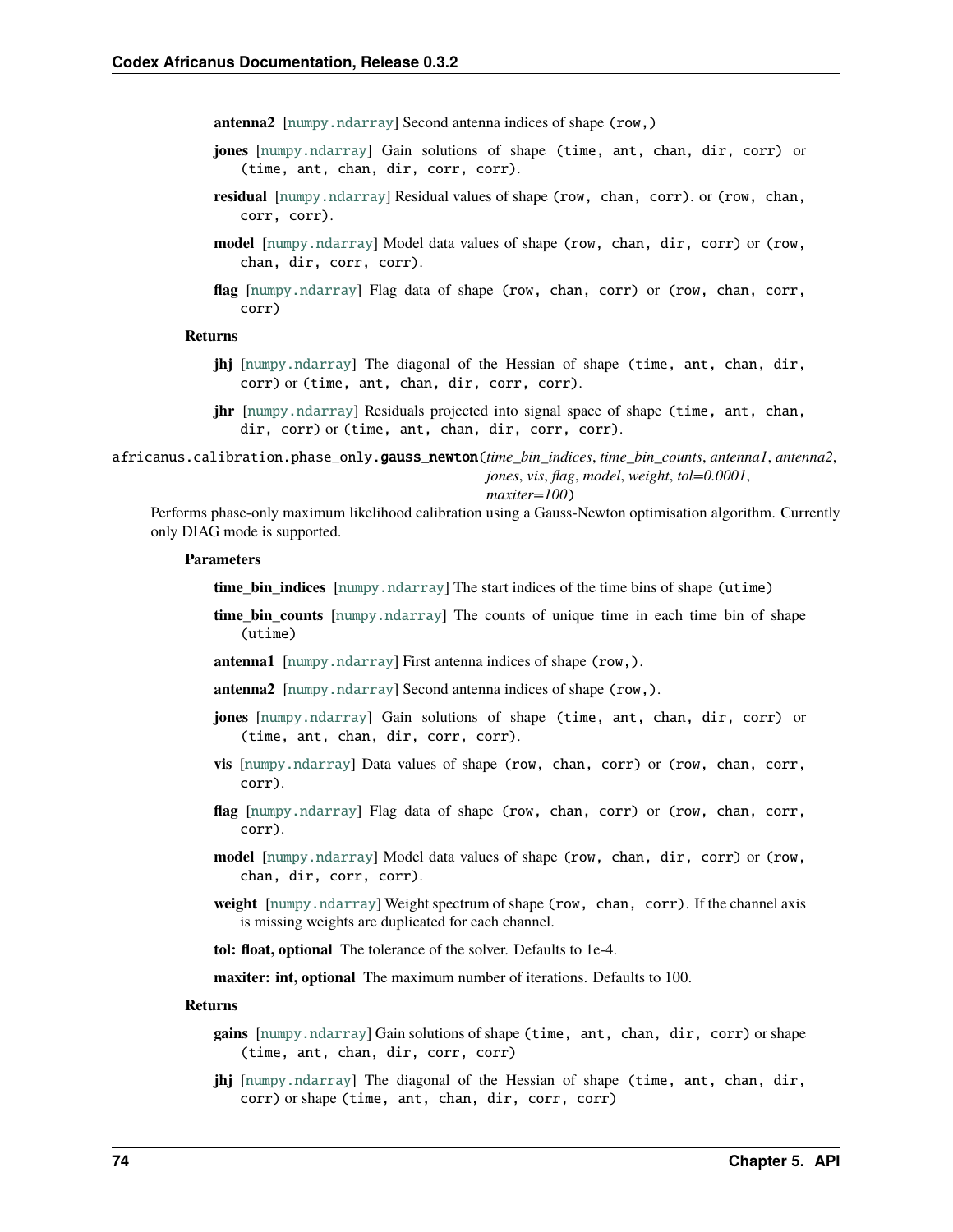**antenna2** [numpy.ndarray] Second antenna indices of shape (row,)

**jones** [numpy.ndarray] Gain solutions of shape (time, ant, chan, dir, corr) or (time, ant, chan, dir, corr, corr).

**residual** [numpy.ndarray] Residual values of shape (row, chan, corr). or (row, chan, corr, corr).

**model** [numpy.ndarray] Model data values of shape (row, chan, dir, corr) or (row, chan, dir, corr, corr).

**flag** [numpy.ndarray] Flag data of shape (row, chan, corr) or (row, chan, corr, corr)

**Returns**

**jhj** [numpy.ndarray] The diagonal of the Hessian of shape (time, ant, chan, dir, corr) or (time, ant, chan, dir, corr, corr).

**jhr** [numpy.ndarray] Residuals projected into signal space of shape (time, ant, chan, dir, corr) or (time, ant, chan, dir, corr, corr).

africanus.calibration.phase_only.**gauss_newton**(*time_bin_indices*, *time_bin_counts*, *antenna1*, *antenna2*, *jones*, *vis*, *flag*, *model*, *weight*, *tol=0.0001*, *maxiter=100*)

Performs phase-only maximum likelihood calibration using a Gauss-Newton optimisation algorithm. Currently only DIAG mode is supported.

**Parameters**

**time_bin_indices** [numpy.ndarray] The start indices of the time bins of shape (utime)

**time_bin_counts** [numpy.ndarray] The counts of unique time in each time bin of shape (utime)

**antenna1** [numpy.ndarray] First antenna indices of shape (row,).

**antenna2** [numpy.ndarray] Second antenna indices of shape (row,).

**jones** [numpy.ndarray] Gain solutions of shape (time, ant, chan, dir, corr) or (time, ant, chan, dir, corr, corr).

**vis** [numpy.ndarray] Data values of shape (row, chan, corr) or (row, chan, corr, corr).

**flag** [numpy.ndarray] Flag data of shape (row, chan, corr) or (row, chan, corr, corr).

**model** [numpy.ndarray] Model data values of shape (row, chan, dir, corr) or (row, chan, dir, corr, corr).

**weight** [numpy.ndarray] Weight spectrum of shape (row, chan, corr). If the channel axis is missing weights are duplicated for each channel.

**tol: float, optional** The tolerance of the solver. Defaults to 1e-4.

**maxiter: int, optional** The maximum number of iterations. Defaults to 100.

**Returns**

**gains** [numpy.ndarray] Gain solutions of shape (time, ant, chan, dir, corr) or shape (time, ant, chan, dir, corr, corr)

**jhj** [numpy.ndarray] The diagonal of the Hessian of shape (time, ant, chan, dir, corr) or shape (time, ant, chan, dir, corr, corr)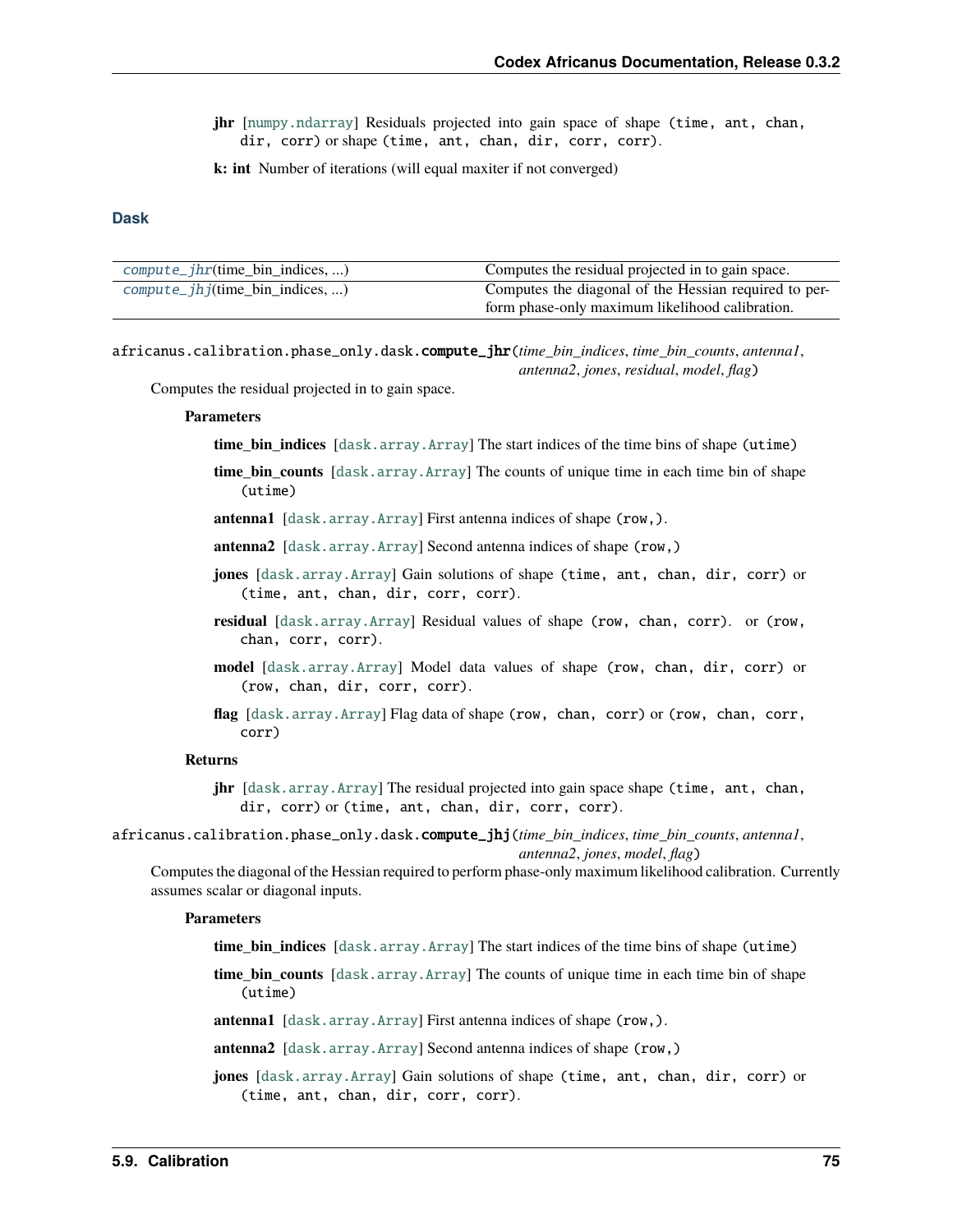**jhr** [numpy.ndarray] Residuals projected into gain space of shape (time, ant, chan, dir, corr) or shape (time, ant, chan, dir, corr, corr).

**k: int** Number of iterations (will equal maxiter if not converged)

### Dask

| | |
|---|---|
| *compute_jhr*(time_bin_indices, ...) | Computes the residual projected in to gain space. |
| *compute_jhj*(time_bin_indices, ...) | Computes the diagonal of the Hessian required to perform phase-only maximum likelihood calibration. |

africanus.calibration.phase_only.dask.**compute_jhr**(*time_bin_indices*, *time_bin_counts*, *antenna1*, *antenna2*, *jones*, *residual*, *model*, *flag*)

Computes the residual projected in to gain space.

**Parameters**

**time_bin_indices** [dask.array.Array] The start indices of the time bins of shape (utime)

**time_bin_counts** [dask.array.Array] The counts of unique time in each time bin of shape (utime)

**antenna1** [dask.array.Array] First antenna indices of shape (row,).

**antenna2** [dask.array.Array] Second antenna indices of shape (row,)

**jones** [dask.array.Array] Gain solutions of shape (time, ant, chan, dir, corr) or (time, ant, chan, dir, corr, corr).

**residual** [dask.array.Array] Residual values of shape (row, chan, corr). or (row, chan, corr, corr).

**model** [dask.array.Array] Model data values of shape (row, chan, dir, corr) or (row, chan, dir, corr, corr).

**flag** [dask.array.Array] Flag data of shape (row, chan, corr) or (row, chan, corr, corr)

**Returns**

**jhr** [dask.array.Array] The residual projected into gain space shape (time, ant, chan, dir, corr) or (time, ant, chan, dir, corr, corr).

africanus.calibration.phase_only.dask.**compute_jhj**(*time_bin_indices*, *time_bin_counts*, *antenna1*, *antenna2*, *jones*, *model*, *flag*)

Computes the diagonal of the Hessian required to perform phase-only maximum likelihood calibration. Currently assumes scalar or diagonal inputs.

**Parameters**

**time_bin_indices** [dask.array.Array] The start indices of the time bins of shape (utime)

**time_bin_counts** [dask.array.Array] The counts of unique time in each time bin of shape (utime)

**antenna1** [dask.array.Array] First antenna indices of shape (row,).

**antenna2** [dask.array.Array] Second antenna indices of shape (row,)

**jones** [dask.array.Array] Gain solutions of shape (time, ant, chan, dir, corr) or (time, ant, chan, dir, corr, corr).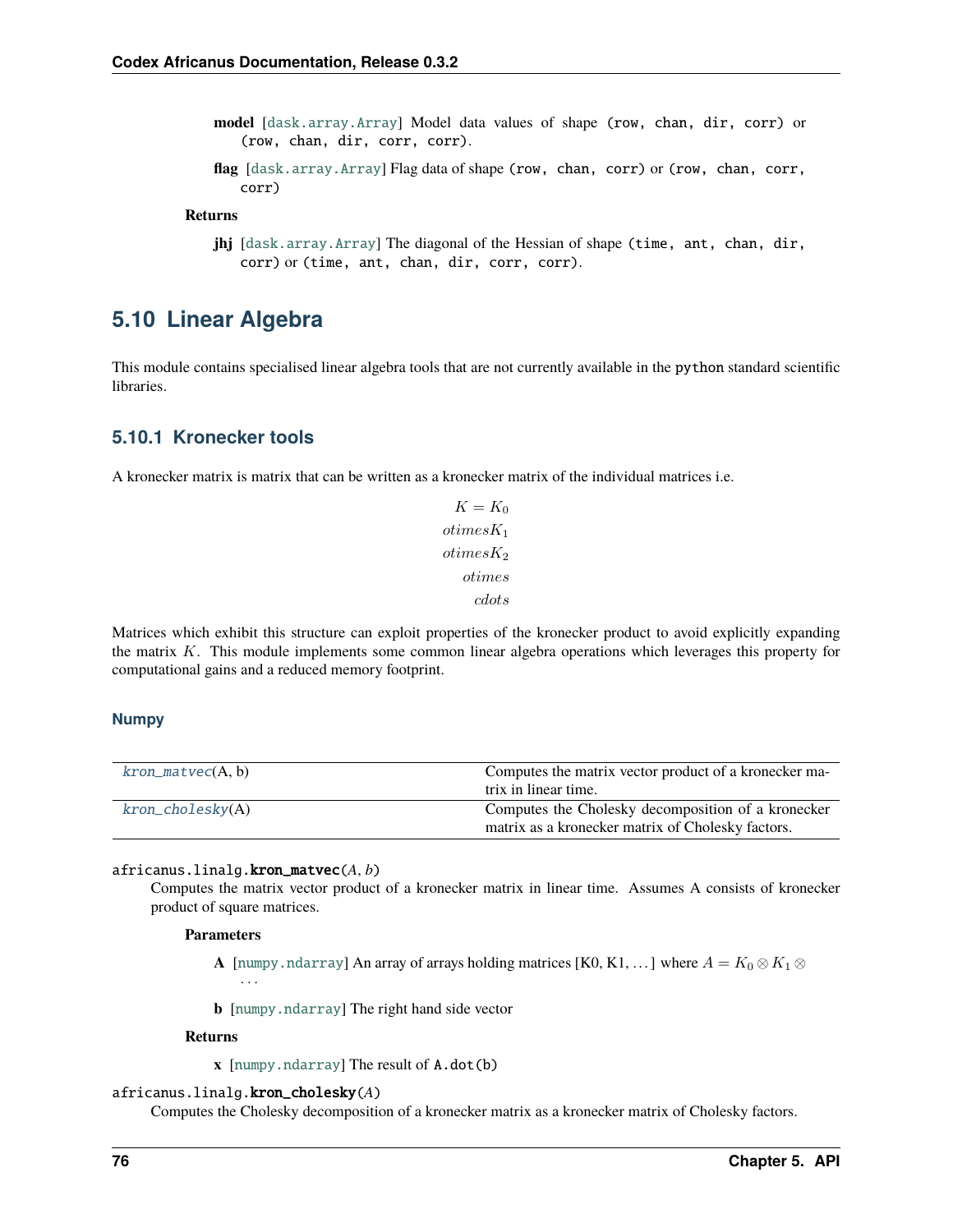**model** [`dask.array.Array`] Model data values of shape `(row, chan, dir, corr)` or `(row, chan, dir, corr, corr)`.

**flag** [`dask.array.Array`] Flag data of shape `(row, chan, corr)` or `(row, chan, corr, corr)`

**Returns**

**jhj** [`dask.array.Array`] The diagonal of the Hessian of shape `(time, ant, chan, dir, corr)` or `(time, ant, chan, dir, corr, corr)`.

## 5.10 Linear Algebra

This module contains specialised linear algebra tools that are not currently available in the `python` standard scientific libraries.

### 5.10.1 Kronecker tools

A kronecker matrix is matrix that can be written as a kronecker matrix of the individual matrices i.e.

$$
K = K_0 \\
otimes K_1 \\
otimes K_2 \\
otimes \\
cdots
$$

Matrices which exhibit this structure can exploit properties of the kronecker product to avoid explicitly expanding the matrix $K$. This module implements some common linear algebra operations which leverages this property for computational gains and a reduced memory footprint.

#### Numpy

| | |
|---|---|
| *kron_matvec*(A, b) | Computes the matrix vector product of a kronecker matrix in linear time. |
| *kron_cholesky*(A) | Computes the Cholesky decomposition of a kronecker matrix as a kronecker matrix of Cholesky factors. |

africanus.linalg.**kron_matvec**(*A*, *b*)

Computes the matrix vector product of a kronecker matrix in linear time. Assumes A consists of kronecker product of square matrices.

**Parameters**

**A** [`numpy.ndarray`] An array of arrays holding matrices [K0, K1, ...] where $A = K_0 \otimes K_1 \otimes \ldots$

**b** [`numpy.ndarray`] The right hand side vector

**Returns**

**x** [`numpy.ndarray`] The result of `A.dot(b)`

africanus.linalg.**kron_cholesky**(*A*)

Computes the Cholesky decomposition of a kronecker matrix as a kronecker matrix of Cholesky factors.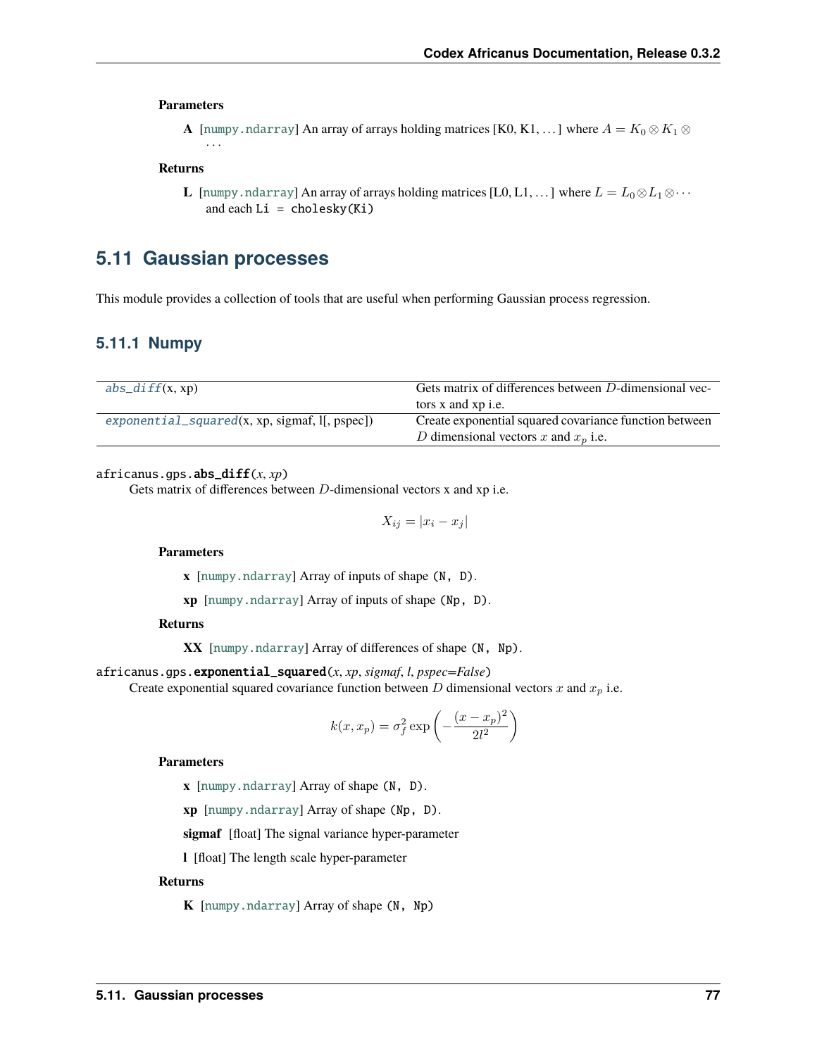**Parameters**

**A** [numpy.ndarray] An array of arrays holding matrices [K0, K1, . . . ] where $A = K_0 \otimes K_1 \otimes \cdots$

**Returns**

**L** [numpy.ndarray] An array of arrays holding matrices [L0, L1, . . . ] where $L = L_0 \otimes L_1 \otimes \cdots$ and each `Li = cholesky(Ki)`

## 5.11 Gaussian processes

This module provides a collection of tools that are useful when performing Gaussian process regression.

### 5.11.1 Numpy

| | |
|---|---|
| *abs_diff*(x, xp) | Gets matrix of differences between $D$-dimensional vectors x and xp i.e. |
| *exponential_squared*(x, xp, sigmaf, l[, pspec]) | Create exponential squared covariance function between $D$ dimensional vectors $x$ and $x_p$ i.e. |

`africanus.gps.`**`abs_diff`**(*x*, *xp*)

Gets matrix of differences between $D$-dimensional vectors x and xp i.e.

$$X_{ij} = |x_i - x_j|$$

**Parameters**

**x** [numpy.ndarray] Array of inputs of shape `(N, D)`.

**xp** [numpy.ndarray] Array of inputs of shape `(Np, D)`.

**Returns**

**XX** [numpy.ndarray] Array of differences of shape `(N, Np)`.

`africanus.gps.`**`exponential_squared`**(*x*, *xp*, *sigmaf*, *l*, *pspec=False*)

Create exponential squared covariance function between $D$ dimensional vectors $x$ and $x_p$ i.e.

$$k(x, x_p) = \sigma_f^2 \exp\left(-\frac{(x - x_p)^2}{2l^2}\right)$$

**Parameters**

**x** [numpy.ndarray] Array of shape `(N, D)`.

**xp** [numpy.ndarray] Array of shape `(Np, D)`.

**sigmaf** [float] The signal variance hyper-parameter

**l** [float] The length scale hyper-parameter

**Returns**

**K** [numpy.ndarray] Array of shape `(N, Np)`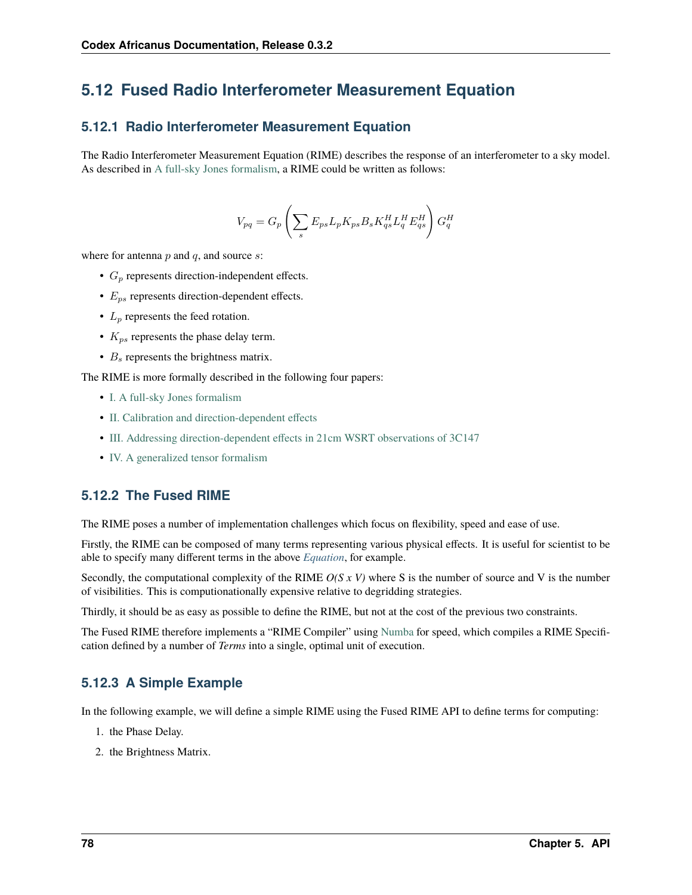## 5.12 Fused Radio Interferometer Measurement Equation

### 5.12.1 Radio Interferometer Measurement Equation

The Radio Interferometer Measurement Equation (RIME) describes the response of an interferometer to a sky model. As described in A full-sky Jones formalism, a RIME could be written as follows:

$$V_{pq} = G_p \left( \sum_s E_{ps} L_p K_{ps} B_s K_{qs}^H L_q^H E_{qs}^H \right) G_q^H$$

where for antenna $p$ and $q$, and source $s$:

- $G_p$ represents direction-independent effects.
- $E_{ps}$ represents direction-dependent effects.
- $L_p$ represents the feed rotation.
- $K_{ps}$ represents the phase delay term.
- $B_s$ represents the brightness matrix.

The RIME is more formally described in the following four papers:

- I. A full-sky Jones formalism
- II. Calibration and direction-dependent effects
- III. Addressing direction-dependent effects in 21cm WSRT observations of 3C147
- IV. A generalized tensor formalism

### 5.12.2 The Fused RIME

The RIME poses a number of implementation challenges which focus on flexibility, speed and ease of use.

Firstly, the RIME can be composed of many terms representing various physical effects. It is useful for scientist to be able to specify many different terms in the above *Equation*, for example.

Secondly, the computational complexity of the RIME *O(S x V)* where S is the number of source and V is the number of visibilities. This is computionationally expensive relative to degridding strategies.

Thirdly, it should be as easy as possible to define the RIME, but not at the cost of the previous two constraints.

The Fused RIME therefore implements a "RIME Compiler" using Numba for speed, which compiles a RIME Specification defined by a number of *Terms* into a single, optimal unit of execution.

### 5.12.3 A Simple Example

In the following example, we will define a simple RIME using the Fused RIME API to define terms for computing:

1. the Phase Delay.
2. the Brightness Matrix.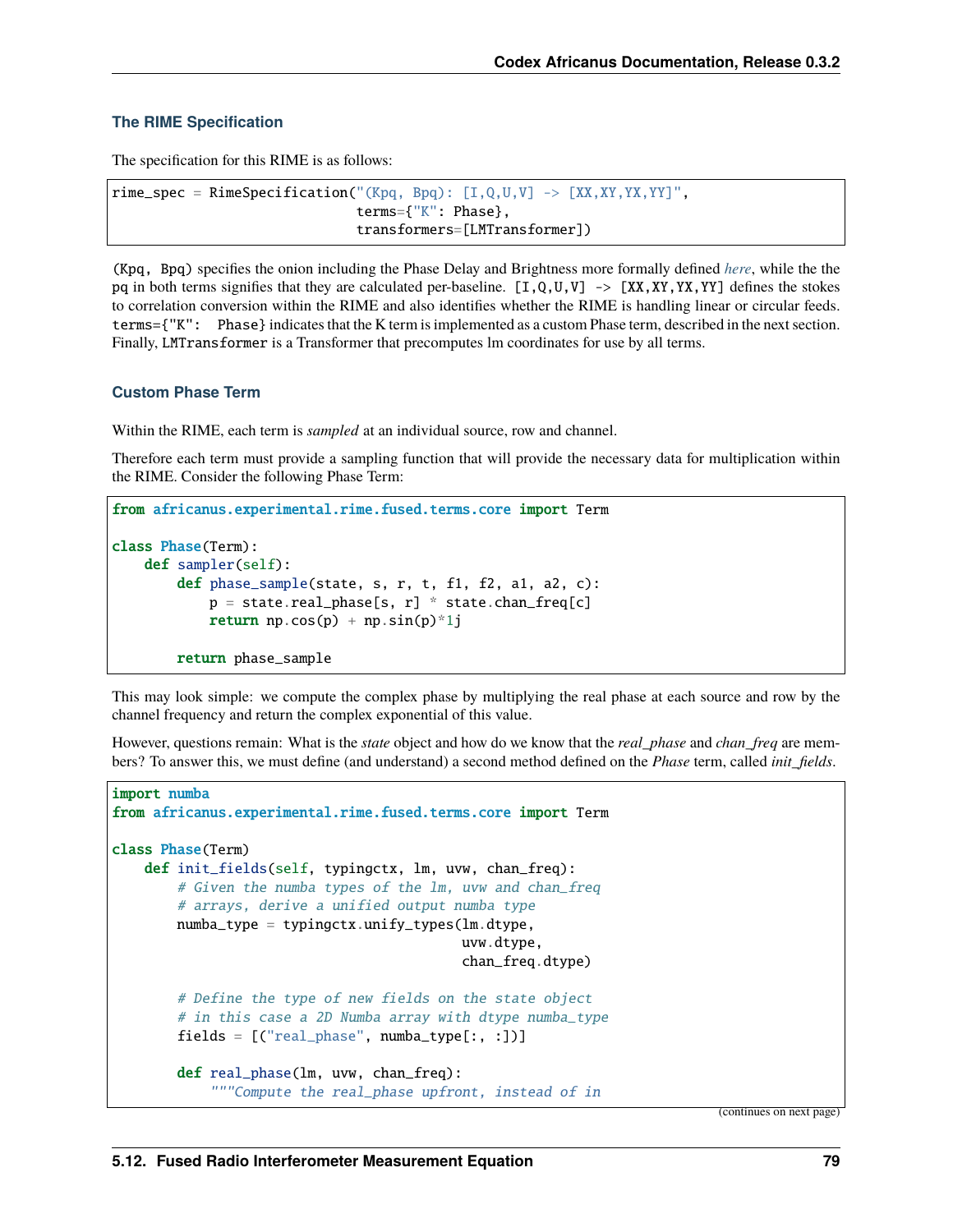### The RIME Specification

The specification for this RIME is as follows:

```
rime_spec = RimeSpecification("(Kpq, Bpq): [I,Q,U,V] -> [XX,XY,YX,YY]",
                              terms={"K": Phase},
                              transformers=[LMTransformer])
```

`(Kpq, Bpq)` specifies the onion including the Phase Delay and Brightness more formally defined *here*, while the the `pq` in both terms signifies that they are calculated per-baseline. `[I,Q,U,V] -> [XX,XY,YX,YY]` defines the stokes to correlation conversion within the RIME and also identifies whether the RIME is handling linear or circular feeds. `terms={"K": Phase}` indicates that the K term is implemented as a custom Phase term, described in the next section. Finally, `LMTransformer` is a Transformer that precomputes lm coordinates for use by all terms.

### Custom Phase Term

Within the RIME, each term is *sampled* at an individual source, row and channel.

Therefore each term must provide a sampling function that will provide the necessary data for multiplication within the RIME. Consider the following Phase Term:

```python
from africanus.experimental.rime.fused.terms.core import Term

class Phase(Term):
    def sampler(self):
        def phase_sample(state, s, r, t, f1, f2, a1, a2, c):
            p = state.real_phase[s, r] * state.chan_freq[c]
            return np.cos(p) + np.sin(p)*1j

        return phase_sample
```

This may look simple: we compute the complex phase by multiplying the real phase at each source and row by the channel frequency and return the complex exponential of this value.

However, questions remain: What is the *state* object and how do we know that the *real_phase* and *chan_freq* are members? To answer this, we must define (and understand) a second method defined on the *Phase* term, called *init_fields*.

```python
import numba
from africanus.experimental.rime.fused.terms.core import Term

class Phase(Term)
    def init_fields(self, typingctx, lm, uvw, chan_freq):
        # Given the numba types of the lm, uvw and chan_freq
        # arrays, derive a unified output numba type
        numba_type = typingctx.unify_types(lm.dtype,
                                           uvw.dtype,
                                           chan_freq.dtype)

        # Define the type of new fields on the state object
        # in this case a 2D Numba array with dtype numba_type
        fields = [("real_phase", numba_type[:, :])]

        def real_phase(lm, uvw, chan_freq):
            """Compute the real_phase upfront, instead of in
```

(continues on next page)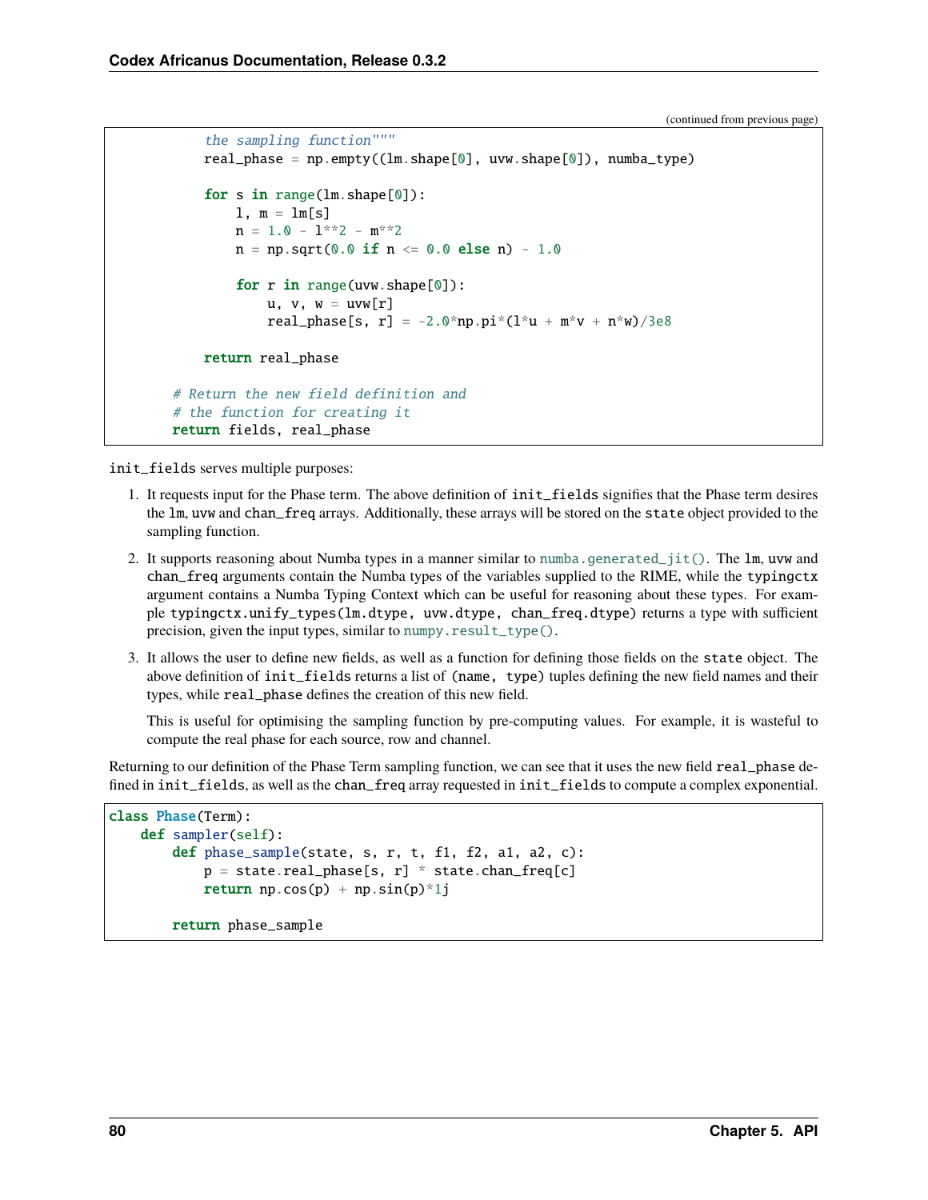(continued from previous page)

```
            the sampling function"""
            real_phase = np.empty((lm.shape[0], uvw.shape[0]), numba_type)

            for s in range(lm.shape[0]):
                l, m = lm[s]
                n = 1.0 - l**2 - m**2
                n = np.sqrt(0.0 if n <= 0.0 else n) - 1.0

                for r in range(uvw.shape[0]):
                    u, v, w = uvw[r]
                    real_phase[s, r] = -2.0*np.pi*(l*u + m*v + n*w)/3e8

            return real_phase

        # Return the new field definition and
        # the function for creating it
        return fields, real_phase
```

`init_fields` serves multiple purposes:

1. It requests input for the Phase term. The above definition of `init_fields` signifies that the Phase term desires the `lm`, `uvw` and `chan_freq` arrays. Additionally, these arrays will be stored on the `state` object provided to the sampling function.
2. It supports reasoning about Numba types in a manner similar to `numba.generated_jit()`. The `lm`, `uvw` and `chan_freq` arguments contain the Numba types of the variables supplied to the RIME, while the `typingctx` argument contains a Numba Typing Context which can be useful for reasoning about these types. For example `typingctx.unify_types(lm.dtype, uvw.dtype, chan_freq.dtype)` returns a type with sufficient precision, given the input types, similar to `numpy.result_type()`.
3. It allows the user to define new fields, as well as a function for defining those fields on the `state` object. The above definition of `init_fields` returns a list of `(name, type)` tuples defining the new field names and their types, while `real_phase` defines the creation of this new field.

   This is useful for optimising the sampling function by pre-computing values. For example, it is wasteful to compute the real phase for each source, row and channel.

Returning to our definition of the Phase Term sampling function, we can see that it uses the new field `real_phase` defined in `init_fields`, as well as the `chan_freq` array requested in `init_fields` to compute a complex exponential.

```
class Phase(Term):
    def sampler(self):
        def phase_sample(state, s, r, t, f1, f2, a1, a2, c):
            p = state.real_phase[s, r] * state.chan_freq[c]
            return np.cos(p) + np.sin(p)*1j

        return phase_sample
```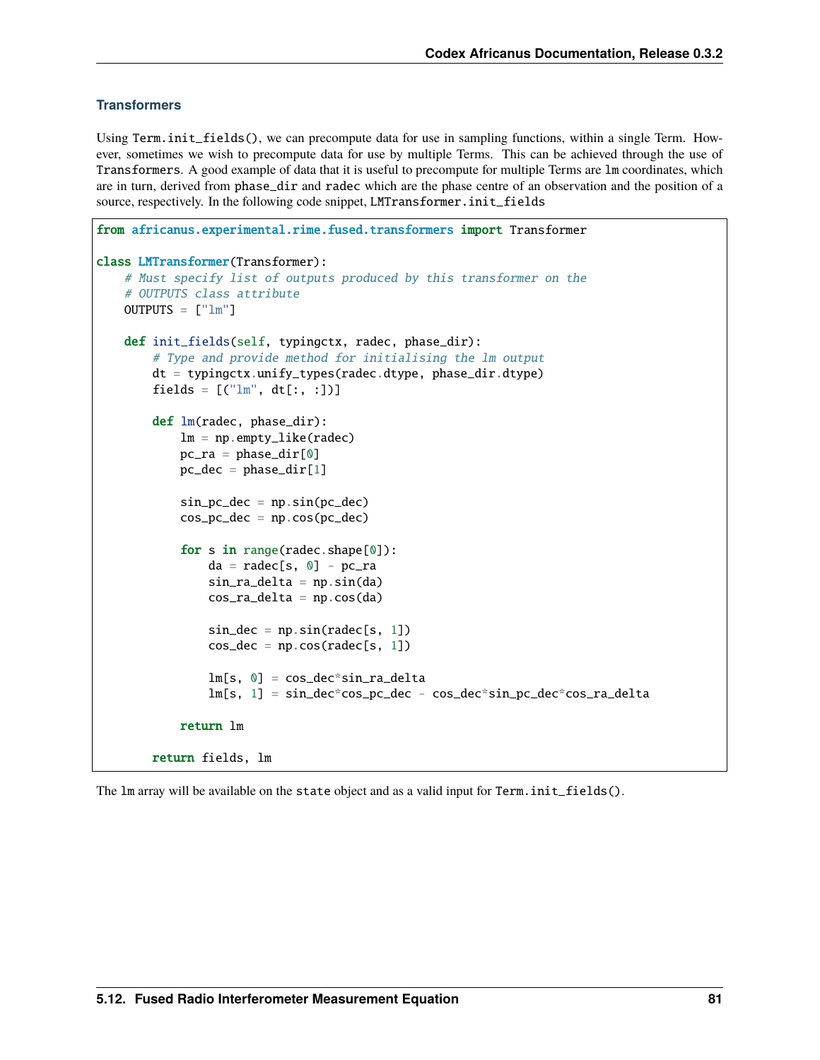### Transformers

Using Term.init_fields(), we can precompute data for use in sampling functions, within a single Term. However, sometimes we wish to precompute data for use by multiple Terms. This can be achieved through the use of Transformers. A good example of data that it is useful to precompute for multiple Terms are lm coordinates, which are in turn, derived from phase_dir and radec which are the phase centre of an observation and the position of a source, respectively. In the following code snippet, LMTransformer.init_fields

```
from africanus.experimental.rime.fused.transformers import Transformer

class LMTransformer(Transformer):
    # Must specify list of outputs produced by this transformer on the
    # OUTPUTS class attribute
    OUTPUTS = ["lm"]

    def init_fields(self, typingctx, radec, phase_dir):
        # Type and provide method for initialising the lm output
        dt = typingctx.unify_types(radec.dtype, phase_dir.dtype)
        fields = [("lm", dt[:, :])]

        def lm(radec, phase_dir):
            lm = np.empty_like(radec)
            pc_ra = phase_dir[0]
            pc_dec = phase_dir[1]

            sin_pc_dec = np.sin(pc_dec)
            cos_pc_dec = np.cos(pc_dec)

            for s in range(radec.shape[0]):
                da = radec[s, 0] - pc_ra
                sin_ra_delta = np.sin(da)
                cos_ra_delta = np.cos(da)

                sin_dec = np.sin(radec[s, 1])
                cos_dec = np.cos(radec[s, 1])

                lm[s, 0] = cos_dec*sin_ra_delta
                lm[s, 1] = sin_dec*cos_pc_dec - cos_dec*sin_pc_dec*cos_ra_delta

            return lm

        return fields, lm
```

The lm array will be available on the state object and as a valid input for Term.init_fields().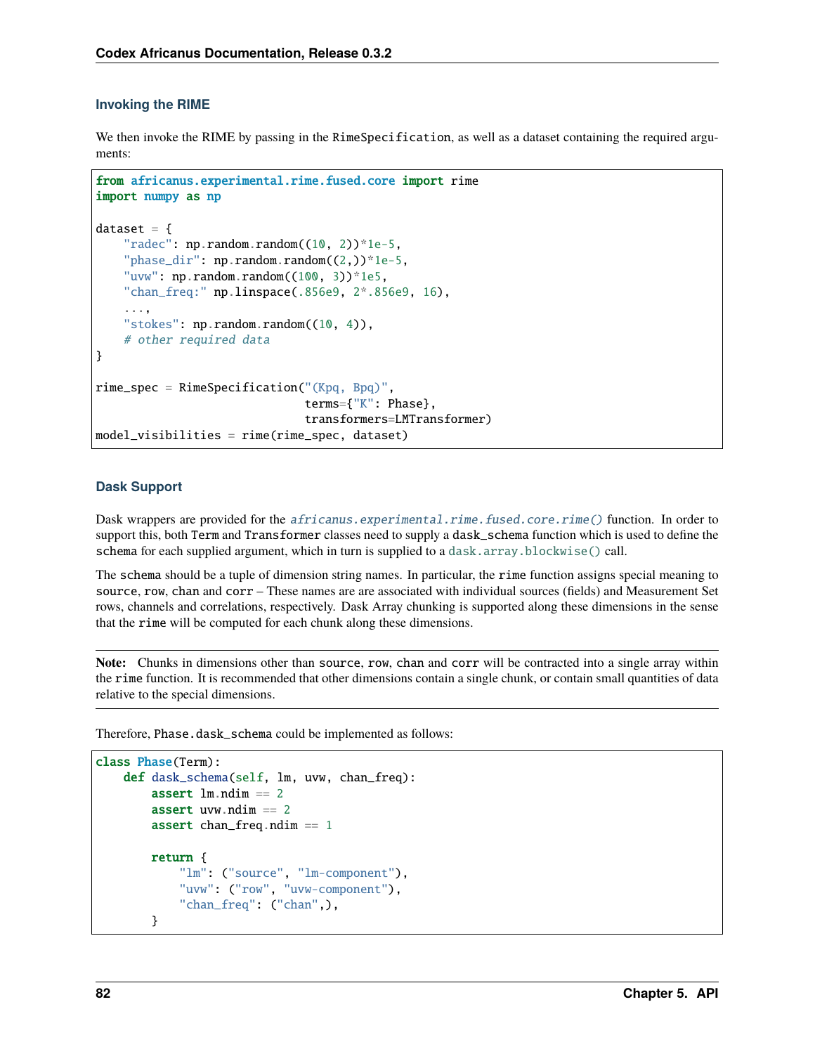### Invoking the RIME

We then invoke the RIME by passing in the `RimeSpecification`, as well as a dataset containing the required arguments:

```python
from africanus.experimental.rime.fused.core import rime
import numpy as np

dataset = {
    "radec": np.random.random((10, 2))*1e-5,
    "phase_dir": np.random.random((2,))*1e-5,
    "uvw": np.random.random((100, 3))*1e5,
    "chan_freq:" np.linspace(.856e9, 2*.856e9, 16),
    ...,
    "stokes": np.random.random((10, 4)),
    # other required data
}

rime_spec = RimeSpecification("(Kpq, Bpq)",
                              terms={"K": Phase},
                              transformers=LMTransformer)
model_visibilities = rime(rime_spec, dataset)
```

### Dask Support

Dask wrappers are provided for the *africanus.experimental.rime.fused.core.rime()* function. In order to support this, both `Term` and `Transformer` classes need to supply a `dask_schema` function which is used to define the `schema` for each supplied argument, which in turn is supplied to a `dask.array.blockwise()` call.

The `schema` should be a tuple of dimension string names. In particular, the `rime` function assigns special meaning to `source`, `row`, `chan` and `corr` – These names are are associated with individual sources (fields) and Measurement Set rows, channels and correlations, respectively. Dask Array chunking is supported along these dimensions in the sense that the `rime` will be computed for each chunk along these dimensions.

**Note:** Chunks in dimensions other than `source`, `row`, `chan` and `corr` will be contracted into a single array within the `rime` function. It is recommended that other dimensions contain a single chunk, or contain small quantities of data relative to the special dimensions.

Therefore, `Phase.dask_schema` could be implemented as follows:

```python
class Phase(Term):
    def dask_schema(self, lm, uvw, chan_freq):
        assert lm.ndim == 2
        assert uvw.ndim == 2
        assert chan_freq.ndim == 1

        return {
            "lm": ("source", "lm-component"),
            "uvw": ("row", "uvw-component"),
            "chan_freq": ("chan",),
        }
```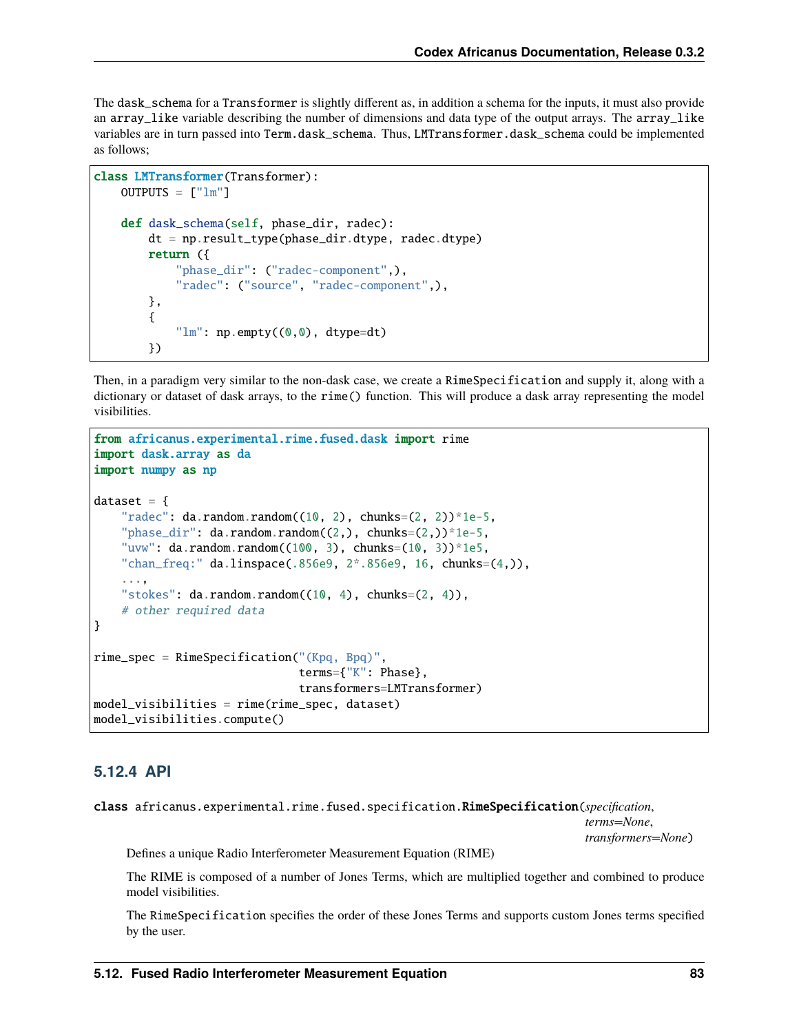The `dask_schema` for a `Transformer` is slightly different as, in addition a schema for the inputs, it must also provide an `array_like` variable describing the number of dimensions and data type of the output arrays. The `array_like` variables are in turn passed into `Term.dask_schema`. Thus, `LMTransformer.dask_schema` could be implemented as follows;

```python
class LMTransformer(Transformer):
    OUTPUTS = ["lm"]

    def dask_schema(self, phase_dir, radec):
        dt = np.result_type(phase_dir.dtype, radec.dtype)
        return ({
            "phase_dir": ("radec-component",),
            "radec": ("source", "radec-component",),
        },
        {
            "lm": np.empty((0,0), dtype=dt)
        })
```

Then, in a paradigm very similar to the non-dask case, we create a `RimeSpecification` and supply it, along with a dictionary or dataset of dask arrays, to the `rime()` function. This will produce a dask array representing the model visibilities.

```python
from africanus.experimental.rime.fused.dask import rime
import dask.array as da
import numpy as np

dataset = {
    "radec": da.random.random((10, 2), chunks=(2, 2))*1e-5,
    "phase_dir": da.random.random((2,), chunks=(2,))*1e-5,
    "uvw": da.random.random((100, 3), chunks=(10, 3))*1e5,
    "chan_freq:" da.linspace(.856e9, 2*.856e9, 16, chunks=(4,)),
    ...,
    "stokes": da.random.random((10, 4), chunks=(2, 4)),
    # other required data
}

rime_spec = RimeSpecification("(Kpq, Bpq)",
                              terms={"K": Phase},
                              transformers=LMTransformer)
model_visibilities = rime(rime_spec, dataset)
model_visibilities.compute()
```

### 5.12.4 API

**class** `africanus.experimental.rime.fused.specification.`**`RimeSpecification`**(*specification*, *terms=None*, *transformers=None*)

Defines a unique Radio Interferometer Measurement Equation (RIME)

The RIME is composed of a number of Jones Terms, which are multiplied together and combined to produce model visibilities.

The `RimeSpecification` specifies the order of these Jones Terms and supports custom Jones terms specified by the user.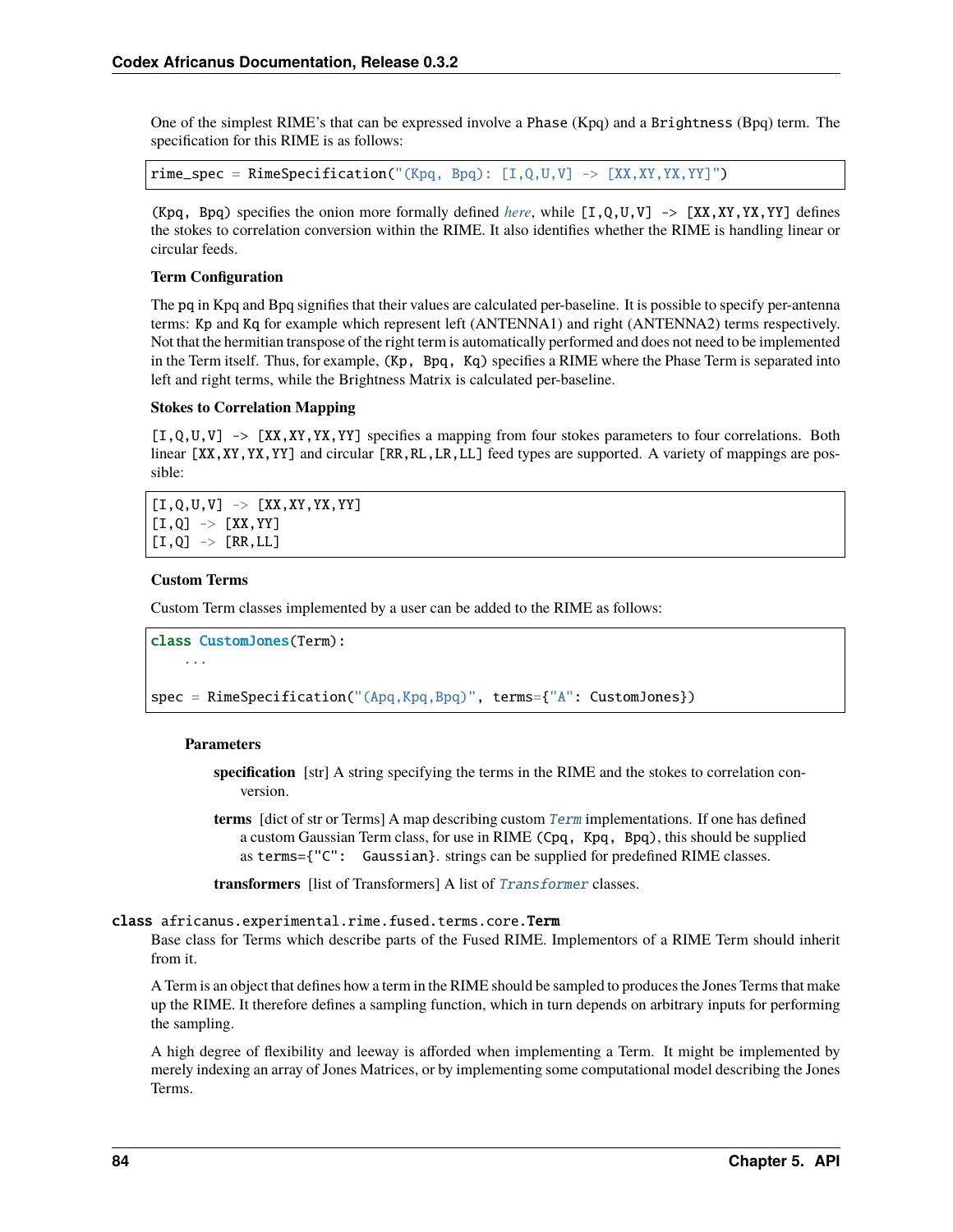One of the simplest RIME's that can be expressed involve a `Phase` (Kpq) and a `Brightness` (Bpq) term. The specification for this RIME is as follows:

```
rime_spec = RimeSpecification("(Kpq, Bpq): [I,Q,U,V] -> [XX,XY,YX,YY]")
```

`(Kpq, Bpq)` specifies the onion more formally defined *here*, while `[I,Q,U,V] -> [XX,XY,YX,YY]` defines the stokes to correlation conversion within the RIME. It also identifies whether the RIME is handling linear or circular feeds.

**Term Configuration**

The `pq` in Kpq and Bpq signifies that their values are calculated per-baseline. It is possible to specify per-antenna terms: `Kp` and `Kq` for example which represent left (ANTENNA1) and right (ANTENNA2) terms respectively. Not that the hermitian transpose of the right term is automatically performed and does not need to be implemented in the Term itself. Thus, for example, `(Kp, Bpq, Kq)` specifies a RIME where the Phase Term is separated into left and right terms, while the Brightness Matrix is calculated per-baseline.

**Stokes to Correlation Mapping**

`[I,Q,U,V] -> [XX,XY,YX,YY]` specifies a mapping from four stokes parameters to four correlations. Both linear `[XX,XY,YX,YY]` and circular `[RR,RL,LR,LL]` feed types are supported. A variety of mappings are possible:

```
[I,Q,U,V] -> [XX,XY,YX,YY]
[I,Q] -> [XX,YY]
[I,Q] -> [RR,LL]
```

**Custom Terms**

Custom Term classes implemented by a user can be added to the RIME as follows:

```
class CustomJones(Term):
    ...

spec = RimeSpecification("(Apq,Kpq,Bpq)", terms={"A": CustomJones})
```

**Parameters**

- **specification** [str] A string specifying the terms in the RIME and the stokes to correlation conversion.
- **terms** [dict of str or Terms] A map describing custom *Term* implementations. If one has defined a custom Gaussian Term class, for use in RIME `(Cpq, Kpq, Bpq)`, this should be supplied as `terms={"C": Gaussian}`. strings can be supplied for predefined RIME classes.
- **transformers** [list of Transformers] A list of *Transformer* classes.

**class** `africanus.experimental.rime.fused.terms.core.`**Term**

Base class for Terms which describe parts of the Fused RIME. Implementors of a RIME Term should inherit from it.

A Term is an object that defines how a term in the RIME should be sampled to produces the Jones Terms that make up the RIME. It therefore defines a sampling function, which in turn depends on arbitrary inputs for performing the sampling.

A high degree of flexibility and leeway is afforded when implementing a Term. It might be implemented by merely indexing an array of Jones Matrices, or by implementing some computational model describing the Jones Terms.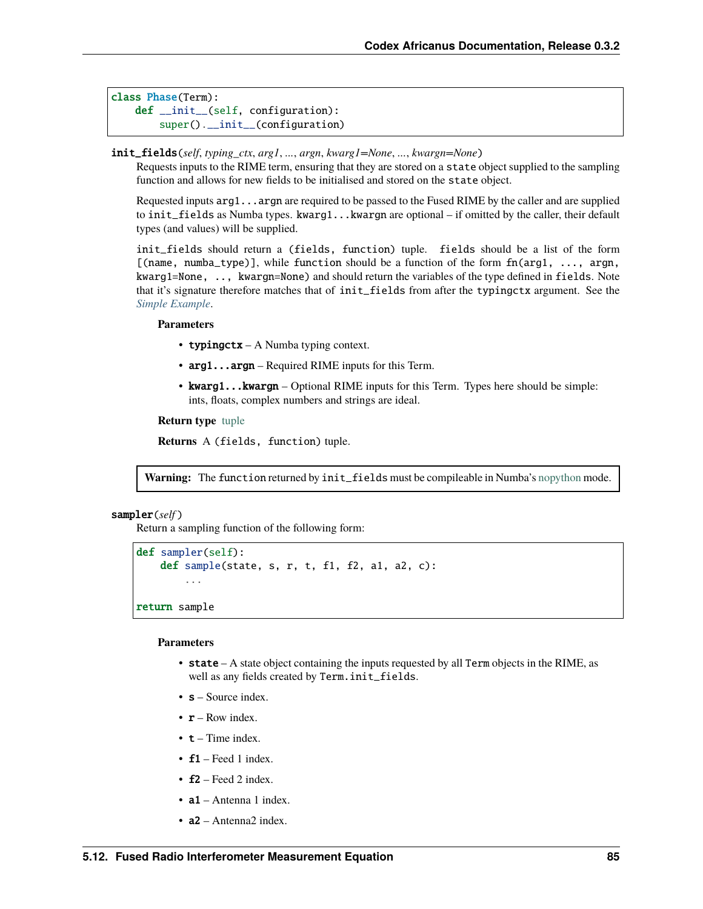```
class Phase(Term):
    def __init__(self, configuration):
        super().__init__(configuration)
```

**init_fields**(*self*, *typing_ctx*, *arg1*, *...*, *argn*, *kwarg1=None*, *...*, *kwargn=None*)

Requests inputs to the RIME term, ensuring that they are stored on a `state` object supplied to the sampling function and allows for new fields to be initialised and stored on the `state` object.

Requested inputs `arg1...argn` are required to be passed to the Fused RIME by the caller and are supplied to `init_fields` as Numba types. `kwarg1...kwargn` are optional – if omitted by the caller, their default types (and values) will be supplied.

`init_fields` should return a `(fields, function)` tuple. `fields` should be a list of the form `[(name, numba_type)]`, while `function` should be a function of the form `fn(arg1, ..., argn, kwarg1=None, .., kwargn=None)` and should return the variables of the type defined in `fields`. Note that it's signature therefore matches that of `init_fields` from after the `typingctx` argument. See the *Simple Example*.

**Parameters**

- **typingctx** – A Numba typing context.
- **arg1...argn** – Required RIME inputs for this Term.
- **kwarg1...kwargn** – Optional RIME inputs for this Term. Types here should be simple: ints, floats, complex numbers and strings are ideal.

**Return type** tuple

**Returns** A `(fields, function)` tuple.

> **Warning:** The `function` returned by `init_fields` must be compileable in Numba's nopython mode.

**sampler**(*self*)

Return a sampling function of the following form:

```
def sampler(self):
    def sample(state, s, r, t, f1, f2, a1, a2, c):
        ...

return sample
```

**Parameters**

- **state** – A state object containing the inputs requested by all `Term` objects in the RIME, as well as any fields created by `Term.init_fields`.
- **s** – Source index.
- **r** – Row index.
- **t** – Time index.
- **f1** – Feed 1 index.
- **f2** – Feed 2 index.
- **a1** – Antenna 1 index.
- **a2** – Antenna2 index.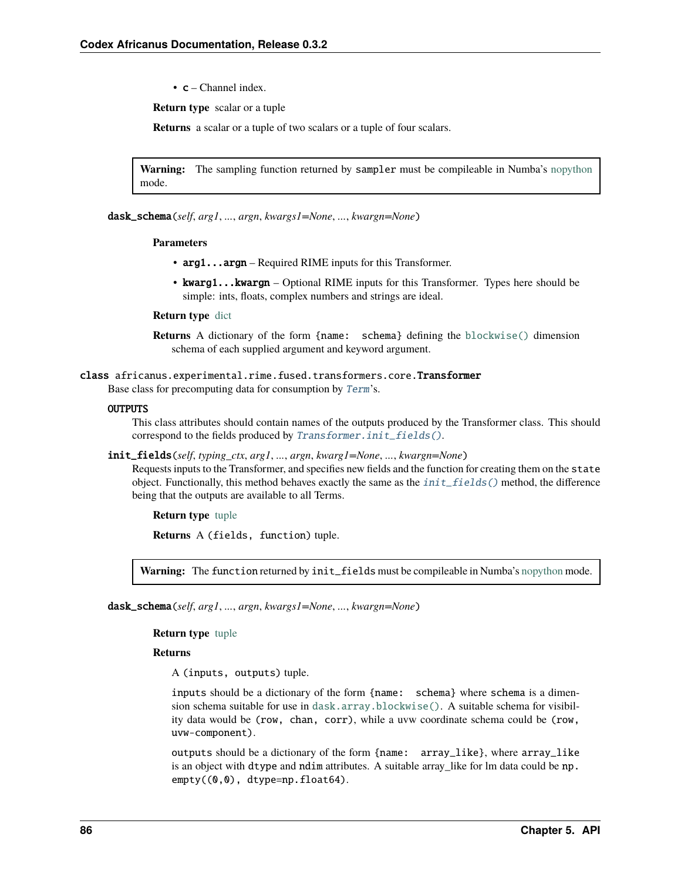- **c** – Channel index.

**Return type** scalar or a tuple

**Returns** a scalar or a tuple of two scalars or a tuple of four scalars.

> **Warning:** The sampling function returned by `sampler` must be compileable in Numba's nopython mode.

**dask_schema**(*self*, *arg1*, *...*, *argn*, *kwargs1=None*, *...*, *kwargn=None*)

**Parameters**

- **arg1...argn** – Required RIME inputs for this Transformer.
- **kwarg1...kwargn** – Optional RIME inputs for this Transformer. Types here should be simple: ints, floats, complex numbers and strings are ideal.

**Return type** dict

**Returns** A dictionary of the form `{name: schema}` defining the `blockwise()` dimension schema of each supplied argument and keyword argument.

**class** africanus.experimental.rime.fused.transformers.core.**Transformer**

Base class for precomputing data for consumption by *Term*'s.

**OUTPUTS**

This class attributes should contain names of the outputs produced by the Transformer class. This should correspond to the fields produced by *Transformer.init_fields()*.

**init_fields**(*self*, *typing_ctx*, *arg1*, *...*, *argn*, *kwarg1=None*, *...*, *kwargn=None*)

Requests inputs to the Transformer, and specifies new fields and the function for creating them on the `state` object. Functionally, this method behaves exactly the same as the *init_fields()* method, the difference being that the outputs are available to all Terms.

**Return type** tuple

**Returns** A `(fields, function)` tuple.

> **Warning:** The `function` returned by `init_fields` must be compileable in Numba's nopython mode.

**dask_schema**(*self*, *arg1*, *...*, *argn*, *kwargs1=None*, *...*, *kwargn=None*)

**Return type** tuple

**Returns**

A `(inputs, outputs)` tuple.

`inputs` should be a dictionary of the form `{name: schema}` where `schema` is a dimension schema suitable for use in `dask.array.blockwise()`. A suitable schema for visibility data would be `(row, chan, corr)`, while a uvw coordinate schema could be `(row, uvw-component)`.

`outputs` should be a dictionary of the form `{name: array_like}`, where `array_like` is an object with `dtype` and `ndim` attributes. A suitable array_like for lm data could be `np.empty((0,0), dtype=np.float64)`.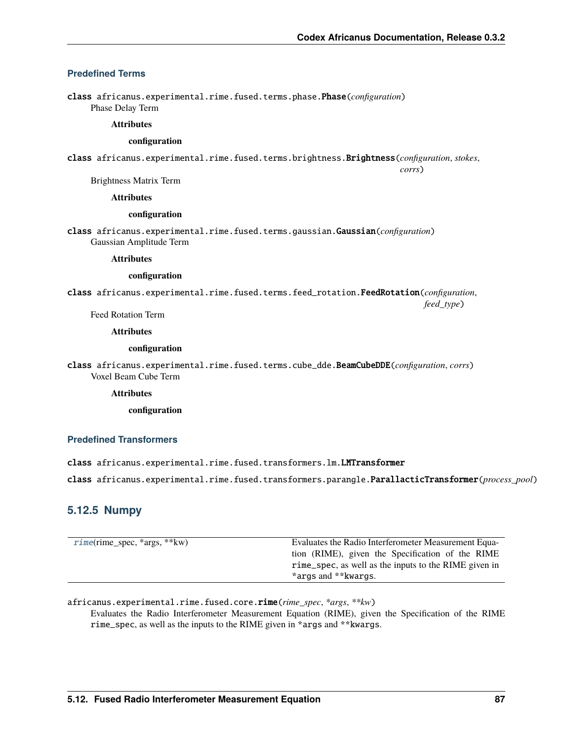### Predefined Terms

class africanus.experimental.rime.fused.terms.phase.**Phase**(*configuration*)
Phase Delay Term

**Attributes**

**configuration**

class africanus.experimental.rime.fused.terms.brightness.**Brightness**(*configuration*, *stokes*, *corrs*)
Brightness Matrix Term

**Attributes**

**configuration**

class africanus.experimental.rime.fused.terms.gaussian.**Gaussian**(*configuration*)
Gaussian Amplitude Term

**Attributes**

**configuration**

class africanus.experimental.rime.fused.terms.feed_rotation.**FeedRotation**(*configuration*, *feed_type*)
Feed Rotation Term

**Attributes**

**configuration**

class africanus.experimental.rime.fused.terms.cube_dde.**BeamCubeDDE**(*configuration*, *corrs*)
Voxel Beam Cube Term

**Attributes**

**configuration**

### Predefined Transformers

class africanus.experimental.rime.fused.transformers.lm.**LMTransformer**

class africanus.experimental.rime.fused.transformers.parangle.**ParallacticTransformer**(*process_pool*)

## 5.12.5 Numpy

| | |
|---|---|
| *rime*(rime_spec, *args, **kw) | Evaluates the Radio Interferometer Measurement Equation (RIME), given the Specification of the RIME `rime_spec`, as well as the inputs to the RIME given in `*args` and `**kwargs`. |

africanus.experimental.rime.fused.core.**rime**(*rime_spec*, **args*, ***kw*)
Evaluates the Radio Interferometer Measurement Equation (RIME), given the Specification of the RIME `rime_spec`, as well as the inputs to the RIME given in `*args` and `**kwargs`.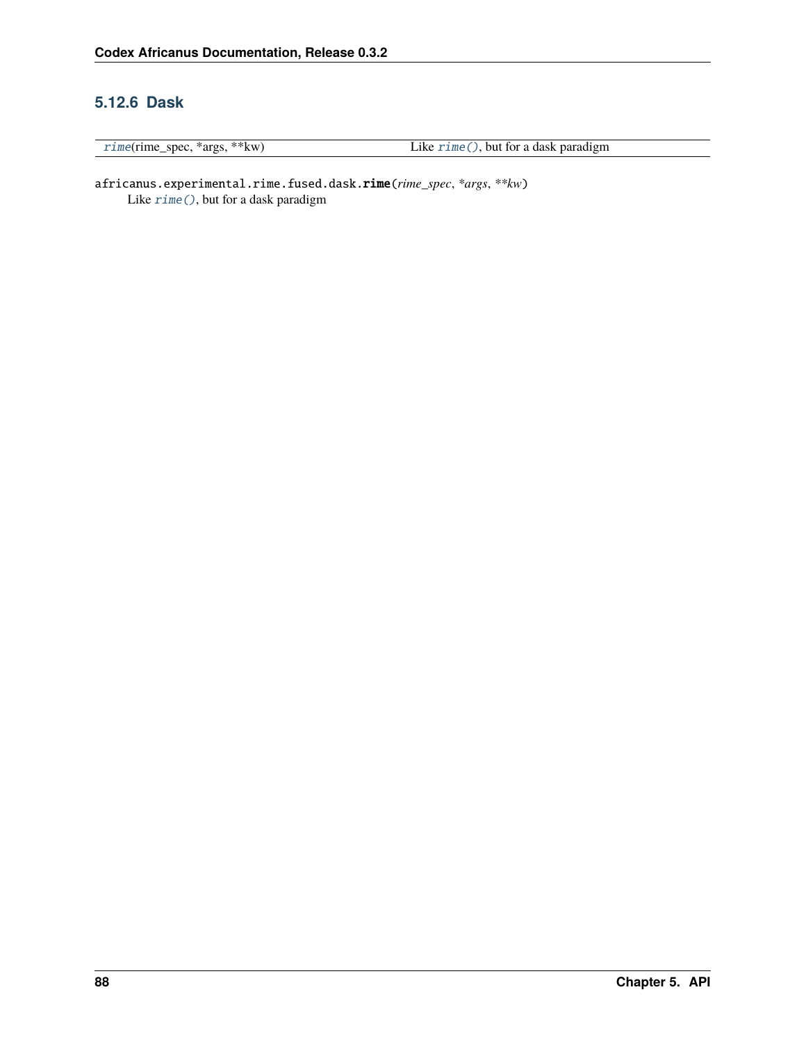### 5.12.6 Dask

| | |
|---|---|
| rime(rime_spec, *args, **kw) | Like rime(), but for a dask paradigm |

africanus.experimental.rime.fused.dask.**rime**(*rime_spec*, **args*, ***kw*)

Like rime(), but for a dask paradigm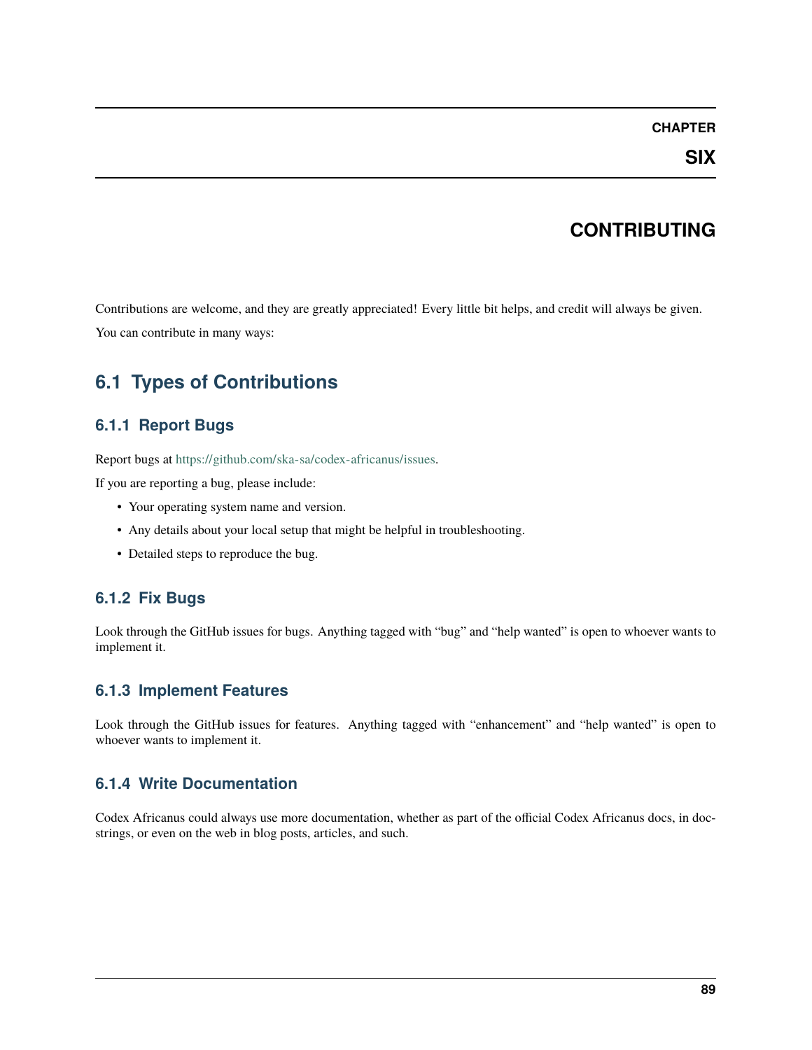# CHAPTER SIX

# CONTRIBUTING

Contributions are welcome, and they are greatly appreciated! Every little bit helps, and credit will always be given.

You can contribute in many ways:

## 6.1 Types of Contributions

### 6.1.1 Report Bugs

Report bugs at https://github.com/ska-sa/codex-africanus/issues.

If you are reporting a bug, please include:

- Your operating system name and version.
- Any details about your local setup that might be helpful in troubleshooting.
- Detailed steps to reproduce the bug.

### 6.1.2 Fix Bugs

Look through the GitHub issues for bugs. Anything tagged with "bug" and "help wanted" is open to whoever wants to implement it.

### 6.1.3 Implement Features

Look through the GitHub issues for features. Anything tagged with "enhancement" and "help wanted" is open to whoever wants to implement it.

### 6.1.4 Write Documentation

Codex Africanus could always use more documentation, whether as part of the official Codex Africanus docs, in docstrings, or even on the web in blog posts, articles, and such.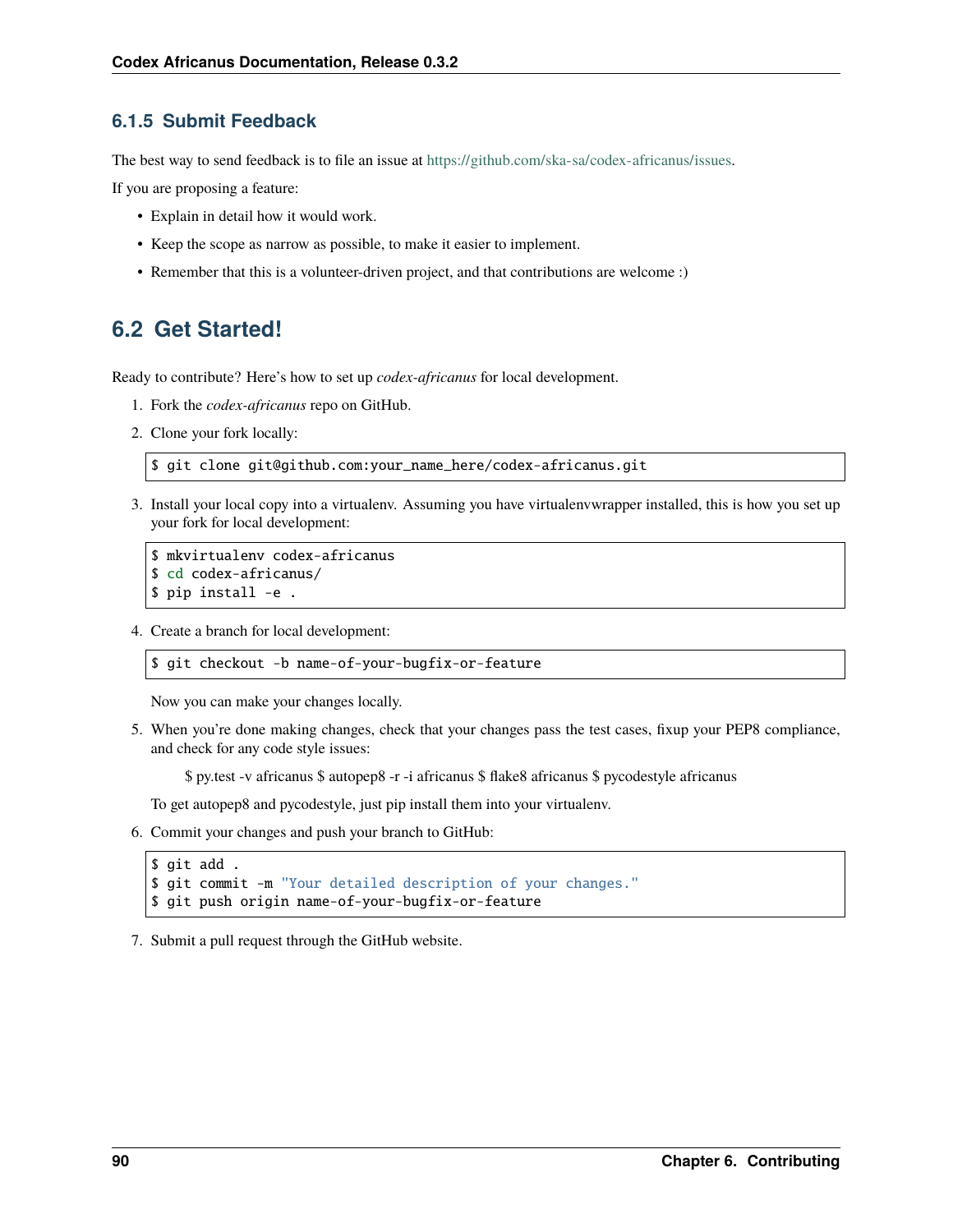### 6.1.5 Submit Feedback

The best way to send feedback is to file an issue at https://github.com/ska-sa/codex-africanus/issues.

If you are proposing a feature:

- Explain in detail how it would work.
- Keep the scope as narrow as possible, to make it easier to implement.
- Remember that this is a volunteer-driven project, and that contributions are welcome :)

## 6.2 Get Started!

Ready to contribute? Here's how to set up *codex-africanus* for local development.

1. Fork the *codex-africanus* repo on GitHub.
2. Clone your fork locally:

   ```
   $ git clone git@github.com:your_name_here/codex-africanus.git
   ```

3. Install your local copy into a virtualenv. Assuming you have virtualenvwrapper installed, this is how you set up your fork for local development:

   ```
   $ mkvirtualenv codex-africanus
   $ cd codex-africanus/
   $ pip install -e .
   ```

4. Create a branch for local development:

   ```
   $ git checkout -b name-of-your-bugfix-or-feature
   ```

   Now you can make your changes locally.

5. When you're done making changes, check that your changes pass the test cases, fixup your PEP8 compliance, and check for any code style issues:

   $ py.test -v africanus $ autopep8 -r -i africanus $ flake8 africanus $ pycodestyle africanus

   To get autopep8 and pycodestyle, just pip install them into your virtualenv.

6. Commit your changes and push your branch to GitHub:

   ```
   $ git add .
   $ git commit -m "Your detailed description of your changes."
   $ git push origin name-of-your-bugfix-or-feature
   ```

7. Submit a pull request through the GitHub website.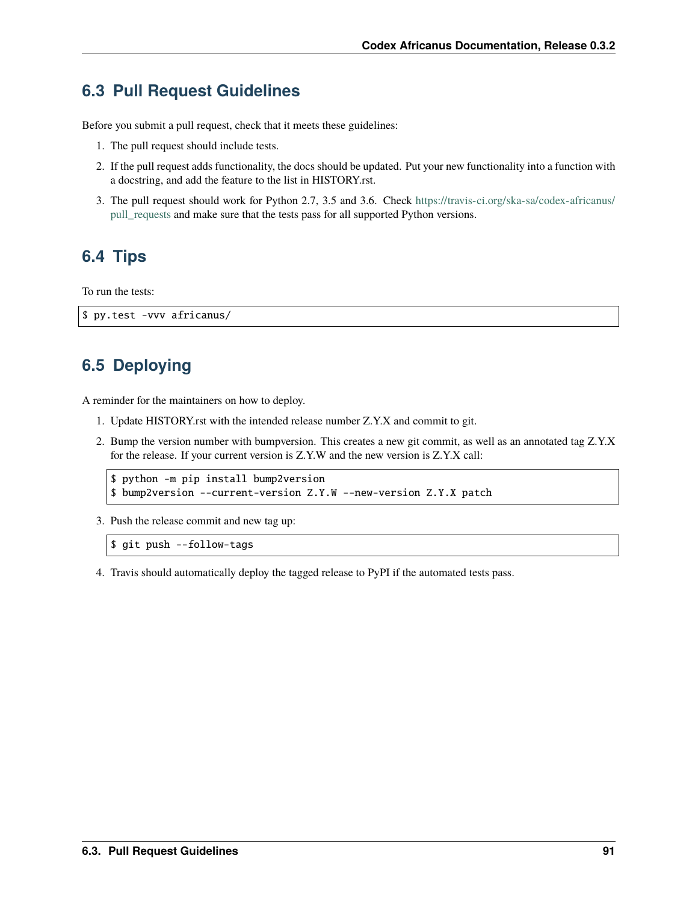## 6.3 Pull Request Guidelines

Before you submit a pull request, check that it meets these guidelines:

1. The pull request should include tests.
2. If the pull request adds functionality, the docs should be updated. Put your new functionality into a function with a docstring, and add the feature to the list in HISTORY.rst.
3. The pull request should work for Python 2.7, 3.5 and 3.6. Check https://travis-ci.org/ska-sa/codex-africanus/pull_requests and make sure that the tests pass for all supported Python versions.

## 6.4 Tips

To run the tests:

```
$ py.test -vvv africanus/
```

## 6.5 Deploying

A reminder for the maintainers on how to deploy.

1. Update HISTORY.rst with the intended release number Z.Y.X and commit to git.
2. Bump the version number with bumpversion. This creates a new git commit, as well as an annotated tag Z.Y.X for the release. If your current version is Z.Y.W and the new version is Z.Y.X call:

   ```
   $ python -m pip install bump2version
   $ bump2version --current-version Z.Y.W --new-version Z.Y.X patch
   ```

3. Push the release commit and new tag up:

   ```
   $ git push --follow-tags
   ```

4. Travis should automatically deploy the tagged release to PyPI if the automated tests pass.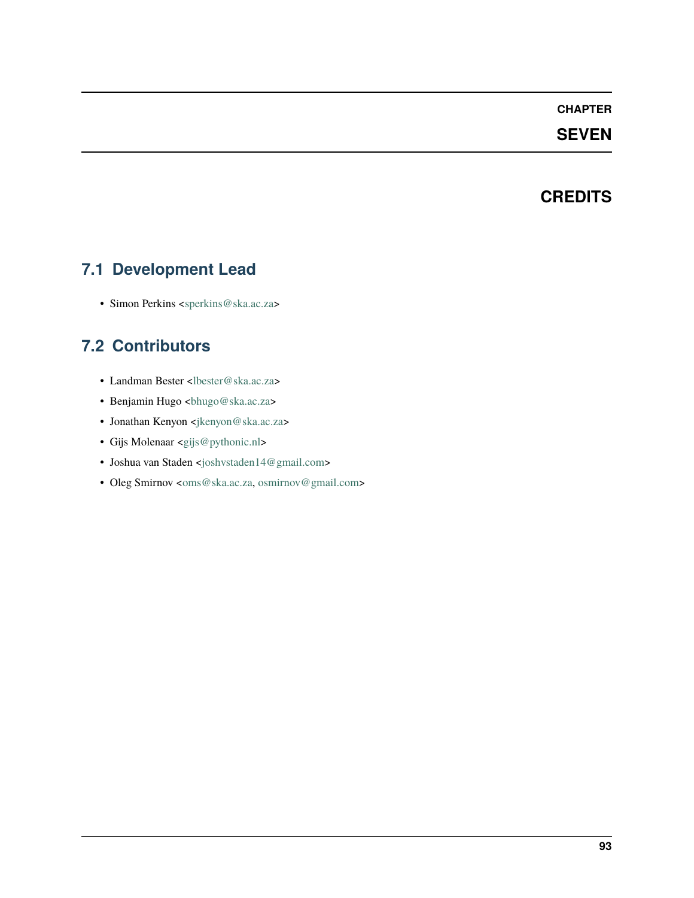# CHAPTER SEVEN

# CREDITS

## 7.1 Development Lead

- Simon Perkins <sperkins@ska.ac.za>

## 7.2 Contributors

- Landman Bester <lbester@ska.ac.za>
- Benjamin Hugo <bhugo@ska.ac.za>
- Jonathan Kenyon <jkenyon@ska.ac.za>
- Gijs Molenaar <gijs@pythonic.nl>
- Joshua van Staden <joshvstaden14@gmail.com>
- Oleg Smirnov <oms@ska.ac.za, osmirnov@gmail.com>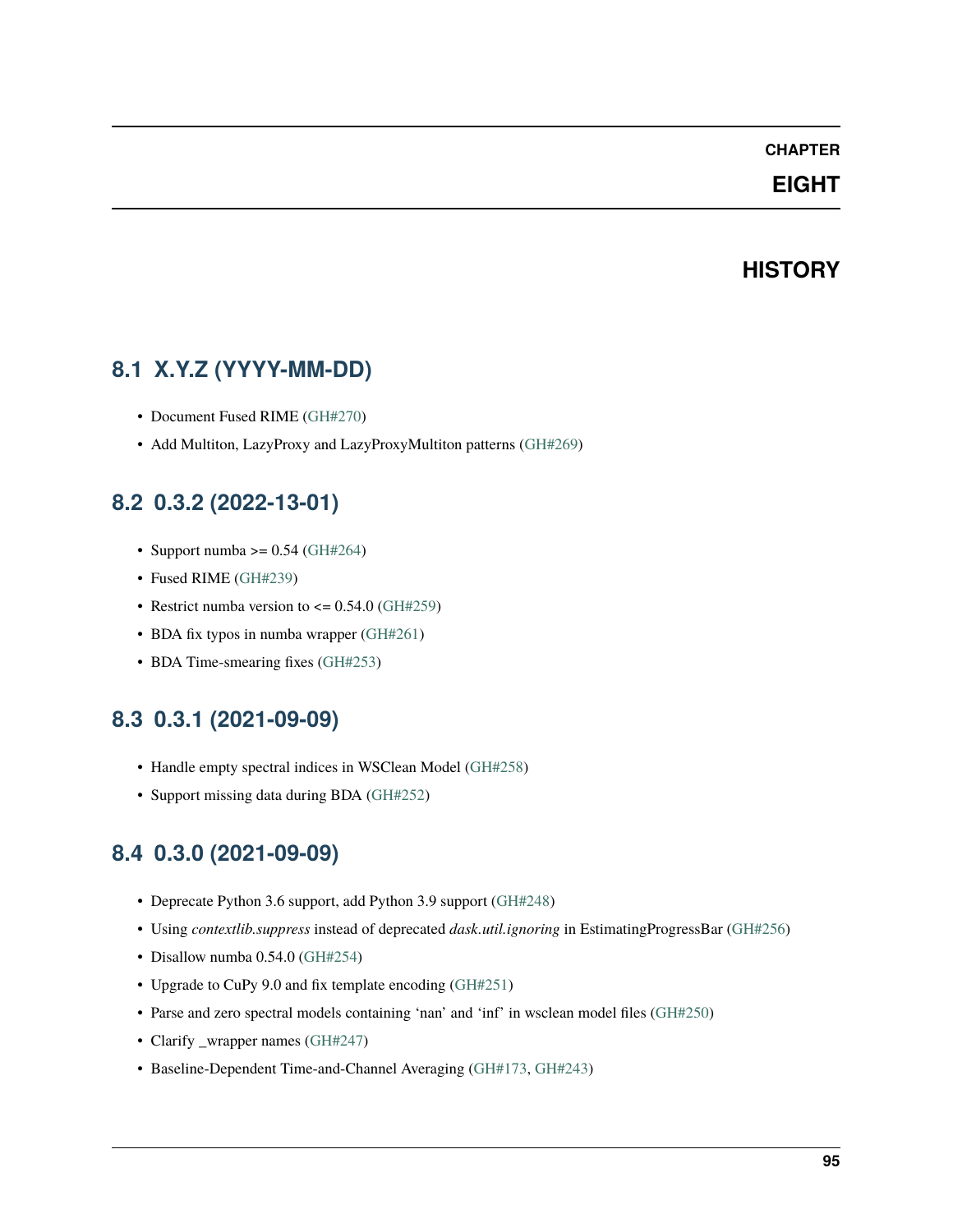# CHAPTER EIGHT

# HISTORY

## 8.1 X.Y.Z (YYYY-MM-DD)

- Document Fused RIME (GH#270)
- Add Multiton, LazyProxy and LazyProxyMultiton patterns (GH#269)

## 8.2 0.3.2 (2022-13-01)

- Support numba >= 0.54 (GH#264)
- Fused RIME (GH#239)
- Restrict numba version to <= 0.54.0 (GH#259)
- BDA fix typos in numba wrapper (GH#261)
- BDA Time-smearing fixes (GH#253)

## 8.3 0.3.1 (2021-09-09)

- Handle empty spectral indices in WSClean Model (GH#258)
- Support missing data during BDA (GH#252)

## 8.4 0.3.0 (2021-09-09)

- Deprecate Python 3.6 support, add Python 3.9 support (GH#248)
- Using *contextlib.suppress* instead of deprecated *dask.util.ignoring* in EstimatingProgressBar (GH#256)
- Disallow numba 0.54.0 (GH#254)
- Upgrade to CuPy 9.0 and fix template encoding (GH#251)
- Parse and zero spectral models containing 'nan' and 'inf' in wsclean model files (GH#250)
- Clarify _wrapper names (GH#247)
- Baseline-Dependent Time-and-Channel Averaging (GH#173, GH#243)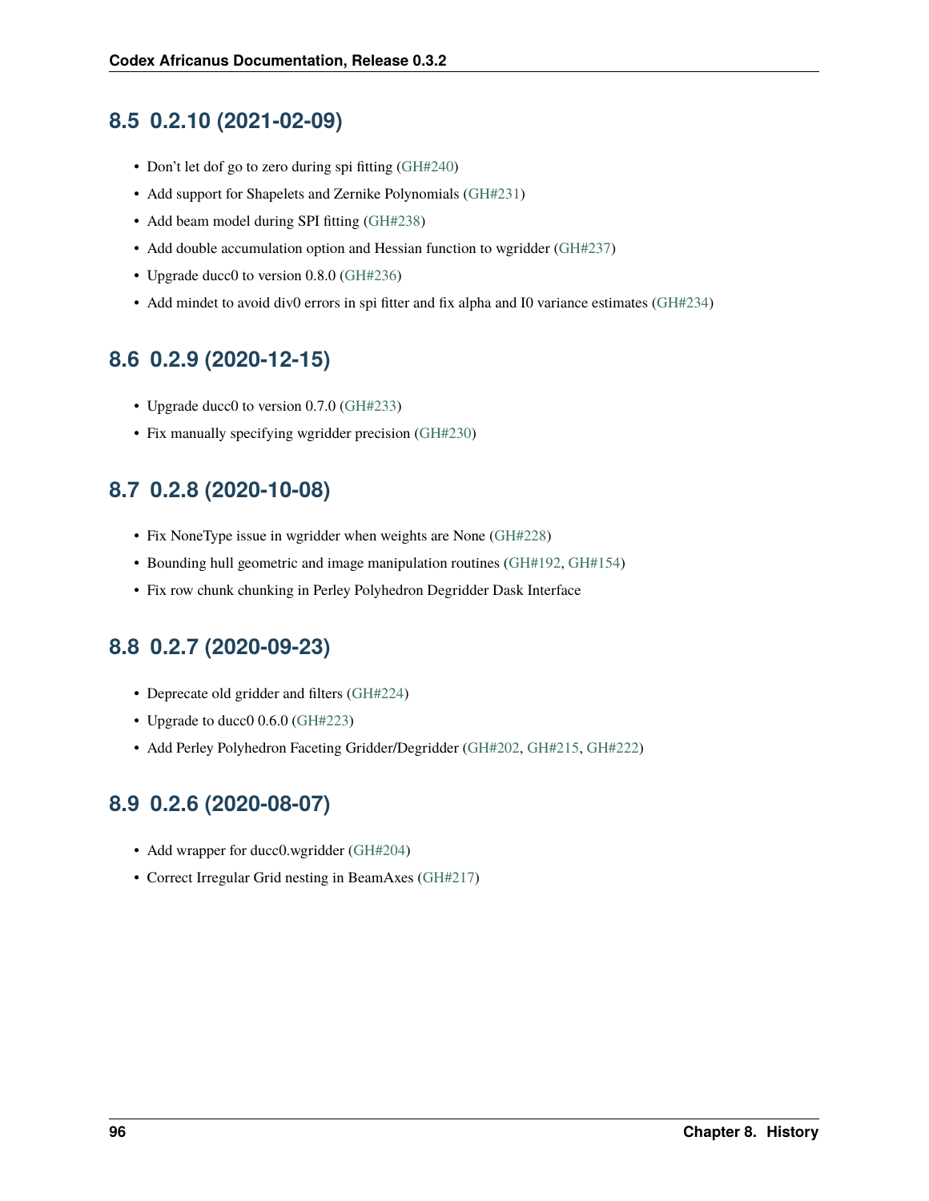## 8.5 0.2.10 (2021-02-09)

- Don't let dof go to zero during spi fitting (GH#240)
- Add support for Shapelets and Zernike Polynomials (GH#231)
- Add beam model during SPI fitting (GH#238)
- Add double accumulation option and Hessian function to wgridder (GH#237)
- Upgrade ducc0 to version 0.8.0 (GH#236)
- Add mindet to avoid div0 errors in spi fitter and fix alpha and I0 variance estimates (GH#234)

## 8.6 0.2.9 (2020-12-15)

- Upgrade ducc0 to version 0.7.0 (GH#233)
- Fix manually specifying wgridder precision (GH#230)

## 8.7 0.2.8 (2020-10-08)

- Fix NoneType issue in wgridder when weights are None (GH#228)
- Bounding hull geometric and image manipulation routines (GH#192, GH#154)
- Fix row chunk chunking in Perley Polyhedron Degridder Dask Interface

## 8.8 0.2.7 (2020-09-23)

- Deprecate old gridder and filters (GH#224)
- Upgrade to ducc0 0.6.0 (GH#223)
- Add Perley Polyhedron Faceting Gridder/Degridder (GH#202, GH#215, GH#222)

## 8.9 0.2.6 (2020-08-07)

- Add wrapper for ducc0.wgridder (GH#204)
- Correct Irregular Grid nesting in BeamAxes (GH#217)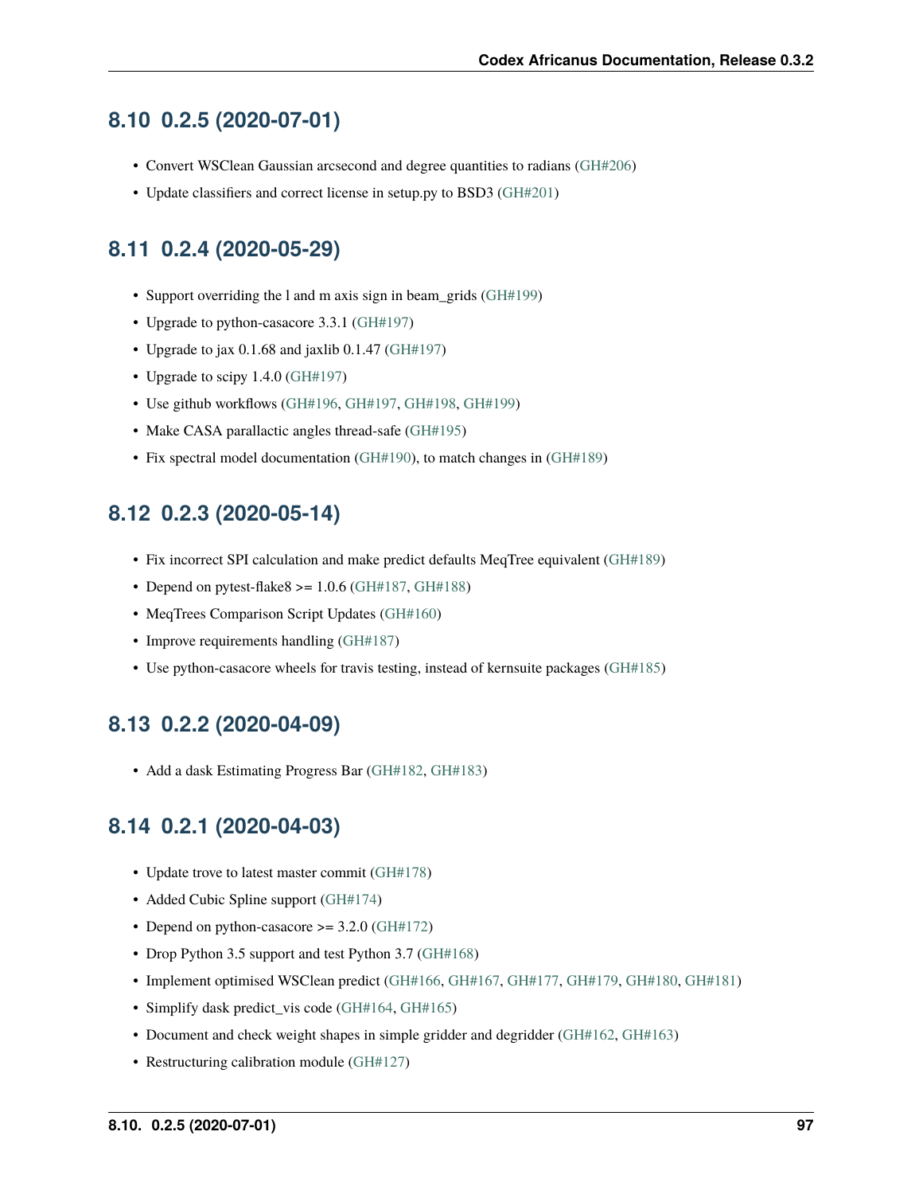## 8.10 0.2.5 (2020-07-01)

- Convert WSClean Gaussian arcsecond and degree quantities to radians (GH#206)
- Update classifiers and correct license in setup.py to BSD3 (GH#201)

## 8.11 0.2.4 (2020-05-29)

- Support overriding the l and m axis sign in beam_grids (GH#199)
- Upgrade to python-casacore 3.3.1 (GH#197)
- Upgrade to jax 0.1.68 and jaxlib 0.1.47 (GH#197)
- Upgrade to scipy 1.4.0 (GH#197)
- Use github workflows (GH#196, GH#197, GH#198, GH#199)
- Make CASA parallactic angles thread-safe (GH#195)
- Fix spectral model documentation (GH#190), to match changes in (GH#189)

## 8.12 0.2.3 (2020-05-14)

- Fix incorrect SPI calculation and make predict defaults MeqTree equivalent (GH#189)
- Depend on pytest-flake8 >= 1.0.6 (GH#187, GH#188)
- MeqTrees Comparison Script Updates (GH#160)
- Improve requirements handling (GH#187)
- Use python-casacore wheels for travis testing, instead of kernsuite packages (GH#185)

## 8.13 0.2.2 (2020-04-09)

- Add a dask Estimating Progress Bar (GH#182, GH#183)

## 8.14 0.2.1 (2020-04-03)

- Update trove to latest master commit (GH#178)
- Added Cubic Spline support (GH#174)
- Depend on python-casacore >= 3.2.0 (GH#172)
- Drop Python 3.5 support and test Python 3.7 (GH#168)
- Implement optimised WSClean predict (GH#166, GH#167, GH#177, GH#179, GH#180, GH#181)
- Simplify dask predict_vis code (GH#164, GH#165)
- Document and check weight shapes in simple gridder and degridder (GH#162, GH#163)
- Restructuring calibration module (GH#127)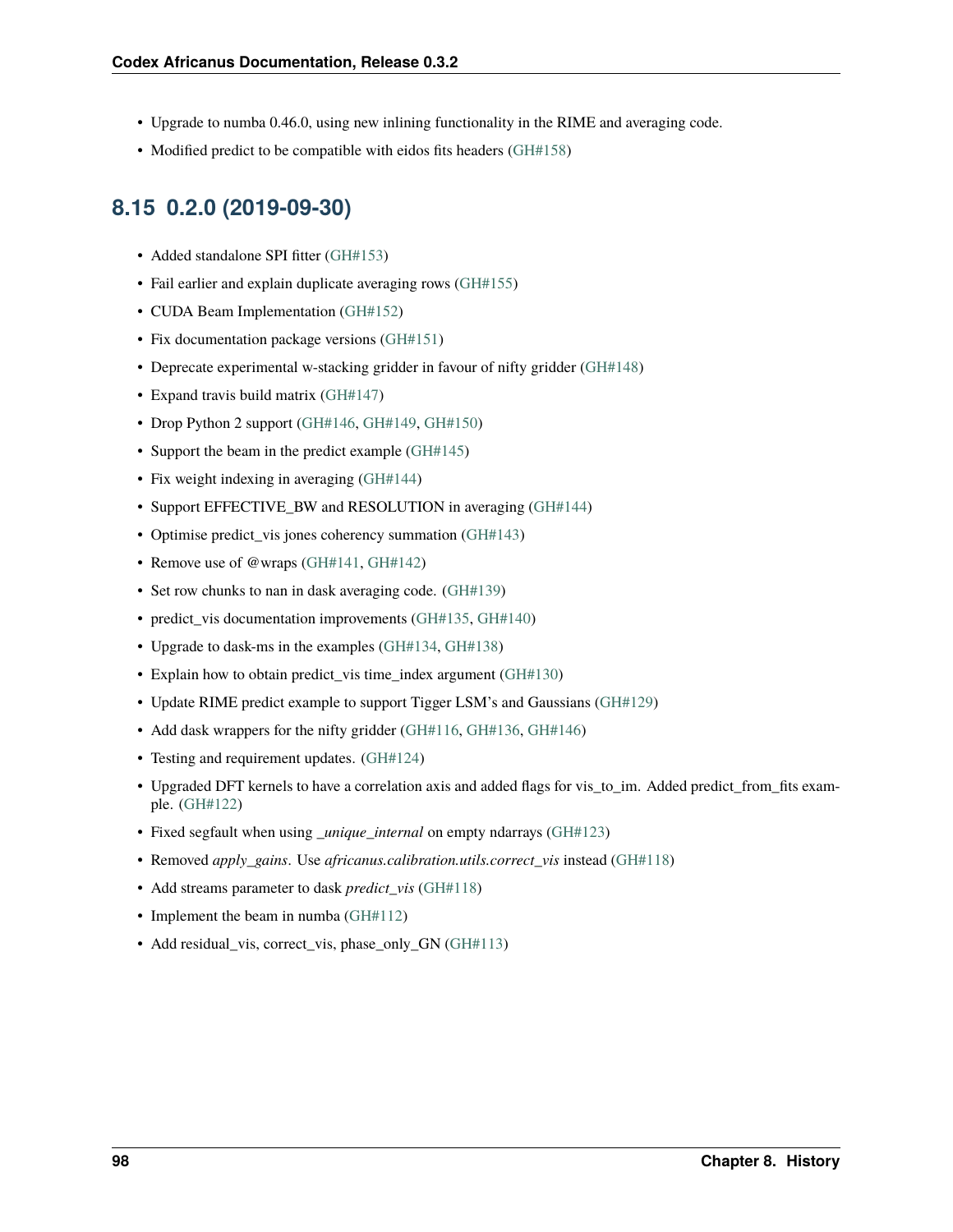- Upgrade to numba 0.46.0, using new inlining functionality in the RIME and averaging code.
- Modified predict to be compatible with eidos fits headers (GH#158)

## 8.15 0.2.0 (2019-09-30)

- Added standalone SPI fitter (GH#153)
- Fail earlier and explain duplicate averaging rows (GH#155)
- CUDA Beam Implementation (GH#152)
- Fix documentation package versions (GH#151)
- Deprecate experimental w-stacking gridder in favour of nifty gridder (GH#148)
- Expand travis build matrix (GH#147)
- Drop Python 2 support (GH#146, GH#149, GH#150)
- Support the beam in the predict example (GH#145)
- Fix weight indexing in averaging (GH#144)
- Support EFFECTIVE_BW and RESOLUTION in averaging (GH#144)
- Optimise predict_vis jones coherency summation (GH#143)
- Remove use of @wraps (GH#141, GH#142)
- Set row chunks to nan in dask averaging code. (GH#139)
- predict_vis documentation improvements (GH#135, GH#140)
- Upgrade to dask-ms in the examples (GH#134, GH#138)
- Explain how to obtain predict_vis time_index argument (GH#130)
- Update RIME predict example to support Tigger LSM's and Gaussians (GH#129)
- Add dask wrappers for the nifty gridder (GH#116, GH#136, GH#146)
- Testing and requirement updates. (GH#124)
- Upgraded DFT kernels to have a correlation axis and added flags for vis_to_im. Added predict_from_fits example. (GH#122)
- Fixed segfault when using *_unique_internal* on empty ndarrays (GH#123)
- Removed *apply_gains*. Use *africanus.calibration.utils.correct_vis* instead (GH#118)
- Add streams parameter to dask *predict_vis* (GH#118)
- Implement the beam in numba (GH#112)
- Add residual_vis, correct_vis, phase_only_GN (GH#113)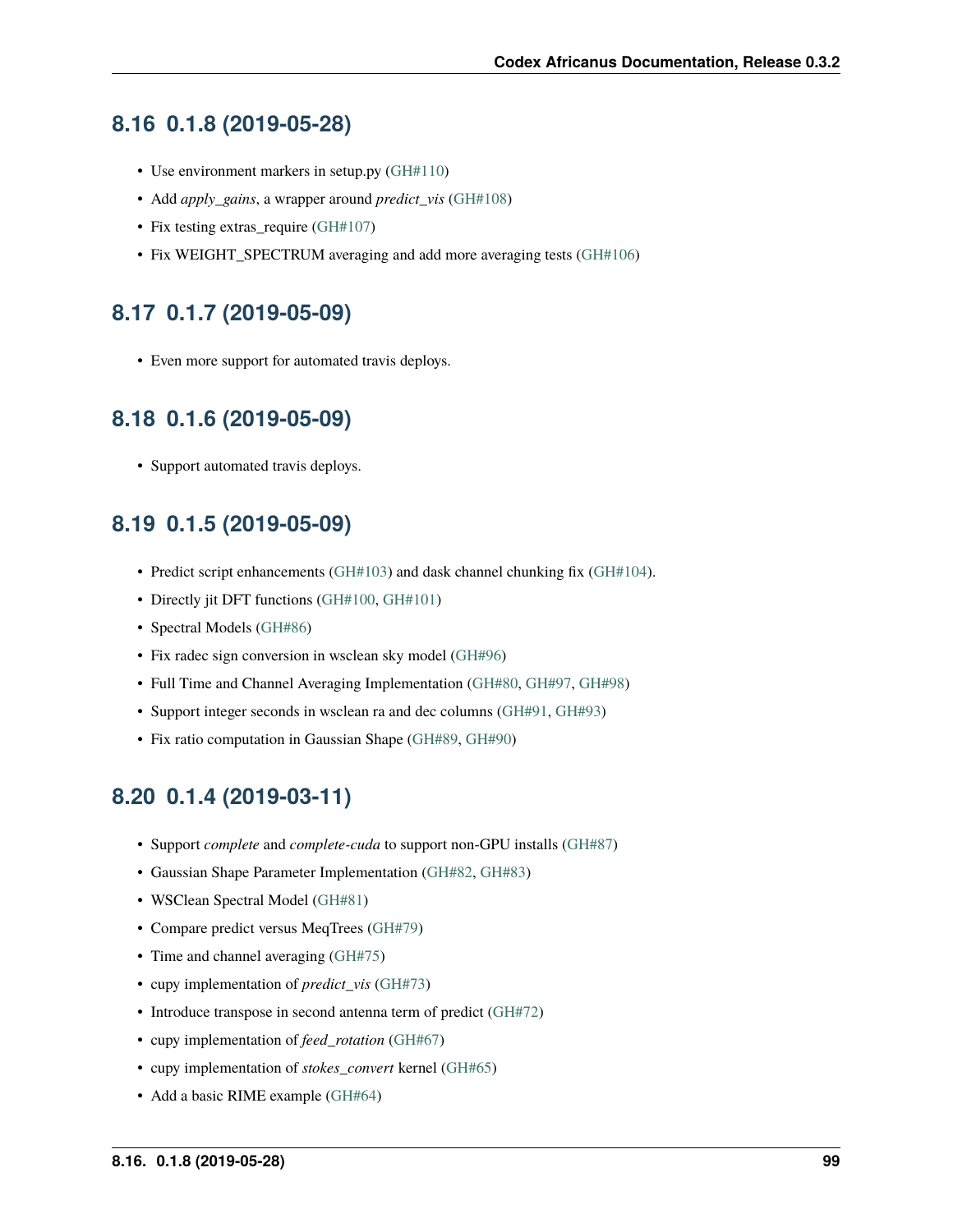## 8.16 0.1.8 (2019-05-28)

- Use environment markers in setup.py (GH#110)
- Add *apply_gains*, a wrapper around *predict_vis* (GH#108)
- Fix testing extras_require (GH#107)
- Fix WEIGHT_SPECTRUM averaging and add more averaging tests (GH#106)

## 8.17 0.1.7 (2019-05-09)

- Even more support for automated travis deploys.

## 8.18 0.1.6 (2019-05-09)

- Support automated travis deploys.

## 8.19 0.1.5 (2019-05-09)

- Predict script enhancements (GH#103) and dask channel chunking fix (GH#104).
- Directly jit DFT functions (GH#100, GH#101)
- Spectral Models (GH#86)
- Fix radec sign conversion in wsclean sky model (GH#96)
- Full Time and Channel Averaging Implementation (GH#80, GH#97, GH#98)
- Support integer seconds in wsclean ra and dec columns (GH#91, GH#93)
- Fix ratio computation in Gaussian Shape (GH#89, GH#90)

## 8.20 0.1.4 (2019-03-11)

- Support *complete* and *complete-cuda* to support non-GPU installs (GH#87)
- Gaussian Shape Parameter Implementation (GH#82, GH#83)
- WSClean Spectral Model (GH#81)
- Compare predict versus MeqTrees (GH#79)
- Time and channel averaging (GH#75)
- cupy implementation of *predict_vis* (GH#73)
- Introduce transpose in second antenna term of predict (GH#72)
- cupy implementation of *feed_rotation* (GH#67)
- cupy implementation of *stokes_convert* kernel (GH#65)
- Add a basic RIME example (GH#64)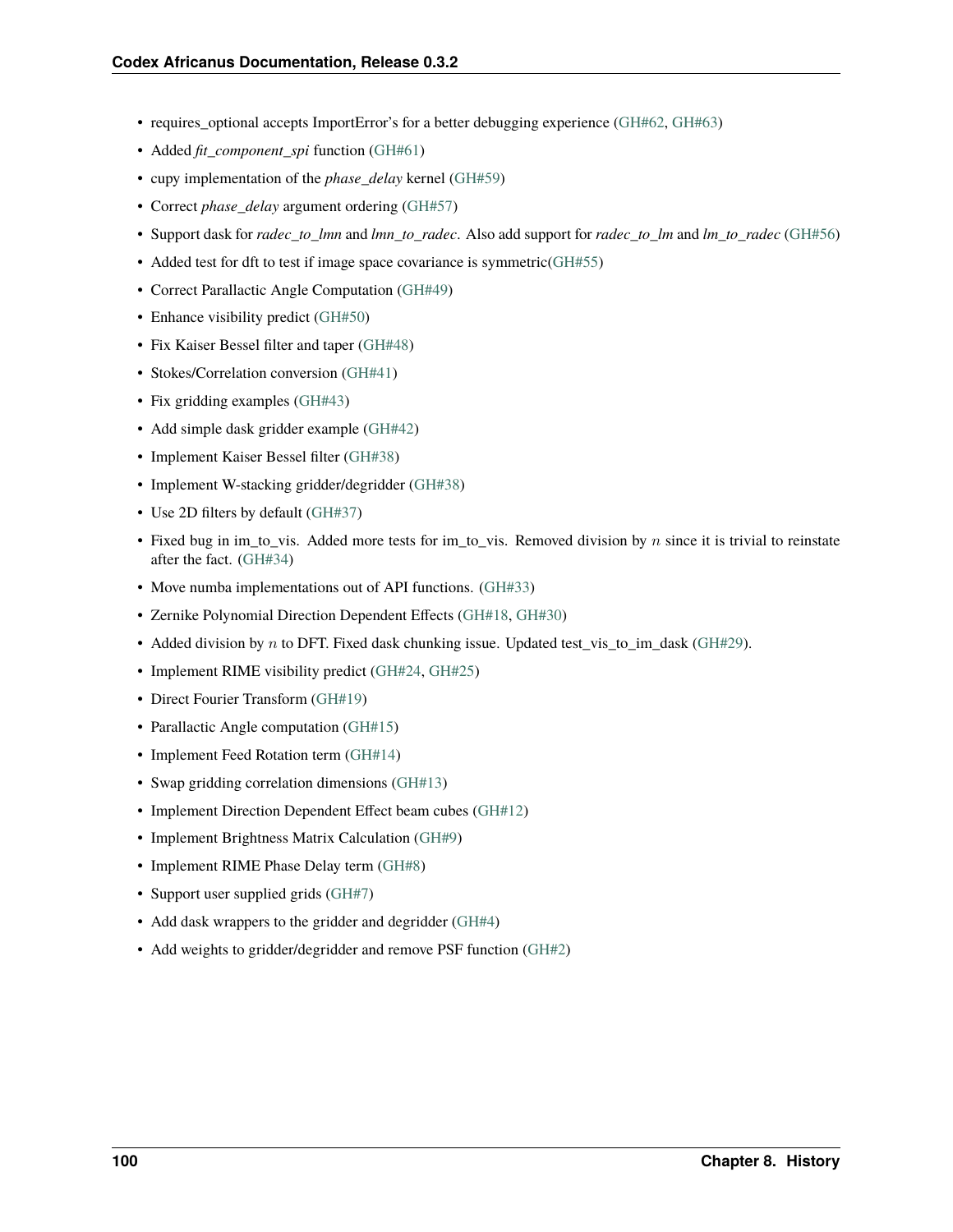- requires_optional accepts ImportError's for a better debugging experience (GH#62, GH#63)
- Added *fit_component_spi* function (GH#61)
- cupy implementation of the *phase_delay* kernel (GH#59)
- Correct *phase_delay* argument ordering (GH#57)
- Support dask for *radec_to_lmn* and *lmn_to_radec*. Also add support for *radec_to_lm* and *lm_to_radec* (GH#56)
- Added test for dft to test if image space covariance is symmetric(GH#55)
- Correct Parallactic Angle Computation (GH#49)
- Enhance visibility predict (GH#50)
- Fix Kaiser Bessel filter and taper (GH#48)
- Stokes/Correlation conversion (GH#41)
- Fix gridding examples (GH#43)
- Add simple dask gridder example (GH#42)
- Implement Kaiser Bessel filter (GH#38)
- Implement W-stacking gridder/degridder (GH#38)
- Use 2D filters by default (GH#37)
- Fixed bug in im_to_vis. Added more tests for im_to_vis. Removed division by $n$ since it is trivial to reinstate after the fact. (GH#34)
- Move numba implementations out of API functions. (GH#33)
- Zernike Polynomial Direction Dependent Effects (GH#18, GH#30)
- Added division by $n$ to DFT. Fixed dask chunking issue. Updated test_vis_to_im_dask (GH#29).
- Implement RIME visibility predict (GH#24, GH#25)
- Direct Fourier Transform (GH#19)
- Parallactic Angle computation (GH#15)
- Implement Feed Rotation term (GH#14)
- Swap gridding correlation dimensions (GH#13)
- Implement Direction Dependent Effect beam cubes (GH#12)
- Implement Brightness Matrix Calculation (GH#9)
- Implement RIME Phase Delay term (GH#8)
- Support user supplied grids (GH#7)
- Add dask wrappers to the gridder and degridder (GH#4)
- Add weights to gridder/degridder and remove PSF function (GH#2)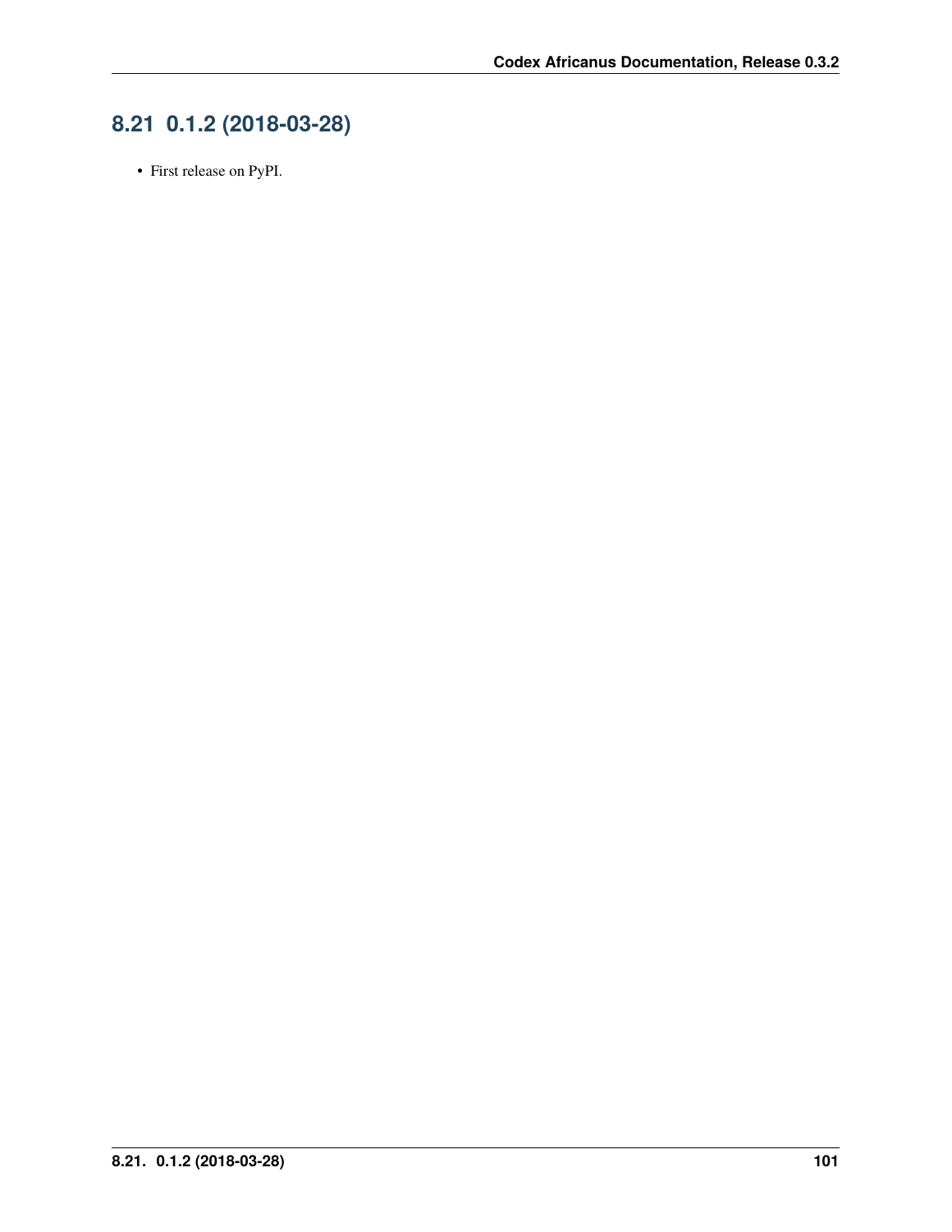## 8.21 0.1.2 (2018-03-28)

- First release on PyPI.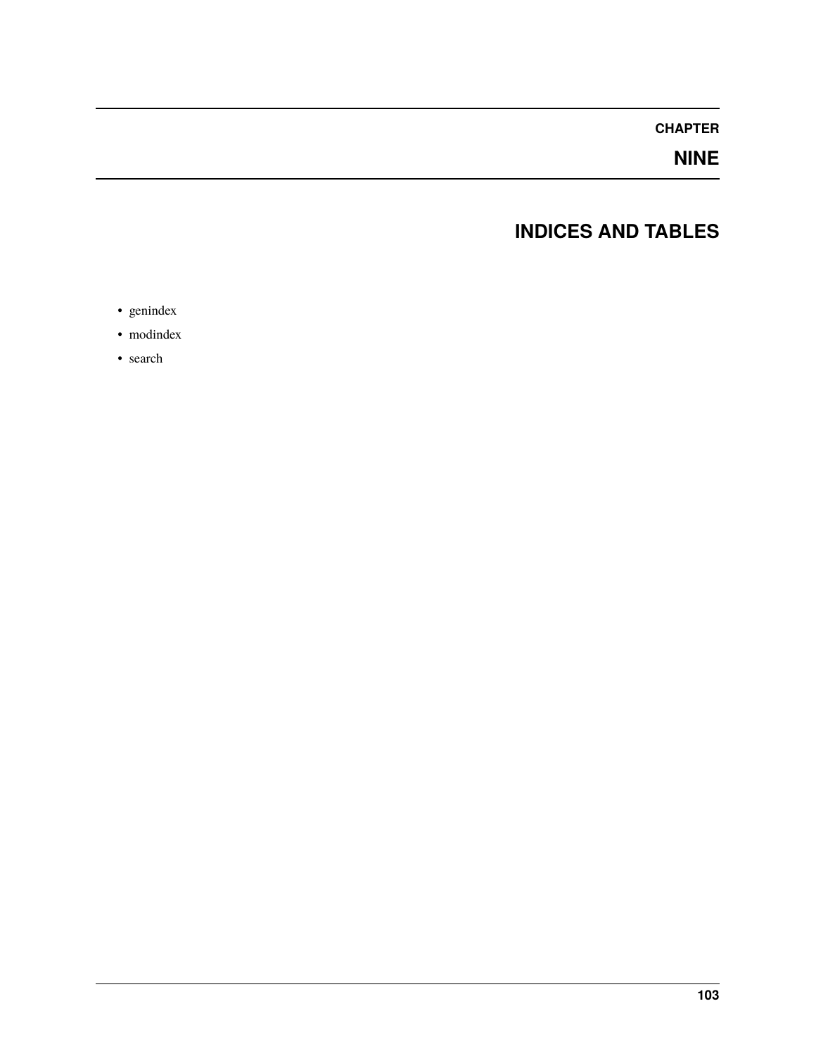# CHAPTER NINE

# INDICES AND TABLES

- genindex
- modindex
- search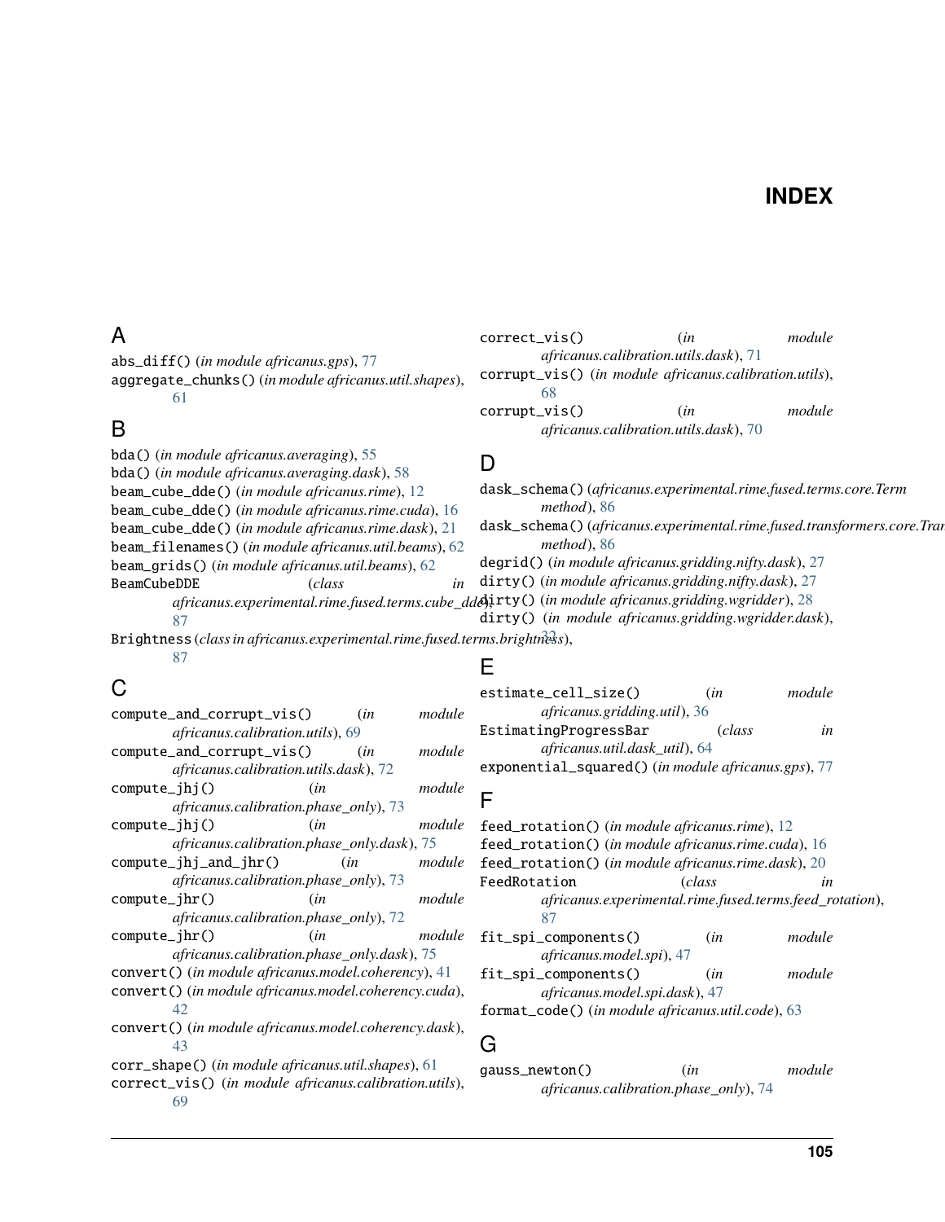# INDEX

## A

abs_diff() (*in module africanus.gps*), 77
aggregate_chunks() (*in module africanus.util.shapes*), 61

## B

bda() (*in module africanus.averaging*), 55
bda() (*in module africanus.averaging.dask*), 58
beam_cube_dde() (*in module africanus.rime*), 12
beam_cube_dde() (*in module africanus.rime.cuda*), 16
beam_cube_dde() (*in module africanus.rime.dask*), 21
beam_filenames() (*in module africanus.util.beams*), 62
beam_grids() (*in module africanus.util.beams*), 62
BeamCubeDDE (*class in africanus.experimental.rime.fused.terms.cube_dde*), 87
Brightness (*class in africanus.experimental.rime.fused.terms.brightness*), 87

## C

compute_and_corrupt_vis() (*in module africanus.calibration.utils*), 69
compute_and_corrupt_vis() (*in module africanus.calibration.utils.dask*), 72
compute_jhj() (*in module africanus.calibration.phase_only*), 73
compute_jhj() (*in module africanus.calibration.phase_only.dask*), 75
compute_jhj_and_jhr() (*in module africanus.calibration.phase_only*), 73
compute_jhr() (*in module africanus.calibration.phase_only*), 72
compute_jhr() (*in module africanus.calibration.phase_only.dask*), 75
convert() (*in module africanus.model.coherency*), 41
convert() (*in module africanus.model.coherency.cuda*), 42
convert() (*in module africanus.model.coherency.dask*), 43
corr_shape() (*in module africanus.util.shapes*), 61
correct_vis() (*in module africanus.calibration.utils*), 69
correct_vis() (*in module africanus.calibration.utils.dask*), 71
corrupt_vis() (*in module africanus.calibration.utils*), 68
corrupt_vis() (*in module africanus.calibration.utils.dask*), 70

## D

dask_schema() (*africanus.experimental.rime.fused.terms.core.Term method*), 86
dask_schema() (*africanus.experimental.rime.fused.transformers.core.Transformer method*), 86
degrid() (*in module africanus.gridding.nifty.dask*), 27
dirty() (*in module africanus.gridding.nifty.dask*), 27
dirty() (*in module africanus.gridding.wgridder*), 28
dirty() (*in module africanus.gridding.wgridder.dask*), 32

## E

estimate_cell_size() (*in module africanus.gridding.util*), 36
EstimatingProgressBar (*class in africanus.util.dask_util*), 64
exponential_squared() (*in module africanus.gps*), 77

## F

feed_rotation() (*in module africanus.rime*), 12
feed_rotation() (*in module africanus.rime.cuda*), 16
feed_rotation() (*in module africanus.rime.dask*), 20
FeedRotation (*class in africanus.experimental.rime.fused.terms.feed_rotation*), 87
fit_spi_components() (*in module africanus.model.spi*), 47
fit_spi_components() (*in module africanus.model.spi.dask*), 47
format_code() (*in module africanus.util.code*), 63

## G

gauss_newton() (*in module africanus.calibration.phase_only*), 74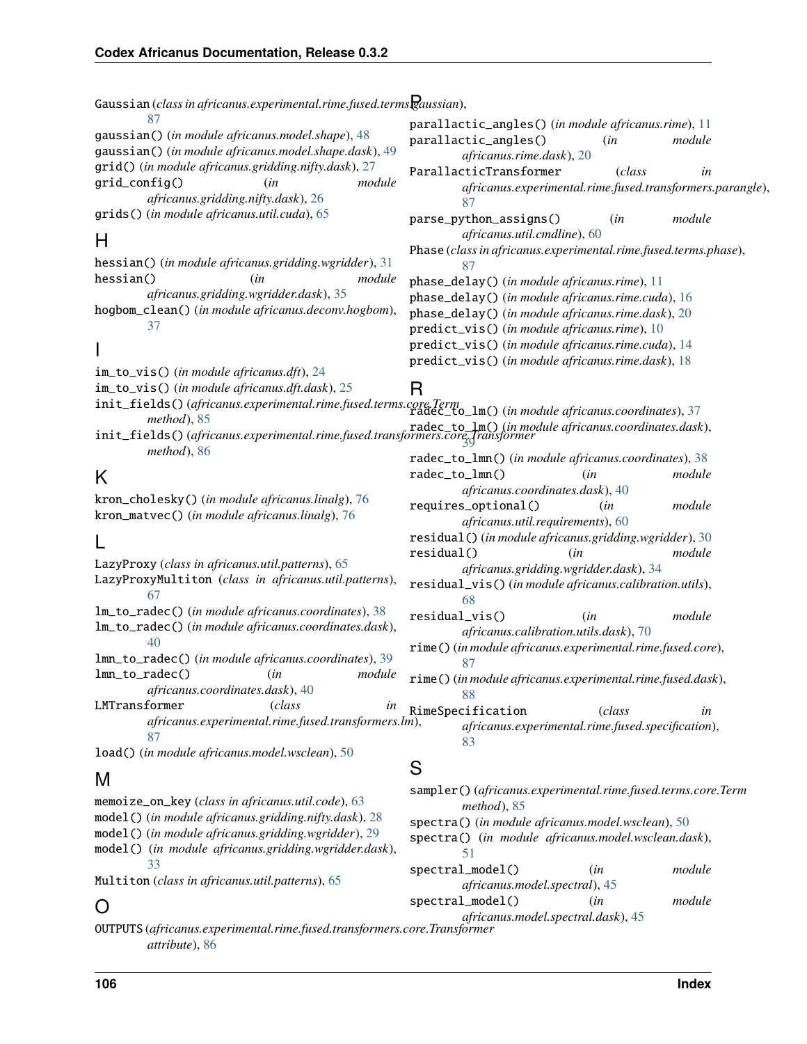Gaussian (*class in africanus.experimental.rime.fused.terms.gaussian*), 87
gaussian() (*in module africanus.model.shape*), 48
gaussian() (*in module africanus.model.shape.dask*), 49
grid() (*in module africanus.gridding.nifty.dask*), 27
grid_config() (*in module africanus.gridding.nifty.dask*), 26
grids() (*in module africanus.util.cuda*), 65

## H

hessian() (*in module africanus.gridding.wgridder*), 31
hessian() (*in module africanus.gridding.wgridder.dask*), 35
hogbom_clean() (*in module africanus.deconv.hogbom*), 37

## I

im_to_vis() (*in module africanus.dft*), 24
im_to_vis() (*in module africanus.dft.dask*), 25
init_fields() (*africanus.experimental.rime.fused.terms.core.Term method*), 85
init_fields() (*africanus.experimental.rime.fused.transformers.core.Transformer method*), 86

## K

kron_cholesky() (*in module africanus.linalg*), 76
kron_matvec() (*in module africanus.linalg*), 76

## L

LazyProxy (*class in africanus.util.patterns*), 65
LazyProxyMultiton (*class in africanus.util.patterns*), 67
lm_to_radec() (*in module africanus.coordinates*), 38
lm_to_radec() (*in module africanus.coordinates.dask*), 40
lmn_to_radec() (*in module africanus.coordinates*), 39
lmn_to_radec() (*in module africanus.coordinates.dask*), 40
LMTransformer (*class in africanus.experimental.rime.fused.transformers.lm*), 87
load() (*in module africanus.model.wsclean*), 50

## M

memoize_on_key (*class in africanus.util.code*), 63
model() (*in module africanus.gridding.nifty.dask*), 28
model() (*in module africanus.gridding.wgridder*), 29
model() (*in module africanus.gridding.wgridder.dask*), 33
Multiton (*class in africanus.util.patterns*), 65

## O

OUTPUTS (*africanus.experimental.rime.fused.transformers.core.Transformer attribute*), 86

## P

parallactic_angles() (*in module africanus.rime*), 11
parallactic_angles() (*in module africanus.rime.dask*), 20
ParallacticTransformer (*class in africanus.experimental.rime.fused.transformers.parangle*), 87
parse_python_assigns() (*in module africanus.util.cmdline*), 60
Phase (*class in africanus.experimental.rime.fused.terms.phase*), 87
phase_delay() (*in module africanus.rime*), 11
phase_delay() (*in module africanus.rime.cuda*), 16
phase_delay() (*in module africanus.rime.dask*), 20
predict_vis() (*in module africanus.rime*), 10
predict_vis() (*in module africanus.rime.cuda*), 14
predict_vis() (*in module africanus.rime.dask*), 18

## R

radec_to_lm() (*in module africanus.coordinates*), 37
radec_to_lm() (*in module africanus.coordinates.dask*), 39
radec_to_lmn() (*in module africanus.coordinates*), 38
radec_to_lmn() (*in module africanus.coordinates.dask*), 40
requires_optional() (*in module africanus.util.requirements*), 60
residual() (*in module africanus.gridding.wgridder*), 30
residual() (*in module africanus.gridding.wgridder.dask*), 34
residual_vis() (*in module africanus.calibration.utils*), 68
residual_vis() (*in module africanus.calibration.utils.dask*), 70
rime() (*in module africanus.experimental.rime.fused.core*), 87
rime() (*in module africanus.experimental.rime.fused.dask*), 88
RimeSpecification (*class in africanus.experimental.rime.fused.specification*), 83

## S

sampler() (*africanus.experimental.rime.fused.terms.core.Term method*), 85
spectra() (*in module africanus.model.wsclean*), 50
spectra() (*in module africanus.model.wsclean.dask*), 51
spectral_model() (*in module africanus.model.spectral*), 45
spectral_model() (*in module africanus.model.spectral.dask*), 45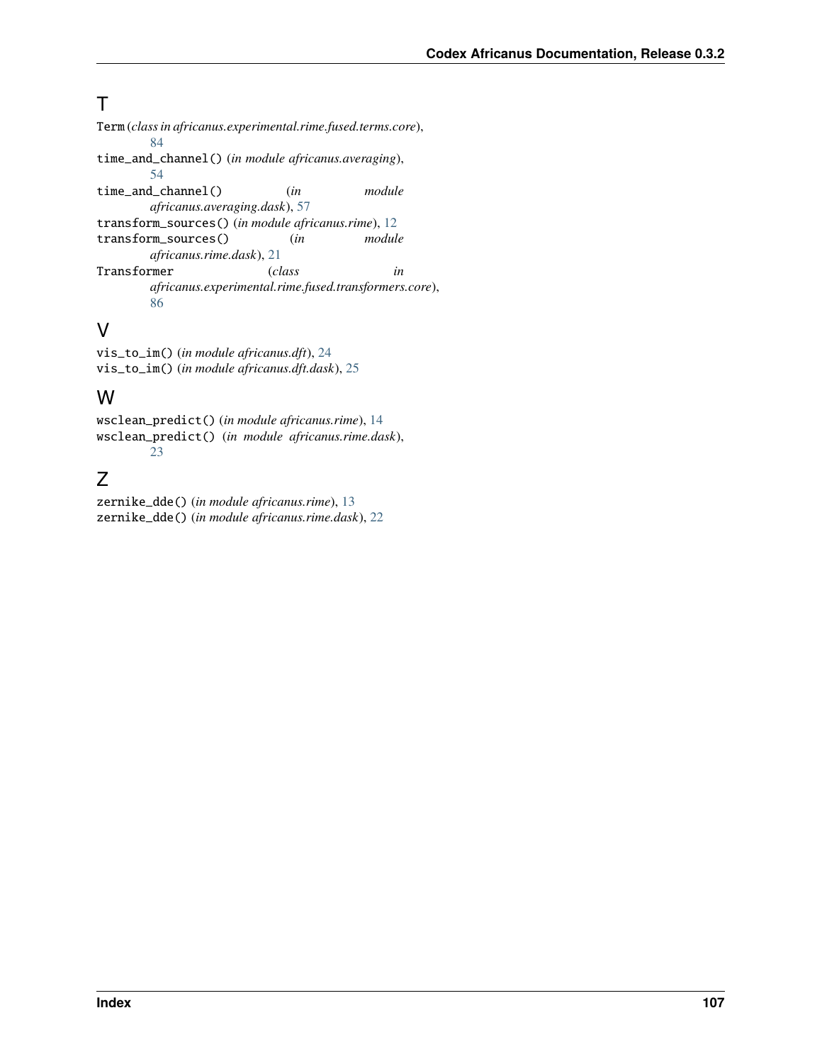## T

Term (*class in africanus.experimental.rime.fused.terms.core*), 84

time_and_channel() (*in module africanus.averaging*), 54

time_and_channel() (*in module africanus.averaging.dask*), 57

transform_sources() (*in module africanus.rime*), 12

transform_sources() (*in module africanus.rime.dask*), 21

Transformer (*class in africanus.experimental.rime.fused.transformers.core*), 86

## V

vis_to_im() (*in module africanus.dft*), 24

vis_to_im() (*in module africanus.dft.dask*), 25

## W

wsclean_predict() (*in module africanus.rime*), 14

wsclean_predict() (*in module africanus.rime.dask*), 23

## Z

zernike_dde() (*in module africanus.rime*), 13

zernike_dde() (*in module africanus.rime.dask*), 22